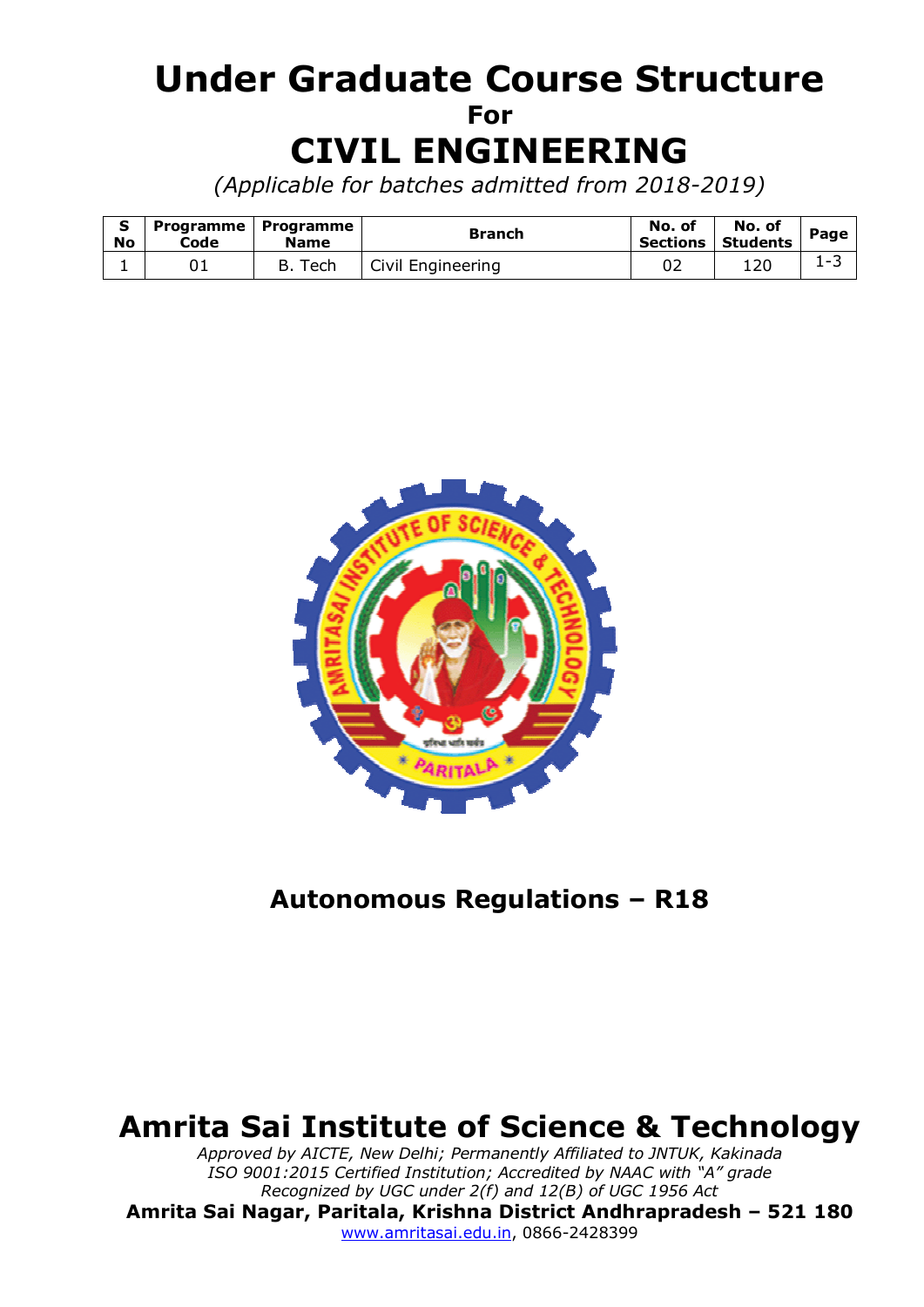# Under Graduate Course Structure

**For**

# CIVIL ENGINEERING

*(Applicable for batches admitted from 2018-2019)*

| S No | Programme Code | Programme Name | Branch | No. of Sections | No. of Students | Page |
|---|---|---|---|---|---|---|
| 1 | 01 | B. Tech | Civil Engineering | 02 | 120 | 1-3 |

## Autonomous Regulations – R18

# Amrita Sai Institute of Science & Technology

*Approved by AICTE, New Delhi; Permanently Affiliated to JNTUK, Kakinada*
*ISO 9001:2015 Certified Institution; Accredited by NAAC with "A" grade*
*Recognized by UGC under 2(f) and 12(B) of UGC 1956 Act*

**Amrita Sai Nagar, Paritala, Krishna District Andhrapradesh – 521 180**

www.amritasai.edu.in, 0866-2428399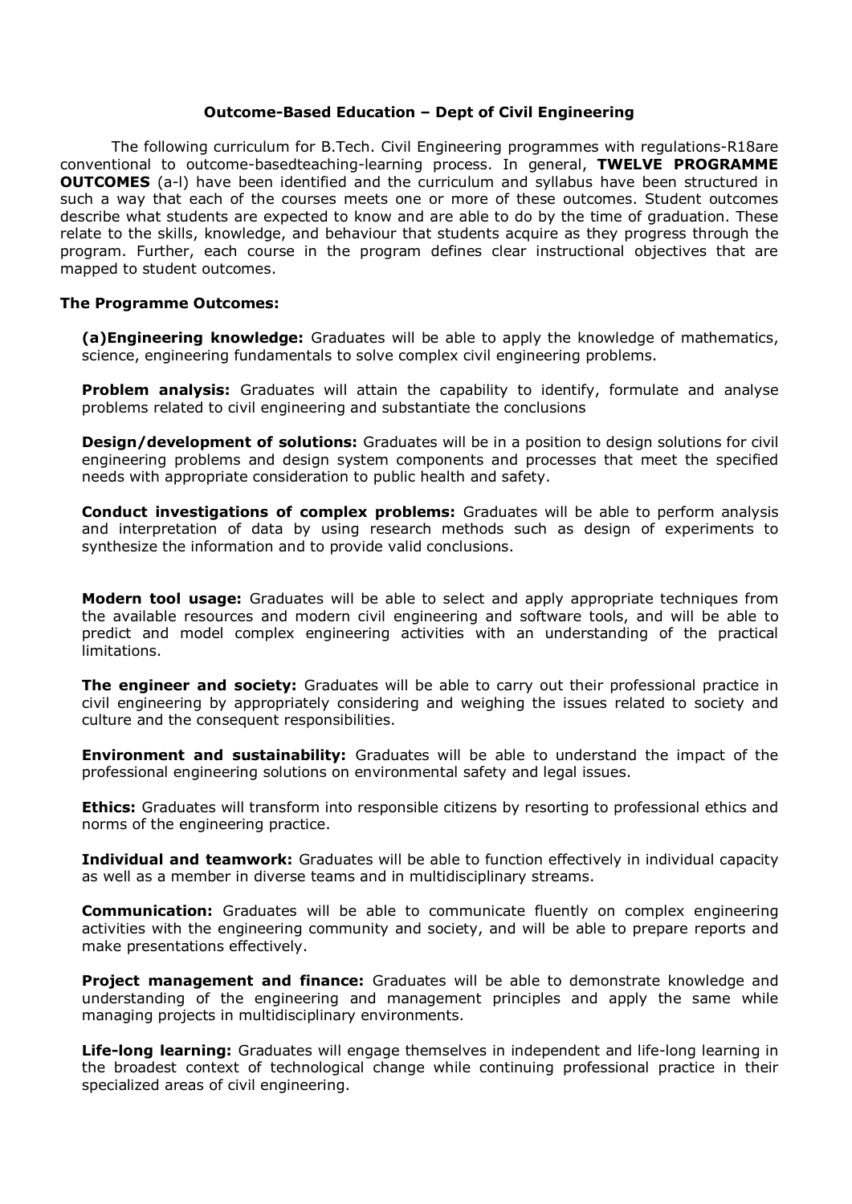## Outcome-Based Education – Dept of Civil Engineering

The following curriculum for B.Tech. Civil Engineering programmes with regulations-R18are conventional to outcome-basedteaching-learning process. In general, **TWELVE PROGRAMME OUTCOMES** (a-l) have been identified and the curriculum and syllabus have been structured in such a way that each of the courses meets one or more of these outcomes. Student outcomes describe what students are expected to know and are able to do by the time of graduation. These relate to the skills, knowledge, and behaviour that students acquire as they progress through the program. Further, each course in the program defines clear instructional objectives that are mapped to student outcomes.

### The Programme Outcomes:

**(a)Engineering knowledge:** Graduates will be able to apply the knowledge of mathematics, science, engineering fundamentals to solve complex civil engineering problems.

**Problem analysis:** Graduates will attain the capability to identify, formulate and analyse problems related to civil engineering and substantiate the conclusions

**Design/development of solutions:** Graduates will be in a position to design solutions for civil engineering problems and design system components and processes that meet the specified needs with appropriate consideration to public health and safety.

**Conduct investigations of complex problems:** Graduates will be able to perform analysis and interpretation of data by using research methods such as design of experiments to synthesize the information and to provide valid conclusions.

**Modern tool usage:** Graduates will be able to select and apply appropriate techniques from the available resources and modern civil engineering and software tools, and will be able to predict and model complex engineering activities with an understanding of the practical limitations.

**The engineer and society:** Graduates will be able to carry out their professional practice in civil engineering by appropriately considering and weighing the issues related to society and culture and the consequent responsibilities.

**Environment and sustainability:** Graduates will be able to understand the impact of the professional engineering solutions on environmental safety and legal issues.

**Ethics:** Graduates will transform into responsible citizens by resorting to professional ethics and norms of the engineering practice.

**Individual and teamwork:** Graduates will be able to function effectively in individual capacity as well as a member in diverse teams and in multidisciplinary streams.

**Communication:** Graduates will be able to communicate fluently on complex engineering activities with the engineering community and society, and will be able to prepare reports and make presentations effectively.

**Project management and finance:** Graduates will be able to demonstrate knowledge and understanding of the engineering and management principles and apply the same while managing projects in multidisciplinary environments.

**Life-long learning:** Graduates will engage themselves in independent and life-long learning in the broadest context of technological change while continuing professional practice in their specialized areas of civil engineering.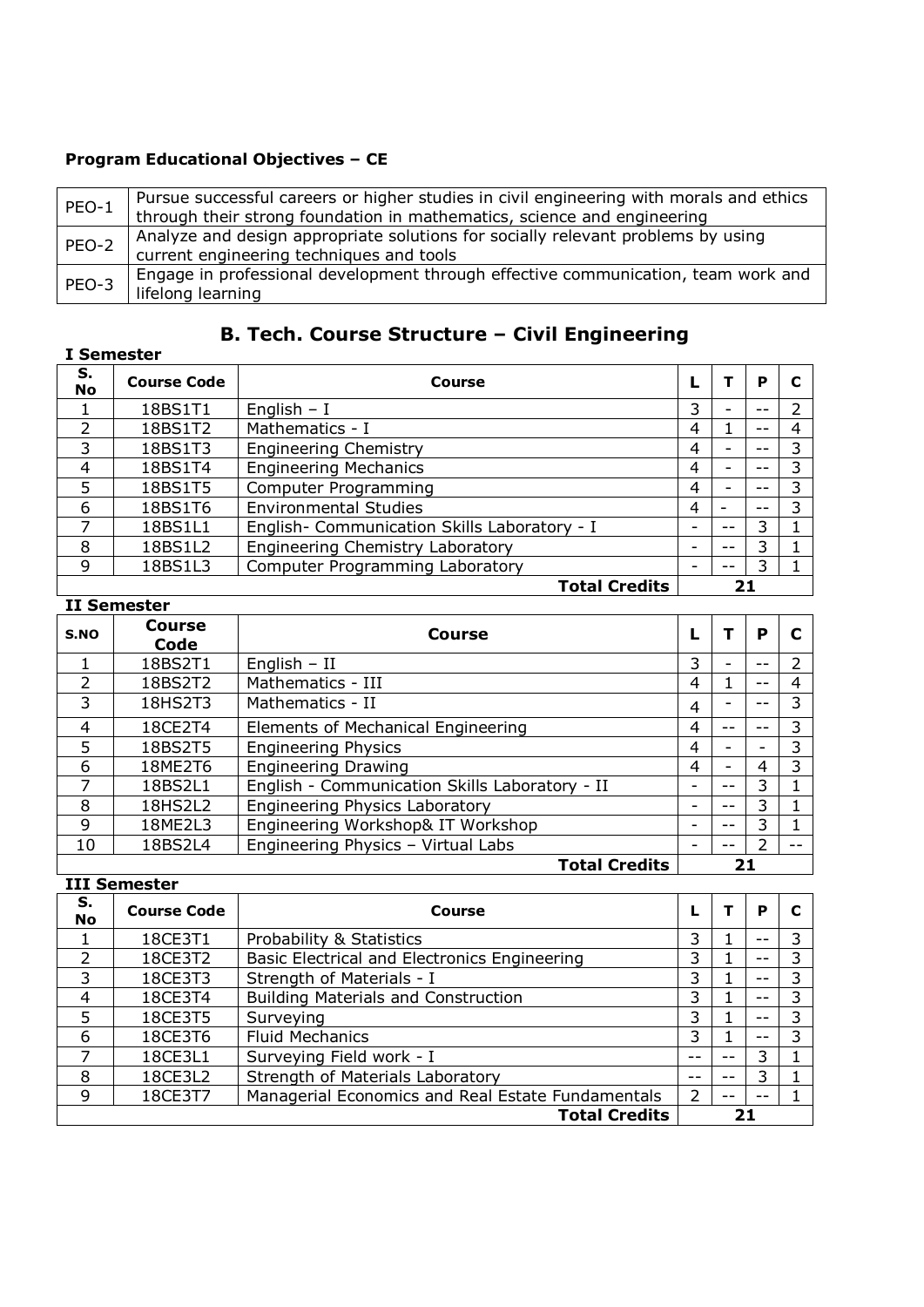**Program Educational Objectives – CE**

| | |
|---|---|
| PEO-1 | Pursue successful careers or higher studies in civil engineering with morals and ethics through their strong foundation in mathematics, science and engineering |
| PEO-2 | Analyze and design appropriate solutions for socially relevant problems by using current engineering techniques and tools |
| PEO-3 | Engage in professional development through effective communication, team work and lifelong learning |

# B. Tech. Course Structure – Civil Engineering

**I Semester**

| S. No | Course Code | Course | L | T | P | C |
|---|---|---|---|---|---|---|
| 1 | 18BS1T1 | English – I | 3 | - | -- | 2 |
| 2 | 18BS1T2 | Mathematics - I | 4 | 1 | -- | 4 |
| 3 | 18BS1T3 | Engineering Chemistry | 4 | - | -- | 3 |
| 4 | 18BS1T4 | Engineering Mechanics | 4 | - | -- | 3 |
| 5 | 18BS1T5 | Computer Programming | 4 | - | -- | 3 |
| 6 | 18BS1T6 | Environmental Studies | 4 | - | -- | 3 |
| 7 | 18BS1L1 | English- Communication Skills Laboratory - I | - | -- | 3 | 1 |
| 8 | 18BS1L2 | Engineering Chemistry Laboratory | - | -- | 3 | 1 |
| 9 | 18BS1L3 | Computer Programming Laboratory | - | -- | 3 | 1 |
| | | **Total Credits** | 21 | | | |

**II Semester**

| S.NO | Course Code | Course | L | T | P | C |
|---|---|---|---|---|---|---|
| 1 | 18BS2T1 | English – II | 3 | - | -- | 2 |
| 2 | 18BS2T2 | Mathematics - III | 4 | 1 | -- | 4 |
| 3 | 18HS2T3 | Mathematics - II | 4 | - | -- | 3 |
| 4 | 18CE2T4 | Elements of Mechanical Engineering | 4 | -- | -- | 3 |
| 5 | 18BS2T5 | Engineering Physics | 4 | - | - | 3 |
| 6 | 18ME2T6 | Engineering Drawing | 4 | - | 4 | 3 |
| 7 | 18BS2L1 | English - Communication Skills Laboratory - II | - | -- | 3 | 1 |
| 8 | 18HS2L2 | Engineering Physics Laboratory | - | -- | 3 | 1 |
| 9 | 18ME2L3 | Engineering Workshop& IT Workshop | - | -- | 3 | 1 |
| 10 | 18BS2L4 | Engineering Physics – Virtual Labs | - | -- | 2 | -- |
| | | **Total Credits** | 21 | | | |

**III Semester**

| S. No | Course Code | Course | L | T | P | C |
|---|---|---|---|---|---|---|
| 1 | 18CE3T1 | Probability & Statistics | 3 | 1 | -- | 3 |
| 2 | 18CE3T2 | Basic Electrical and Electronics Engineering | 3 | 1 | -- | 3 |
| 3 | 18CE3T3 | Strength of Materials - I | 3 | 1 | -- | 3 |
| 4 | 18CE3T4 | Building Materials and Construction | 3 | 1 | -- | 3 |
| 5 | 18CE3T5 | Surveying | 3 | 1 | -- | 3 |
| 6 | 18CE3T6 | Fluid Mechanics | 3 | 1 | -- | 3 |
| 7 | 18CE3L1 | Surveying Field work - I | -- | -- | 3 | 1 |
| 8 | 18CE3L2 | Strength of Materials Laboratory | -- | -- | 3 | 1 |
| 9 | 18CE3T7 | Managerial Economics and Real Estate Fundamentals | 2 | -- | -- | 1 |
| | | **Total Credits** | 21 | | | |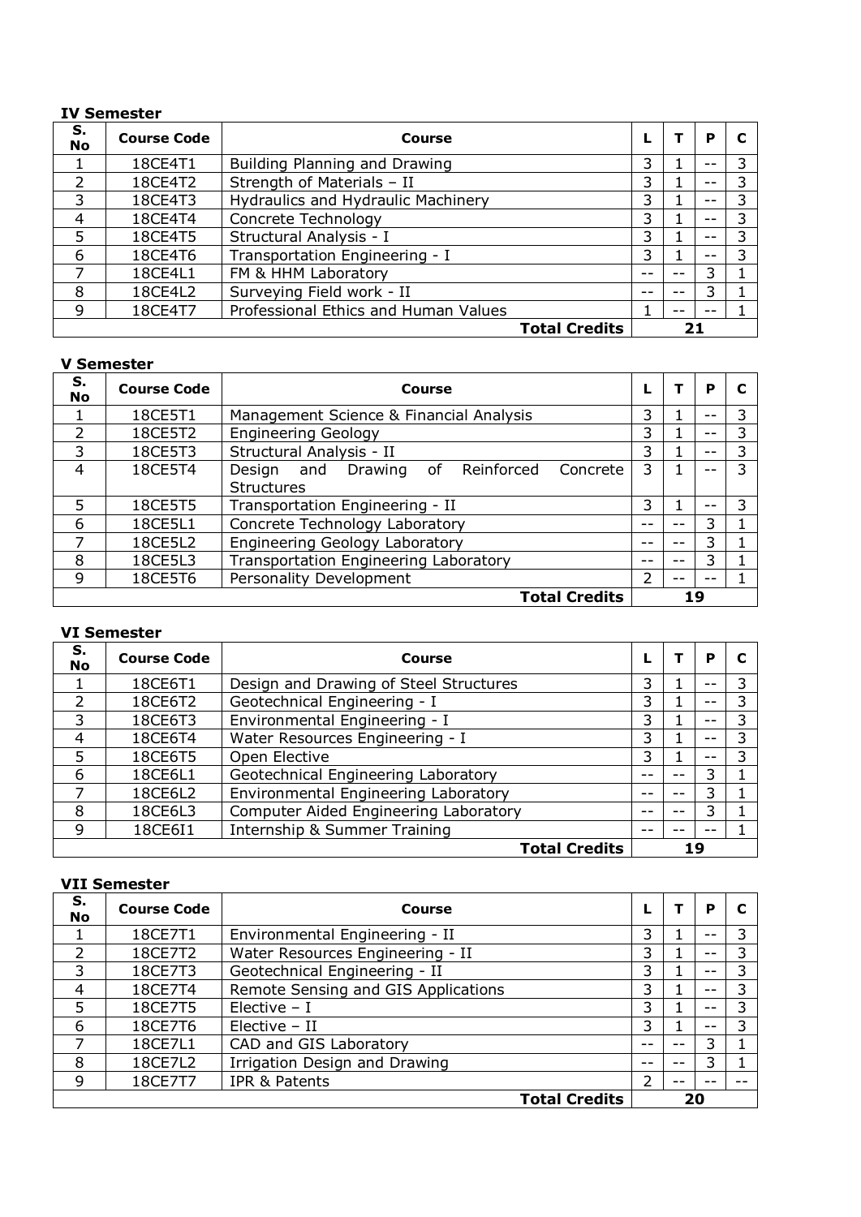### IV Semester

| S. No | Course Code | Course | L | T | P | C |
|---|---|---|---|---|---|---|
| 1 | 18CE4T1 | Building Planning and Drawing | 3 | 1 | -- | 3 |
| 2 | 18CE4T2 | Strength of Materials – II | 3 | 1 | -- | 3 |
| 3 | 18CE4T3 | Hydraulics and Hydraulic Machinery | 3 | 1 | -- | 3 |
| 4 | 18CE4T4 | Concrete Technology | 3 | 1 | -- | 3 |
| 5 | 18CE4T5 | Structural Analysis - I | 3 | 1 | -- | 3 |
| 6 | 18CE4T6 | Transportation Engineering - I | 3 | 1 | -- | 3 |
| 7 | 18CE4L1 | FM & HHM Laboratory | -- | -- | 3 | 1 |
| 8 | 18CE4L2 | Surveying Field work - II | -- | -- | 3 | 1 |
| 9 | 18CE4T7 | Professional Ethics and Human Values | 1 | -- | -- | 1 |
| | | **Total Credits** | 21 | | | |

### V Semester

| S. No | Course Code | Course | L | T | P | C |
|---|---|---|---|---|---|---|
| 1 | 18CE5T1 | Management Science & Financial Analysis | 3 | 1 | -- | 3 |
| 2 | 18CE5T2 | Engineering Geology | 3 | 1 | -- | 3 |
| 3 | 18CE5T3 | Structural Analysis - II | 3 | 1 | -- | 3 |
| 4 | 18CE5T4 | Design and Drawing of Reinforced Concrete Structures | 3 | 1 | -- | 3 |
| 5 | 18CE5T5 | Transportation Engineering - II | 3 | 1 | -- | 3 |
| 6 | 18CE5L1 | Concrete Technology Laboratory | -- | -- | 3 | 1 |
| 7 | 18CE5L2 | Engineering Geology Laboratory | -- | -- | 3 | 1 |
| 8 | 18CE5L3 | Transportation Engineering Laboratory | -- | -- | 3 | 1 |
| 9 | 18CE5T6 | Personality Development | 2 | -- | -- | 1 |
| | | **Total Credits** | 19 | | | |

### VI Semester

| S. No | Course Code | Course | L | T | P | C |
|---|---|---|---|---|---|---|
| 1 | 18CE6T1 | Design and Drawing of Steel Structures | 3 | 1 | -- | 3 |
| 2 | 18CE6T2 | Geotechnical Engineering - I | 3 | 1 | -- | 3 |
| 3 | 18CE6T3 | Environmental Engineering - I | 3 | 1 | -- | 3 |
| 4 | 18CE6T4 | Water Resources Engineering - I | 3 | 1 | -- | 3 |
| 5 | 18CE6T5 | Open Elective | 3 | 1 | -- | 3 |
| 6 | 18CE6L1 | Geotechnical Engineering Laboratory | -- | -- | 3 | 1 |
| 7 | 18CE6L2 | Environmental Engineering Laboratory | -- | -- | 3 | 1 |
| 8 | 18CE6L3 | Computer Aided Engineering Laboratory | -- | -- | 3 | 1 |
| 9 | 18CE6I1 | Internship & Summer Training | -- | -- | -- | 1 |
| | | **Total Credits** | 19 | | | |

### VII Semester

| S. No | Course Code | Course | L | T | P | C |
|---|---|---|---|---|---|---|
| 1 | 18CE7T1 | Environmental Engineering - II | 3 | 1 | -- | 3 |
| 2 | 18CE7T2 | Water Resources Engineering - II | 3 | 1 | -- | 3 |
| 3 | 18CE7T3 | Geotechnical Engineering - II | 3 | 1 | -- | 3 |
| 4 | 18CE7T4 | Remote Sensing and GIS Applications | 3 | 1 | -- | 3 |
| 5 | 18CE7T5 | Elective – I | 3 | 1 | -- | 3 |
| 6 | 18CE7T6 | Elective – II | 3 | 1 | -- | 3 |
| 7 | 18CE7L1 | CAD and GIS Laboratory | -- | -- | 3 | 1 |
| 8 | 18CE7L2 | Irrigation Design and Drawing | -- | -- | 3 | 1 |
| 9 | 18CE7T7 | IPR & Patents | 2 | -- | -- | -- |
| | | **Total Credits** | 20 | | | |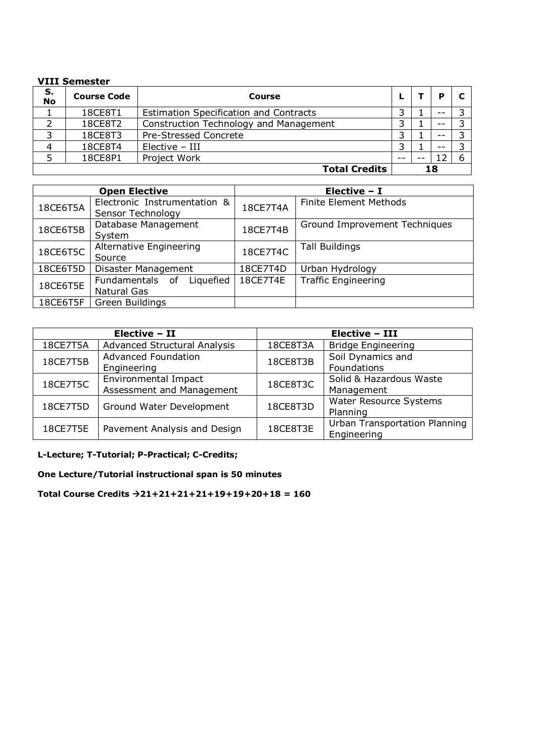**VIII Semester**

| S. No | Course Code | Course | L | T | P | C |
|---|---|---|---|---|---|---|
| 1 | 18CE8T1 | Estimation Specification and Contracts | 3 | 1 | -- | 3 |
| 2 | 18CE8T2 | Construction Technology and Management | 3 | 1 | -- | 3 |
| 3 | 18CE8T3 | Pre-Stressed Concrete | 3 | 1 | -- | 3 |
| 4 | 18CE8T4 | Elective – III | 3 | 1 | -- | 3 |
| 5 | 18CE8P1 | Project Work | -- | -- | 12 | 6 |
| | | **Total Credits** | 18 | | | |

| **Open Elective** | | **Elective – I** | |
|---|---|---|---|
| 18CE6T5A | Electronic Instrumentation & Sensor Technology | 18CE7T4A | Finite Element Methods |
| 18CE6T5B | Database Management System | 18CE7T4B | Ground Improvement Techniques |
| 18CE6T5C | Alternative Engineering Source | 18CE7T4C | Tall Buildings |
| 18CE6T5D | Disaster Management | 18CE7T4D | Urban Hydrology |
| 18CE6T5E | Fundamentals of Liquefied Natural Gas | 18CE7T4E | Traffic Engineering |
| 18CE6T5F | Green Buildings | | |

| **Elective – II** | | **Elective – III** | |
|---|---|---|---|
| 18CE7T5A | Advanced Structural Analysis | 18CE8T3A | Bridge Engineering |
| 18CE7T5B | Advanced Foundation Engineering | 18CE8T3B | Soil Dynamics and Foundations |
| 18CE7T5C | Environmental Impact Assessment and Management | 18CE8T3C | Solid & Hazardous Waste Management |
| 18CE7T5D | Ground Water Development | 18CE8T3D | Water Resource Systems Planning |
| 18CE7T5E | Pavement Analysis and Design | 18CE8T3E | Urban Transportation Planning Engineering |

**L-Lecture; T-Tutorial; P-Practical; C-Credits;**

**One Lecture/Tutorial instructional span is 50 minutes**

**Total Course Credits →21+21+21+21+19+19+20+18 = 160**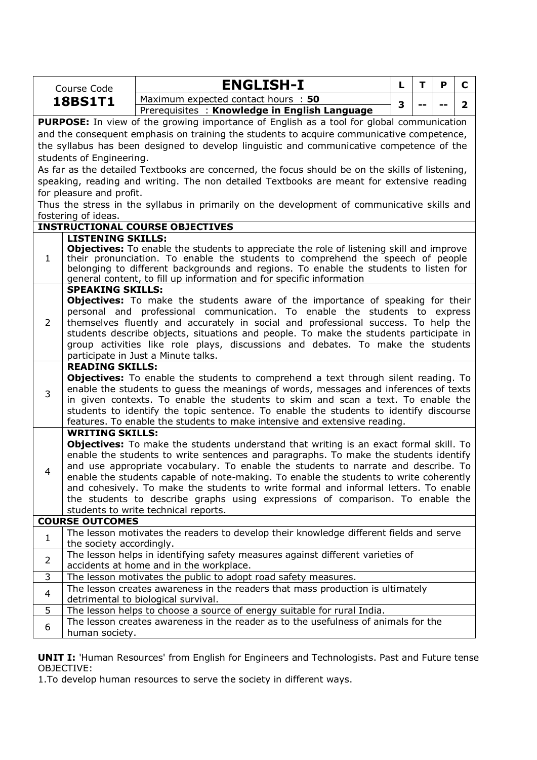| Course Code | **ENGLISH-I** | L | T | P | C |
|---|---|---|---|---|---|
| **18BS1T1** | Maximum expected contact hours : **50**<br>Prerequisites : **Knowledge in English Language** | 3 | -- | -- | 2 |

**PURPOSE:** In view of the growing importance of English as a tool for global communication and the consequent emphasis on training the students to acquire communicative competence, the syllabus has been designed to develop linguistic and communicative competence of the students of Engineering.

As far as the detailed Textbooks are concerned, the focus should be on the skills of listening, speaking, reading and writing. The non detailed Textbooks are meant for extensive reading for pleasure and profit.

Thus the stress in the syllabus in primarily on the development of communicative skills and fostering of ideas.

**INSTRUCTIONAL COURSE OBJECTIVES**

| | |
|---|---|
| 1 | **LISTENING SKILLS:**<br>**Objectives:** To enable the students to appreciate the role of listening skill and improve their pronunciation. To enable the students to comprehend the speech of people belonging to different backgrounds and regions. To enable the students to listen for general content, to fill up information and for specific information |
| 2 | **SPEAKING SKILLS:**<br>**Objectives:** To make the students aware of the importance of speaking for their personal and professional communication. To enable the students to express themselves fluently and accurately in social and professional success. To help the students describe objects, situations and people. To make the students participate in group activities like role plays, discussions and debates. To make the students participate in Just a Minute talks. |
| 3 | **READING SKILLS:**<br>**Objectives:** To enable the students to comprehend a text through silent reading. To enable the students to guess the meanings of words, messages and inferences of texts in given contexts. To enable the students to skim and scan a text. To enable the students to identify the topic sentence. To enable the students to identify discourse features. To enable the students to make intensive and extensive reading. |
| 4 | **WRITING SKILLS:**<br>**Objectives:** To make the students understand that writing is an exact formal skill. To enable the students to write sentences and paragraphs. To make the students identify and use appropriate vocabulary. To enable the students to narrate and describe. To enable the students capable of note-making. To enable the students to write coherently and cohesively. To make the students to write formal and informal letters. To enable the students to describe graphs using expressions of comparison. To enable the students to write technical reports. |

**COURSE OUTCOMES**

| | |
|---|---|
| 1 | The lesson motivates the readers to develop their knowledge different fields and serve the society accordingly. |
| 2 | The lesson helps in identifying safety measures against different varieties of accidents at home and in the workplace. |
| 3 | The lesson motivates the public to adopt road safety measures. |
| 4 | The lesson creates awareness in the readers that mass production is ultimately detrimental to biological survival. |
| 5 | The lesson helps to choose a source of energy suitable for rural India. |
| 6 | The lesson creates awareness in the reader as to the usefulness of animals for the human society. |

**UNIT I:** 'Human Resources' from English for Engineers and Technologists. Past and Future tense

OBJECTIVE:

1.To develop human resources to serve the society in different ways.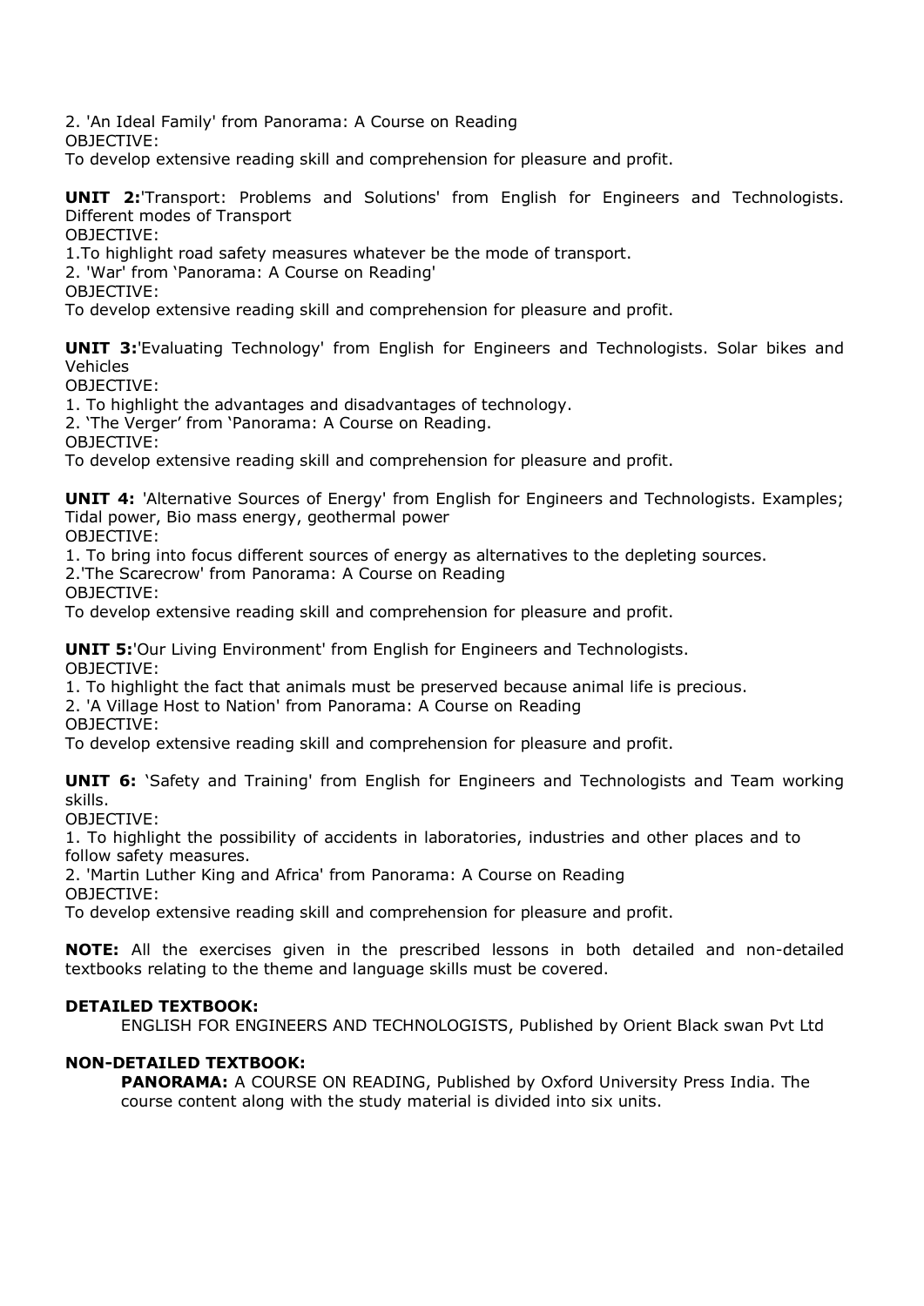2. 'An Ideal Family' from Panorama: A Course on Reading
OBJECTIVE:
To develop extensive reading skill and comprehension for pleasure and profit.

**UNIT 2:**'Transport: Problems and Solutions' from English for Engineers and Technologists. Different modes of Transport
OBJECTIVE:
1.To highlight road safety measures whatever be the mode of transport.
2. 'War' from 'Panorama: A Course on Reading'
OBJECTIVE:
To develop extensive reading skill and comprehension for pleasure and profit.

**UNIT 3:**'Evaluating Technology' from English for Engineers and Technologists. Solar bikes and Vehicles
OBJECTIVE:
1. To highlight the advantages and disadvantages of technology.
2. 'The Verger' from 'Panorama: A Course on Reading.
OBJECTIVE:
To develop extensive reading skill and comprehension for pleasure and profit.

**UNIT 4:** 'Alternative Sources of Energy' from English for Engineers and Technologists. Examples; Tidal power, Bio mass energy, geothermal power
OBJECTIVE:
1. To bring into focus different sources of energy as alternatives to the depleting sources.
2.'The Scarecrow' from Panorama: A Course on Reading
OBJECTIVE:
To develop extensive reading skill and comprehension for pleasure and profit.

**UNIT 5:**'Our Living Environment' from English for Engineers and Technologists.
OBJECTIVE:
1. To highlight the fact that animals must be preserved because animal life is precious.
2. 'A Village Host to Nation' from Panorama: A Course on Reading
OBJECTIVE:
To develop extensive reading skill and comprehension for pleasure and profit.

**UNIT 6:** 'Safety and Training' from English for Engineers and Technologists and Team working skills.
OBJECTIVE:
1. To highlight the possibility of accidents in laboratories, industries and other places and to follow safety measures.
2. 'Martin Luther King and Africa' from Panorama: A Course on Reading
OBJECTIVE:
To develop extensive reading skill and comprehension for pleasure and profit.

**NOTE:** All the exercises given in the prescribed lessons in both detailed and non-detailed textbooks relating to the theme and language skills must be covered.

**DETAILED TEXTBOOK:**

ENGLISH FOR ENGINEERS AND TECHNOLOGISTS, Published by Orient Black swan Pvt Ltd

**NON-DETAILED TEXTBOOK:**

**PANORAMA:** A COURSE ON READING, Published by Oxford University Press India. The course content along with the study material is divided into six units.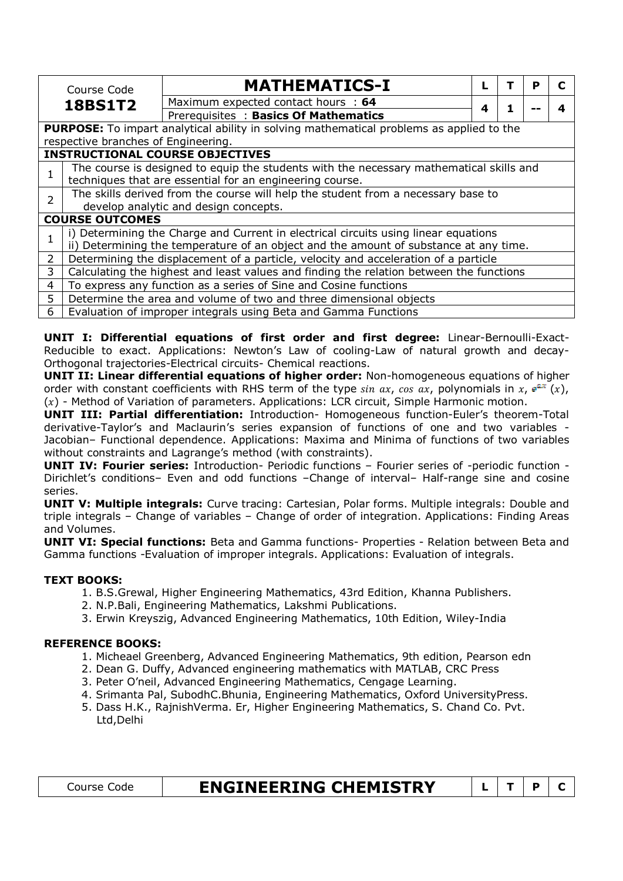| Course Code | MATHEMATICS-I | L | T | P | C |
|---|---|---|---|---|---|
| **18BS1T2** | Maximum expected contact hours : **64** | 4 | 1 | -- | 4 |
| | Prerequisites : **Basics Of Mathematics** | | | | |

**PURPOSE:** To impart analytical ability in solving mathematical problems as applied to the respective branches of Engineering.

**INSTRUCTIONAL COURSE OBJECTIVES**

| | |
|---|---|
| 1 | The course is designed to equip the students with the necessary mathematical skills and techniques that are essential for an engineering course. |
| 2 | The skills derived from the course will help the student from a necessary base to develop analytic and design concepts. |

**COURSE OUTCOMES**

| | |
|---|---|
| 1 | i) Determining the Charge and Current in electrical circuits using linear equations<br>ii) Determining the temperature of an object and the amount of substance at any time. |
| 2 | Determining the displacement of a particle, velocity and acceleration of a particle |
| 3 | Calculating the highest and least values and finding the relation between the functions |
| 4 | To express any function as a series of Sine and Cosine functions |
| 5 | Determine the area and volume of two and three dimensional objects |
| 6 | Evaluation of improper integrals using Beta and Gamma Functions |

**UNIT I: Differential equations of first order and first degree:** Linear-Bernoulli-Exact-Reducible to exact. Applications: Newton's Law of cooling-Law of natural growth and decay-Orthogonal trajectories-Electrical circuits- Chemical reactions.

**UNIT II: Linear differential equations of higher order:** Non-homogeneous equations of higher order with constant coefficients with RHS term of the type $\sin ax$, $\cos ax$, polynomials in $x$, $e^{ax}$ $(x)$, $(x)$ - Method of Variation of parameters. Applications: LCR circuit, Simple Harmonic motion.

**UNIT III: Partial differentiation:** Introduction- Homogeneous function-Euler's theorem-Total derivative-Taylor's and Maclaurin's series expansion of functions of one and two variables - Jacobian– Functional dependence. Applications: Maxima and Minima of functions of two variables without constraints and Lagrange's method (with constraints).

**UNIT IV: Fourier series:** Introduction- Periodic functions – Fourier series of -periodic function - Dirichlet's conditions– Even and odd functions –Change of interval– Half-range sine and cosine series.

**UNIT V: Multiple integrals:** Curve tracing: Cartesian, Polar forms. Multiple integrals: Double and triple integrals – Change of variables – Change of order of integration. Applications: Finding Areas and Volumes.

**UNIT VI: Special functions:** Beta and Gamma functions- Properties - Relation between Beta and Gamma functions -Evaluation of improper integrals. Applications: Evaluation of integrals.

**TEXT BOOKS:**

1. B.S.Grewal, Higher Engineering Mathematics, 43rd Edition, Khanna Publishers.
2. N.P.Bali, Engineering Mathematics, Lakshmi Publications.
3. Erwin Kreyszig, Advanced Engineering Mathematics, 10th Edition, Wiley-India

**REFERENCE BOOKS:**

1. Micheael Greenberg, Advanced Engineering Mathematics, 9th edition, Pearson edn
2. Dean G. Duffy, Advanced engineering mathematics with MATLAB, CRC Press
3. Peter O'neil, Advanced Engineering Mathematics, Cengage Learning.
4. Srimanta Pal, SubodhC.Bhunia, Engineering Mathematics, Oxford UniversityPress.
5. Dass H.K., RajnishVerma. Er, Higher Engineering Mathematics, S. Chand Co. Pvt. Ltd,Delhi

| Course Code | ENGINEERING CHEMISTRY | L | T | P | C |
|---|---|---|---|---|---|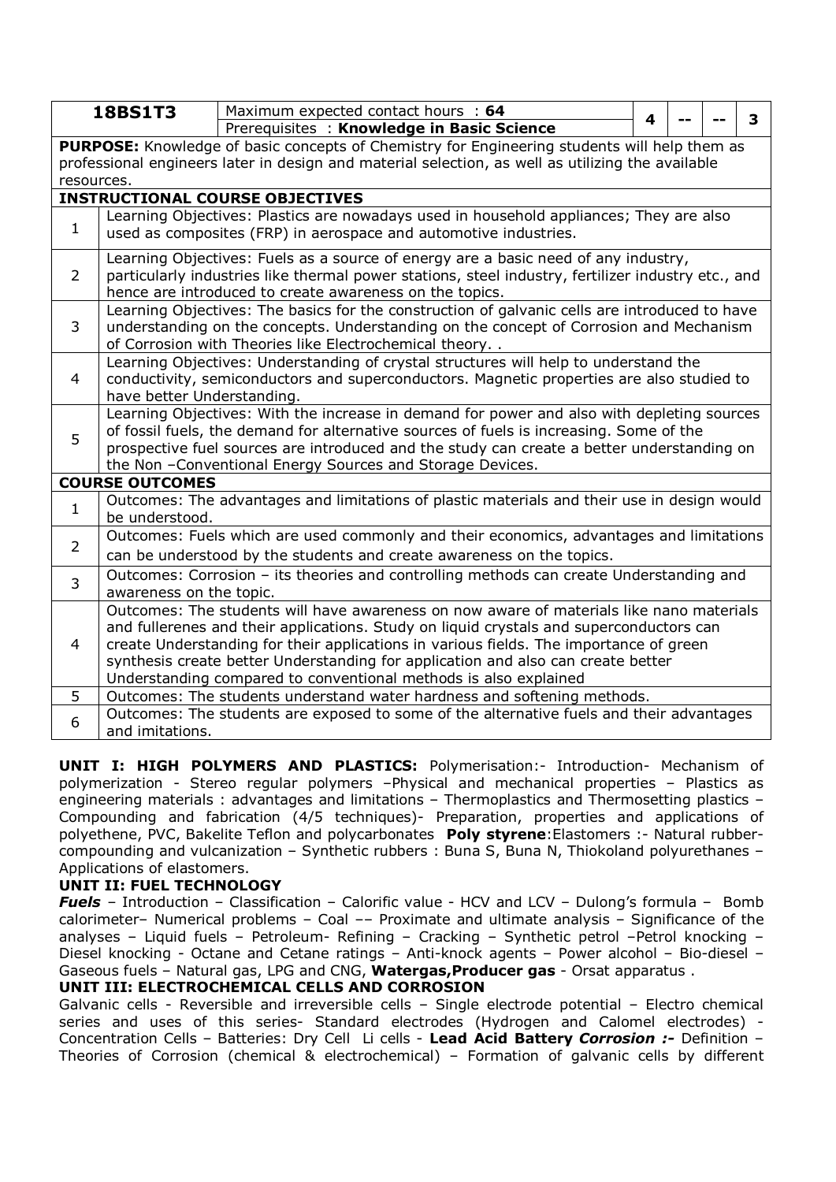| 18BS1T3 | Maximum expected contact hours : **64** | 4 | -- | -- | 3 |
|---|---|---|---|---|---|
| | Prerequisites : **Knowledge in Basic Science** | | | | |

| | |
|---|---|
| **PURPOSE:** Knowledge of basic concepts of Chemistry for Engineering students will help them as professional engineers later in design and material selection, as well as utilizing the available resources. | |
| **INSTRUCTIONAL COURSE OBJECTIVES** | |
| 1 | Learning Objectives: Plastics are nowadays used in household appliances; They are also used as composites (FRP) in aerospace and automotive industries. |
| 2 | Learning Objectives: Fuels as a source of energy are a basic need of any industry, particularly industries like thermal power stations, steel industry, fertilizer industry etc., and hence are introduced to create awareness on the topics. |
| 3 | Learning Objectives: The basics for the construction of galvanic cells are introduced to have understanding on the concepts. Understanding on the concept of Corrosion and Mechanism of Corrosion with Theories like Electrochemical theory. . |
| 4 | Learning Objectives: Understanding of crystal structures will help to understand the conductivity, semiconductors and superconductors. Magnetic properties are also studied to have better Understanding. |
| 5 | Learning Objectives: With the increase in demand for power and also with depleting sources of fossil fuels, the demand for alternative sources of fuels is increasing. Some of the prospective fuel sources are introduced and the study can create a better understanding on the Non –Conventional Energy Sources and Storage Devices. |
| **COURSE OUTCOMES** | |
| 1 | Outcomes: The advantages and limitations of plastic materials and their use in design would be understood. |
| 2 | Outcomes: Fuels which are used commonly and their economics, advantages and limitations can be understood by the students and create awareness on the topics. |
| 3 | Outcomes: Corrosion – its theories and controlling methods can create Understanding and awareness on the topic. |
| 4 | Outcomes: The students will have awareness on now aware of materials like nano materials and fullerenes and their applications. Study on liquid crystals and superconductors can create Understanding for their applications in various fields. The importance of green synthesis create better Understanding for application and also can create better Understanding compared to conventional methods is also explained |
| 5 | Outcomes: The students understand water hardness and softening methods. |
| 6 | Outcomes: The students are exposed to some of the alternative fuels and their advantages and imitations. |

**UNIT I: HIGH POLYMERS AND PLASTICS:** Polymerisation:- Introduction- Mechanism of polymerization - Stereo regular polymers –Physical and mechanical properties – Plastics as engineering materials : advantages and limitations – Thermoplastics and Thermosetting plastics – Compounding and fabrication (4/5 techniques)- Preparation, properties and applications of polyethene, PVC, Bakelite Teflon and polycarbonates **Poly styrene**:Elastomers :- Natural rubber-compounding and vulcanization – Synthetic rubbers : Buna S, Buna N, Thiokoland polyurethanes – Applications of elastomers.

**UNIT II: FUEL TECHNOLOGY**

***Fuels*** – Introduction – Classification – Calorific value - HCV and LCV – Dulong's formula – Bomb calorimeter– Numerical problems – Coal –– Proximate and ultimate analysis – Significance of the analyses – Liquid fuels – Petroleum- Refining – Cracking – Synthetic petrol –Petrol knocking – Diesel knocking - Octane and Cetane ratings – Anti-knock agents – Power alcohol – Bio-diesel – Gaseous fuels – Natural gas, LPG and CNG, **Watergas,Producer gas** - Orsat apparatus .

**UNIT III: ELECTROCHEMICAL CELLS AND CORROSION**

Galvanic cells - Reversible and irreversible cells – Single electrode potential – Electro chemical series and uses of this series- Standard electrodes (Hydrogen and Calomel electrodes) - Concentration Cells – Batteries: Dry Cell Li cells - **Lead Acid Battery** ***Corrosion :-*** Definition – Theories of Corrosion (chemical & electrochemical) – Formation of galvanic cells by different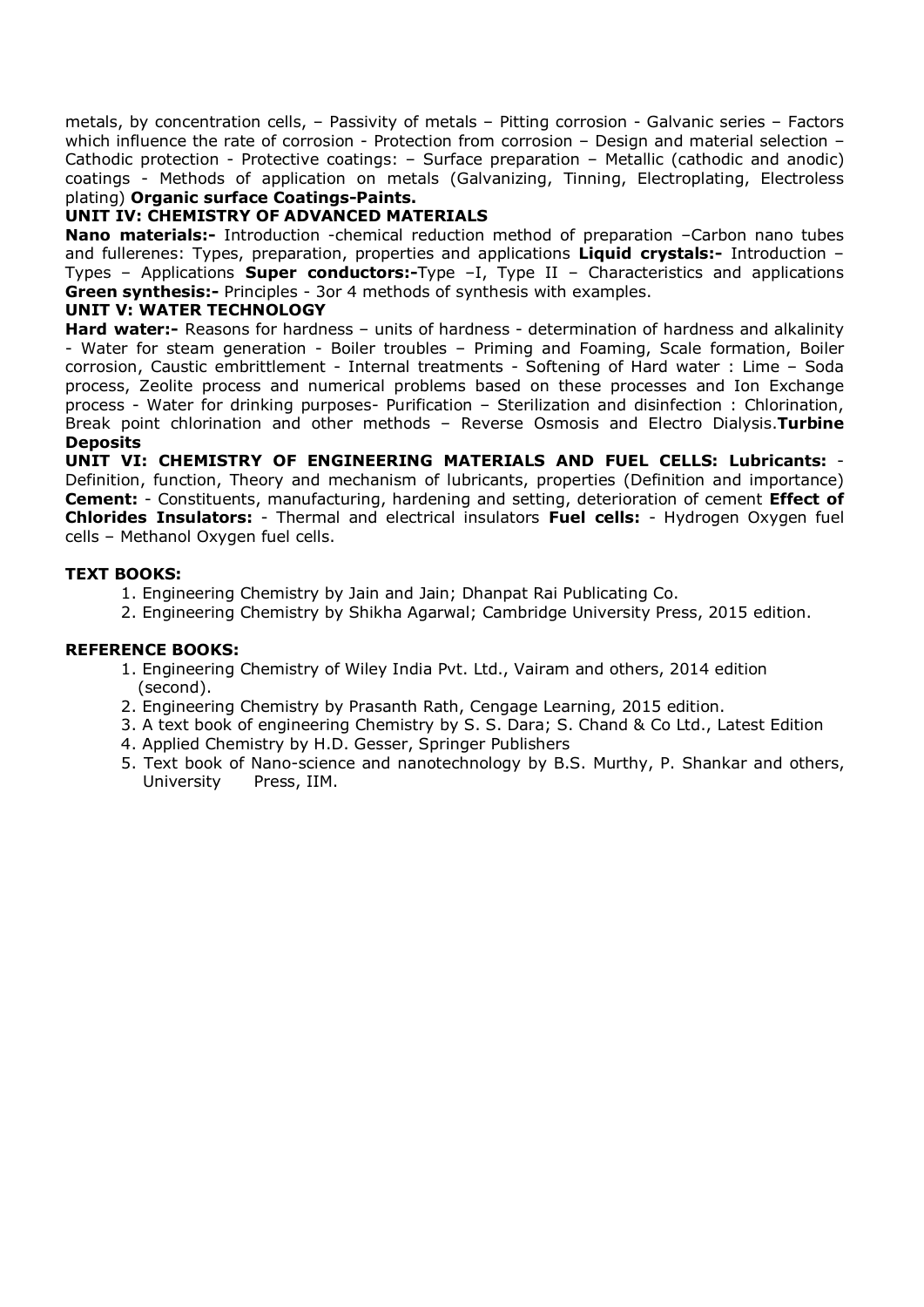metals, by concentration cells, – Passivity of metals – Pitting corrosion - Galvanic series – Factors which influence the rate of corrosion - Protection from corrosion – Design and material selection – Cathodic protection - Protective coatings: – Surface preparation – Metallic (cathodic and anodic) coatings - Methods of application on metals (Galvanizing, Tinning, Electroplating, Electroless plating) **Organic surface Coatings-Paints.**

**UNIT IV: CHEMISTRY OF ADVANCED MATERIALS**

**Nano materials:-** Introduction -chemical reduction method of preparation –Carbon nano tubes and fullerenes: Types, preparation, properties and applications **Liquid crystals:-** Introduction – Types – Applications **Super conductors:-**Type –I, Type II – Characteristics and applications **Green synthesis:-** Principles - 3or 4 methods of synthesis with examples.

**UNIT V: WATER TECHNOLOGY**

**Hard water:-** Reasons for hardness – units of hardness - determination of hardness and alkalinity - Water for steam generation - Boiler troubles – Priming and Foaming, Scale formation, Boiler corrosion, Caustic embrittlement - Internal treatments - Softening of Hard water : Lime – Soda process, Zeolite process and numerical problems based on these processes and Ion Exchange process - Water for drinking purposes- Purification – Sterilization and disinfection : Chlorination, Break point chlorination and other methods – Reverse Osmosis and Electro Dialysis.**Turbine Deposits**

**UNIT VI: CHEMISTRY OF ENGINEERING MATERIALS AND FUEL CELLS: Lubricants:** - Definition, function, Theory and mechanism of lubricants, properties (Definition and importance) **Cement:** - Constituents, manufacturing, hardening and setting, deterioration of cement **Effect of Chlorides Insulators:** - Thermal and electrical insulators **Fuel cells:** - Hydrogen Oxygen fuel cells – Methanol Oxygen fuel cells.

**TEXT BOOKS:**

1. Engineering Chemistry by Jain and Jain; Dhanpat Rai Publicating Co.
2. Engineering Chemistry by Shikha Agarwal; Cambridge University Press, 2015 edition.

**REFERENCE BOOKS:**

1. Engineering Chemistry of Wiley India Pvt. Ltd., Vairam and others, 2014 edition (second).
2. Engineering Chemistry by Prasanth Rath, Cengage Learning, 2015 edition.
3. A text book of engineering Chemistry by S. S. Dara; S. Chand & Co Ltd., Latest Edition
4. Applied Chemistry by H.D. Gesser, Springer Publishers
5. Text book of Nano-science and nanotechnology by B.S. Murthy, P. Shankar and others, University Press, IIM.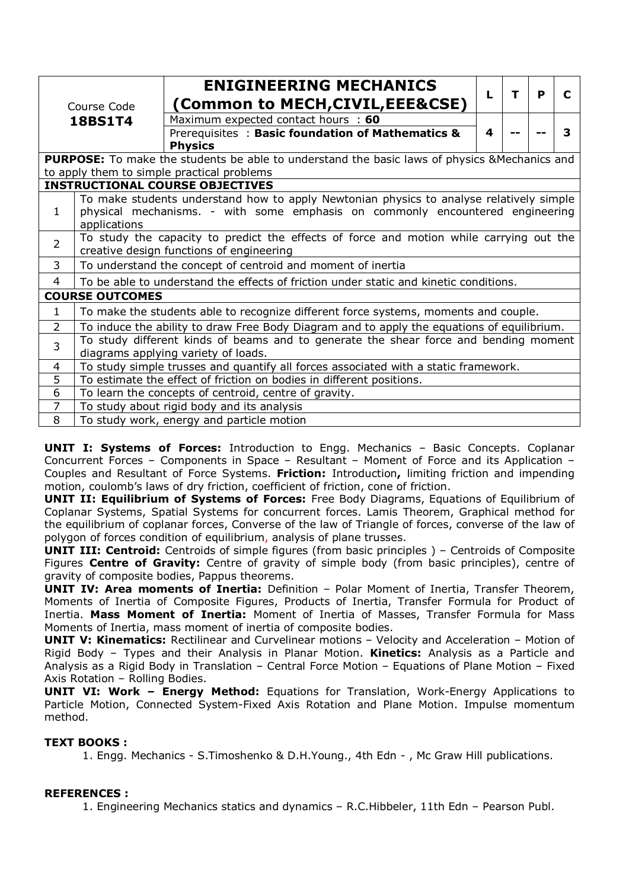| Course Code **18BS1T4** | **ENIGINEERING MECHANICS (Common to MECH,CIVIL,EEE&CSE)** | L | T | P | C |
|---|---|---|---|---|---|
| | Maximum expected contact hours : **60** | 4 | -- | -- | 3 |
| | Prerequisites : **Basic foundation of Mathematics & Physics** | | | | |

**PURPOSE:** To make the students be able to understand the basic laws of physics &Mechanics and to apply them to simple practical problems

| **INSTRUCTIONAL COURSE OBJECTIVES** | |
|---|---|
| 1 | To make students understand how to apply Newtonian physics to analyse relatively simple physical mechanisms. - with some emphasis on commonly encountered engineering applications |
| 2 | To study the capacity to predict the effects of force and motion while carrying out the creative design functions of engineering |
| 3 | To understand the concept of centroid and moment of inertia |
| 4 | To be able to understand the effects of friction under static and kinetic conditions. |

| **COURSE OUTCOMES** | |
|---|---|
| 1 | To make the students able to recognize different force systems, moments and couple. |
| 2 | To induce the ability to draw Free Body Diagram and to apply the equations of equilibrium. |
| 3 | To study different kinds of beams and to generate the shear force and bending moment diagrams applying variety of loads. |
| 4 | To study simple trusses and quantify all forces associated with a static framework. |
| 5 | To estimate the effect of friction on bodies in different positions. |
| 6 | To learn the concepts of centroid, centre of gravity. |
| 7 | To study about rigid body and its analysis |
| 8 | To study work, energy and particle motion |

**UNIT I: Systems of Forces:** Introduction to Engg. Mechanics – Basic Concepts. Coplanar Concurrent Forces – Components in Space – Resultant – Moment of Force and its Application – Couples and Resultant of Force Systems. **Friction:** Introduction**,** limiting friction and impending motion, coulomb's laws of dry friction, coefficient of friction, cone of friction.

**UNIT II: Equilibrium of Systems of Forces:** Free Body Diagrams, Equations of Equilibrium of Coplanar Systems, Spatial Systems for concurrent forces. Lamis Theorem, Graphical method for the equilibrium of coplanar forces, Converse of the law of Triangle of forces, converse of the law of polygon of forces condition of equilibrium, analysis of plane trusses.

**UNIT III: Centroid:** Centroids of simple figures (from basic principles ) – Centroids of Composite Figures **Centre of Gravity:** Centre of gravity of simple body (from basic principles), centre of gravity of composite bodies, Pappus theorems.

**UNIT IV: Area moments of Inertia:** Definition – Polar Moment of Inertia, Transfer Theorem, Moments of Inertia of Composite Figures, Products of Inertia, Transfer Formula for Product of Inertia. **Mass Moment of Inertia:** Moment of Inertia of Masses, Transfer Formula for Mass Moments of Inertia, mass moment of inertia of composite bodies.

**UNIT V: Kinematics:** Rectilinear and Curvelinear motions – Velocity and Acceleration – Motion of Rigid Body – Types and their Analysis in Planar Motion. **Kinetics:** Analysis as a Particle and Analysis as a Rigid Body in Translation – Central Force Motion – Equations of Plane Motion – Fixed Axis Rotation – Rolling Bodies.

**UNIT VI: Work – Energy Method:** Equations for Translation, Work-Energy Applications to Particle Motion, Connected System-Fixed Axis Rotation and Plane Motion. Impulse momentum method.

**TEXT BOOKS :**

1. Engg. Mechanics - S.Timoshenko & D.H.Young., 4th Edn - , Mc Graw Hill publications.

**REFERENCES :**

1. Engineering Mechanics statics and dynamics – R.C.Hibbeler, 11th Edn – Pearson Publ.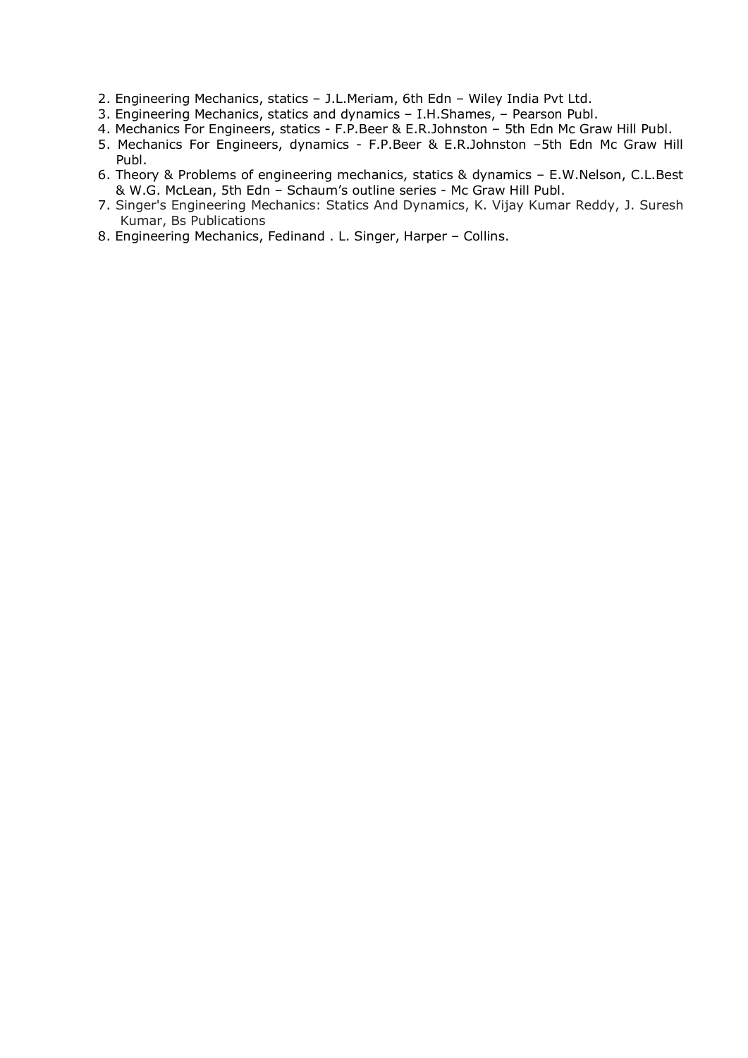2. Engineering Mechanics, statics – J.L.Meriam, 6th Edn – Wiley India Pvt Ltd.
3. Engineering Mechanics, statics and dynamics – I.H.Shames, – Pearson Publ.
4. Mechanics For Engineers, statics - F.P.Beer & E.R.Johnston – 5th Edn Mc Graw Hill Publ.
5. Mechanics For Engineers, dynamics - F.P.Beer & E.R.Johnston –5th Edn Mc Graw Hill Publ.
6. Theory & Problems of engineering mechanics, statics & dynamics – E.W.Nelson, C.L.Best & W.G. McLean, 5th Edn – Schaum's outline series - Mc Graw Hill Publ.
7. Singer's Engineering Mechanics: Statics And Dynamics, K. Vijay Kumar Reddy, J. Suresh Kumar, Bs Publications
8. Engineering Mechanics, Fedinand . L. Singer, Harper – Collins.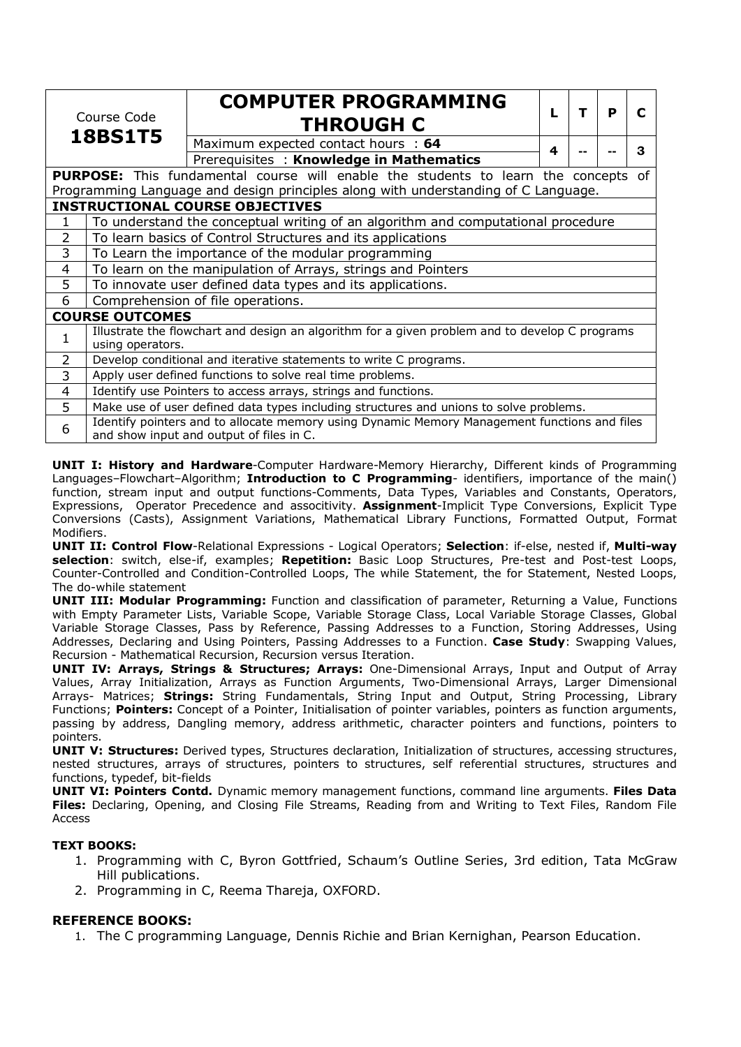| Course Code | COMPUTER PROGRAMMING THROUGH C | L | T | P | C |
|---|---|---|---|---|---|
| **18BS1T5** | Maximum expected contact hours : **64** | 4 | -- | -- | 3 |
| | Prerequisites : **Knowledge in Mathematics** | | | | |

**PURPOSE:** This fundamental course will enable the students to learn the concepts of Programming Language and design principles along with understanding of C Language.

**INSTRUCTIONAL COURSE OBJECTIVES**

| | |
|---|---|
| 1 | To understand the conceptual writing of an algorithm and computational procedure |
| 2 | To learn basics of Control Structures and its applications |
| 3 | To Learn the importance of the modular programming |
| 4 | To learn on the manipulation of Arrays, strings and Pointers |
| 5 | To innovate user defined data types and its applications. |
| 6 | Comprehension of file operations. |

**COURSE OUTCOMES**

| | |
|---|---|
| 1 | Illustrate the flowchart and design an algorithm for a given problem and to develop C programs using operators. |
| 2 | Develop conditional and iterative statements to write C programs. |
| 3 | Apply user defined functions to solve real time problems. |
| 4 | Identify use Pointers to access arrays, strings and functions. |
| 5 | Make use of user defined data types including structures and unions to solve problems. |
| 6 | Identify pointers and to allocate memory using Dynamic Memory Management functions and files and show input and output of files in C. |

**UNIT I: History and Hardware**-Computer Hardware-Memory Hierarchy, Different kinds of Programming Languages–Flowchart–Algorithm; **Introduction to C Programming**- identifiers, importance of the main() function, stream input and output functions-Comments, Data Types, Variables and Constants, Operators, Expressions, Operator Precedence and associtivity. **Assignment**-Implicit Type Conversions, Explicit Type Conversions (Casts), Assignment Variations, Mathematical Library Functions, Formatted Output, Format Modifiers.

**UNIT II: Control Flow**-Relational Expressions - Logical Operators; **Selection**: if-else, nested if, **Multi-way selection**: switch, else-if, examples; **Repetition:** Basic Loop Structures, Pre-test and Post-test Loops, Counter-Controlled and Condition-Controlled Loops, The while Statement, the for Statement, Nested Loops, The do-while statement

**UNIT III: Modular Programming:** Function and classification of parameter, Returning a Value, Functions with Empty Parameter Lists, Variable Scope, Variable Storage Class, Local Variable Storage Classes, Global Variable Storage Classes, Pass by Reference, Passing Addresses to a Function, Storing Addresses, Using Addresses, Declaring and Using Pointers, Passing Addresses to a Function. **Case Study**: Swapping Values, Recursion - Mathematical Recursion, Recursion versus Iteration.

**UNIT IV: Arrays, Strings & Structures; Arrays:** One-Dimensional Arrays, Input and Output of Array Values, Array Initialization, Arrays as Function Arguments, Two-Dimensional Arrays, Larger Dimensional Arrays- Matrices; **Strings:** String Fundamentals, String Input and Output, String Processing, Library Functions; **Pointers:** Concept of a Pointer, Initialisation of pointer variables, pointers as function arguments, passing by address, Dangling memory, address arithmetic, character pointers and functions, pointers to pointers.

**UNIT V: Structures:** Derived types, Structures declaration, Initialization of structures, accessing structures, nested structures, arrays of structures, pointers to structures, self referential structures, structures and functions, typedef, bit-fields

**UNIT VI: Pointers Contd.** Dynamic memory management functions, command line arguments. **Files Data Files:** Declaring, Opening, and Closing File Streams, Reading from and Writing to Text Files, Random File Access

**TEXT BOOKS:**

1. Programming with C, Byron Gottfried, Schaum's Outline Series, 3rd edition, Tata McGraw Hill publications.
2. Programming in C, Reema Thareja, OXFORD.

**REFERENCE BOOKS:**

1. The C programming Language, Dennis Richie and Brian Kernighan, Pearson Education.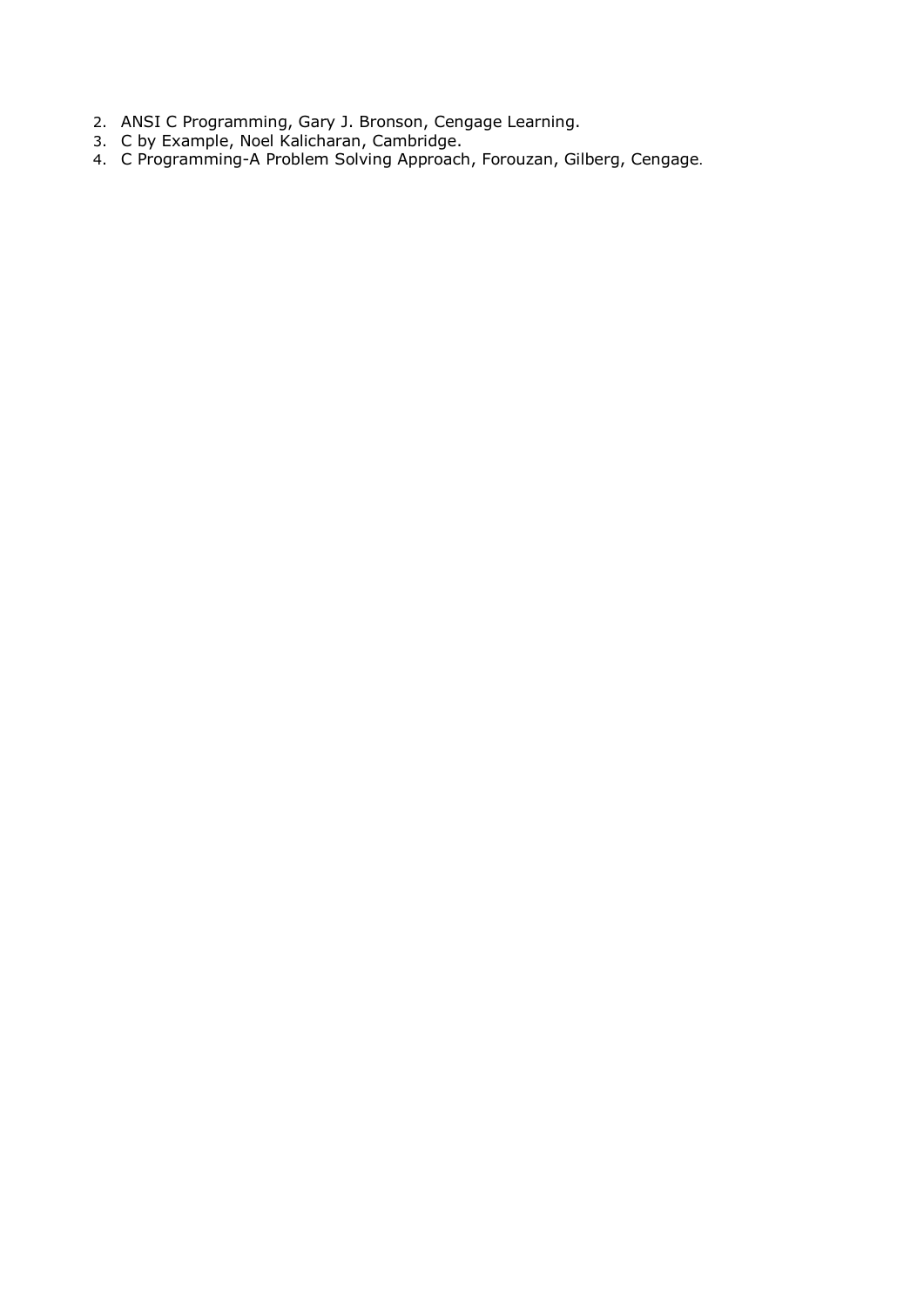2. ANSI C Programming, Gary J. Bronson, Cengage Learning.
3. C by Example, Noel Kalicharan, Cambridge.
4. C Programming-A Problem Solving Approach, Forouzan, Gilberg, Cengage.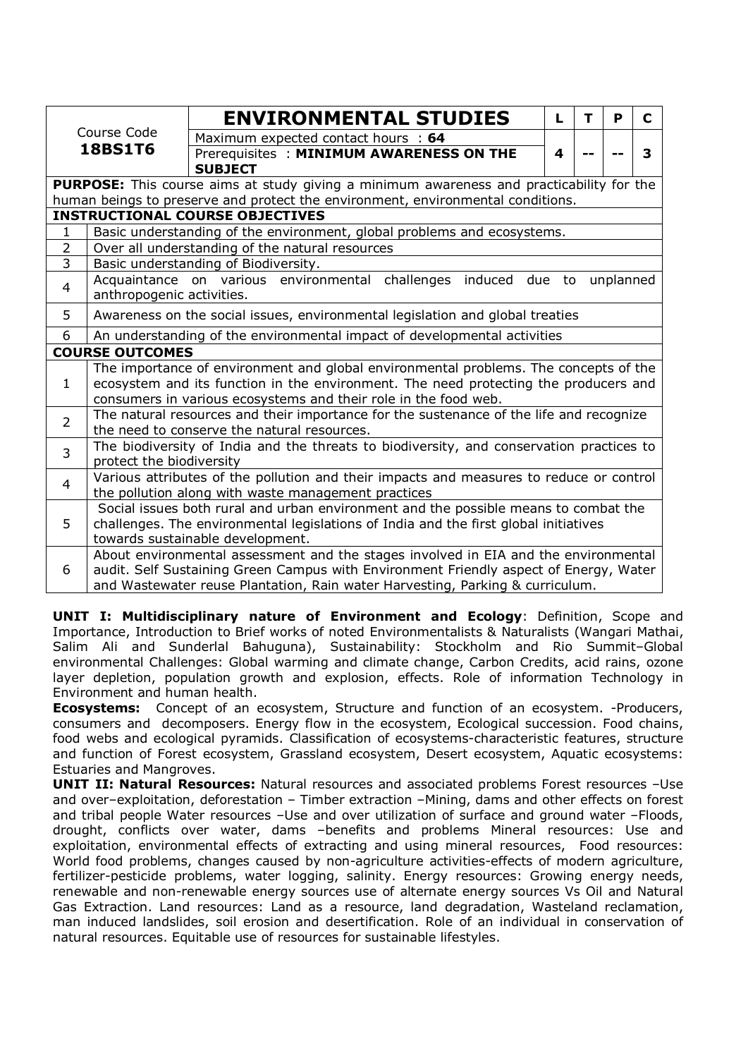| Course Code **18BS1T6** | **ENVIRONMENTAL STUDIES** | L | T | P | C |
|---|---|---|---|---|---|
| | Maximum expected contact hours : **64** | | | | |
| | Prerequisites : **MINIMUM AWARENESS ON THE SUBJECT** | 4 | -- | -- | 3 |

**PURPOSE:** This course aims at study giving a minimum awareness and practicability for the human beings to preserve and protect the environment, environmental conditions.

| **INSTRUCTIONAL COURSE OBJECTIVES** | |
|---|---|
| 1 | Basic understanding of the environment, global problems and ecosystems. |
| 2 | Over all understanding of the natural resources |
| 3 | Basic understanding of Biodiversity. |
| 4 | Acquaintance on various environmental challenges induced due to unplanned anthropogenic activities. |
| 5 | Awareness on the social issues, environmental legislation and global treaties |
| 6 | An understanding of the environmental impact of developmental activities |

| **COURSE OUTCOMES** | |
|---|---|
| 1 | The importance of environment and global environmental problems. The concepts of the ecosystem and its function in the environment. The need protecting the producers and consumers in various ecosystems and their role in the food web. |
| 2 | The natural resources and their importance for the sustenance of the life and recognize the need to conserve the natural resources. |
| 3 | The biodiversity of India and the threats to biodiversity, and conservation practices to protect the biodiversity |
| 4 | Various attributes of the pollution and their impacts and measures to reduce or control the pollution along with waste management practices |
| 5 | Social issues both rural and urban environment and the possible means to combat the challenges. The environmental legislations of India and the first global initiatives towards sustainable development. |
| 6 | About environmental assessment and the stages involved in EIA and the environmental audit. Self Sustaining Green Campus with Environment Friendly aspect of Energy, Water and Wastewater reuse Plantation, Rain water Harvesting, Parking & curriculum. |

**UNIT I: Multidisciplinary nature of Environment and Ecology**: Definition, Scope and Importance, Introduction to Brief works of noted Environmentalists & Naturalists (Wangari Mathai, Salim Ali and Sunderlal Bahuguna), Sustainability: Stockholm and Rio Summit–Global environmental Challenges: Global warming and climate change, Carbon Credits, acid rains, ozone layer depletion, population growth and explosion, effects. Role of information Technology in Environment and human health.

**Ecosystems:** Concept of an ecosystem, Structure and function of an ecosystem. -Producers, consumers and decomposers. Energy flow in the ecosystem, Ecological succession. Food chains, food webs and ecological pyramids. Classification of ecosystems-characteristic features, structure and function of Forest ecosystem, Grassland ecosystem, Desert ecosystem, Aquatic ecosystems: Estuaries and Mangroves.

**UNIT II: Natural Resources:** Natural resources and associated problems Forest resources –Use and over–exploitation, deforestation – Timber extraction –Mining, dams and other effects on forest and tribal people Water resources –Use and over utilization of surface and ground water –Floods, drought, conflicts over water, dams –benefits and problems Mineral resources: Use and exploitation, environmental effects of extracting and using mineral resources, Food resources: World food problems, changes caused by non-agriculture activities-effects of modern agriculture, fertilizer-pesticide problems, water logging, salinity. Energy resources: Growing energy needs, renewable and non-renewable energy sources use of alternate energy sources Vs Oil and Natural Gas Extraction. Land resources: Land as a resource, land degradation, Wasteland reclamation, man induced landslides, soil erosion and desertification. Role of an individual in conservation of natural resources. Equitable use of resources for sustainable lifestyles.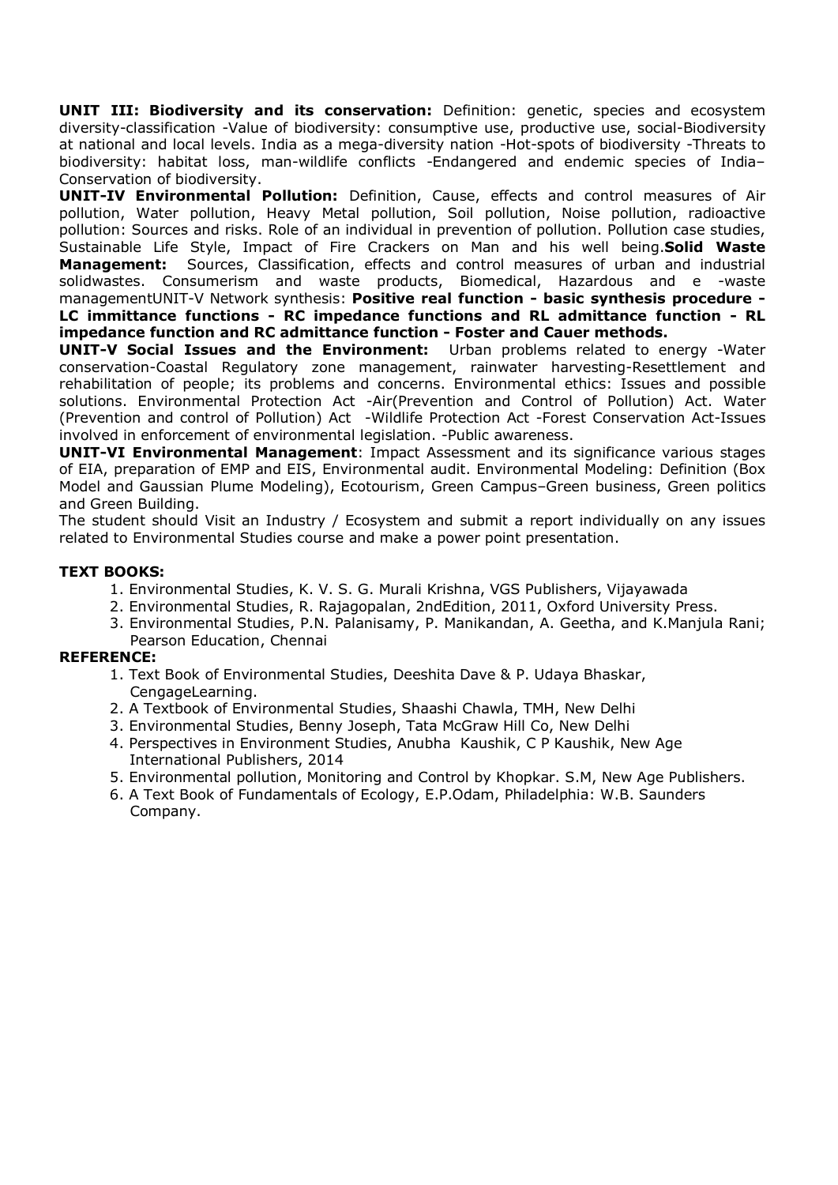**UNIT III: Biodiversity and its conservation:** Definition: genetic, species and ecosystem diversity-classification -Value of biodiversity: consumptive use, productive use, social-Biodiversity at national and local levels. India as a mega-diversity nation -Hot-spots of biodiversity -Threats to biodiversity: habitat loss, man-wildlife conflicts -Endangered and endemic species of India– Conservation of biodiversity.

**UNIT-IV Environmental Pollution:** Definition, Cause, effects and control measures of Air pollution, Water pollution, Heavy Metal pollution, Soil pollution, Noise pollution, radioactive pollution: Sources and risks. Role of an individual in prevention of pollution. Pollution case studies, Sustainable Life Style, Impact of Fire Crackers on Man and his well being.**Solid Waste Management:** Sources, Classification, effects and control measures of urban and industrial solidwastes. Consumerism and waste products, Biomedical, Hazardous and e -waste managementUNIT-V Network synthesis: **Positive real function - basic synthesis procedure - LC immittance functions - RC impedance functions and RL admittance function - RL impedance function and RC admittance function - Foster and Cauer methods.**

**UNIT-V Social Issues and the Environment:** Urban problems related to energy -Water conservation-Coastal Regulatory zone management, rainwater harvesting-Resettlement and rehabilitation of people; its problems and concerns. Environmental ethics: Issues and possible solutions. Environmental Protection Act -Air(Prevention and Control of Pollution) Act. Water (Prevention and control of Pollution) Act -Wildlife Protection Act -Forest Conservation Act-Issues involved in enforcement of environmental legislation. -Public awareness.

**UNIT-VI Environmental Management**: Impact Assessment and its significance various stages of EIA, preparation of EMP and EIS, Environmental audit. Environmental Modeling: Definition (Box Model and Gaussian Plume Modeling), Ecotourism, Green Campus–Green business, Green politics and Green Building.

The student should Visit an Industry / Ecosystem and submit a report individually on any issues related to Environmental Studies course and make a power point presentation.

**TEXT BOOKS:**

1. Environmental Studies, K. V. S. G. Murali Krishna, VGS Publishers, Vijayawada
2. Environmental Studies, R. Rajagopalan, 2ndEdition, 2011, Oxford University Press.
3. Environmental Studies, P.N. Palanisamy, P. Manikandan, A. Geetha, and K.Manjula Rani; Pearson Education, Chennai

**REFERENCE:**

1. Text Book of Environmental Studies, Deeshita Dave & P. Udaya Bhaskar, CengageLearning.
2. A Textbook of Environmental Studies, Shaashi Chawla, TMH, New Delhi
3. Environmental Studies, Benny Joseph, Tata McGraw Hill Co, New Delhi
4. Perspectives in Environment Studies, Anubha Kaushik, C P Kaushik, New Age International Publishers, 2014
5. Environmental pollution, Monitoring and Control by Khopkar. S.M, New Age Publishers.
6. A Text Book of Fundamentals of Ecology, E.P.Odam, Philadelphia: W.B. Saunders Company.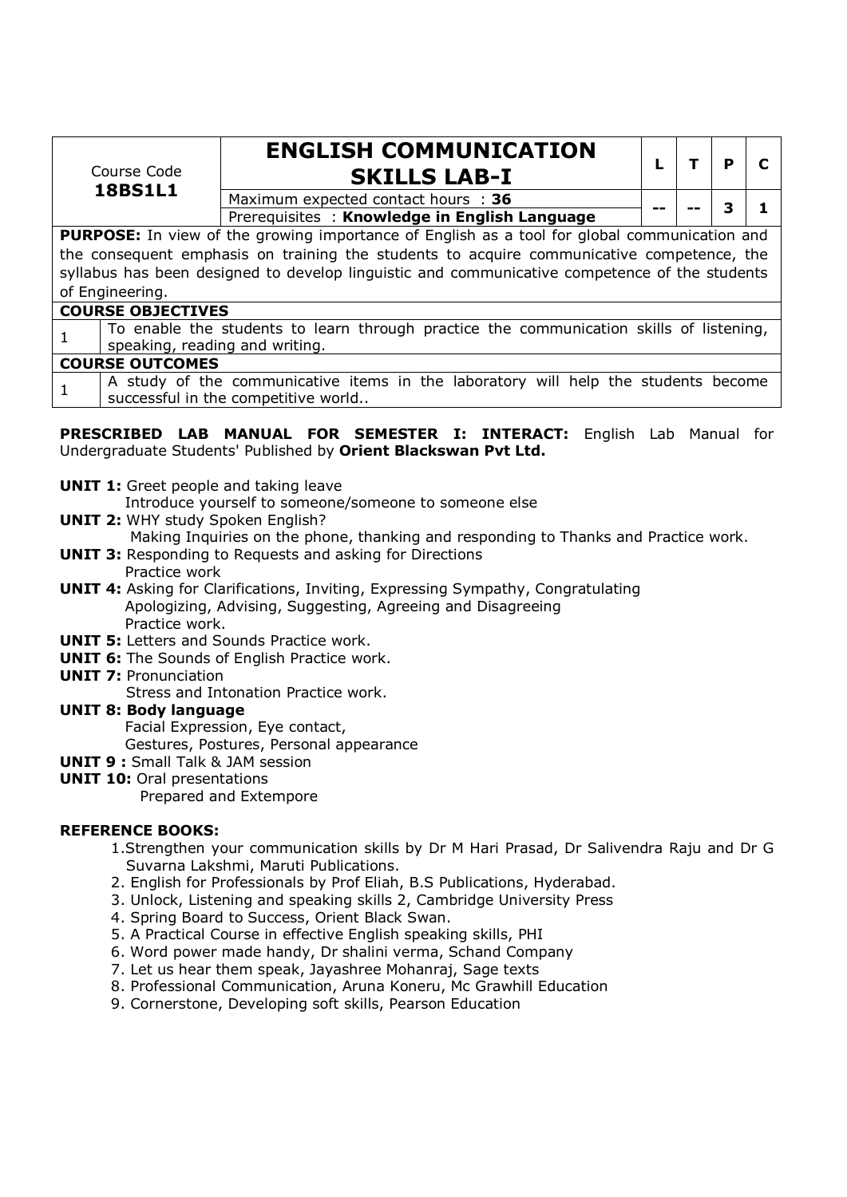| Course Code **18BS1L1** | **ENGLISH COMMUNICATION SKILLS LAB-I** | L | T | P | C |
|---|---|---|---|---|---|
| | Maximum expected contact hours : **36** Prerequisites : **Knowledge in English Language** | -- | -- | 3 | 1 |

**PURPOSE:** In view of the growing importance of English as a tool for global communication and the consequent emphasis on training the students to acquire communicative competence, the syllabus has been designed to develop linguistic and communicative competence of the students of Engineering.

**COURSE OBJECTIVES**

| | |
|---|---|
| 1 | To enable the students to learn through practice the communication skills of listening, speaking, reading and writing. |

**COURSE OUTCOMES**

| | |
|---|---|
| 1 | A study of the communicative items in the laboratory will help the students become successful in the competitive world.. |

**PRESCRIBED LAB MANUAL FOR SEMESTER I: INTERACT:** English Lab Manual for Undergraduate Students' Published by **Orient Blackswan Pvt Ltd.**

**UNIT 1:** Greet people and taking leave
Introduce yourself to someone/someone to someone else

**UNIT 2:** WHY study Spoken English?
Making Inquiries on the phone, thanking and responding to Thanks and Practice work.

**UNIT 3:** Responding to Requests and asking for Directions
Practice work

**UNIT 4:** Asking for Clarifications, Inviting, Expressing Sympathy, Congratulating
Apologizing, Advising, Suggesting, Agreeing and Disagreeing
Practice work.

**UNIT 5:** Letters and Sounds Practice work.

**UNIT 6:** The Sounds of English Practice work.

**UNIT 7:** Pronunciation
Stress and Intonation Practice work.

**UNIT 8: Body language**
Facial Expression, Eye contact,
Gestures, Postures, Personal appearance

**UNIT 9 :** Small Talk & JAM session

**UNIT 10:** Oral presentations
Prepared and Extempore

**REFERENCE BOOKS:**

1. Strengthen your communication skills by Dr M Hari Prasad, Dr Salivendra Raju and Dr G Suvarna Lakshmi, Maruti Publications.
2. English for Professionals by Prof Eliah, B.S Publications, Hyderabad.
3. Unlock, Listening and speaking skills 2, Cambridge University Press
4. Spring Board to Success, Orient Black Swan.
5. A Practical Course in effective English speaking skills, PHI
6. Word power made handy, Dr shalini verma, Schand Company
7. Let us hear them speak, Jayashree Mohanraj, Sage texts
8. Professional Communication, Aruna Koneru, Mc Grawhill Education
9. Cornerstone, Developing soft skills, Pearson Education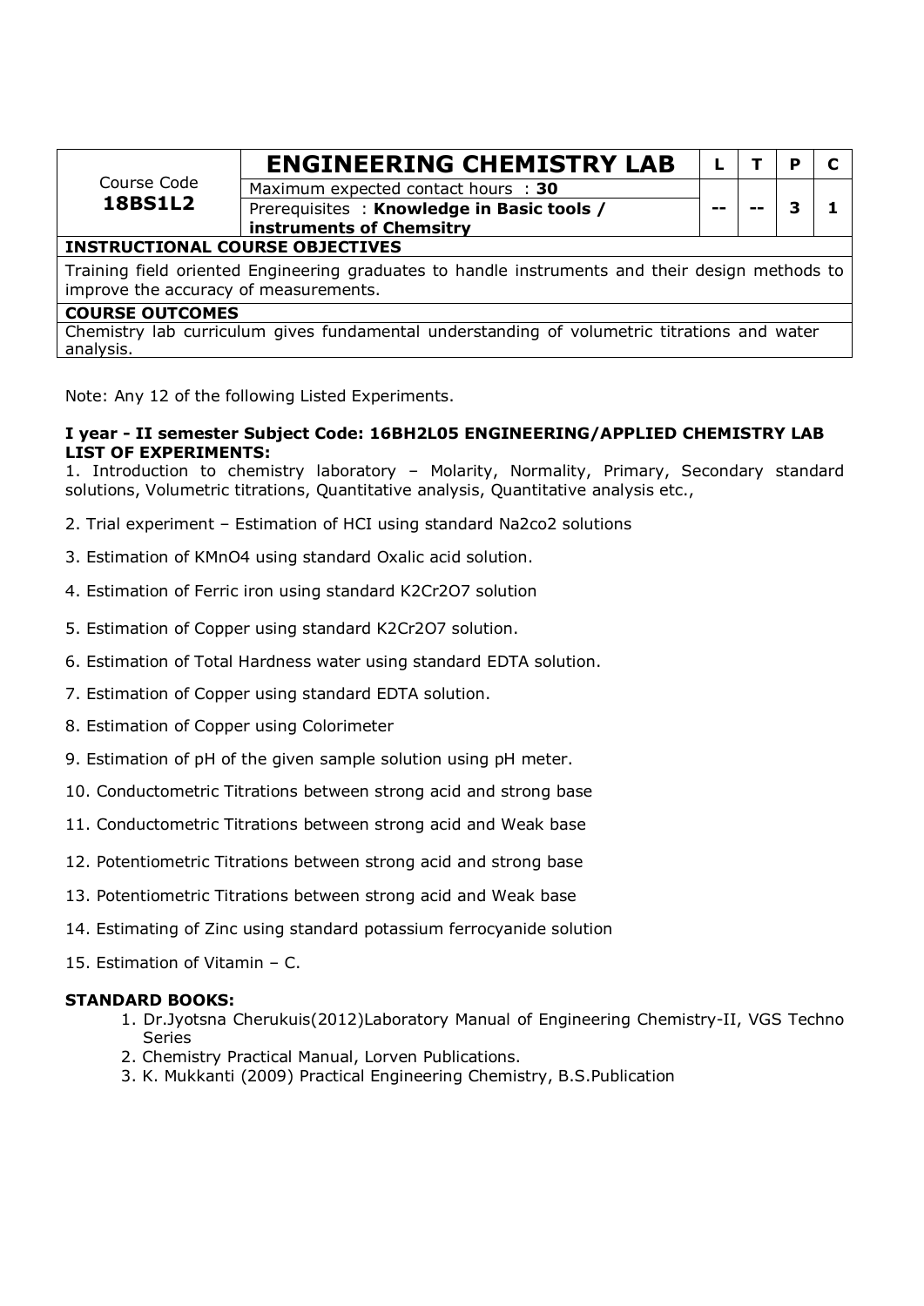| Course Code **18BS1L2** | **ENGINEERING CHEMISTRY LAB** | **L** | **T** | **P** | **C** |
|---|---|---|---|---|---|
| | Maximum expected contact hours : **30** | -- | -- | 3 | 1 |
| | Prerequisites : **Knowledge in Basic tools / instruments of Chemsitry** | | | | |
| **INSTRUCTIONAL COURSE OBJECTIVES** | | | | | |
| Training field oriented Engineering graduates to handle instruments and their design methods to improve the accuracy of measurements. | | | | | |
| **COURSE OUTCOMES** | | | | | |
| Chemistry lab curriculum gives fundamental understanding of volumetric titrations and water analysis. | | | | | |

Note: Any 12 of the following Listed Experiments.

**I year - II semester Subject Code: 16BH2L05 ENGINEERING/APPLIED CHEMISTRY LAB LIST OF EXPERIMENTS:**

1. Introduction to chemistry laboratory – Molarity, Normality, Primary, Secondary standard solutions, Volumetric titrations, Quantitative analysis, Quantitative analysis etc.,
2. Trial experiment – Estimation of HCI using standard Na2co2 solutions
3. Estimation of KMnO4 using standard Oxalic acid solution.
4. Estimation of Ferric iron using standard K2Cr2O7 solution
5. Estimation of Copper using standard K2Cr2O7 solution.
6. Estimation of Total Hardness water using standard EDTA solution.
7. Estimation of Copper using standard EDTA solution.
8. Estimation of Copper using Colorimeter
9. Estimation of pH of the given sample solution using pH meter.
10. Conductometric Titrations between strong acid and strong base
11. Conductometric Titrations between strong acid and Weak base
12. Potentiometric Titrations between strong acid and strong base
13. Potentiometric Titrations between strong acid and Weak base
14. Estimating of Zinc using standard potassium ferrocyanide solution
15. Estimation of Vitamin – C.

**STANDARD BOOKS:**

1. Dr.Jyotsna Cherukuis(2012)Laboratory Manual of Engineering Chemistry-II, VGS Techno Series
2. Chemistry Practical Manual, Lorven Publications.
3. K. Mukkanti (2009) Practical Engineering Chemistry, B.S.Publication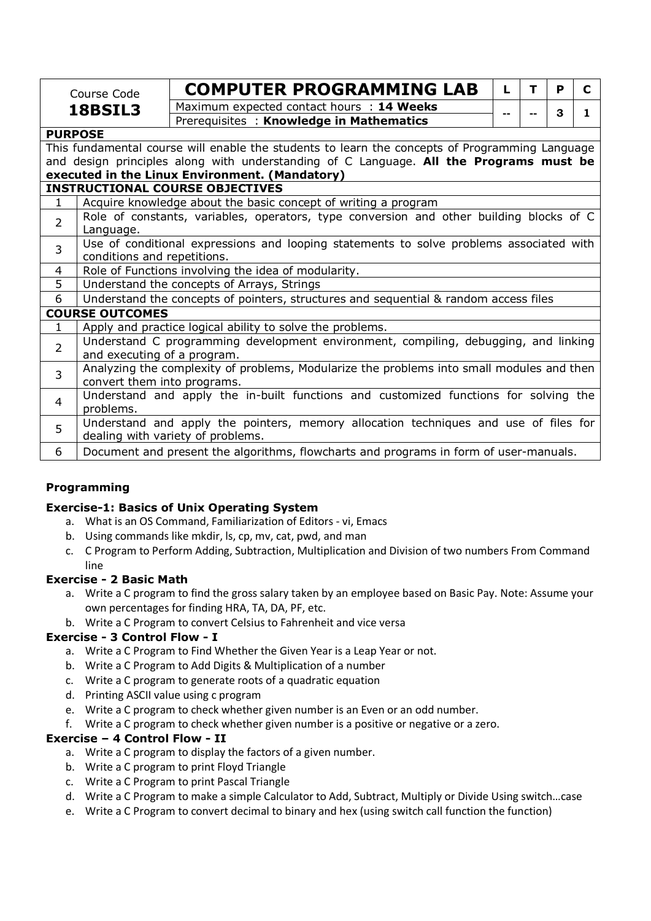| Course Code | COMPUTER PROGRAMMING LAB | L | T | P | C |
|---|---|---|---|---|---|
| **18BSIL3** | Maximum expected contact hours : **14 Weeks** | -- | -- | 3 | 1 |
| | Prerequisites : **Knowledge in Mathematics** | | | | |

**PURPOSE**

This fundamental course will enable the students to learn the concepts of Programming Language and design principles along with understanding of C Language. **All the Programs must be executed in the Linux Environment. (Mandatory)**

**INSTRUCTIONAL COURSE OBJECTIVES**

| | |
|---|---|
| 1 | Acquire knowledge about the basic concept of writing a program |
| 2 | Role of constants, variables, operators, type conversion and other building blocks of C Language. |
| 3 | Use of conditional expressions and looping statements to solve problems associated with conditions and repetitions. |
| 4 | Role of Functions involving the idea of modularity. |
| 5 | Understand the concepts of Arrays, Strings |
| 6 | Understand the concepts of pointers, structures and sequential & random access files |

**COURSE OUTCOMES**

| | |
|---|---|
| 1 | Apply and practice logical ability to solve the problems. |
| 2 | Understand C programming development environment, compiling, debugging, and linking and executing of a program. |
| 3 | Analyzing the complexity of problems, Modularize the problems into small modules and then convert them into programs. |
| 4 | Understand and apply the in-built functions and customized functions for solving the problems. |
| 5 | Understand and apply the pointers, memory allocation techniques and use of files for dealing with variety of problems. |
| 6 | Document and present the algorithms, flowcharts and programs in form of user-manuals. |

**Programming**

**Exercise-1: Basics of Unix Operating System**

a. What is an OS Command, Familiarization of Editors - vi, Emacs
b. Using commands like mkdir, ls, cp, mv, cat, pwd, and man
c. C Program to Perform Adding, Subtraction, Multiplication and Division of two numbers From Command line

**Exercise - 2 Basic Math**

a. Write a C program to find the gross salary taken by an employee based on Basic Pay. Note: Assume your own percentages for finding HRA, TA, DA, PF, etc.
b. Write a C Program to convert Celsius to Fahrenheit and vice versa

**Exercise - 3 Control Flow - I**

a. Write a C Program to Find Whether the Given Year is a Leap Year or not.
b. Write a C Program to Add Digits & Multiplication of a number
c. Write a C program to generate roots of a quadratic equation
d. Printing ASCII value using c program
e. Write a C program to check whether given number is an Even or an odd number.
f. Write a C program to check whether given number is a positive or negative or a zero.

**Exercise – 4 Control Flow - II**

a. Write a C program to display the factors of a given number.
b. Write a C program to print Floyd Triangle
c. Write a C Program to print Pascal Triangle
d. Write a C Program to make a simple Calculator to Add, Subtract, Multiply or Divide Using switch…case
e. Write a C Program to convert decimal to binary and hex (using switch call function the function)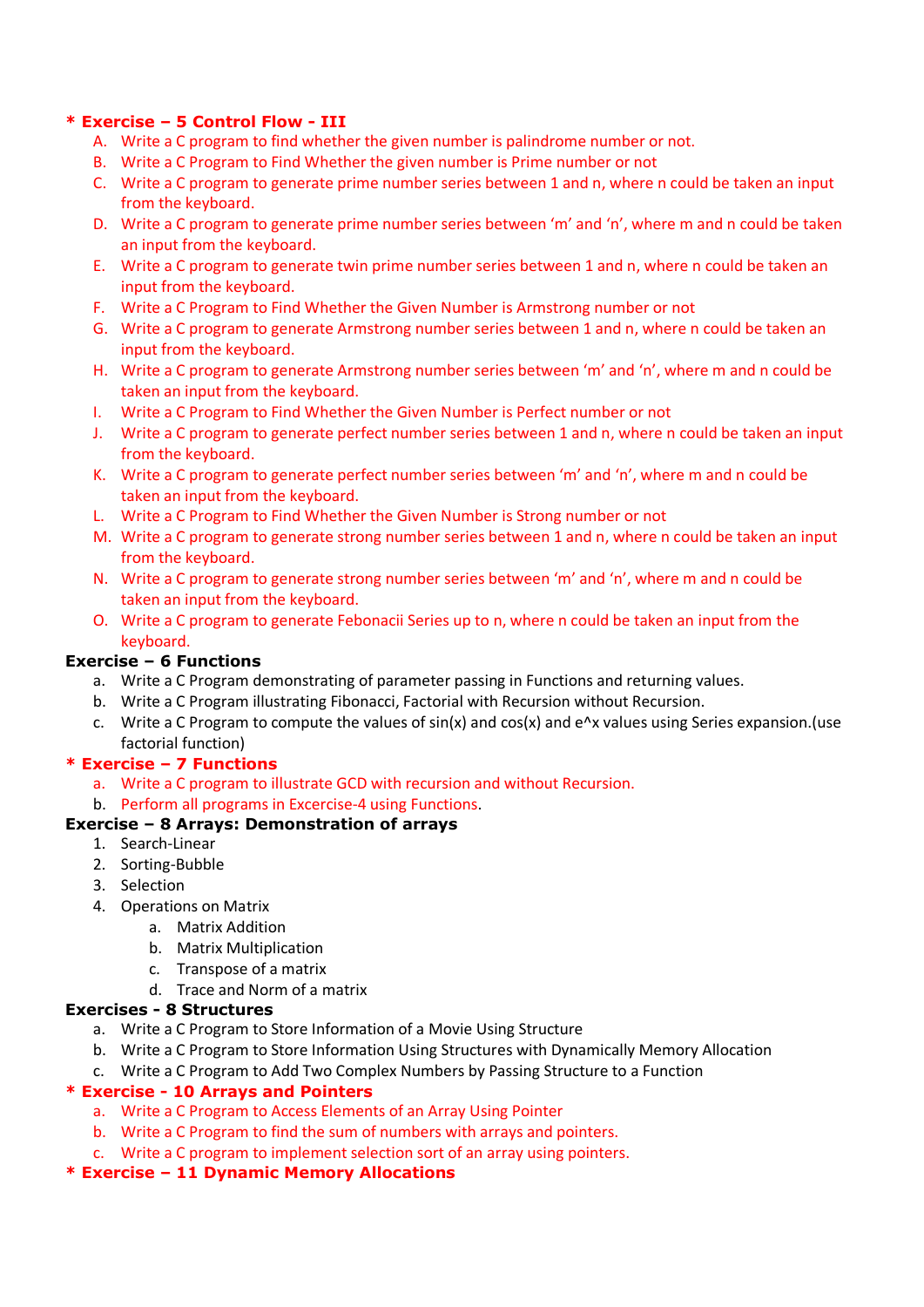**\* Exercise – 5 Control Flow - III**

A. Write a C program to find whether the given number is palindrome number or not.
B. Write a C Program to Find Whether the given number is Prime number or not
C. Write a C program to generate prime number series between 1 and n, where n could be taken an input from the keyboard.
D. Write a C program to generate prime number series between ‘m’ and ‘n’, where m and n could be taken an input from the keyboard.
E. Write a C program to generate twin prime number series between 1 and n, where n could be taken an input from the keyboard.
F. Write a C Program to Find Whether the Given Number is Armstrong number or not
G. Write a C program to generate Armstrong number series between 1 and n, where n could be taken an input from the keyboard.
H. Write a C program to generate Armstrong number series between ‘m’ and ‘n’, where m and n could be taken an input from the keyboard.
I. Write a C Program to Find Whether the Given Number is Perfect number or not
J. Write a C program to generate perfect number series between 1 and n, where n could be taken an input from the keyboard.
K. Write a C program to generate perfect number series between ‘m’ and ‘n’, where m and n could be taken an input from the keyboard.
L. Write a C Program to Find Whether the Given Number is Strong number or not
M. Write a C program to generate strong number series between 1 and n, where n could be taken an input from the keyboard.
N. Write a C program to generate strong number series between ‘m’ and ‘n’, where m and n could be taken an input from the keyboard.
O. Write a C program to generate Febonacii Series up to n, where n could be taken an input from the keyboard.

**Exercise – 6 Functions**

a. Write a C Program demonstrating of parameter passing in Functions and returning values.
b. Write a C Program illustrating Fibonacci, Factorial with Recursion without Recursion.
c. Write a C Program to compute the values of sin(x) and cos(x) and e^x values using Series expansion.(use factorial function)

**\* Exercise – 7 Functions**

a. Write a C program to illustrate GCD with recursion and without Recursion.
b. Perform all programs in Excercise-4 using Functions.

**Exercise – 8 Arrays: Demonstration of arrays**

1. Search-Linear
2. Sorting-Bubble
3. Selection
4. Operations on Matrix
   a. Matrix Addition
   b. Matrix Multiplication
   c. Transpose of a matrix
   d. Trace and Norm of a matrix

**Exercises - 8 Structures**

a. Write a C Program to Store Information of a Movie Using Structure
b. Write a C Program to Store Information Using Structures with Dynamically Memory Allocation
c. Write a C Program to Add Two Complex Numbers by Passing Structure to a Function

**\* Exercise - 10 Arrays and Pointers**

a. Write a C Program to Access Elements of an Array Using Pointer
b. Write a C Program to find the sum of numbers with arrays and pointers.
c. Write a C program to implement selection sort of an array using pointers.

**\* Exercise – 11 Dynamic Memory Allocations**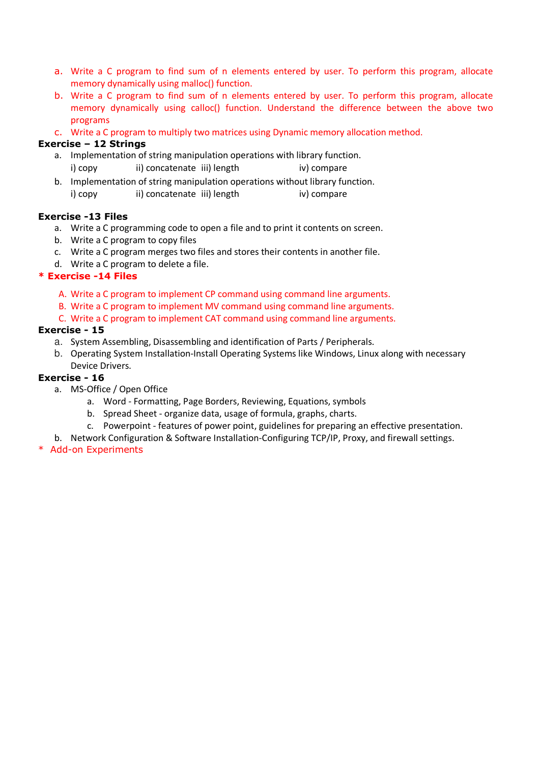a. Write a C program to find sum of n elements entered by user. To perform this program, allocate memory dynamically using malloc() function.
b. Write a C program to find sum of n elements entered by user. To perform this program, allocate memory dynamically using calloc() function. Understand the difference between the above two programs
c. Write a C program to multiply two matrices using Dynamic memory allocation method.

**Exercise – 12 Strings**

a. Implementation of string manipulation operations with library function.
   i) copy    ii) concatenate    iii) length    iv) compare
b. Implementation of string manipulation operations without library function.
   i) copy    ii) concatenate    iii) length    iv) compare

**Exercise -13 Files**

a. Write a C programming code to open a file and to print it contents on screen.
b. Write a C program to copy files
c. Write a C program merges two files and stores their contents in another file.
d. Write a C program to delete a file.

**\* Exercise -14 Files**

A. Write a C program to implement CP command using command line arguments.
B. Write a C program to implement MV command using command line arguments.
C. Write a C program to implement CAT command using command line arguments.

**Exercise - 15**

a. System Assembling, Disassembling and identification of Parts / Peripherals.
b. Operating System Installation-Install Operating Systems like Windows, Linux along with necessary Device Drivers.

**Exercise - 16**

a. MS-Office / Open Office
   a. Word - Formatting, Page Borders, Reviewing, Equations, symbols
   b. Spread Sheet - organize data, usage of formula, graphs, charts.
   c. Powerpoint - features of power point, guidelines for preparing an effective presentation.
b. Network Configuration & Software Installation-Configuring TCP/IP, Proxy, and firewall settings.

\* Add-on Experiments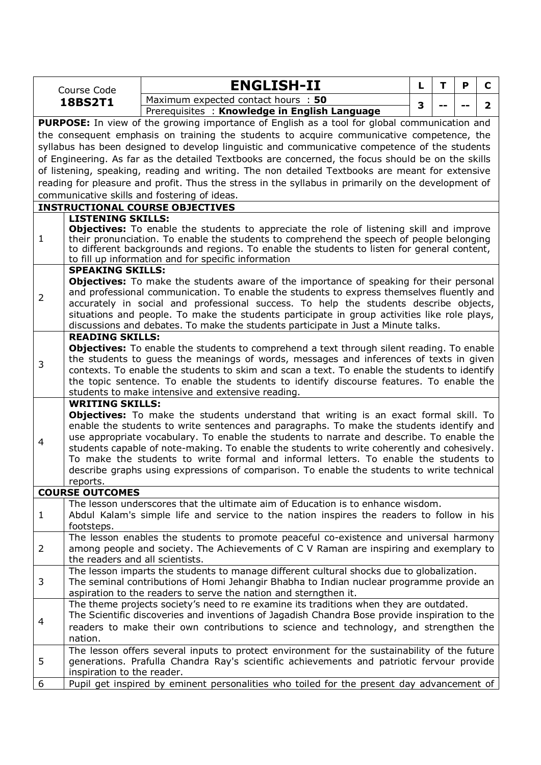| Course Code **18BS2T1** | **ENGLISH-II** | L | T | P | C |
|---|---|---|---|---|---|
| | Maximum expected contact hours : **50** Prerequisites : **Knowledge in English Language** | 3 | -- | -- | 2 |

**PURPOSE:** In view of the growing importance of English as a tool for global communication and the consequent emphasis on training the students to acquire communicative competence, the syllabus has been designed to develop linguistic and communicative competence of the students of Engineering. As far as the detailed Textbooks are concerned, the focus should be on the skills of listening, speaking, reading and writing. The non detailed Textbooks are meant for extensive reading for pleasure and profit. Thus the stress in the syllabus in primarily on the development of communicative skills and fostering of ideas.

**INSTRUCTIONAL COURSE OBJECTIVES**

| | |
|---|---|
| 1 | **LISTENING SKILLS:** **Objectives:** To enable the students to appreciate the role of listening skill and improve their pronunciation. To enable the students to comprehend the speech of people belonging to different backgrounds and regions. To enable the students to listen for general content, to fill up information and for specific information |
| 2 | **SPEAKING SKILLS:** **Objectives:** To make the students aware of the importance of speaking for their personal and professional communication. To enable the students to express themselves fluently and accurately in social and professional success. To help the students describe objects, situations and people. To make the students participate in group activities like role plays, discussions and debates. To make the students participate in Just a Minute talks. |
| 3 | **READING SKILLS:** **Objectives:** To enable the students to comprehend a text through silent reading. To enable the students to guess the meanings of words, messages and inferences of texts in given contexts. To enable the students to skim and scan a text. To enable the students to identify the topic sentence. To enable the students to identify discourse features. To enable the students to make intensive and extensive reading. |
| 4 | **WRITING SKILLS:** **Objectives:** To make the students understand that writing is an exact formal skill. To enable the students to write sentences and paragraphs. To make the students identify and use appropriate vocabulary. To enable the students to narrate and describe. To enable the students capable of note-making. To enable the students to write coherently and cohesively. To make the students to write formal and informal letters. To enable the students to describe graphs using expressions of comparison. To enable the students to write technical reports. |

**COURSE OUTCOMES**

| | |
|---|---|
| 1 | The lesson underscores that the ultimate aim of Education is to enhance wisdom. Abdul Kalam's simple life and service to the nation inspires the readers to follow in his footsteps. |
| 2 | The lesson enables the students to promote peaceful co-existence and universal harmony among people and society. The Achievements of C V Raman are inspiring and exemplary to the readers and all scientists. |
| 3 | The lesson imparts the students to manage different cultural shocks due to globalization. The seminal contributions of Homi Jehangir Bhabha to Indian nuclear programme provide an aspiration to the readers to serve the nation and sterngthen it. |
| 4 | The theme projects society's need to re examine its traditions when they are outdated. The Scientific discoveries and inventions of Jagadish Chandra Bose provide inspiration to the readers to make their own contributions to science and technology, and strengthen the nation. |
| 5 | The lesson offers several inputs to protect environment for the sustainability of the future generations. Prafulla Chandra Ray's scientific achievements and patriotic fervour provide inspiration to the reader. |
| 6 | Pupil get inspired by eminent personalities who toiled for the present day advancement of |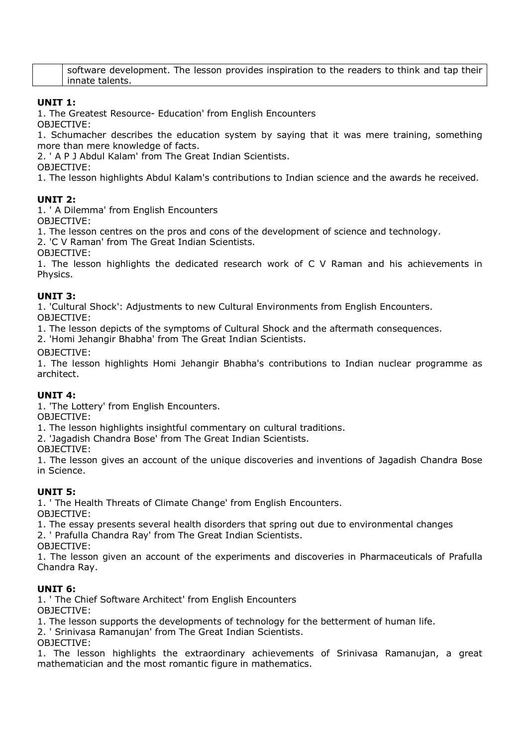| | software development. The lesson provides inspiration to the readers to think and tap their innate talents. |
|---|---|

**UNIT 1:**

1. The Greatest Resource- Education' from English Encounters

OBJECTIVE:

1. Schumacher describes the education system by saying that it was mere training, something more than mere knowledge of facts.

2. ' A P J Abdul Kalam' from The Great Indian Scientists.

OBJECTIVE:

1. The lesson highlights Abdul Kalam's contributions to Indian science and the awards he received.

**UNIT 2:**

1. ' A Dilemma' from English Encounters

OBJECTIVE:

1. The lesson centres on the pros and cons of the development of science and technology.

2. 'C V Raman' from The Great Indian Scientists.

OBJECTIVE:

1. The lesson highlights the dedicated research work of C V Raman and his achievements in Physics.

**UNIT 3:**

1. 'Cultural Shock': Adjustments to new Cultural Environments from English Encounters.

OBJECTIVE:

1. The lesson depicts of the symptoms of Cultural Shock and the aftermath consequences.

2. 'Homi Jehangir Bhabha' from The Great Indian Scientists.

OBJECTIVE:

1. The lesson highlights Homi Jehangir Bhabha's contributions to Indian nuclear programme as architect.

**UNIT 4:**

1. 'The Lottery' from English Encounters.

OBJECTIVE:

1. The lesson highlights insightful commentary on cultural traditions.

2. 'Jagadish Chandra Bose' from The Great Indian Scientists.

OBJECTIVE:

1. The lesson gives an account of the unique discoveries and inventions of Jagadish Chandra Bose in Science.

**UNIT 5:**

1. ' The Health Threats of Climate Change' from English Encounters.

OBJECTIVE:

1. The essay presents several health disorders that spring out due to environmental changes

2. ' Prafulla Chandra Ray' from The Great Indian Scientists.

OBJECTIVE:

1. The lesson given an account of the experiments and discoveries in Pharmaceuticals of Prafulla Chandra Ray.

**UNIT 6:**

1. ' The Chief Software Architect' from English Encounters

OBJECTIVE:

1. The lesson supports the developments of technology for the betterment of human life.

2. ' Srinivasa Ramanujan' from The Great Indian Scientists.

OBJECTIVE:

1. The lesson highlights the extraordinary achievements of Srinivasa Ramanujan, a great mathematician and the most romantic figure in mathematics.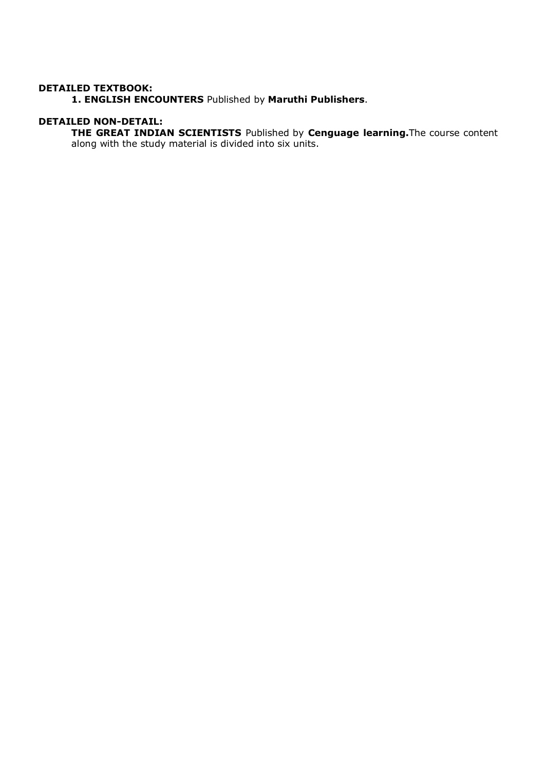**DETAILED TEXTBOOK:**

**1. ENGLISH ENCOUNTERS** Published by **Maruthi Publishers**.

**DETAILED NON-DETAIL:**

**THE GREAT INDIAN SCIENTISTS** Published by **Cenguage learning.**The course content along with the study material is divided into six units.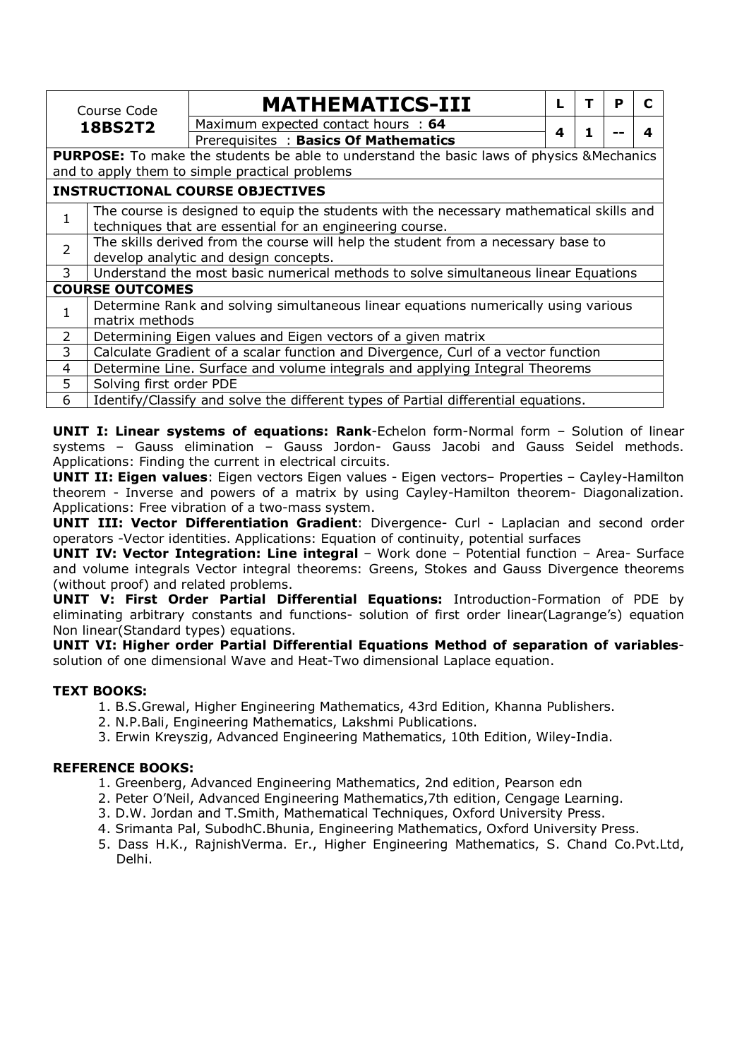| Course Code **18BS2T2** | **MATHEMATICS-III** | L | T | P | C |
|---|---|---|---|---|---|
| | Maximum expected contact hours : **64** | 4 | 1 | -- | 4 |
| | Prerequisites : **Basics Of Mathematics** | | | | |

**PURPOSE:** To make the students be able to understand the basic laws of physics &Mechanics and to apply them to simple practical problems

| **INSTRUCTIONAL COURSE OBJECTIVES** | |
|---|---|
| 1 | The course is designed to equip the students with the necessary mathematical skills and techniques that are essential for an engineering course. |
| 2 | The skills derived from the course will help the student from a necessary base to develop analytic and design concepts. |
| 3 | Understand the most basic numerical methods to solve simultaneous linear Equations |

| **COURSE OUTCOMES** | |
|---|---|
| 1 | Determine Rank and solving simultaneous linear equations numerically using various matrix methods |
| 2 | Determining Eigen values and Eigen vectors of a given matrix |
| 3 | Calculate Gradient of a scalar function and Divergence, Curl of a vector function |
| 4 | Determine Line. Surface and volume integrals and applying Integral Theorems |
| 5 | Solving first order PDE |
| 6 | Identify/Classify and solve the different types of Partial differential equations. |

**UNIT I: Linear systems of equations: Rank**-Echelon form-Normal form – Solution of linear systems – Gauss elimination – Gauss Jordon- Gauss Jacobi and Gauss Seidel methods. Applications: Finding the current in electrical circuits.

**UNIT II: Eigen values**: Eigen vectors Eigen values - Eigen vectors– Properties – Cayley-Hamilton theorem - Inverse and powers of a matrix by using Cayley-Hamilton theorem- Diagonalization. Applications: Free vibration of a two-mass system.

**UNIT III: Vector Differentiation Gradient**: Divergence- Curl - Laplacian and second order operators -Vector identities. Applications: Equation of continuity, potential surfaces

**UNIT IV: Vector Integration: Line integral** – Work done – Potential function – Area- Surface and volume integrals Vector integral theorems: Greens, Stokes and Gauss Divergence theorems (without proof) and related problems.

**UNIT V: First Order Partial Differential Equations:** Introduction-Formation of PDE by eliminating arbitrary constants and functions- solution of first order linear(Lagrange's) equation Non linear(Standard types) equations.

**UNIT VI: Higher order Partial Differential Equations Method of separation of variables**-solution of one dimensional Wave and Heat-Two dimensional Laplace equation.

**TEXT BOOKS:**

1. B.S.Grewal, Higher Engineering Mathematics, 43rd Edition, Khanna Publishers.
2. N.P.Bali, Engineering Mathematics, Lakshmi Publications.
3. Erwin Kreyszig, Advanced Engineering Mathematics, 10th Edition, Wiley-India.

**REFERENCE BOOKS:**

1. Greenberg, Advanced Engineering Mathematics, 2nd edition, Pearson edn
2. Peter O'Neil, Advanced Engineering Mathematics,7th edition, Cengage Learning.
3. D.W. Jordan and T.Smith, Mathematical Techniques, Oxford University Press.
4. Srimanta Pal, SubodhC.Bhunia, Engineering Mathematics, Oxford University Press.
5. Dass H.K., RajnishVerma. Er., Higher Engineering Mathematics, S. Chand Co.Pvt.Ltd, Delhi.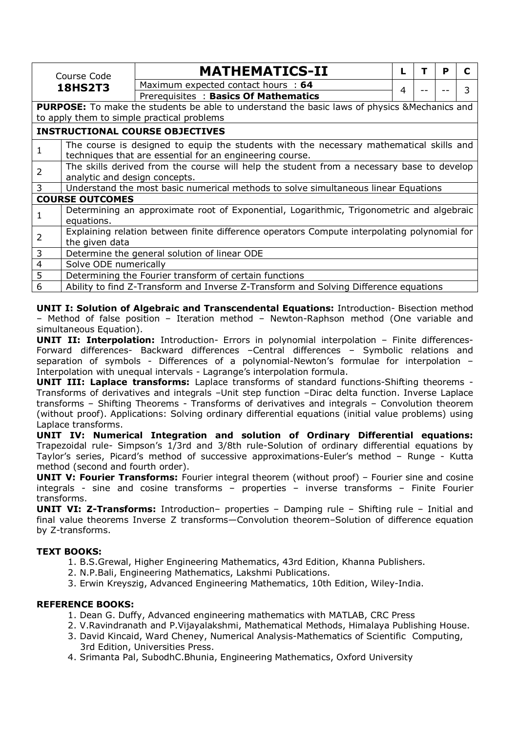| Course Code **18HS2T3** | **MATHEMATICS-II** | L | T | P | C |
|---|---|---|---|---|---|
| | Maximum expected contact hours : **64** | 4 | -- | -- | 3 |
| | Prerequisites : **Basics Of Mathematics** | | | | |

**PURPOSE:** To make the students be able to understand the basic laws of physics &Mechanics and to apply them to simple practical problems

**INSTRUCTIONAL COURSE OBJECTIVES**

| | |
|---|---|
| 1 | The course is designed to equip the students with the necessary mathematical skills and techniques that are essential for an engineering course. |
| 2 | The skills derived from the course will help the student from a necessary base to develop analytic and design concepts. |
| 3 | Understand the most basic numerical methods to solve simultaneous linear Equations |

**COURSE OUTCOMES**

| | |
|---|---|
| 1 | Determining an approximate root of Exponential, Logarithmic, Trigonometric and algebraic equations. |
| 2 | Explaining relation between finite difference operators Compute interpolating polynomial for the given data |
| 3 | Determine the general solution of linear ODE |
| 4 | Solve ODE numerically |
| 5 | Determining the Fourier transform of certain functions |
| 6 | Ability to find Z-Transform and Inverse Z-Transform and Solving Difference equations |

**UNIT I: Solution of Algebraic and Transcendental Equations:** Introduction- Bisection method – Method of false position – Iteration method – Newton-Raphson method (One variable and simultaneous Equation).

**UNIT II: Interpolation:** Introduction- Errors in polynomial interpolation – Finite differences- Forward differences- Backward differences –Central differences – Symbolic relations and separation of symbols - Differences of a polynomial-Newton's formulae for interpolation – Interpolation with unequal intervals - Lagrange's interpolation formula.

**UNIT III: Laplace transforms:** Laplace transforms of standard functions-Shifting theorems - Transforms of derivatives and integrals –Unit step function –Dirac delta function. Inverse Laplace transforms – Shifting Theorems - Transforms of derivatives and integrals – Convolution theorem (without proof). Applications: Solving ordinary differential equations (initial value problems) using Laplace transforms.

**UNIT IV: Numerical Integration and solution of Ordinary Differential equations:** Trapezoidal rule- Simpson's 1/3rd and 3/8th rule-Solution of ordinary differential equations by Taylor's series, Picard's method of successive approximations-Euler's method – Runge - Kutta method (second and fourth order).

**UNIT V: Fourier Transforms:** Fourier integral theorem (without proof) – Fourier sine and cosine integrals - sine and cosine transforms – properties – inverse transforms – Finite Fourier transforms.

**UNIT VI: Z-Transforms:** Introduction– properties – Damping rule – Shifting rule – Initial and final value theorems Inverse Z transforms—Convolution theorem–Solution of difference equation by Z-transforms.

**TEXT BOOKS:**

1. B.S.Grewal, Higher Engineering Mathematics, 43rd Edition, Khanna Publishers.
2. N.P.Bali, Engineering Mathematics, Lakshmi Publications.
3. Erwin Kreyszig, Advanced Engineering Mathematics, 10th Edition, Wiley-India.

**REFERENCE BOOKS:**

1. Dean G. Duffy, Advanced engineering mathematics with MATLAB, CRC Press
2. V.Ravindranath and P.Vijayalakshmi, Mathematical Methods, Himalaya Publishing House.
3. David Kincaid, Ward Cheney, Numerical Analysis-Mathematics of Scientific Computing, 3rd Edition, Universities Press.
4. Srimanta Pal, SubodhC.Bhunia, Engineering Mathematics, Oxford University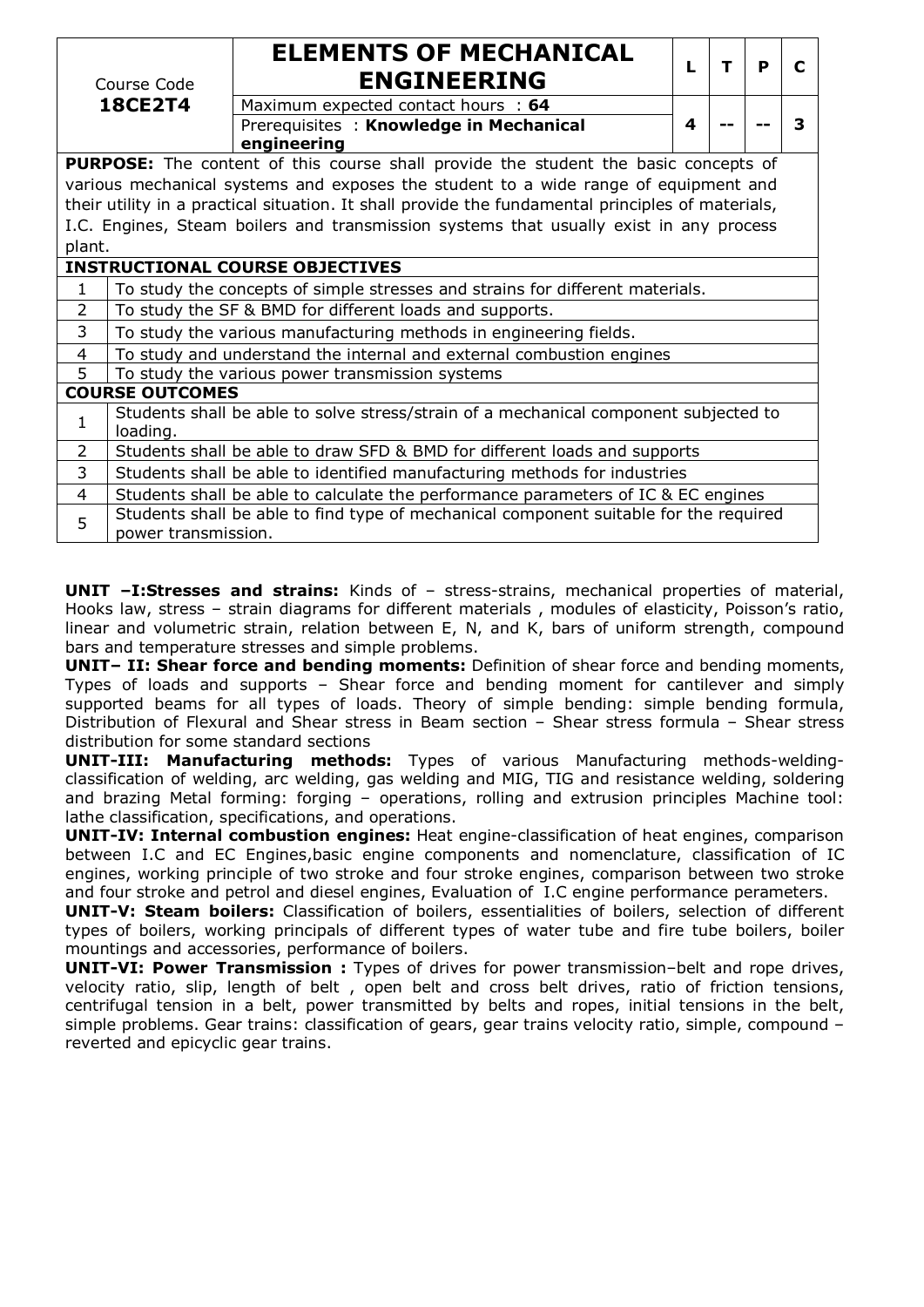| Course Code **18CE2T4** | **ELEMENTS OF MECHANICAL ENGINEERING** | L | T | P | C |
|---|---|---|---|---|---|
| | Maximum expected contact hours : **64** | 4 | -- | -- | 3 |
| | Prerequisites : **Knowledge in Mechanical engineering** | | | | |

**PURPOSE:** The content of this course shall provide the student the basic concepts of various mechanical systems and exposes the student to a wide range of equipment and their utility in a practical situation. It shall provide the fundamental principles of materials, I.C. Engines, Steam boilers and transmission systems that usually exist in any process plant.

| **INSTRUCTIONAL COURSE OBJECTIVES** | |
|---|---|
| 1 | To study the concepts of simple stresses and strains for different materials. |
| 2 | To study the SF & BMD for different loads and supports. |
| 3 | To study the various manufacturing methods in engineering fields. |
| 4 | To study and understand the internal and external combustion engines |
| 5 | To study the various power transmission systems |

| **COURSE OUTCOMES** | |
|---|---|
| 1 | Students shall be able to solve stress/strain of a mechanical component subjected to loading. |
| 2 | Students shall be able to draw SFD & BMD for different loads and supports |
| 3 | Students shall be able to identified manufacturing methods for industries |
| 4 | Students shall be able to calculate the performance parameters of IC & EC engines |
| 5 | Students shall be able to find type of mechanical component suitable for the required power transmission. |

**UNIT –I:Stresses and strains:** Kinds of – stress-strains, mechanical properties of material, Hooks law, stress – strain diagrams for different materials , modules of elasticity, Poisson's ratio, linear and volumetric strain, relation between E, N, and K, bars of uniform strength, compound bars and temperature stresses and simple problems.

**UNIT– II: Shear force and bending moments:** Definition of shear force and bending moments, Types of loads and supports – Shear force and bending moment for cantilever and simply supported beams for all types of loads. Theory of simple bending: simple bending formula, Distribution of Flexural and Shear stress in Beam section – Shear stress formula – Shear stress distribution for some standard sections

**UNIT-III: Manufacturing methods:** Types of various Manufacturing methods-welding-classification of welding, arc welding, gas welding and MIG, TIG and resistance welding, soldering and brazing Metal forming: forging – operations, rolling and extrusion principles Machine tool: lathe classification, specifications, and operations.

**UNIT-IV: Internal combustion engines:** Heat engine-classification of heat engines, comparison between I.C and EC Engines,basic engine components and nomenclature, classification of IC engines, working principle of two stroke and four stroke engines, comparison between two stroke and four stroke and petrol and diesel engines, Evaluation of I.C engine performance perameters.

**UNIT-V: Steam boilers:** Classification of boilers, essentialities of boilers, selection of different types of boilers, working principals of different types of water tube and fire tube boilers, boiler mountings and accessories, performance of boilers.

**UNIT-VI: Power Transmission :** Types of drives for power transmission–belt and rope drives, velocity ratio, slip, length of belt , open belt and cross belt drives, ratio of friction tensions, centrifugal tension in a belt, power transmitted by belts and ropes, initial tensions in the belt, simple problems. Gear trains: classification of gears, gear trains velocity ratio, simple, compound – reverted and epicyclic gear trains.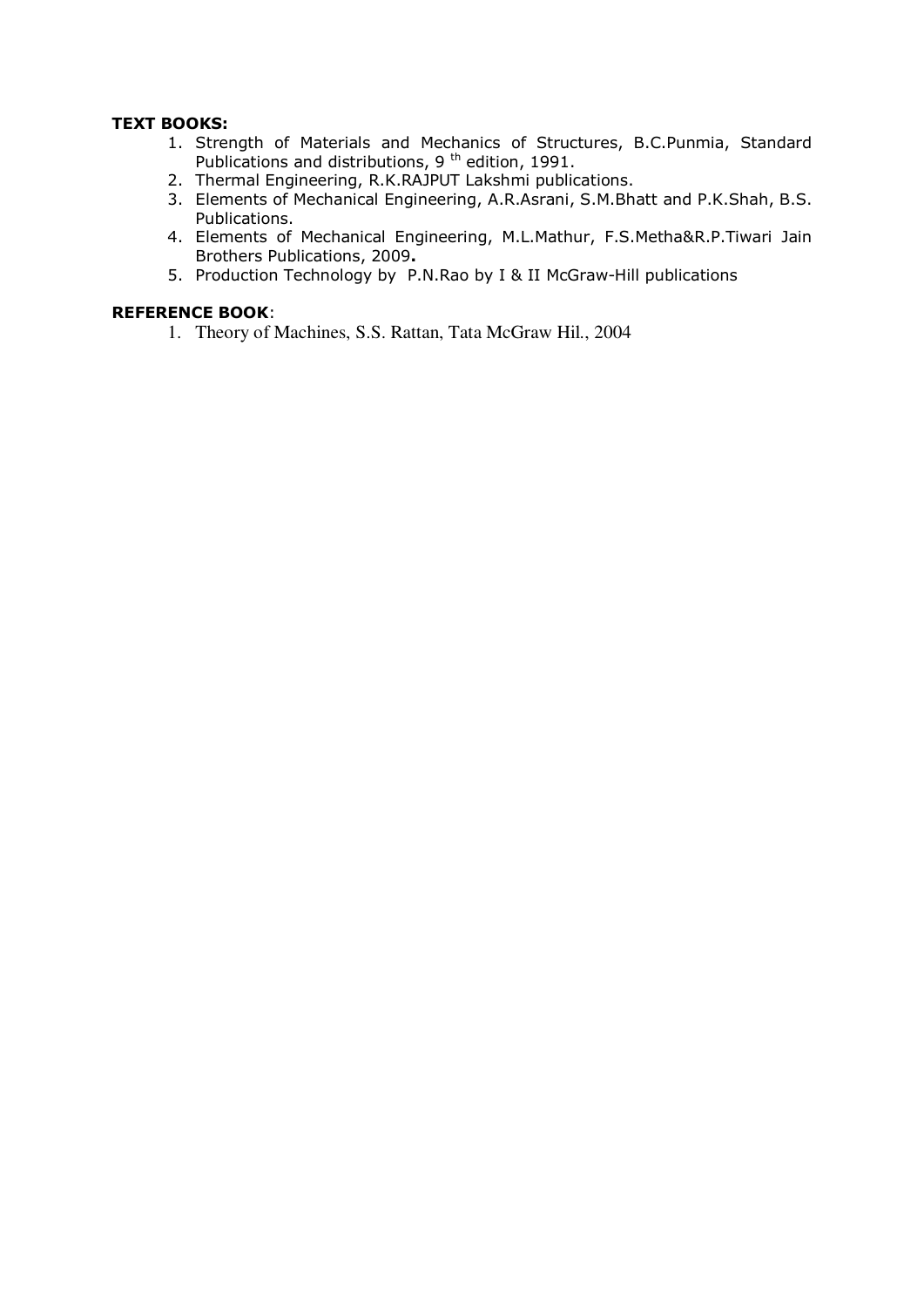**TEXT BOOKS:**

1. Strength of Materials and Mechanics of Structures, B.C.Punmia, Standard Publications and distributions, 9 th edition, 1991.
2. Thermal Engineering, R.K.RAJPUT Lakshmi publications.
3. Elements of Mechanical Engineering, A.R.Asrani, S.M.Bhatt and P.K.Shah, B.S. Publications.
4. Elements of Mechanical Engineering, M.L.Mathur, F.S.Metha&R.P.Tiwari Jain Brothers Publications, 2009**.**
5. Production Technology by P.N.Rao by I & II McGraw-Hill publications

**REFERENCE BOOK**:

1. Theory of Machines, S.S. Rattan, Tata McGraw Hil., 2004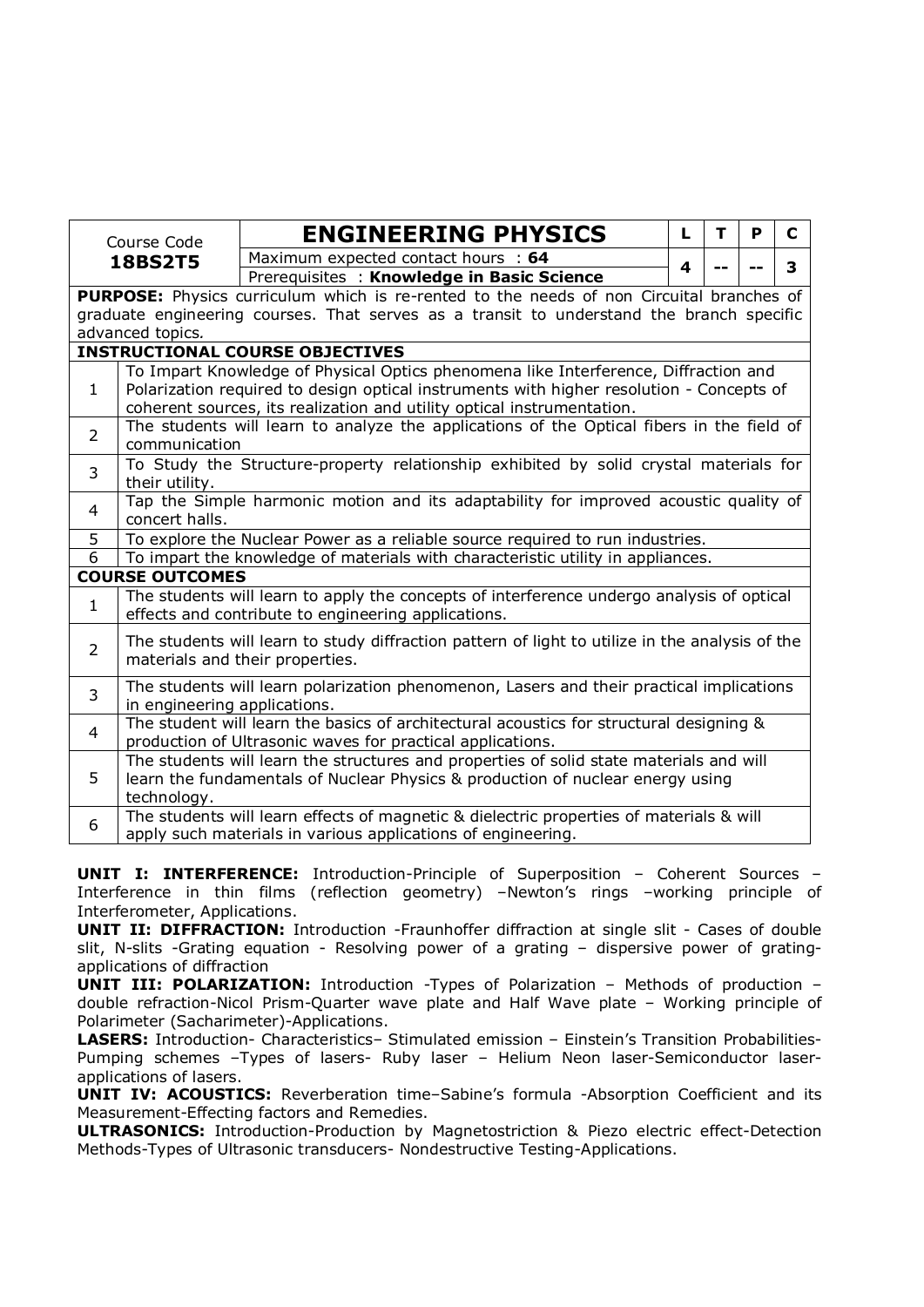| Course Code **18BS2T5** | **ENGINEERING PHYSICS** | L | T | P | C |
|---|---|---|---|---|---|
| | Maximum expected contact hours : **64** | 4 | -- | -- | 3 |
| | Prerequisites : **Knowledge in Basic Science** | | | | |

**PURPOSE:** Physics curriculum which is re-rented to the needs of non Circuital branches of graduate engineering courses. That serves as a transit to understand the branch specific advanced topics.

**INSTRUCTIONAL COURSE OBJECTIVES**

| | |
|---|---|
| 1 | To Impart Knowledge of Physical Optics phenomena like Interference, Diffraction and Polarization required to design optical instruments with higher resolution - Concepts of coherent sources, its realization and utility optical instrumentation. |
| 2 | The students will learn to analyze the applications of the Optical fibers in the field of communication |
| 3 | To Study the Structure-property relationship exhibited by solid crystal materials for their utility. |
| 4 | Tap the Simple harmonic motion and its adaptability for improved acoustic quality of concert halls. |
| 5 | To explore the Nuclear Power as a reliable source required to run industries. |
| 6 | To impart the knowledge of materials with characteristic utility in appliances. |

**COURSE OUTCOMES**

| | |
|---|---|
| 1 | The students will learn to apply the concepts of interference undergo analysis of optical effects and contribute to engineering applications. |
| 2 | The students will learn to study diffraction pattern of light to utilize in the analysis of the materials and their properties. |
| 3 | The students will learn polarization phenomenon, Lasers and their practical implications in engineering applications. |
| 4 | The student will learn the basics of architectural acoustics for structural designing & production of Ultrasonic waves for practical applications. |
| 5 | The students will learn the structures and properties of solid state materials and will learn the fundamentals of Nuclear Physics & production of nuclear energy using technology. |
| 6 | The students will learn effects of magnetic & dielectric properties of materials & will apply such materials in various applications of engineering. |

**UNIT I: INTERFERENCE:** Introduction-Principle of Superposition – Coherent Sources – Interference in thin films (reflection geometry) –Newton's rings –working principle of Interferometer, Applications.

**UNIT II: DIFFRACTION:** Introduction -Fraunhoffer diffraction at single slit - Cases of double slit, N-slits -Grating equation - Resolving power of a grating – dispersive power of grating-applications of diffraction

**UNIT III: POLARIZATION:** Introduction -Types of Polarization – Methods of production – double refraction-Nicol Prism-Quarter wave plate and Half Wave plate – Working principle of Polarimeter (Sacharimeter)-Applications.

**LASERS:** Introduction- Characteristics– Stimulated emission – Einstein's Transition Probabilities-Pumping schemes –Types of lasers- Ruby laser – Helium Neon laser-Semiconductor laser-applications of lasers.

**UNIT IV: ACOUSTICS:** Reverberation time–Sabine's formula -Absorption Coefficient and its Measurement-Effecting factors and Remedies.

**ULTRASONICS:** Introduction-Production by Magnetostriction & Piezo electric effect-Detection Methods-Types of Ultrasonic transducers- Nondestructive Testing-Applications.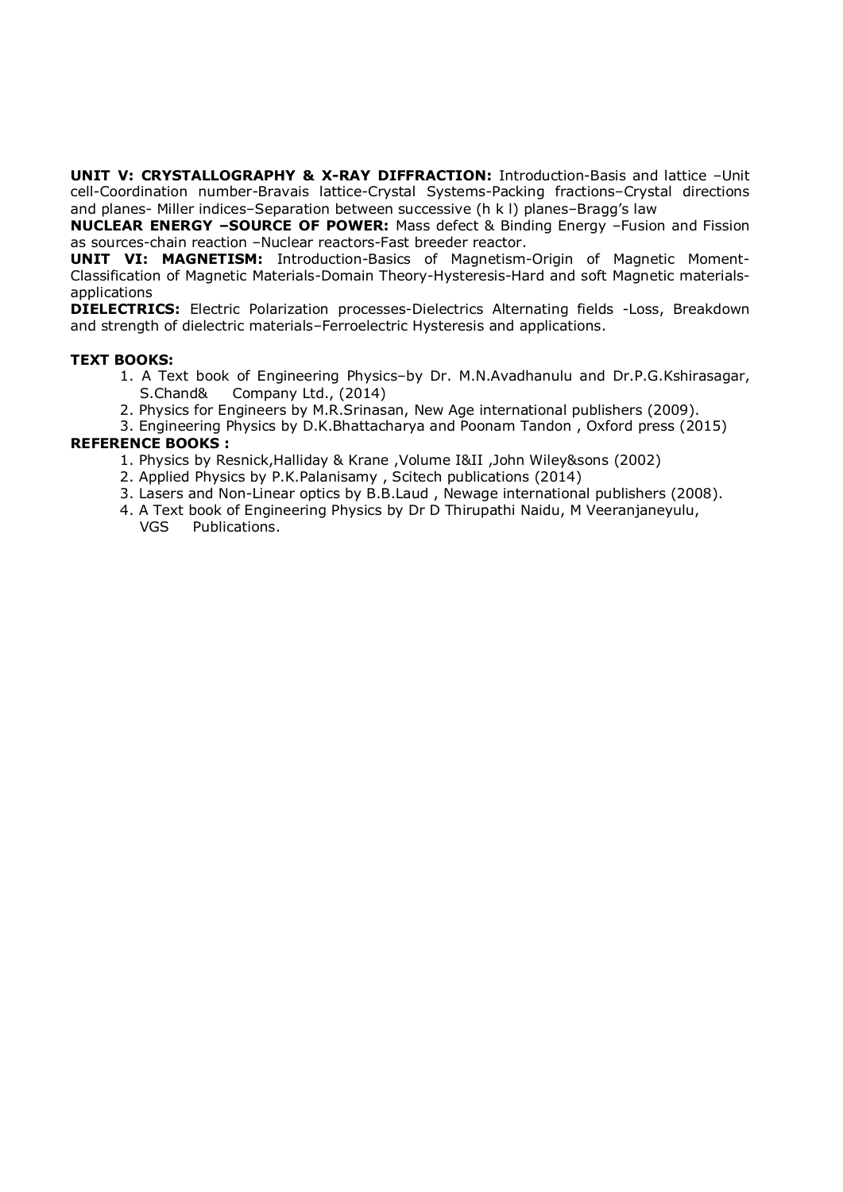**UNIT V: CRYSTALLOGRAPHY & X-RAY DIFFRACTION:** Introduction-Basis and lattice –Unit cell-Coordination number-Bravais lattice-Crystal Systems-Packing fractions–Crystal directions and planes- Miller indices–Separation between successive (h k l) planes–Bragg's law

**NUCLEAR ENERGY –SOURCE OF POWER:** Mass defect & Binding Energy –Fusion and Fission as sources-chain reaction –Nuclear reactors-Fast breeder reactor.

**UNIT VI: MAGNETISM:** Introduction-Basics of Magnetism-Origin of Magnetic Moment-Classification of Magnetic Materials-Domain Theory-Hysteresis-Hard and soft Magnetic materials-applications

**DIELECTRICS:** Electric Polarization processes-Dielectrics Alternating fields -Loss, Breakdown and strength of dielectric materials–Ferroelectric Hysteresis and applications.

**TEXT BOOKS:**

1. A Text book of Engineering Physics–by Dr. M.N.Avadhanulu and Dr.P.G.Kshirasagar, S.Chand& Company Ltd., (2014)
2. Physics for Engineers by M.R.Srinasan, New Age international publishers (2009).
3. Engineering Physics by D.K.Bhattacharya and Poonam Tandon , Oxford press (2015)

**REFERENCE BOOKS :**

1. Physics by Resnick,Halliday & Krane ,Volume I&II ,John Wiley&sons (2002)
2. Applied Physics by P.K.Palanisamy , Scitech publications (2014)
3. Lasers and Non-Linear optics by B.B.Laud , Newage international publishers (2008).
4. A Text book of Engineering Physics by Dr D Thirupathi Naidu, M Veeranjaneyulu, VGS Publications.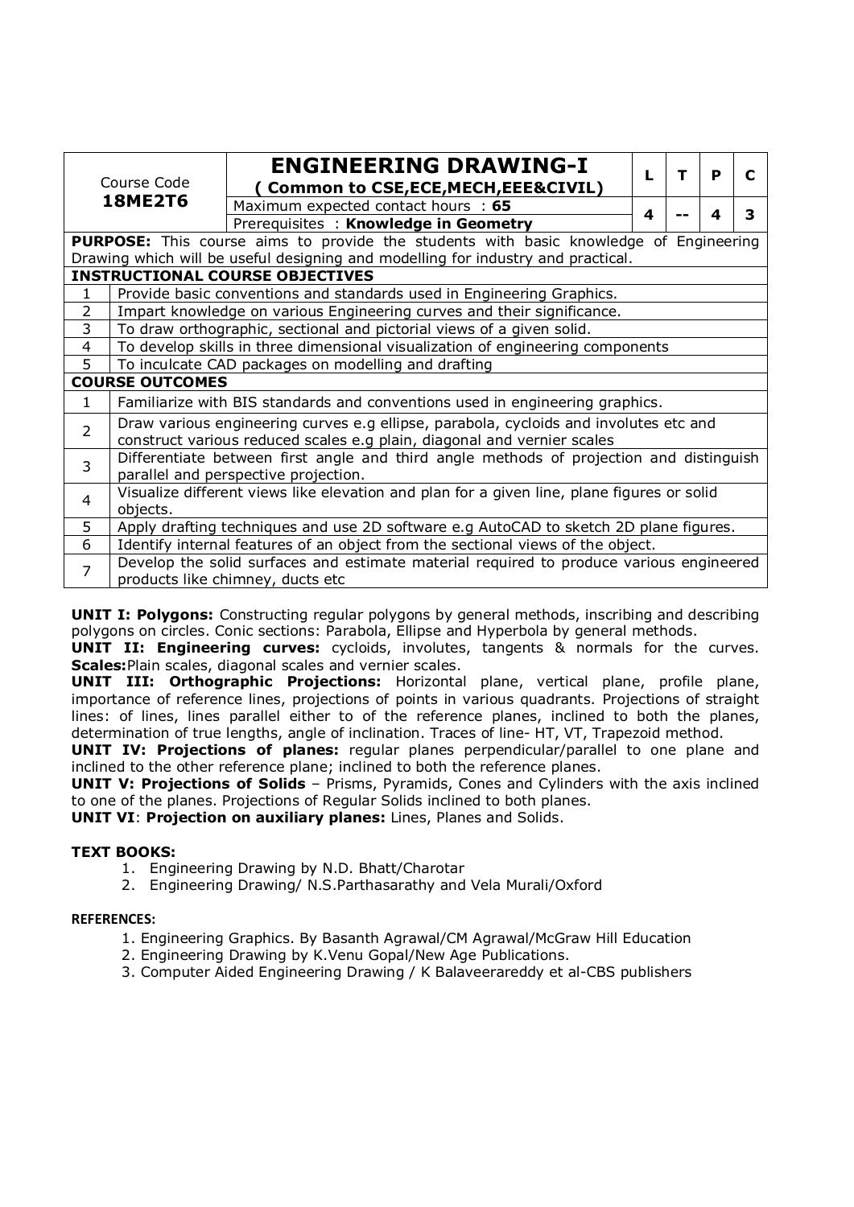| Course Code **18ME2T6** | **ENGINEERING DRAWING-I** **( Common to CSE,ECE,MECH,EEE&CIVIL)** | L | T | P | C |
|---|---|---|---|---|---|
| | Maximum expected contact hours : **65** | 4 | -- | 4 | 3 |
| | Prerequisites : **Knowledge in Geometry** | | | | |

**PURPOSE:** This course aims to provide the students with basic knowledge of Engineering Drawing which will be useful designing and modelling for industry and practical.

**INSTRUCTIONAL COURSE OBJECTIVES**

| | |
|---|---|
| 1 | Provide basic conventions and standards used in Engineering Graphics. |
| 2 | Impart knowledge on various Engineering curves and their significance. |
| 3 | To draw orthographic, sectional and pictorial views of a given solid. |
| 4 | To develop skills in three dimensional visualization of engineering components |
| 5 | To inculcate CAD packages on modelling and drafting |

**COURSE OUTCOMES**

| | |
|---|---|
| 1 | Familiarize with BIS standards and conventions used in engineering graphics. |
| 2 | Draw various engineering curves e.g ellipse, parabola, cycloids and involutes etc and construct various reduced scales e.g plain, diagonal and vernier scales |
| 3 | Differentiate between first angle and third angle methods of projection and distinguish parallel and perspective projection. |
| 4 | Visualize different views like elevation and plan for a given line, plane figures or solid objects. |
| 5 | Apply drafting techniques and use 2D software e.g AutoCAD to sketch 2D plane figures. |
| 6 | Identify internal features of an object from the sectional views of the object. |
| 7 | Develop the solid surfaces and estimate material required to produce various engineered products like chimney, ducts etc |

**UNIT I: Polygons:** Constructing regular polygons by general methods, inscribing and describing polygons on circles. Conic sections: Parabola, Ellipse and Hyperbola by general methods.

**UNIT II: Engineering curves:** cycloids, involutes, tangents & normals for the curves. **Scales:**Plain scales, diagonal scales and vernier scales.

**UNIT III: Orthographic Projections:** Horizontal plane, vertical plane, profile plane, importance of reference lines, projections of points in various quadrants. Projections of straight lines: of lines, lines parallel either to of the reference planes, inclined to both the planes, determination of true lengths, angle of inclination. Traces of line- HT, VT, Trapezoid method.

**UNIT IV: Projections of planes:** regular planes perpendicular/parallel to one plane and inclined to the other reference plane; inclined to both the reference planes.

**UNIT V: Projections of Solids** – Prisms, Pyramids, Cones and Cylinders with the axis inclined to one of the planes. Projections of Regular Solids inclined to both planes.

**UNIT VI**: **Projection on auxiliary planes:** Lines, Planes and Solids.

**TEXT BOOKS:**

1. Engineering Drawing by N.D. Bhatt/Charotar
2. Engineering Drawing/ N.S.Parthasarathy and Vela Murali/Oxford

**REFERENCES:**

1. Engineering Graphics. By Basanth Agrawal/CM Agrawal/McGraw Hill Education
2. Engineering Drawing by K.Venu Gopal/New Age Publications.
3. Computer Aided Engineering Drawing / K Balaveerareddy et al-CBS publishers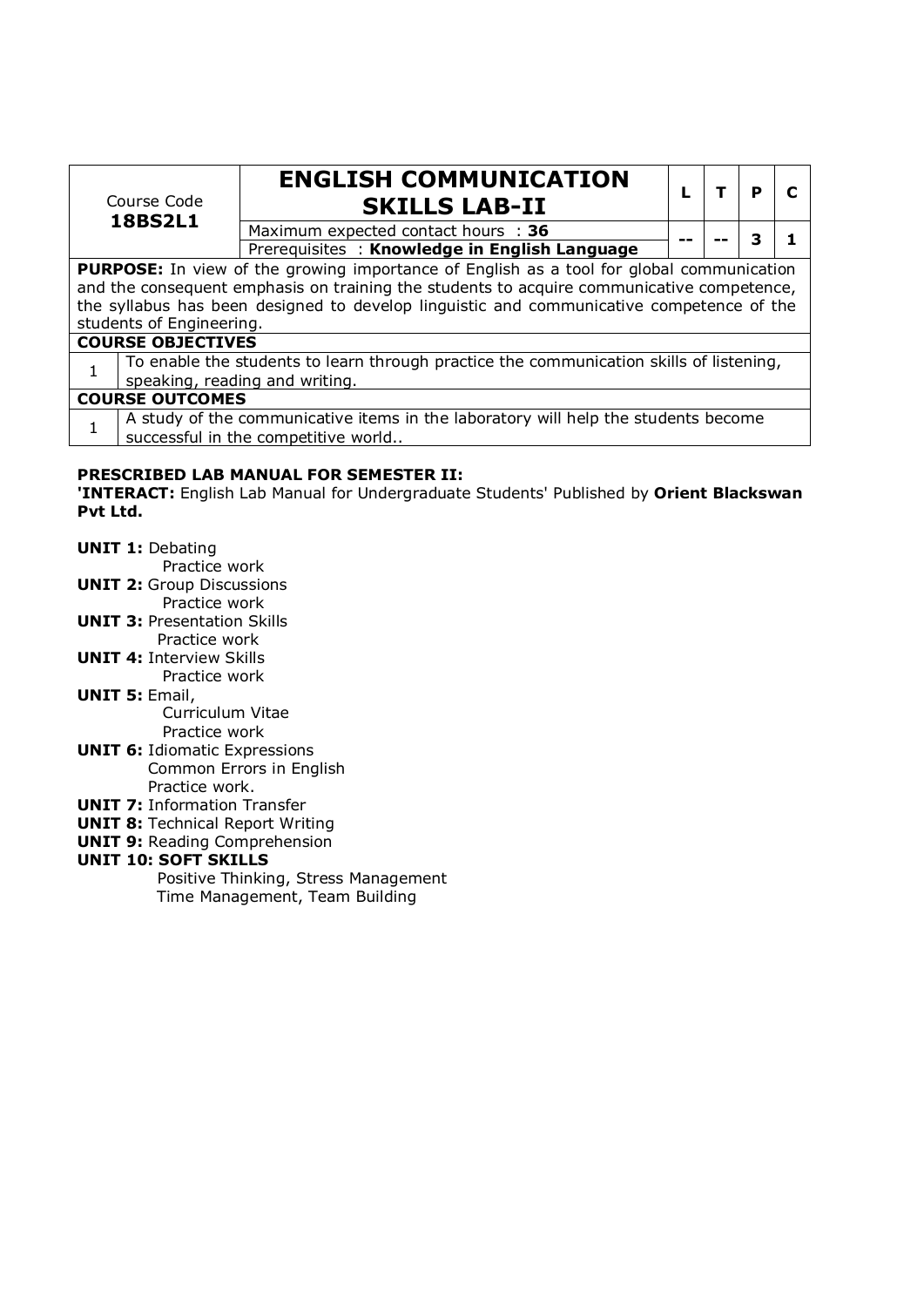| Course Code **18BS2L1** | **ENGLISH COMMUNICATION SKILLS LAB-II** | L | T | P | C |
|---|---|---|---|---|---|
| | Maximum expected contact hours : **36** Prerequisites : **Knowledge in English Language** | -- | -- | 3 | 1 |

**PURPOSE:** In view of the growing importance of English as a tool for global communication and the consequent emphasis on training the students to acquire communicative competence, the syllabus has been designed to develop linguistic and communicative competence of the students of Engineering.

**COURSE OBJECTIVES**

| | |
|---|---|
| 1 | To enable the students to learn through practice the communication skills of listening, speaking, reading and writing. |

**COURSE OUTCOMES**

| | |
|---|---|
| 1 | A study of the communicative items in the laboratory will help the students become successful in the competitive world.. |

**PRESCRIBED LAB MANUAL FOR SEMESTER II:**
**'INTERACT:** English Lab Manual for Undergraduate Students' Published by **Orient Blackswan Pvt Ltd.**

**UNIT 1:** Debating
Practice work

**UNIT 2:** Group Discussions
Practice work

**UNIT 3:** Presentation Skills
Practice work

**UNIT 4:** Interview Skills
Practice work

**UNIT 5:** Email,
Curriculum Vitae
Practice work

**UNIT 6:** Idiomatic Expressions
Common Errors in English
Practice work.

**UNIT 7:** Information Transfer

**UNIT 8:** Technical Report Writing

**UNIT 9:** Reading Comprehension

**UNIT 10: SOFT SKILLS**
Positive Thinking, Stress Management
Time Management, Team Building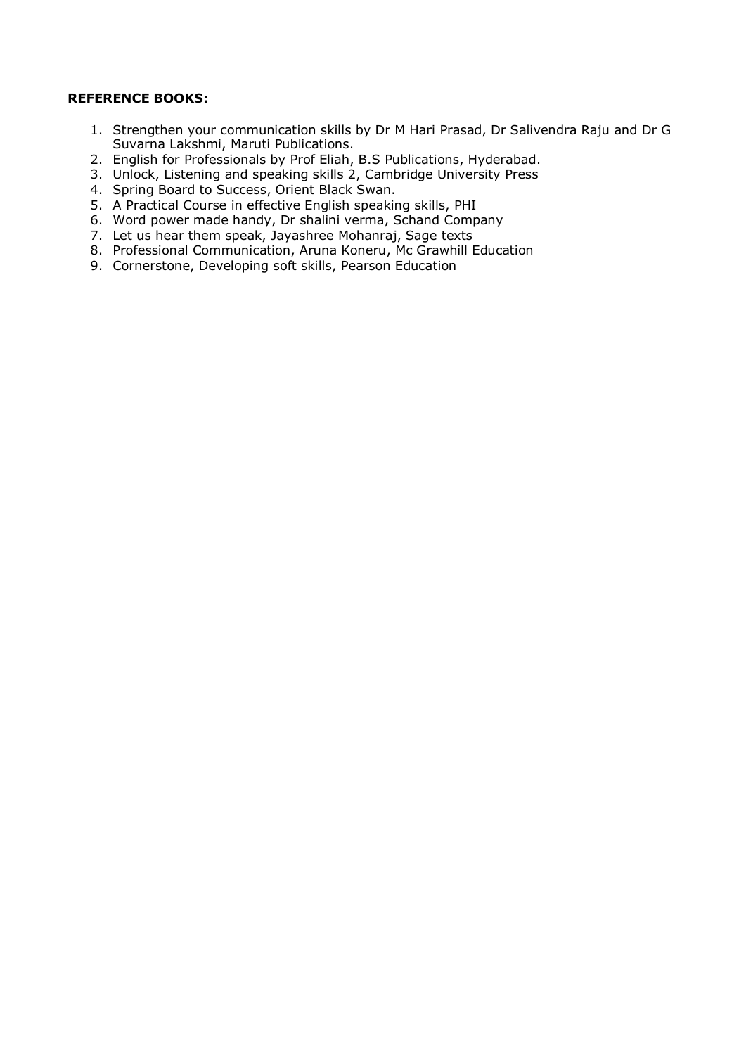**REFERENCE BOOKS:**

1. Strengthen your communication skills by Dr M Hari Prasad, Dr Salivendra Raju and Dr G Suvarna Lakshmi, Maruti Publications.
2. English for Professionals by Prof Eliah, B.S Publications, Hyderabad.
3. Unlock, Listening and speaking skills 2, Cambridge University Press
4. Spring Board to Success, Orient Black Swan.
5. A Practical Course in effective English speaking skills, PHI
6. Word power made handy, Dr shalini verma, Schand Company
7. Let us hear them speak, Jayashree Mohanraj, Sage texts
8. Professional Communication, Aruna Koneru, Mc Grawhill Education
9. Cornerstone, Developing soft skills, Pearson Education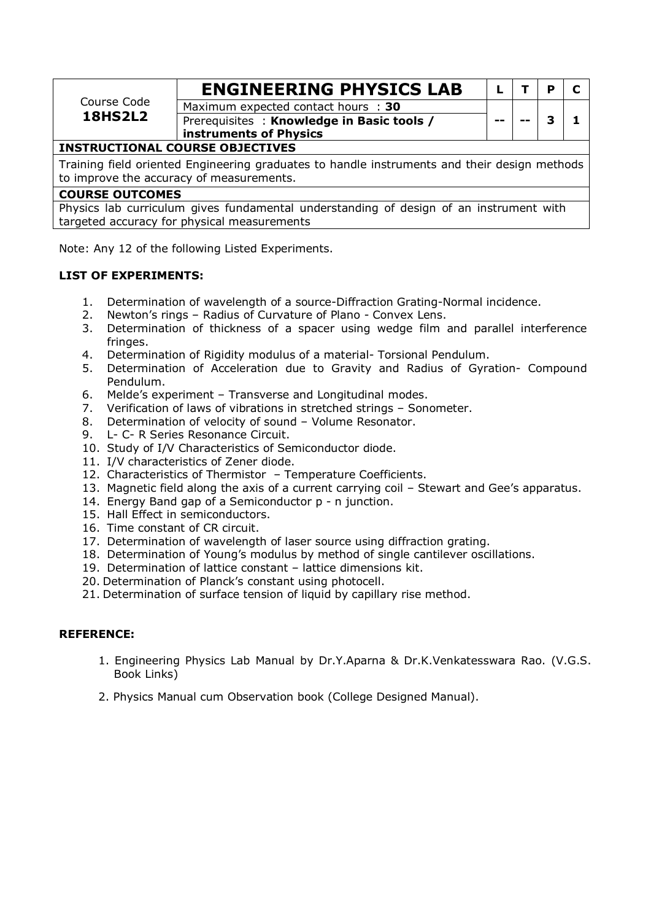| Course Code **18HS2L2** | **ENGINEERING PHYSICS LAB** | L | T | P | C |
|---|---|---|---|---|---|
| | Maximum expected contact hours : **30** | -- | -- | 3 | 1 |
| | Prerequisites : **Knowledge in Basic tools / instruments of Physics** | | | | |

**INSTRUCTIONAL COURSE OBJECTIVES**

Training field oriented Engineering graduates to handle instruments and their design methods to improve the accuracy of measurements.

**COURSE OUTCOMES**

Physics lab curriculum gives fundamental understanding of design of an instrument with targeted accuracy for physical measurements

Note: Any 12 of the following Listed Experiments.

**LIST OF EXPERIMENTS:**

1. Determination of wavelength of a source-Diffraction Grating-Normal incidence.
2. Newton's rings – Radius of Curvature of Plano - Convex Lens.
3. Determination of thickness of a spacer using wedge film and parallel interference fringes.
4. Determination of Rigidity modulus of a material- Torsional Pendulum.
5. Determination of Acceleration due to Gravity and Radius of Gyration- Compound Pendulum.
6. Melde's experiment – Transverse and Longitudinal modes.
7. Verification of laws of vibrations in stretched strings – Sonometer.
8. Determination of velocity of sound – Volume Resonator.
9. L- C- R Series Resonance Circuit.
10. Study of I/V Characteristics of Semiconductor diode.
11. I/V characteristics of Zener diode.
12. Characteristics of Thermistor – Temperature Coefficients.
13. Magnetic field along the axis of a current carrying coil – Stewart and Gee's apparatus.
14. Energy Band gap of a Semiconductor p - n junction.
15. Hall Effect in semiconductors.
16. Time constant of CR circuit.
17. Determination of wavelength of laser source using diffraction grating.
18. Determination of Young's modulus by method of single cantilever oscillations.
19. Determination of lattice constant – lattice dimensions kit.
20. Determination of Planck's constant using photocell.
21. Determination of surface tension of liquid by capillary rise method.

**REFERENCE:**

1. Engineering Physics Lab Manual by Dr.Y.Aparna & Dr.K.Venkatesswara Rao. (V.G.S. Book Links)
2. Physics Manual cum Observation book (College Designed Manual).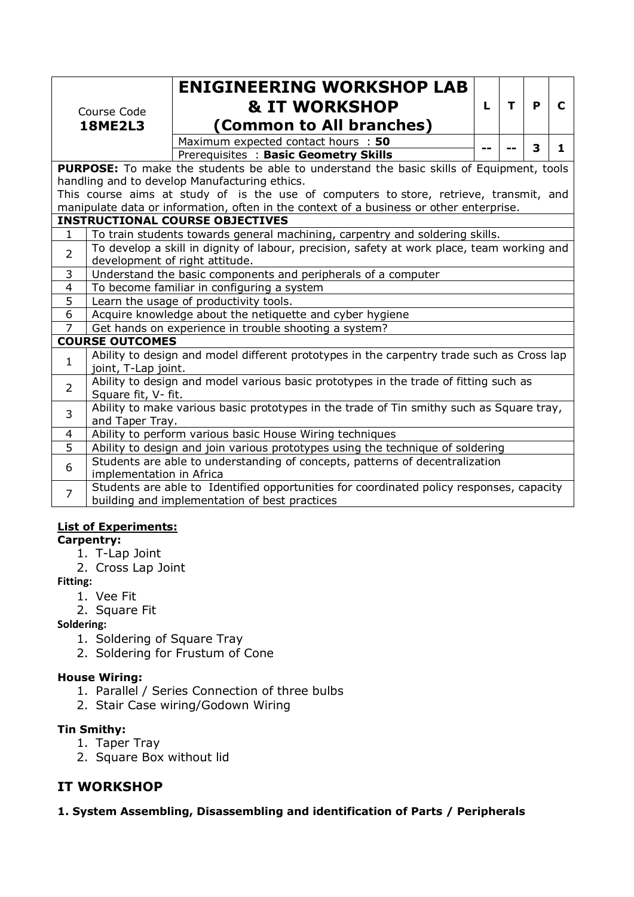| Course Code **18ME2L3** | **ENIGINEERING WORKSHOP LAB & IT WORKSHOP (Common to All branches)** | L | T | P | C |
|---|---|---|---|---|---|
| | Maximum expected contact hours : **50** | -- | -- | 3 | 1 |
| | Prerequisites : **Basic Geometry Skills** | | | | |

**PURPOSE:** To make the students be able to understand the basic skills of Equipment, tools handling and to develop Manufacturing ethics.
This course aims at study of is the use of computers to store, retrieve, transmit, and manipulate data or information, often in the context of a business or other enterprise.

| **INSTRUCTIONAL COURSE OBJECTIVES** | |
|---|---|
| 1 | To train students towards general machining, carpentry and soldering skills. |
| 2 | To develop a skill in dignity of labour, precision, safety at work place, team working and development of right attitude. |
| 3 | Understand the basic components and peripherals of a computer |
| 4 | To become familiar in configuring a system |
| 5 | Learn the usage of productivity tools. |
| 6 | Acquire knowledge about the netiquette and cyber hygiene |
| 7 | Get hands on experience in trouble shooting a system? |

| **COURSE OUTCOMES** | |
|---|---|
| 1 | Ability to design and model different prototypes in the carpentry trade such as Cross lap joint, T-Lap joint. |
| 2 | Ability to design and model various basic prototypes in the trade of fitting such as Square fit, V- fit. |
| 3 | Ability to make various basic prototypes in the trade of Tin smithy such as Square tray, and Taper Tray. |
| 4 | Ability to perform various basic House Wiring techniques |
| 5 | Ability to design and join various prototypes using the technique of soldering |
| 6 | Students are able to understanding of concepts, patterns of decentralization implementation in Africa |
| 7 | Students are able to Identified opportunities for coordinated policy responses, capacity building and implementation of best practices |

**List of Experiments:**

**Carpentry:**

1. T-Lap Joint
2. Cross Lap Joint

**Fitting:**

1. Vee Fit
2. Square Fit

**Soldering:**

1. Soldering of Square Tray
2. Soldering for Frustum of Cone

**House Wiring:**

1. Parallel / Series Connection of three bulbs
2. Stair Case wiring/Godown Wiring

**Tin Smithy:**

1. Taper Tray
2. Square Box without lid

## IT WORKSHOP

**1. System Assembling, Disassembling and identification of Parts / Peripherals**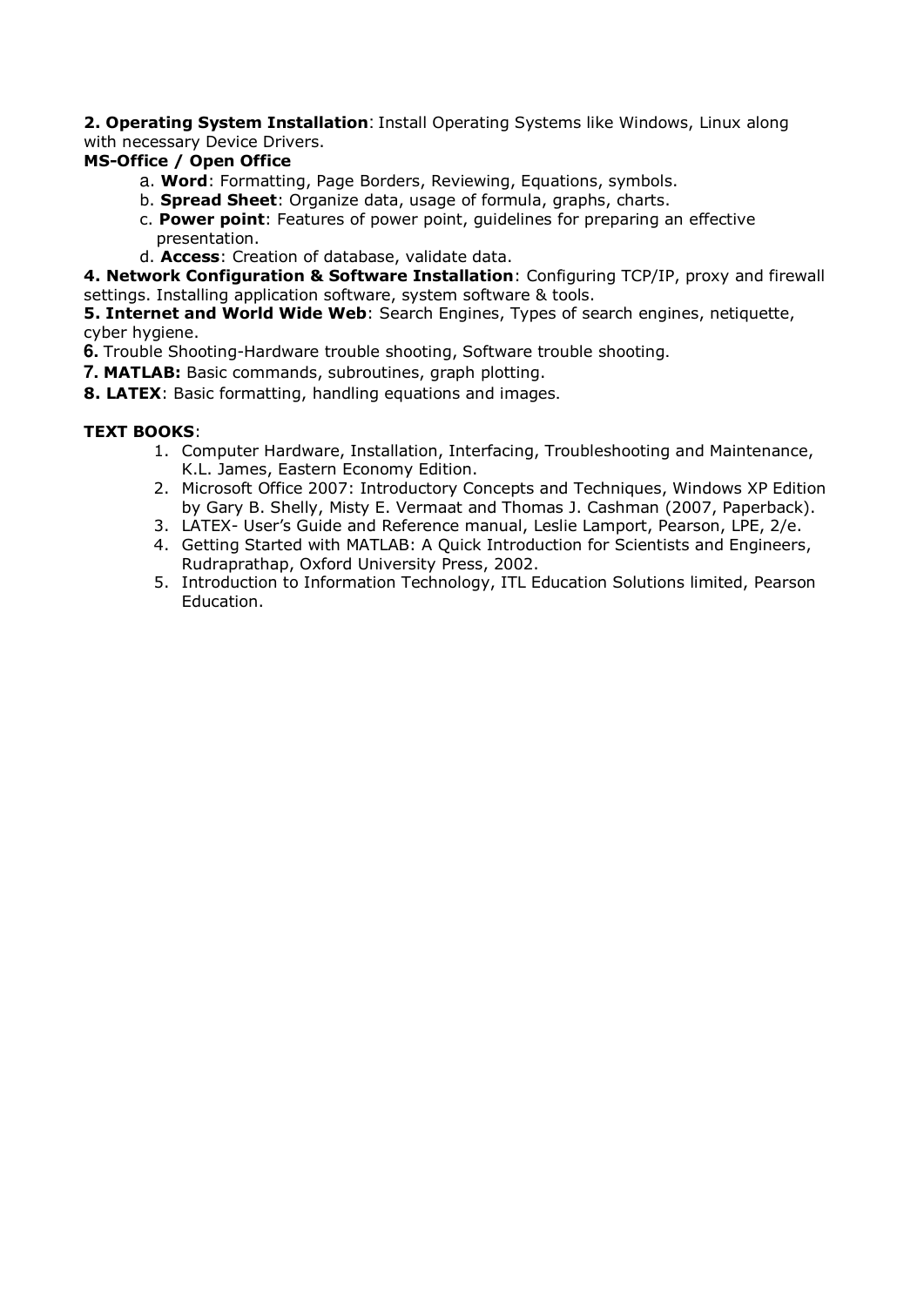**2. Operating System Installation**: Install Operating Systems like Windows, Linux along with necessary Device Drivers.

**MS-Office / Open Office**

a. **Word**: Formatting, Page Borders, Reviewing, Equations, symbols.
b. **Spread Sheet**: Organize data, usage of formula, graphs, charts.
c. **Power point**: Features of power point, guidelines for preparing an effective presentation.
d. **Access**: Creation of database, validate data.

**4. Network Configuration & Software Installation**: Configuring TCP/IP, proxy and firewall settings. Installing application software, system software & tools.

**5. Internet and World Wide Web**: Search Engines, Types of search engines, netiquette, cyber hygiene.

**6.** Trouble Shooting-Hardware trouble shooting, Software trouble shooting.

**7. MATLAB:** Basic commands, subroutines, graph plotting.

**8. LATEX**: Basic formatting, handling equations and images.

**TEXT BOOKS**:

1. Computer Hardware, Installation, Interfacing, Troubleshooting and Maintenance, K.L. James, Eastern Economy Edition.
2. Microsoft Office 2007: Introductory Concepts and Techniques, Windows XP Edition by Gary B. Shelly, Misty E. Vermaat and Thomas J. Cashman (2007, Paperback).
3. LATEX- User's Guide and Reference manual, Leslie Lamport, Pearson, LPE, 2/e.
4. Getting Started with MATLAB: A Quick Introduction for Scientists and Engineers, Rudraprathap, Oxford University Press, 2002.
5. Introduction to Information Technology, ITL Education Solutions limited, Pearson Education.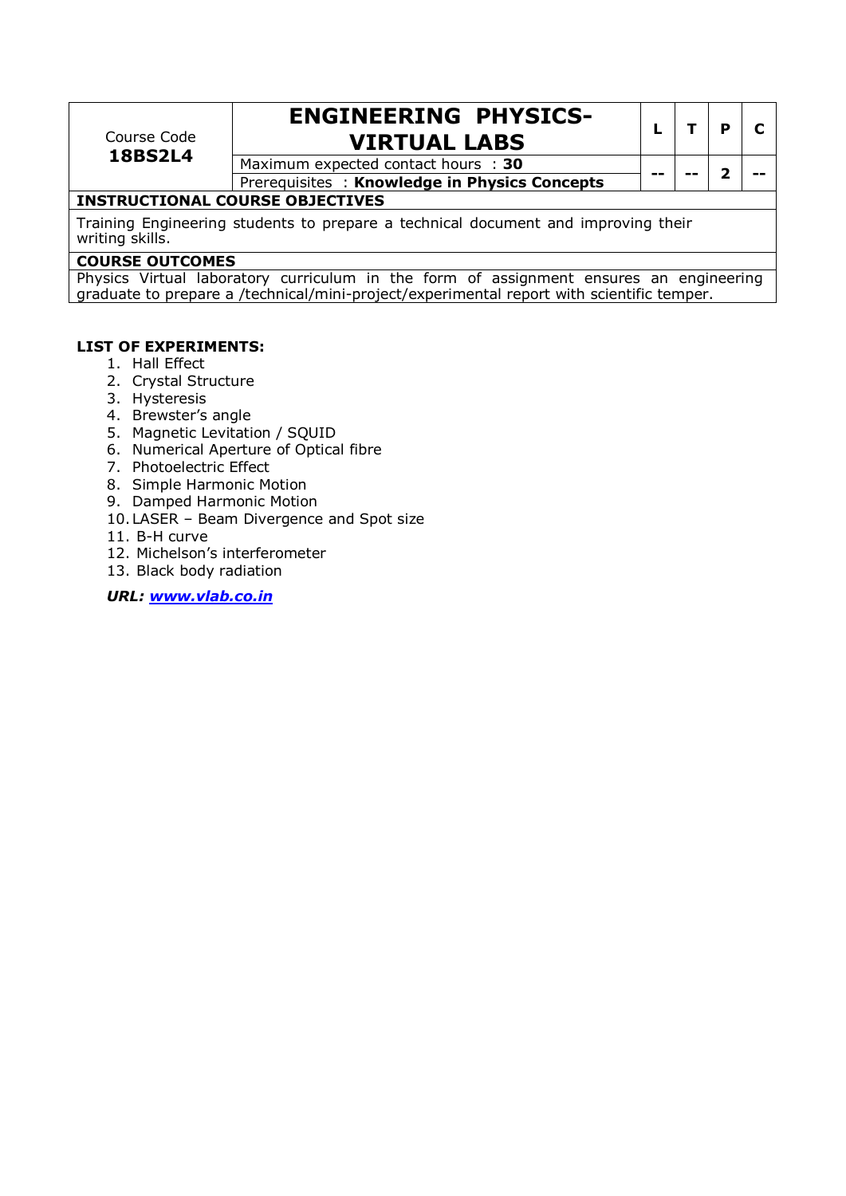| Course Code **18BS2L4** | **ENGINEERING PHYSICS-VIRTUAL LABS** | L | T | P | C |
|---|---|---|---|---|---|
| | Maximum expected contact hours : **30** | -- | -- | 2 | -- |
| | Prerequisites : **Knowledge in Physics Concepts** | | | | |

**INSTRUCTIONAL COURSE OBJECTIVES**

Training Engineering students to prepare a technical document and improving their writing skills.

**COURSE OUTCOMES**

Physics Virtual laboratory curriculum in the form of assignment ensures an engineering graduate to prepare a /technical/mini-project/experimental report with scientific temper.

**LIST OF EXPERIMENTS:**

1. Hall Effect
2. Crystal Structure
3. Hysteresis
4. Brewster's angle
5. Magnetic Levitation / SQUID
6. Numerical Aperture of Optical fibre
7. Photoelectric Effect
8. Simple Harmonic Motion
9. Damped Harmonic Motion
10. LASER – Beam Divergence and Spot size
11. B-H curve
12. Michelson's interferometer
13. Black body radiation

***URL: [www.vlab.co.in](http://www.vlab.co.in)***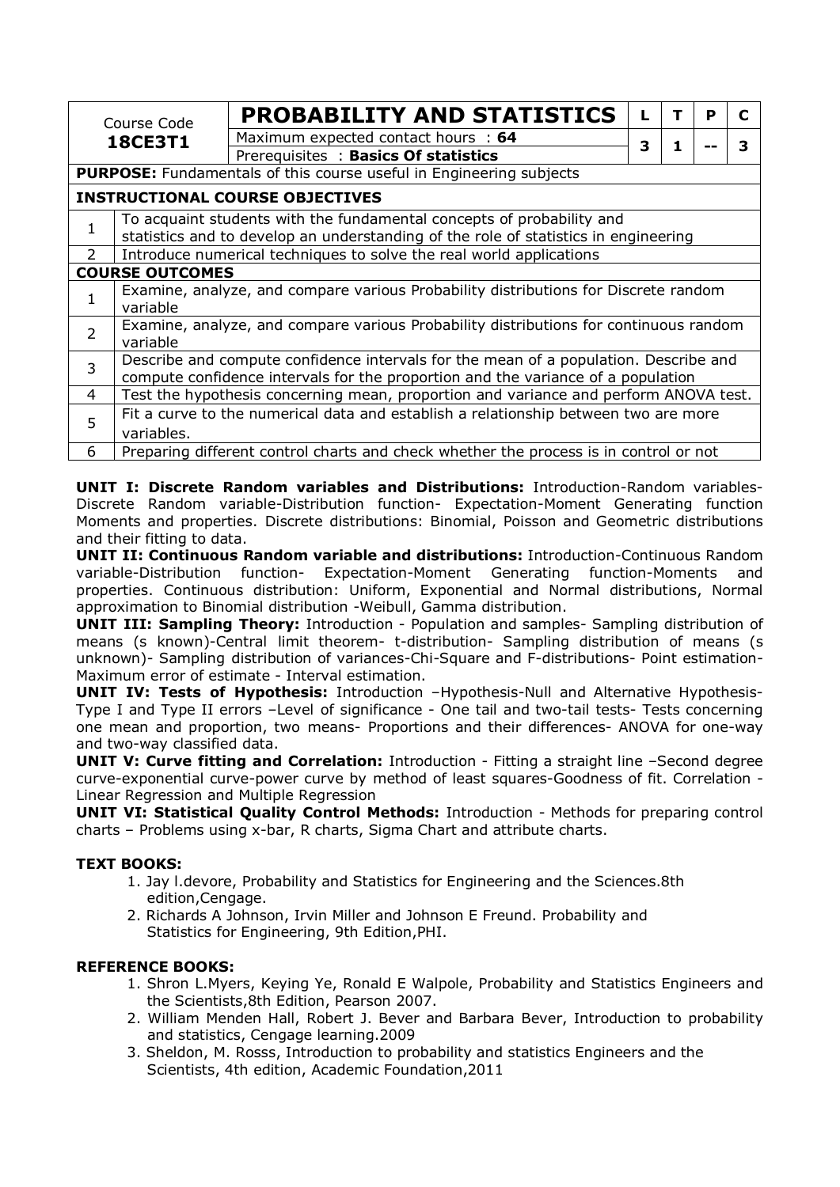| Course Code **18CE3T1** | **PROBABILITY AND STATISTICS** | L | T | P | C |
|---|---|---|---|---|---|
| | Maximum expected contact hours : **64** | 3 | 1 | -- | 3 |
| | Prerequisites : **Basics Of statistics** | | | | |

**PURPOSE:** Fundamentals of this course useful in Engineering subjects

| **INSTRUCTIONAL COURSE OBJECTIVES** | |
|---|---|
| 1 | To acquaint students with the fundamental concepts of probability and statistics and to develop an understanding of the role of statistics in engineering |
| 2 | Introduce numerical techniques to solve the real world applications |

| **COURSE OUTCOMES** | |
|---|---|
| 1 | Examine, analyze, and compare various Probability distributions for Discrete random variable |
| 2 | Examine, analyze, and compare various Probability distributions for continuous random variable |
| 3 | Describe and compute confidence intervals for the mean of a population. Describe and compute confidence intervals for the proportion and the variance of a population |
| 4 | Test the hypothesis concerning mean, proportion and variance and perform ANOVA test. |
| 5 | Fit a curve to the numerical data and establish a relationship between two are more variables. |
| 6 | Preparing different control charts and check whether the process is in control or not |

**UNIT I: Discrete Random variables and Distributions:** Introduction-Random variables-Discrete Random variable-Distribution function- Expectation-Moment Generating function Moments and properties. Discrete distributions: Binomial, Poisson and Geometric distributions and their fitting to data.

**UNIT II: Continuous Random variable and distributions:** Introduction-Continuous Random variable-Distribution function- Expectation-Moment Generating function-Moments and properties. Continuous distribution: Uniform, Exponential and Normal distributions, Normal approximation to Binomial distribution -Weibull, Gamma distribution.

**UNIT III: Sampling Theory:** Introduction - Population and samples- Sampling distribution of means (s known)-Central limit theorem- t-distribution- Sampling distribution of means (s unknown)- Sampling distribution of variances-Chi-Square and F-distributions- Point estimation-Maximum error of estimate - Interval estimation.

**UNIT IV: Tests of Hypothesis:** Introduction –Hypothesis-Null and Alternative Hypothesis-Type I and Type II errors –Level of significance - One tail and two-tail tests- Tests concerning one mean and proportion, two means- Proportions and their differences- ANOVA for one-way and two-way classified data.

**UNIT V: Curve fitting and Correlation:** Introduction - Fitting a straight line –Second degree curve-exponential curve-power curve by method of least squares-Goodness of fit. Correlation - Linear Regression and Multiple Regression

**UNIT VI: Statistical Quality Control Methods:** Introduction - Methods for preparing control charts – Problems using x-bar, R charts, Sigma Chart and attribute charts.

**TEXT BOOKS:**

1. Jay l.devore, Probability and Statistics for Engineering and the Sciences.8th edition,Cengage.
2. Richards A Johnson, Irvin Miller and Johnson E Freund. Probability and Statistics for Engineering, 9th Edition,PHI.

**REFERENCE BOOKS:**

1. Shron L.Myers, Keying Ye, Ronald E Walpole, Probability and Statistics Engineers and the Scientists,8th Edition, Pearson 2007.
2. William Menden Hall, Robert J. Bever and Barbara Bever, Introduction to probability and statistics, Cengage learning.2009
3. Sheldon, M. Rosss, Introduction to probability and statistics Engineers and the Scientists, 4th edition, Academic Foundation,2011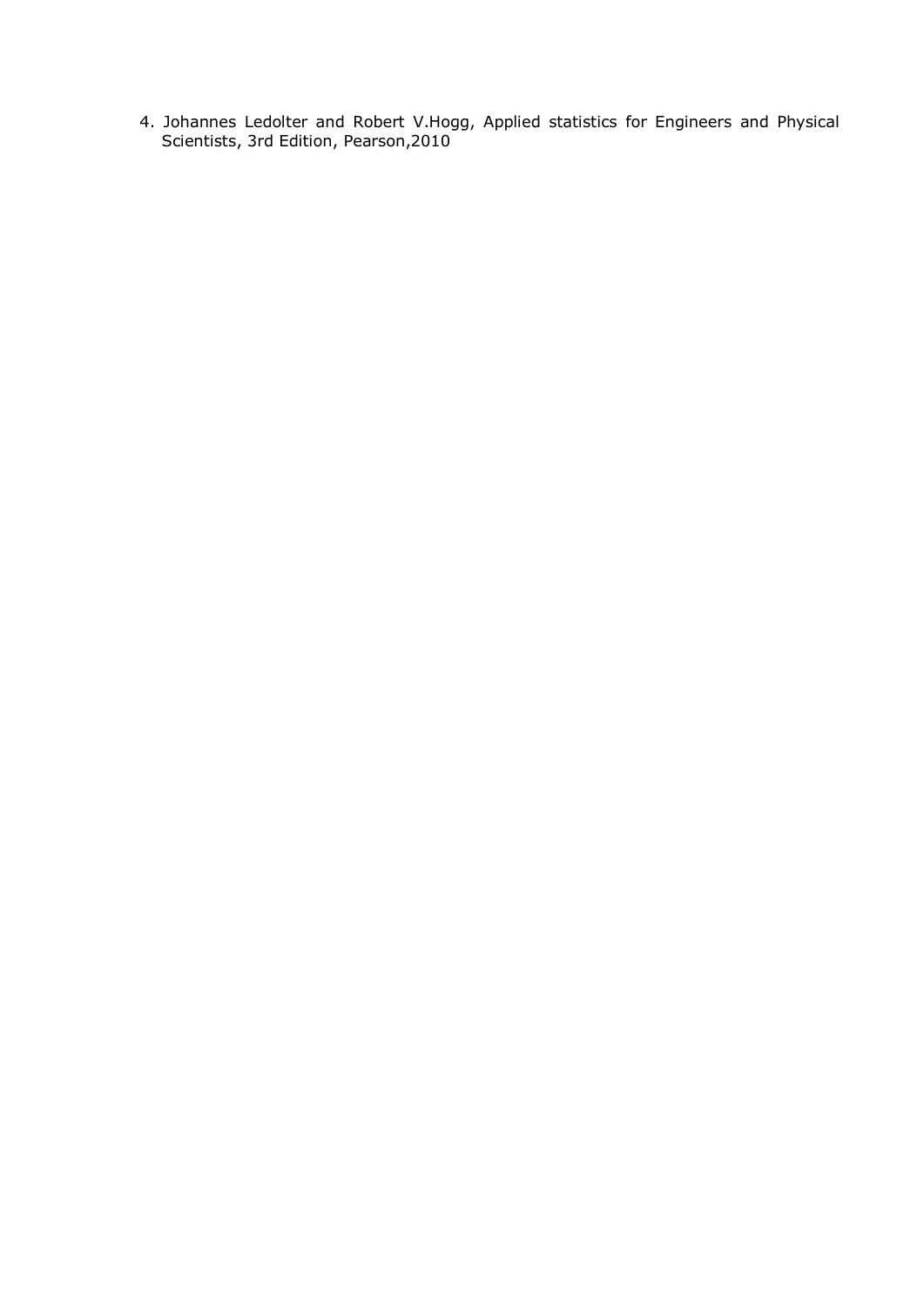4. Johannes Ledolter and Robert V.Hogg, Applied statistics for Engineers and Physical Scientists, 3rd Edition, Pearson,2010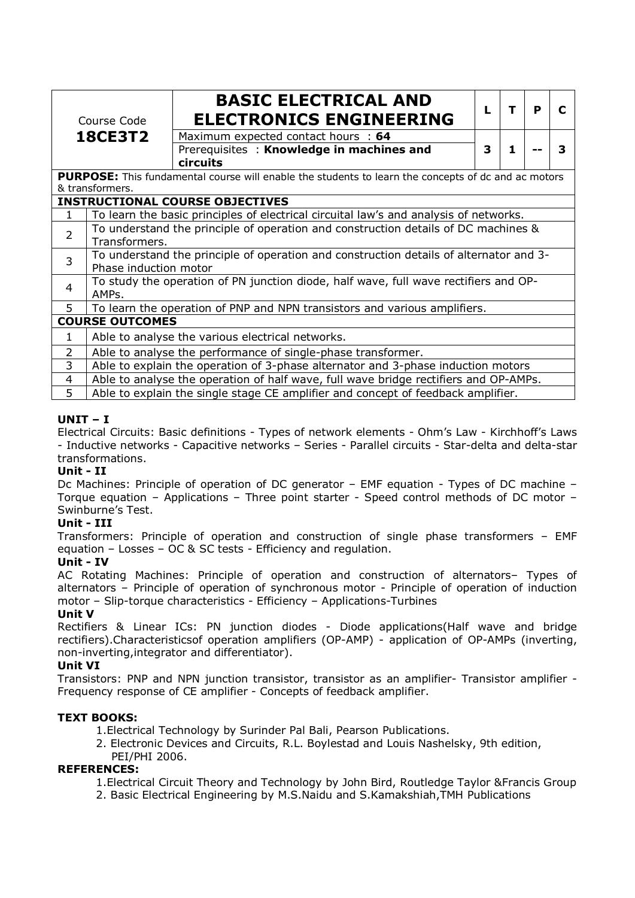| Course Code **18CE3T2** | **BASIC ELECTRICAL AND ELECTRONICS ENGINEERING** | L | T | P | C |
|---|---|---|---|---|---|
| | Maximum expected contact hours : **64** | 3 | 1 | -- | 3 |
| | Prerequisites : **Knowledge in machines and circuits** | | | | |

**PURPOSE:** This fundamental course will enable the students to learn the concepts of dc and ac motors & transformers.

| **INSTRUCTIONAL COURSE OBJECTIVES** | |
|---|---|
| 1 | To learn the basic principles of electrical circuital law's and analysis of networks. |
| 2 | To understand the principle of operation and construction details of DC machines & Transformers. |
| 3 | To understand the principle of operation and construction details of alternator and 3-Phase induction motor |
| 4 | To study the operation of PN junction diode, half wave, full wave rectifiers and OP-AMPs. |
| 5 | To learn the operation of PNP and NPN transistors and various amplifiers. |

| **COURSE OUTCOMES** | |
|---|---|
| 1 | Able to analyse the various electrical networks. |
| 2 | Able to analyse the performance of single-phase transformer. |
| 3 | Able to explain the operation of 3-phase alternator and 3-phase induction motors |
| 4 | Able to analyse the operation of half wave, full wave bridge rectifiers and OP-AMPs. |
| 5 | Able to explain the single stage CE amplifier and concept of feedback amplifier. |

**UNIT – I**

Electrical Circuits: Basic definitions - Types of network elements - Ohm's Law - Kirchhoff's Laws - Inductive networks - Capacitive networks – Series - Parallel circuits - Star-delta and delta-star transformations.

**Unit - II**

Dc Machines: Principle of operation of DC generator – EMF equation - Types of DC machine – Torque equation – Applications – Three point starter - Speed control methods of DC motor – Swinburne's Test.

**Unit - III**

Transformers: Principle of operation and construction of single phase transformers – EMF equation – Losses – OC & SC tests - Efficiency and regulation.

**Unit - IV**

AC Rotating Machines: Principle of operation and construction of alternators– Types of alternators – Principle of operation of synchronous motor - Principle of operation of induction motor – Slip-torque characteristics - Efficiency – Applications-Turbines

**Unit V**

Rectifiers & Linear ICs: PN junction diodes - Diode applications(Half wave and bridge rectifiers).Characteristicsof operation amplifiers (OP-AMP) - application of OP-AMPs (inverting, non-inverting,integrator and differentiator).

**Unit VI**

Transistors: PNP and NPN junction transistor, transistor as an amplifier- Transistor amplifier - Frequency response of CE amplifier - Concepts of feedback amplifier.

**TEXT BOOKS:**

1. Electrical Technology by Surinder Pal Bali, Pearson Publications.
2. Electronic Devices and Circuits, R.L. Boylestad and Louis Nashelsky, 9th edition, PEI/PHI 2006.

**REFERENCES:**

1. Electrical Circuit Theory and Technology by John Bird, Routledge Taylor &Francis Group
2. Basic Electrical Engineering by M.S.Naidu and S.Kamakshiah,TMH Publications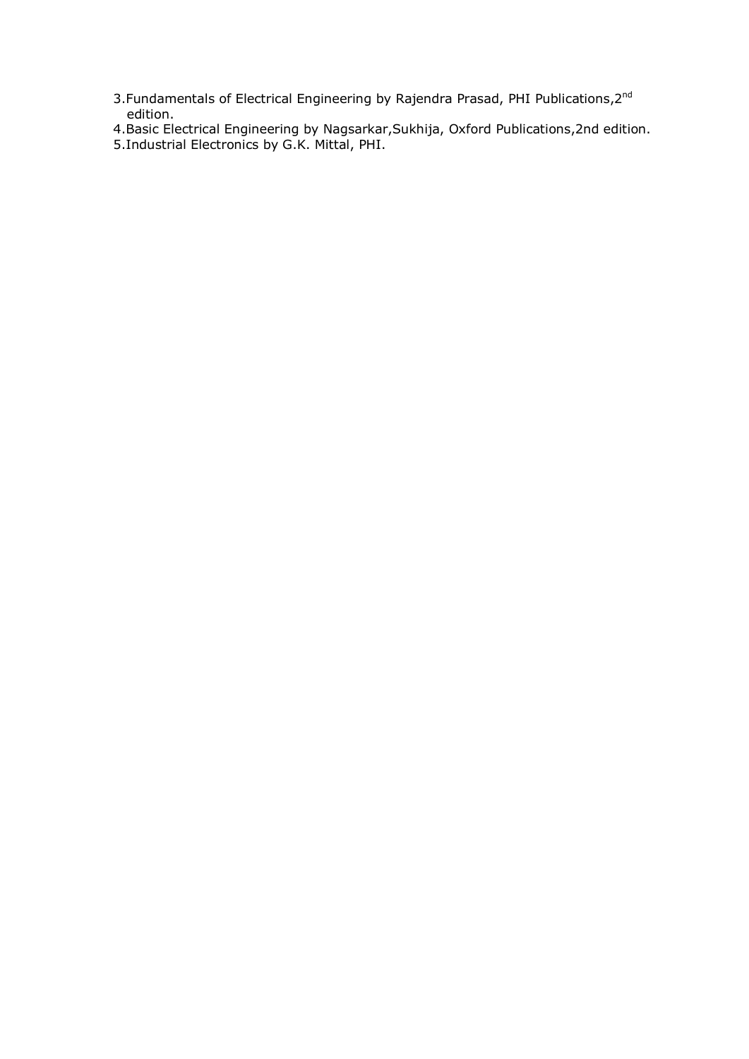3. Fundamentals of Electrical Engineering by Rajendra Prasad, PHI Publications, 2nd edition.
4. Basic Electrical Engineering by Nagsarkar, Sukhija, Oxford Publications, 2nd edition.
5. Industrial Electronics by G.K. Mittal, PHI.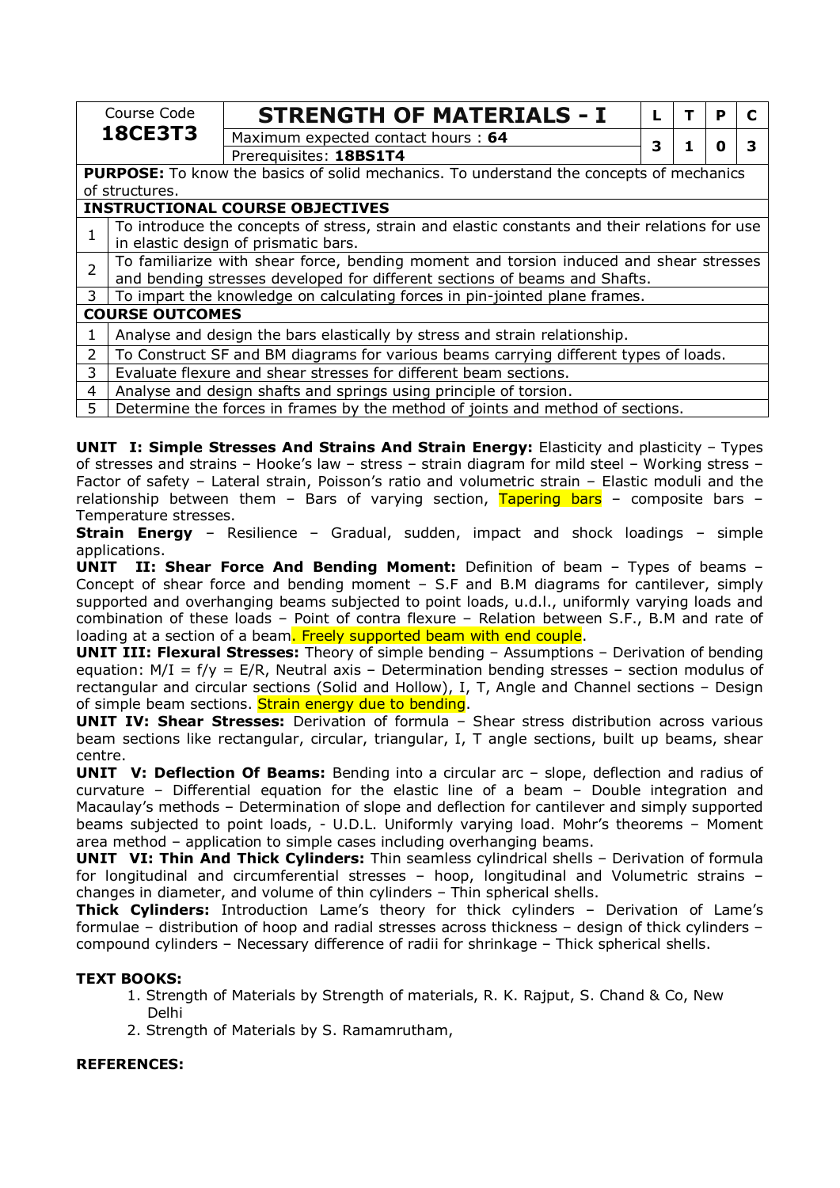| Course Code **18CE3T3** | **STRENGTH OF MATERIALS - I** | L | T | P | C |
|---|---|---|---|---|---|
| | Maximum expected contact hours : **64** | 3 | 1 | 0 | 3 |
| | Prerequisites: **18BS1T4** | | | | |

**PURPOSE:** To know the basics of solid mechanics. To understand the concepts of mechanics of structures.

| **INSTRUCTIONAL COURSE OBJECTIVES** | |
|---|---|
| 1 | To introduce the concepts of stress, strain and elastic constants and their relations for use in elastic design of prismatic bars. |
| 2 | To familiarize with shear force, bending moment and torsion induced and shear stresses and bending stresses developed for different sections of beams and Shafts. |
| 3 | To impart the knowledge on calculating forces in pin-jointed plane frames. |

| **COURSE OUTCOMES** | |
|---|---|
| 1 | Analyse and design the bars elastically by stress and strain relationship. |
| 2 | To Construct SF and BM diagrams for various beams carrying different types of loads. |
| 3 | Evaluate flexure and shear stresses for different beam sections. |
| 4 | Analyse and design shafts and springs using principle of torsion. |
| 5 | Determine the forces in frames by the method of joints and method of sections. |

**UNIT I: Simple Stresses And Strains And Strain Energy:** Elasticity and plasticity – Types of stresses and strains – Hooke's law – stress – strain diagram for mild steel – Working stress – Factor of safety – Lateral strain, Poisson's ratio and volumetric strain – Elastic moduli and the relationship between them – Bars of varying section, Tapering bars – composite bars – Temperature stresses.

**Strain Energy** – Resilience – Gradual, sudden, impact and shock loadings – simple applications.

**UNIT II: Shear Force And Bending Moment:** Definition of beam – Types of beams – Concept of shear force and bending moment – S.F and B.M diagrams for cantilever, simply supported and overhanging beams subjected to point loads, u.d.l., uniformly varying loads and combination of these loads – Point of contra flexure – Relation between S.F., B.M and rate of loading at a section of a beam. Freely supported beam with end couple.

**UNIT III: Flexural Stresses:** Theory of simple bending – Assumptions – Derivation of bending equation: $M/I = f/y = E/R$, Neutral axis – Determination bending stresses – section modulus of rectangular and circular sections (Solid and Hollow), I, T, Angle and Channel sections – Design of simple beam sections. Strain energy due to bending.

**UNIT IV: Shear Stresses:** Derivation of formula – Shear stress distribution across various beam sections like rectangular, circular, triangular, I, T angle sections, built up beams, shear centre.

**UNIT V: Deflection Of Beams:** Bending into a circular arc – slope, deflection and radius of curvature – Differential equation for the elastic line of a beam – Double integration and Macaulay's methods – Determination of slope and deflection for cantilever and simply supported beams subjected to point loads, - U.D.L. Uniformly varying load. Mohr's theorems – Moment area method – application to simple cases including overhanging beams.

**UNIT VI: Thin And Thick Cylinders:** Thin seamless cylindrical shells – Derivation of formula for longitudinal and circumferential stresses – hoop, longitudinal and Volumetric strains – changes in diameter, and volume of thin cylinders – Thin spherical shells.

**Thick Cylinders:** Introduction Lame's theory for thick cylinders – Derivation of Lame's formulae – distribution of hoop and radial stresses across thickness – design of thick cylinders – compound cylinders – Necessary difference of radii for shrinkage – Thick spherical shells.

**TEXT BOOKS:**

1. Strength of Materials by Strength of materials, R. K. Rajput, S. Chand & Co, New Delhi
2. Strength of Materials by S. Ramamrutham,

**REFERENCES:**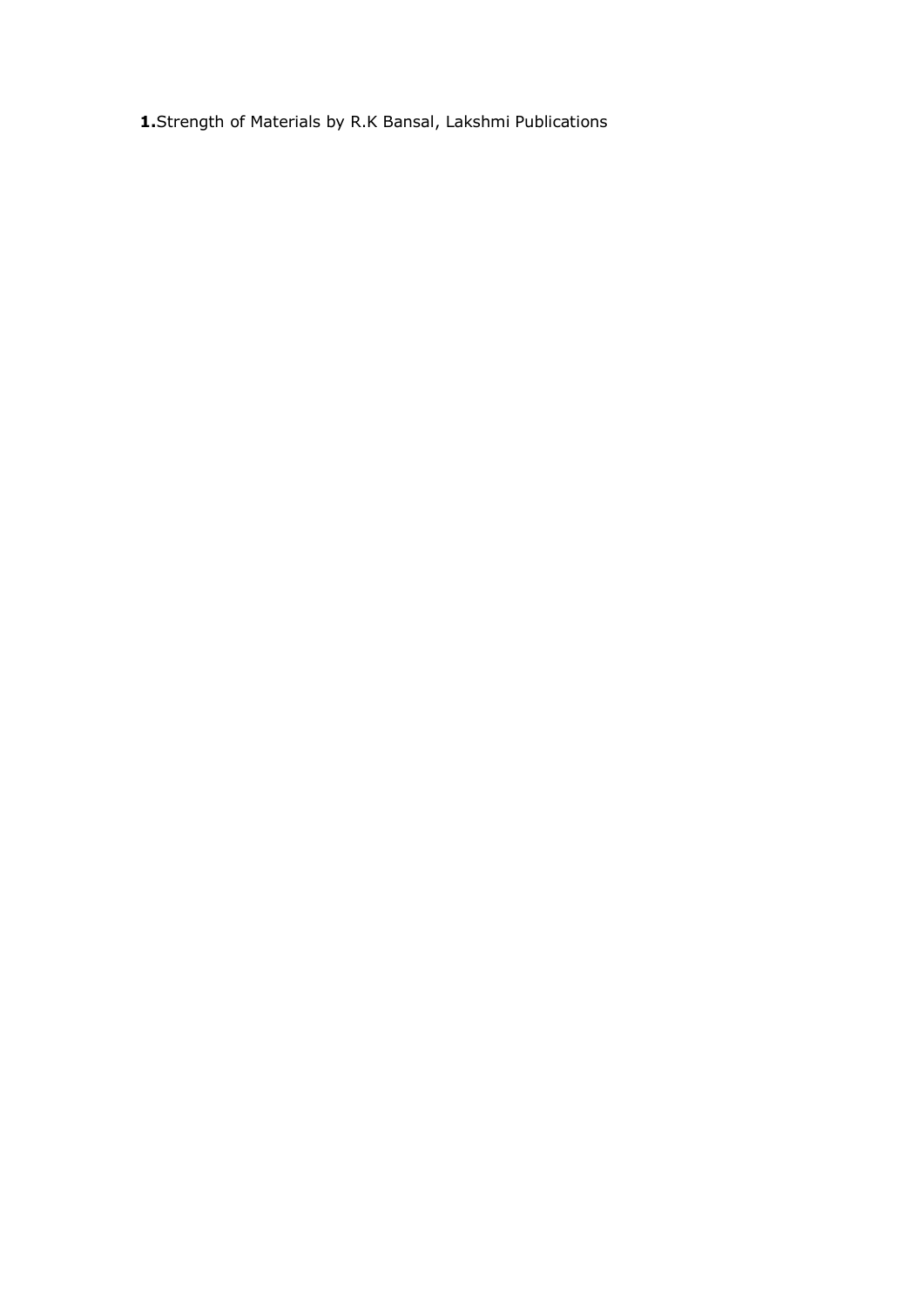**1.**Strength of Materials by R.K Bansal, Lakshmi Publications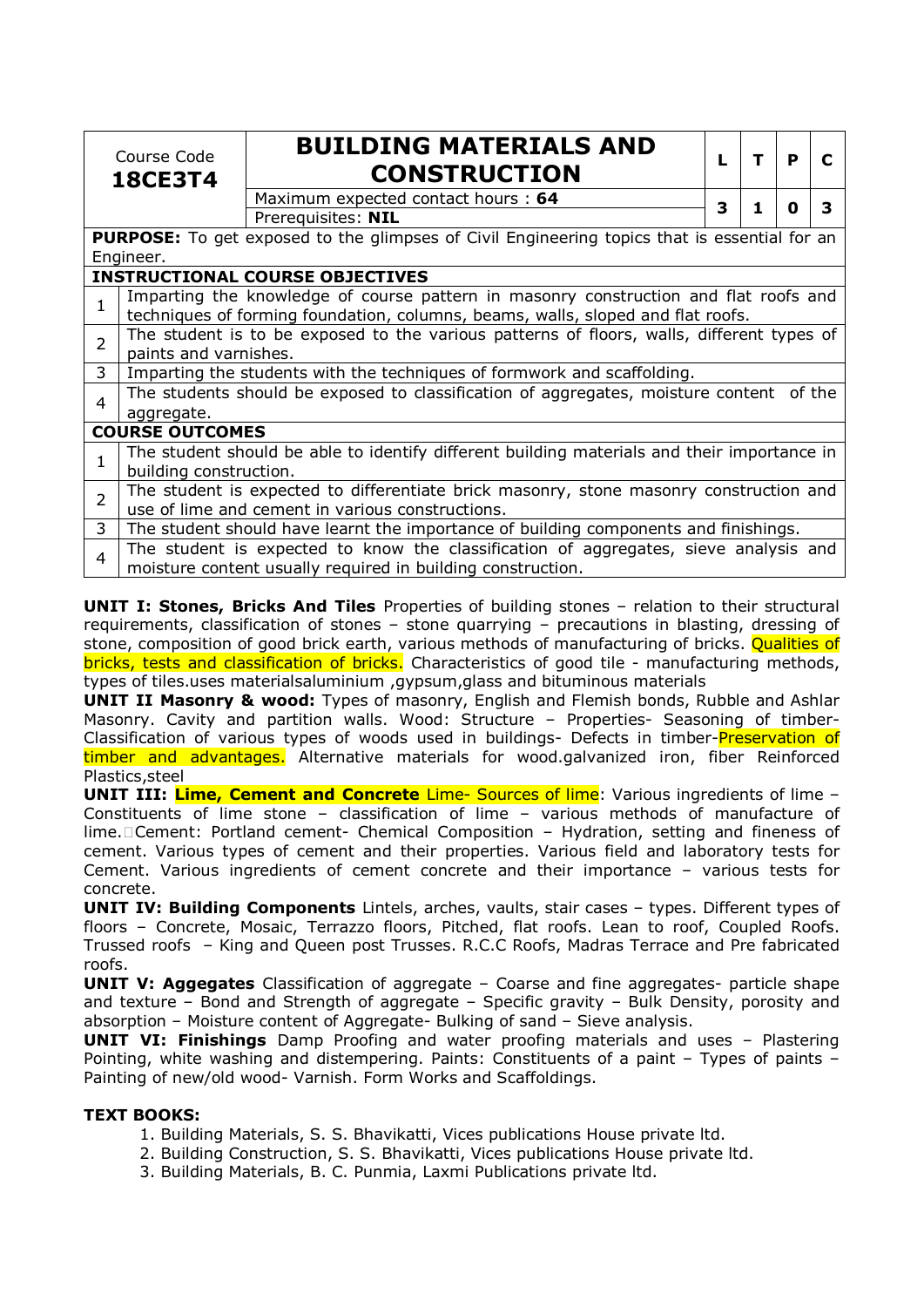| Course Code **18CE3T4** | **BUILDING MATERIALS AND CONSTRUCTION** | L | T | P | C |
|---|---|---|---|---|---|
| | Maximum expected contact hours : **64** | 3 | 1 | 0 | 3 |
| | Prerequisites: **NIL** | | | | |

| | |
|---|---|
| **PURPOSE:** To get exposed to the glimpses of Civil Engineering topics that is essential for an Engineer. | |
| **INSTRUCTIONAL COURSE OBJECTIVES** | |
| 1 | Imparting the knowledge of course pattern in masonry construction and flat roofs and techniques of forming foundation, columns, beams, walls, sloped and flat roofs. |
| 2 | The student is to be exposed to the various patterns of floors, walls, different types of paints and varnishes. |
| 3 | Imparting the students with the techniques of formwork and scaffolding. |
| 4 | The students should be exposed to classification of aggregates, moisture content of the aggregate. |
| **COURSE OUTCOMES** | |
| 1 | The student should be able to identify different building materials and their importance in building construction. |
| 2 | The student is expected to differentiate brick masonry, stone masonry construction and use of lime and cement in various constructions. |
| 3 | The student should have learnt the importance of building components and finishings. |
| 4 | The student is expected to know the classification of aggregates, sieve analysis and moisture content usually required in building construction. |

**UNIT I: Stones, Bricks And Tiles** Properties of building stones – relation to their structural requirements, classification of stones – stone quarrying – precautions in blasting, dressing of stone, composition of good brick earth, various methods of manufacturing of bricks. Qualities of bricks, tests and classification of bricks. Characteristics of good tile - manufacturing methods, types of tiles.uses materialsaluminium ,gypsum,glass and bituminous materials

**UNIT II Masonry & wood:** Types of masonry, English and Flemish bonds, Rubble and Ashlar Masonry. Cavity and partition walls. Wood: Structure – Properties- Seasoning of timber- Classification of various types of woods used in buildings- Defects in timber-Preservation of timber and advantages. Alternative materials for wood.galvanized iron, fiber Reinforced Plastics,steel

**UNIT III: Lime, Cement and Concrete** Lime- Sources of lime: Various ingredients of lime – Constituents of lime stone – classification of lime – various methods of manufacture of lime. Cement: Portland cement- Chemical Composition – Hydration, setting and fineness of cement. Various types of cement and their properties. Various field and laboratory tests for Cement. Various ingredients of cement concrete and their importance – various tests for concrete.

**UNIT IV: Building Components** Lintels, arches, vaults, stair cases – types. Different types of floors – Concrete, Mosaic, Terrazzo floors, Pitched, flat roofs. Lean to roof, Coupled Roofs. Trussed roofs – King and Queen post Trusses. R.C.C Roofs, Madras Terrace and Pre fabricated roofs.

**UNIT V: Aggegates** Classification of aggregate – Coarse and fine aggregates- particle shape and texture – Bond and Strength of aggregate – Specific gravity – Bulk Density, porosity and absorption – Moisture content of Aggregate- Bulking of sand – Sieve analysis.

**UNIT VI: Finishings** Damp Proofing and water proofing materials and uses – Plastering Pointing, white washing and distempering. Paints: Constituents of a paint – Types of paints – Painting of new/old wood- Varnish. Form Works and Scaffoldings.

**TEXT BOOKS:**

1. Building Materials, S. S. Bhavikatti, Vices publications House private ltd.
2. Building Construction, S. S. Bhavikatti, Vices publications House private ltd.
3. Building Materials, B. C. Punmia, Laxmi Publications private ltd.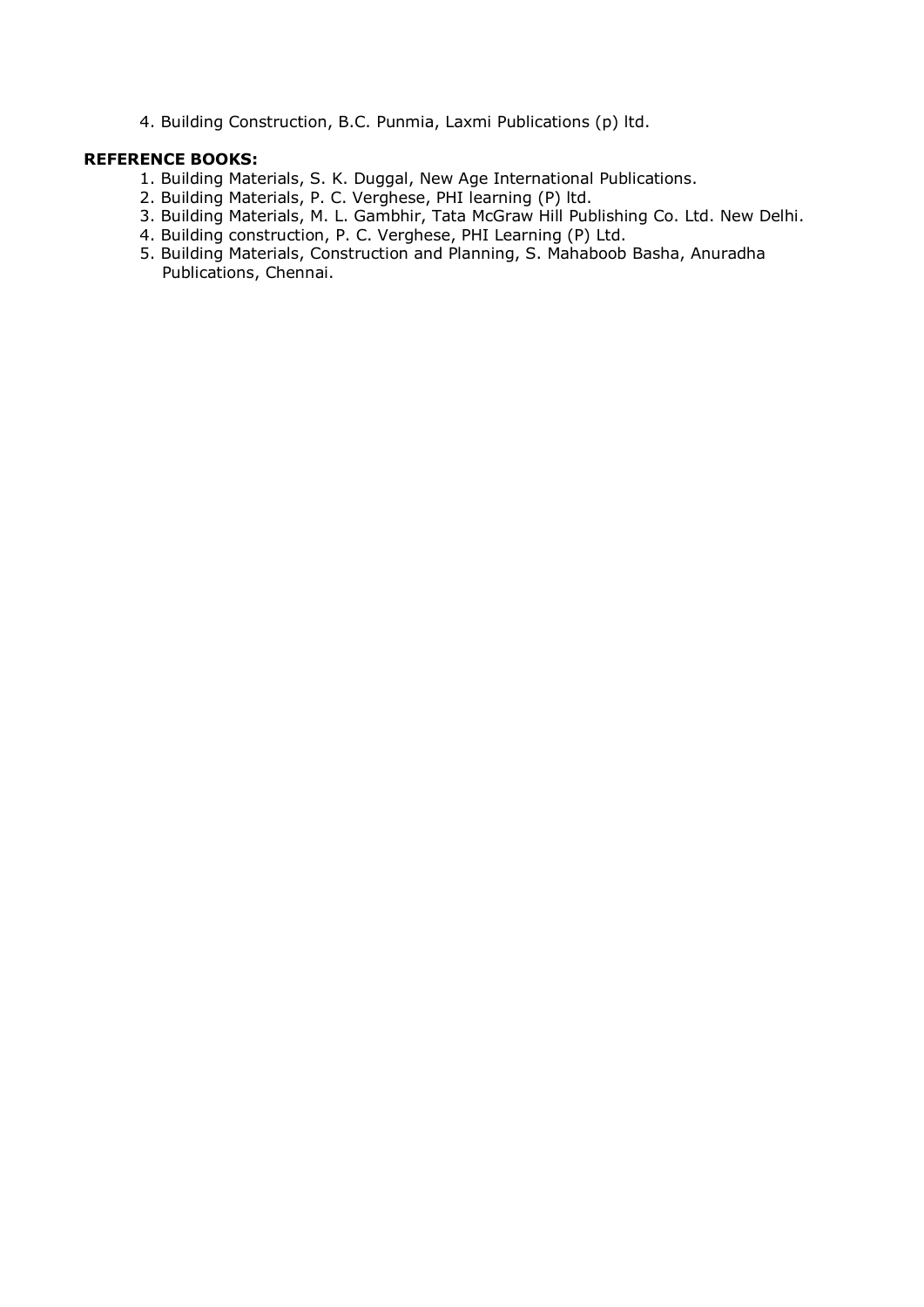4. Building Construction, B.C. Punmia, Laxmi Publications (p) ltd.

**REFERENCE BOOKS:**

1. Building Materials, S. K. Duggal, New Age International Publications.
2. Building Materials, P. C. Verghese, PHI learning (P) ltd.
3. Building Materials, M. L. Gambhir, Tata McGraw Hill Publishing Co. Ltd. New Delhi.
4. Building construction, P. C. Verghese, PHI Learning (P) Ltd.
5. Building Materials, Construction and Planning, S. Mahaboob Basha, Anuradha Publications, Chennai.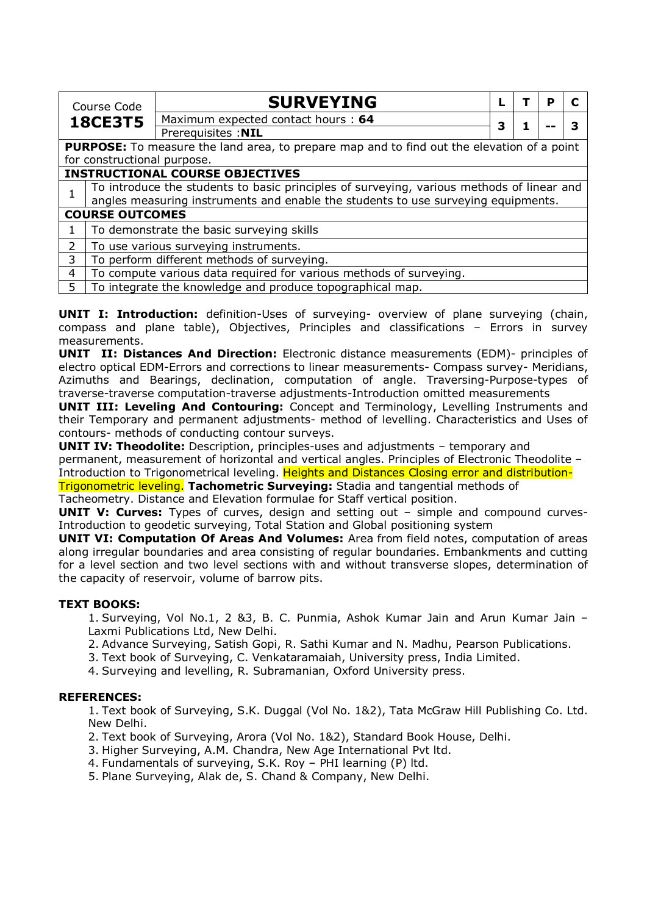| Course Code | SURVEYING | L | T | P | C |
|---|---|---|---|---|---|
| **18CE3T5** | Maximum expected contact hours : **64** | 3 | 1 | -- | 3 |
| | Prerequisites :**NIL** | | | | |

**PURPOSE:** To measure the land area, to prepare map and to find out the elevation of a point for constructional purpose.

**INSTRUCTIONAL COURSE OBJECTIVES**

| | |
|---|---|
| 1 | To introduce the students to basic principles of surveying, various methods of linear and angles measuring instruments and enable the students to use surveying equipments. |

**COURSE OUTCOMES**

| | |
|---|---|
| 1 | To demonstrate the basic surveying skills |
| 2 | To use various surveying instruments. |
| 3 | To perform different methods of surveying. |
| 4 | To compute various data required for various methods of surveying. |
| 5 | To integrate the knowledge and produce topographical map. |

**UNIT I: Introduction:** definition-Uses of surveying- overview of plane surveying (chain, compass and plane table), Objectives, Principles and classifications – Errors in survey measurements.

**UNIT II: Distances And Direction:** Electronic distance measurements (EDM)- principles of electro optical EDM-Errors and corrections to linear measurements- Compass survey- Meridians, Azimuths and Bearings, declination, computation of angle. Traversing-Purpose-types of traverse-traverse computation-traverse adjustments-Introduction omitted measurements

**UNIT III: Leveling And Contouring:** Concept and Terminology, Levelling Instruments and their Temporary and permanent adjustments- method of levelling. Characteristics and Uses of contours- methods of conducting contour surveys.

**UNIT IV: Theodolite:** Description, principles-uses and adjustments – temporary and permanent, measurement of horizontal and vertical angles. Principles of Electronic Theodolite – Introduction to Trigonometrical leveling. Heights and Distances Closing error and distribution-Trigonometric leveling. **Tachometric Surveying:** Stadia and tangential methods of Tacheometry. Distance and Elevation formulae for Staff vertical position.

**UNIT V: Curves:** Types of curves, design and setting out – simple and compound curves- Introduction to geodetic surveying, Total Station and Global positioning system

**UNIT VI: Computation Of Areas And Volumes:** Area from field notes, computation of areas along irregular boundaries and area consisting of regular boundaries. Embankments and cutting for a level section and two level sections with and without transverse slopes, determination of the capacity of reservoir, volume of barrow pits.

**TEXT BOOKS:**

1. Surveying, Vol No.1, 2 &3, B. C. Punmia, Ashok Kumar Jain and Arun Kumar Jain – Laxmi Publications Ltd, New Delhi.
2. Advance Surveying, Satish Gopi, R. Sathi Kumar and N. Madhu, Pearson Publications.
3. Text book of Surveying, C. Venkataramaiah, University press, India Limited.
4. Surveying and levelling, R. Subramanian, Oxford University press.

**REFERENCES:**

1. Text book of Surveying, S.K. Duggal (Vol No. 1&2), Tata McGraw Hill Publishing Co. Ltd. New Delhi.
2. Text book of Surveying, Arora (Vol No. 1&2), Standard Book House, Delhi.
3. Higher Surveying, A.M. Chandra, New Age International Pvt ltd.
4. Fundamentals of surveying, S.K. Roy – PHI learning (P) ltd.
5. Plane Surveying, Alak de, S. Chand & Company, New Delhi.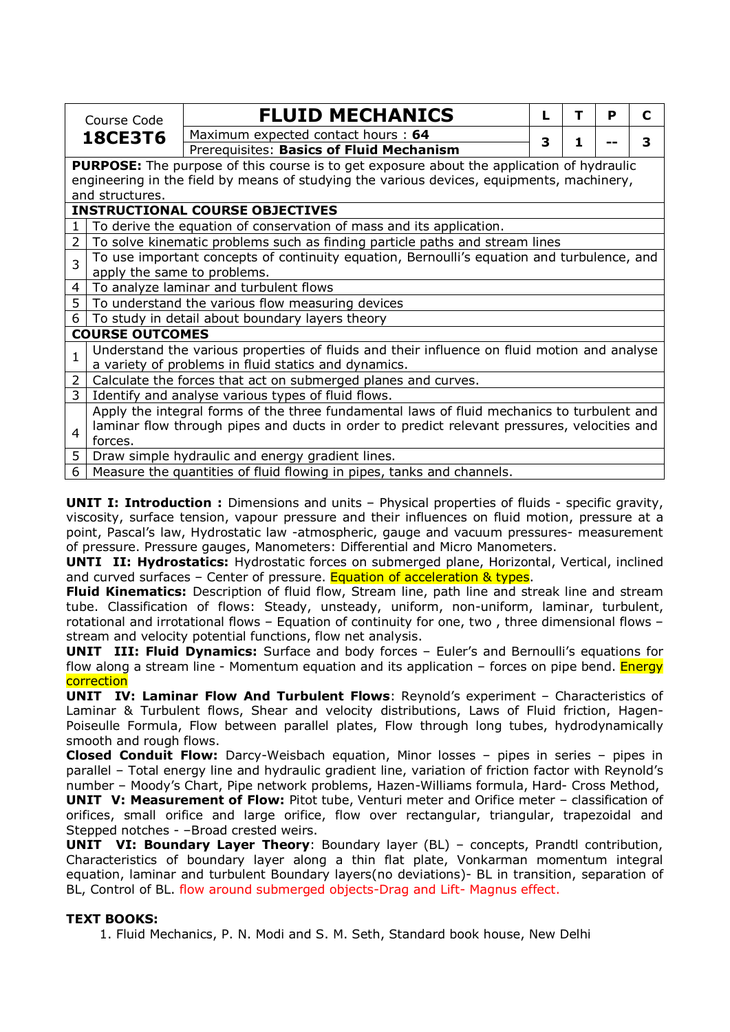| Course Code **18CE3T6** | **FLUID MECHANICS** | L | T | P | C |
|---|---|---|---|---|---|
| | Maximum expected contact hours : **64** | 3 | 1 | -- | 3 |
| | Prerequisites: **Basics of Fluid Mechanism** | | | | |

**PURPOSE:** The purpose of this course is to get exposure about the application of hydraulic engineering in the field by means of studying the various devices, equipments, machinery, and structures.

| **INSTRUCTIONAL COURSE OBJECTIVES** | |
|---|---|
| 1 | To derive the equation of conservation of mass and its application. |
| 2 | To solve kinematic problems such as finding particle paths and stream lines |
| 3 | To use important concepts of continuity equation, Bernoulli's equation and turbulence, and apply the same to problems. |
| 4 | To analyze laminar and turbulent flows |
| 5 | To understand the various flow measuring devices |
| 6 | To study in detail about boundary layers theory |

| **COURSE OUTCOMES** | |
|---|---|
| 1 | Understand the various properties of fluids and their influence on fluid motion and analyse a variety of problems in fluid statics and dynamics. |
| 2 | Calculate the forces that act on submerged planes and curves. |
| 3 | Identify and analyse various types of fluid flows. |
| 4 | Apply the integral forms of the three fundamental laws of fluid mechanics to turbulent and laminar flow through pipes and ducts in order to predict relevant pressures, velocities and forces. |
| 5 | Draw simple hydraulic and energy gradient lines. |
| 6 | Measure the quantities of fluid flowing in pipes, tanks and channels. |

**UNIT I: Introduction :** Dimensions and units – Physical properties of fluids - specific gravity, viscosity, surface tension, vapour pressure and their influences on fluid motion, pressure at a point, Pascal's law, Hydrostatic law -atmospheric, gauge and vacuum pressures- measurement of pressure. Pressure gauges, Manometers: Differential and Micro Manometers.

**UNTI II: Hydrostatics:** Hydrostatic forces on submerged plane, Horizontal, Vertical, inclined and curved surfaces – Center of pressure. Equation of acceleration & types.

**Fluid Kinematics:** Description of fluid flow, Stream line, path line and streak line and stream tube. Classification of flows: Steady, unsteady, uniform, non-uniform, laminar, turbulent, rotational and irrotational flows – Equation of continuity for one, two , three dimensional flows – stream and velocity potential functions, flow net analysis.

**UNIT III: Fluid Dynamics:** Surface and body forces – Euler's and Bernoulli's equations for flow along a stream line - Momentum equation and its application – forces on pipe bend. Energy correction

**UNIT IV: Laminar Flow And Turbulent Flows**: Reynold's experiment – Characteristics of Laminar & Turbulent flows, Shear and velocity distributions, Laws of Fluid friction, Hagen-Poiseulle Formula, Flow between parallel plates, Flow through long tubes, hydrodynamically smooth and rough flows.

**Closed Conduit Flow:** Darcy-Weisbach equation, Minor losses – pipes in series – pipes in parallel – Total energy line and hydraulic gradient line, variation of friction factor with Reynold's number – Moody's Chart, Pipe network problems, Hazen-Williams formula, Hard- Cross Method,

**UNIT V: Measurement of Flow:** Pitot tube, Venturi meter and Orifice meter – classification of orifices, small orifice and large orifice, flow over rectangular, triangular, trapezoidal and Stepped notches - –Broad crested weirs.

**UNIT VI: Boundary Layer Theory**: Boundary layer (BL) – concepts, Prandtl contribution, Characteristics of boundary layer along a thin flat plate, Vonkarman momentum integral equation, laminar and turbulent Boundary layers(no deviations)- BL in transition, separation of BL, Control of BL. flow around submerged objects-Drag and Lift- Magnus effect.

**TEXT BOOKS:**

1. Fluid Mechanics, P. N. Modi and S. M. Seth, Standard book house, New Delhi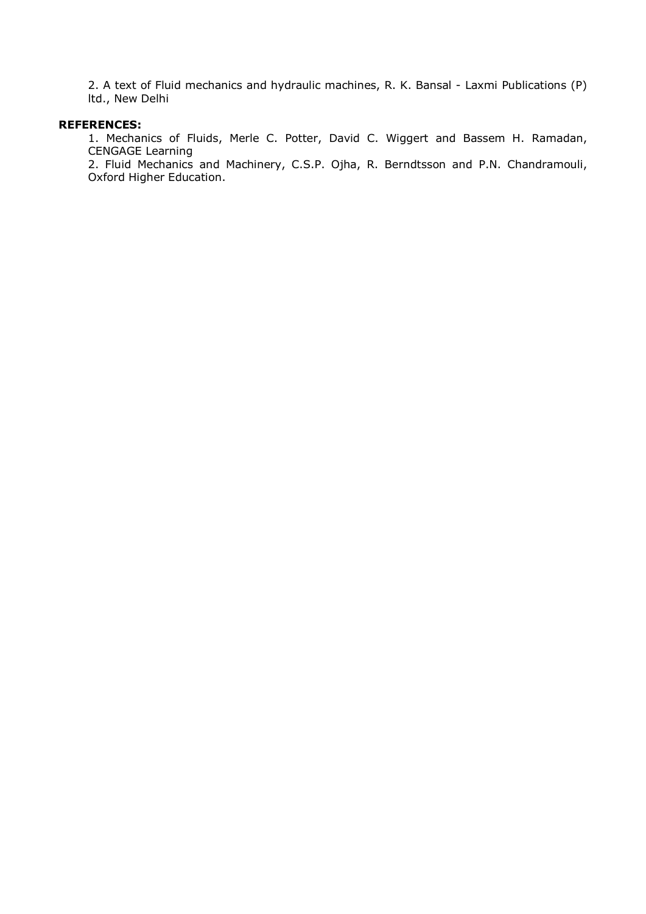2. A text of Fluid mechanics and hydraulic machines, R. K. Bansal - Laxmi Publications (P) ltd., New Delhi

**REFERENCES:**

1. Mechanics of Fluids, Merle C. Potter, David C. Wiggert and Bassem H. Ramadan, CENGAGE Learning
2. Fluid Mechanics and Machinery, C.S.P. Ojha, R. Berndtsson and P.N. Chandramouli, Oxford Higher Education.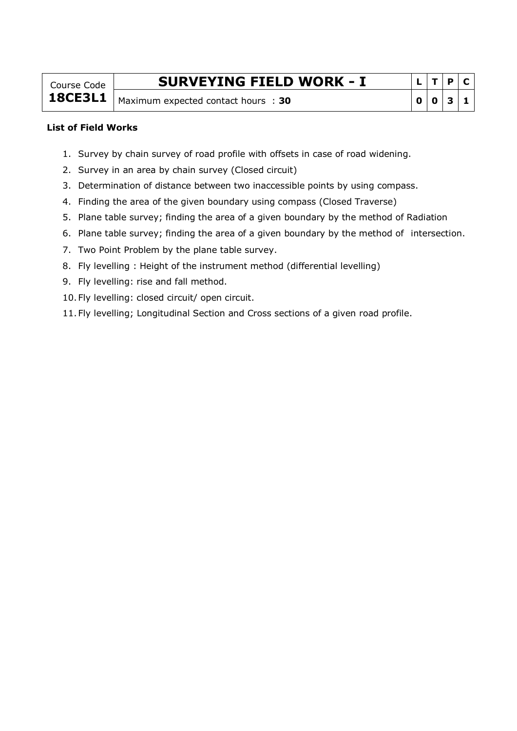| Course Code | SURVEYING FIELD WORK - I | L | T | P | C |
|---|---|---|---|---|---|
| **18CE3L1** | Maximum expected contact hours : **30** | **0** | **0** | **3** | **1** |

**List of Field Works**

1. Survey by chain survey of road profile with offsets in case of road widening.
2. Survey in an area by chain survey (Closed circuit)
3. Determination of distance between two inaccessible points by using compass.
4. Finding the area of the given boundary using compass (Closed Traverse)
5. Plane table survey; finding the area of a given boundary by the method of Radiation
6. Plane table survey; finding the area of a given boundary by the method of intersection.
7. Two Point Problem by the plane table survey.
8. Fly levelling : Height of the instrument method (differential levelling)
9. Fly levelling: rise and fall method.
10. Fly levelling: closed circuit/ open circuit.
11. Fly levelling; Longitudinal Section and Cross sections of a given road profile.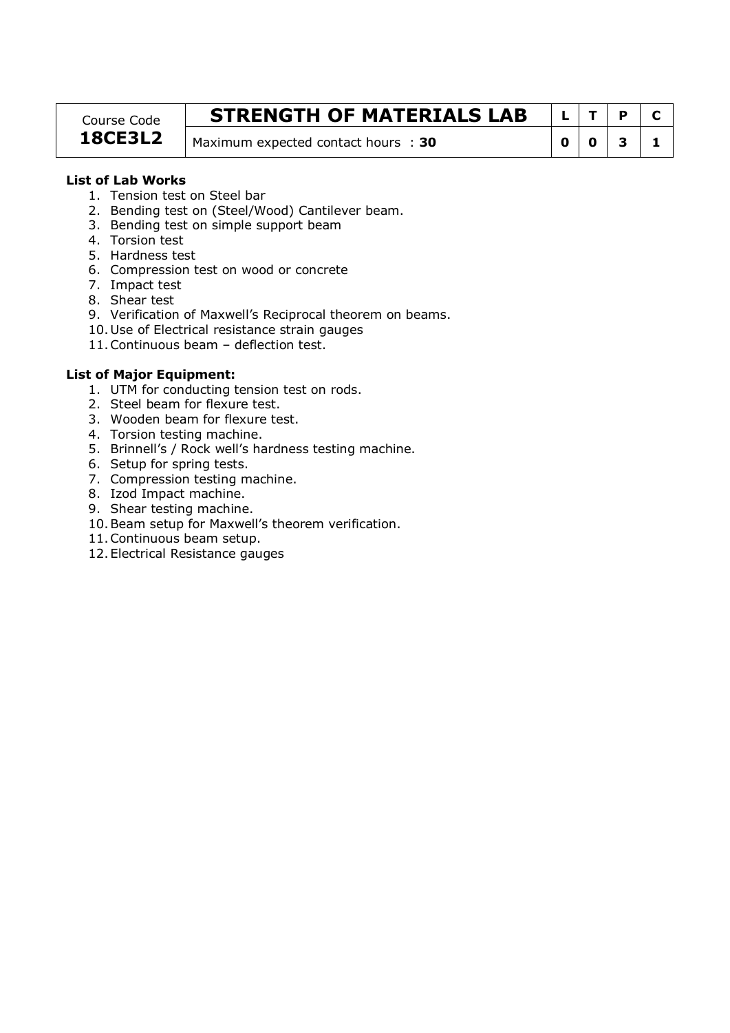| Course Code | STRENGTH OF MATERIALS LAB | L | T | P | C |
| --- | --- | --- | --- | --- | --- |
| **18CE3L2** | Maximum expected contact hours : **30** | **0** | **0** | **3** | **1** |

**List of Lab Works**

1. Tension test on Steel bar
2. Bending test on (Steel/Wood) Cantilever beam.
3. Bending test on simple support beam
4. Torsion test
5. Hardness test
6. Compression test on wood or concrete
7. Impact test
8. Shear test
9. Verification of Maxwell's Reciprocal theorem on beams.
10. Use of Electrical resistance strain gauges
11. Continuous beam – deflection test.

**List of Major Equipment:**

1. UTM for conducting tension test on rods.
2. Steel beam for flexure test.
3. Wooden beam for flexure test.
4. Torsion testing machine.
5. Brinnell's / Rock well's hardness testing machine.
6. Setup for spring tests.
7. Compression testing machine.
8. Izod Impact machine.
9. Shear testing machine.
10. Beam setup for Maxwell's theorem verification.
11. Continuous beam setup.
12. Electrical Resistance gauges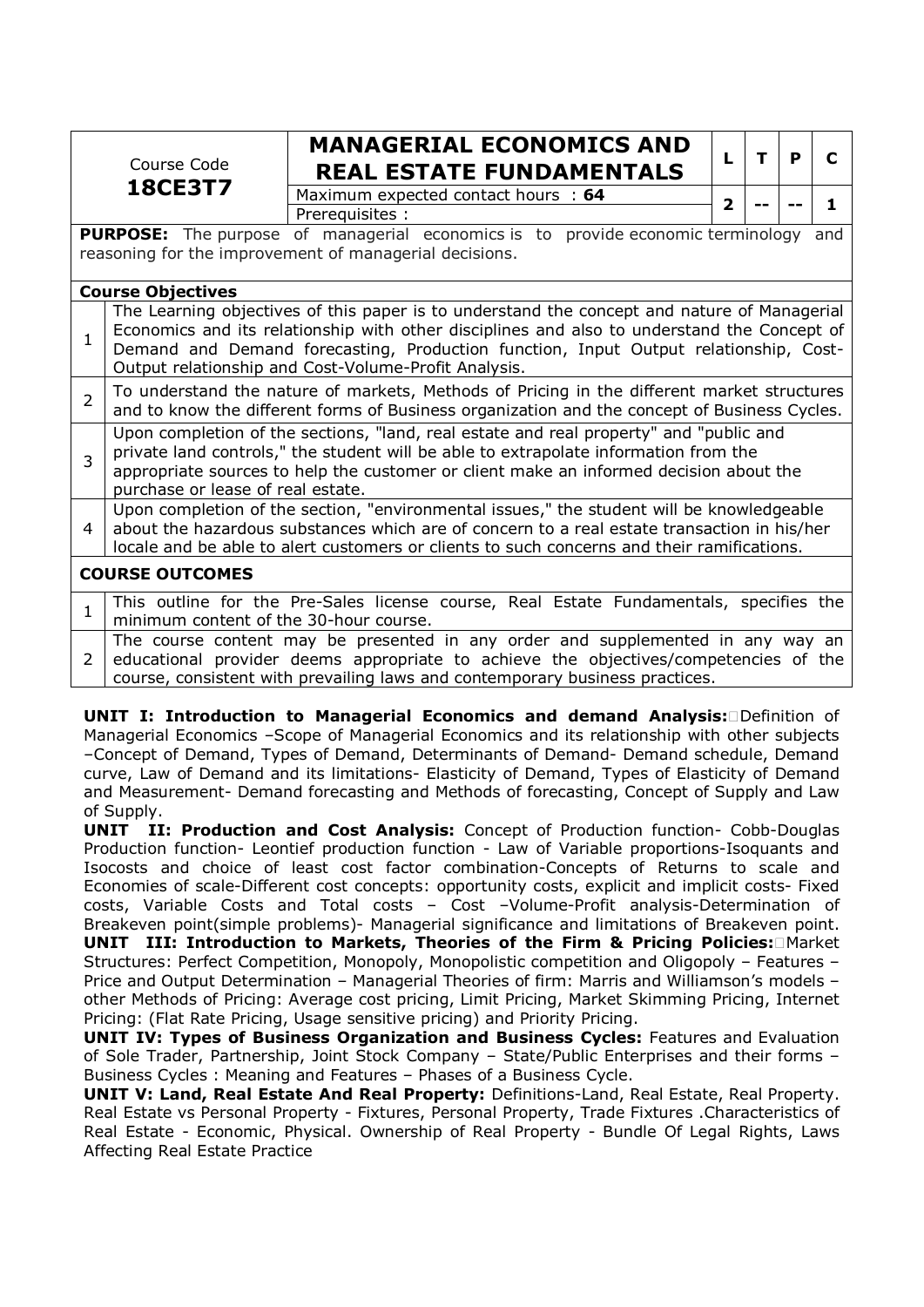| Course Code **18CE3T7** | **MANAGERIAL ECONOMICS AND REAL ESTATE FUNDAMENTALS** | L | T | P | C |
|---|---|---|---|---|---|
| | Maximum expected contact hours : **64** | 2 | -- | -- | 1 |
| | Prerequisites : | | | | |

**PURPOSE:** The purpose of managerial economics is to provide economic terminology and reasoning for the improvement of managerial decisions.

**Course Objectives**

| | |
|---|---|
| 1 | The Learning objectives of this paper is to understand the concept and nature of Managerial Economics and its relationship with other disciplines and also to understand the Concept of Demand and Demand forecasting, Production function, Input Output relationship, Cost-Output relationship and Cost-Volume-Profit Analysis. |
| 2 | To understand the nature of markets, Methods of Pricing in the different market structures and to know the different forms of Business organization and the concept of Business Cycles. |
| 3 | Upon completion of the sections, "land, real estate and real property" and "public and private land controls," the student will be able to extrapolate information from the appropriate sources to help the customer or client make an informed decision about the purchase or lease of real estate. |
| 4 | Upon completion of the section, "environmental issues," the student will be knowledgeable about the hazardous substances which are of concern to a real estate transaction in his/her locale and be able to alert customers or clients to such concerns and their ramifications. |

**COURSE OUTCOMES**

| | |
|---|---|
| 1 | This outline for the Pre-Sales license course, Real Estate Fundamentals, specifies the minimum content of the 30-hour course. |
| 2 | The course content may be presented in any order and supplemented in any way an educational provider deems appropriate to achieve the objectives/competencies of the course, consistent with prevailing laws and contemporary business practices. |

**UNIT I: Introduction to Managerial Economics and demand Analysis:** Definition of Managerial Economics –Scope of Managerial Economics and its relationship with other subjects –Concept of Demand, Types of Demand, Determinants of Demand- Demand schedule, Demand curve, Law of Demand and its limitations- Elasticity of Demand, Types of Elasticity of Demand and Measurement- Demand forecasting and Methods of forecasting, Concept of Supply and Law of Supply.

**UNIT II: Production and Cost Analysis:** Concept of Production function- Cobb-Douglas Production function- Leontief production function - Law of Variable proportions-Isoquants and Isocosts and choice of least cost factor combination-Concepts of Returns to scale and Economies of scale-Different cost concepts: opportunity costs, explicit and implicit costs- Fixed costs, Variable Costs and Total costs – Cost –Volume-Profit analysis-Determination of Breakeven point(simple problems)- Managerial significance and limitations of Breakeven point.

**UNIT III: Introduction to Markets, Theories of the Firm & Pricing Policies:** Market Structures: Perfect Competition, Monopoly, Monopolistic competition and Oligopoly – Features – Price and Output Determination – Managerial Theories of firm: Marris and Williamson's models – other Methods of Pricing: Average cost pricing, Limit Pricing, Market Skimming Pricing, Internet Pricing: (Flat Rate Pricing, Usage sensitive pricing) and Priority Pricing.

**UNIT IV: Types of Business Organization and Business Cycles:** Features and Evaluation of Sole Trader, Partnership, Joint Stock Company – State/Public Enterprises and their forms – Business Cycles : Meaning and Features – Phases of a Business Cycle.

**UNIT V: Land, Real Estate And Real Property:** Definitions-Land, Real Estate, Real Property. Real Estate vs Personal Property - Fixtures, Personal Property, Trade Fixtures .Characteristics of Real Estate - Economic, Physical. Ownership of Real Property - Bundle Of Legal Rights, Laws Affecting Real Estate Practice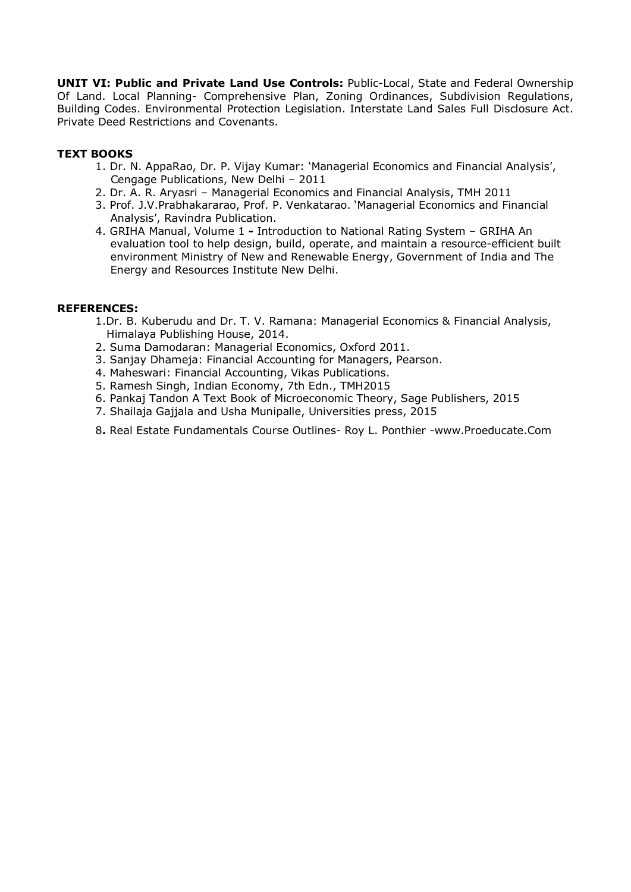**UNIT VI: Public and Private Land Use Controls:** Public-Local, State and Federal Ownership Of Land. Local Planning- Comprehensive Plan, Zoning Ordinances, Subdivision Regulations, Building Codes. Environmental Protection Legislation. Interstate Land Sales Full Disclosure Act. Private Deed Restrictions and Covenants.

**TEXT BOOKS**

1. Dr. N. AppaRao, Dr. P. Vijay Kumar: 'Managerial Economics and Financial Analysis', Cengage Publications, New Delhi – 2011
2. Dr. A. R. Aryasri – Managerial Economics and Financial Analysis, TMH 2011
3. Prof. J.V.Prabhakararao, Prof. P. Venkatarao. 'Managerial Economics and Financial Analysis', Ravindra Publication.
4. GRIHA Manual, Volume 1 **-** Introduction to National Rating System – GRIHA An evaluation tool to help design, build, operate, and maintain a resource-efficient built environment Ministry of New and Renewable Energy, Government of India and The Energy and Resources Institute New Delhi.

**REFERENCES:**

1. Dr. B. Kuberudu and Dr. T. V. Ramana: Managerial Economics & Financial Analysis, Himalaya Publishing House, 2014.
2. Suma Damodaran: Managerial Economics, Oxford 2011.
3. Sanjay Dhameja: Financial Accounting for Managers, Pearson.
4. Maheswari: Financial Accounting, Vikas Publications.
5. Ramesh Singh, Indian Economy, 7th Edn., TMH2015
6. Pankaj Tandon A Text Book of Microeconomic Theory, Sage Publishers, 2015
7. Shailaja Gajjala and Usha Munipalle, Universities press, 2015
8. Real Estate Fundamentals Course Outlines- Roy L. Ponthier -www.Proeducate.Com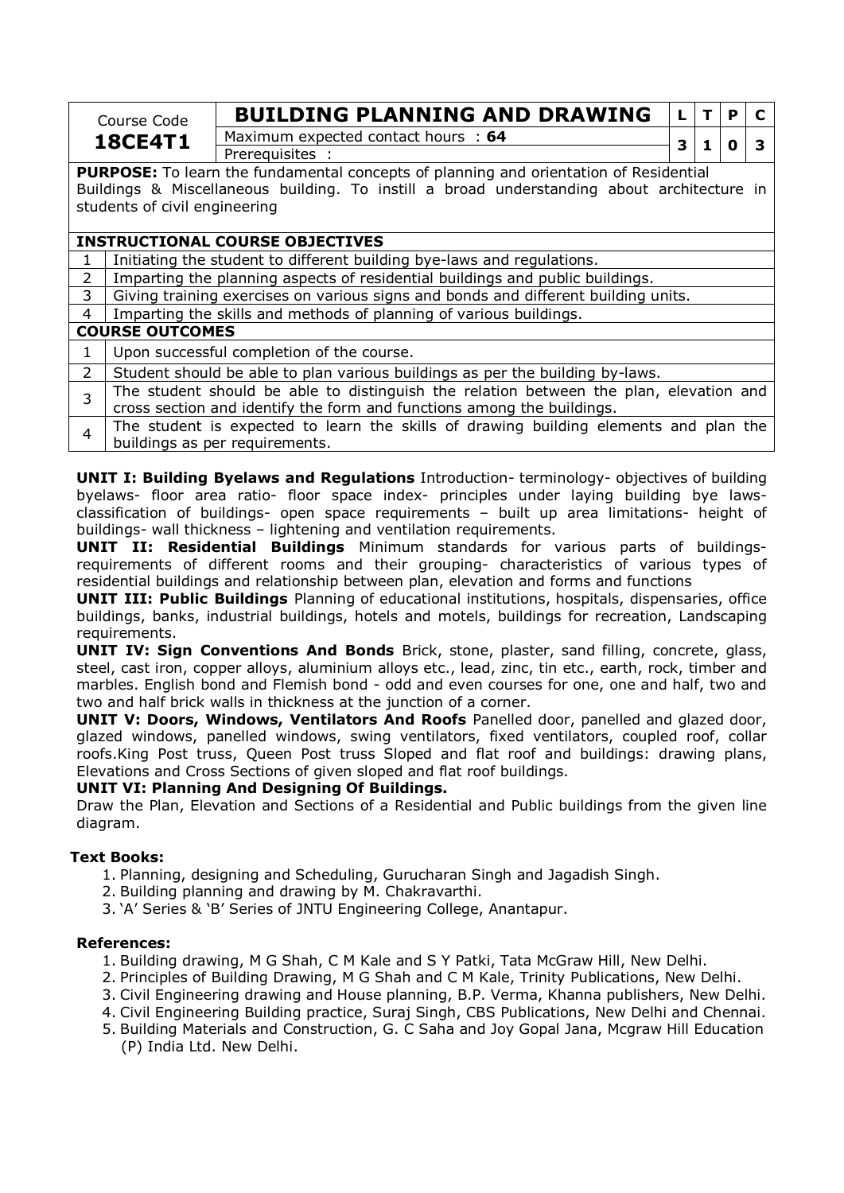| Course Code **18CE4T1** | **BUILDING PLANNING AND DRAWING** | L | T | P | C |
|---|---|---|---|---|---|
| | Maximum expected contact hours : **64** | 3 | 1 | 0 | 3 |
| | Prerequisites : | | | | |

**PURPOSE:** To learn the fundamental concepts of planning and orientation of Residential Buildings & Miscellaneous building. To instill a broad understanding about architecture in students of civil engineering

| **INSTRUCTIONAL COURSE OBJECTIVES** | |
|---|---|
| 1 | Initiating the student to different building bye-laws and regulations. |
| 2 | Imparting the planning aspects of residential buildings and public buildings. |
| 3 | Giving training exercises on various signs and bonds and different building units. |
| 4 | Imparting the skills and methods of planning of various buildings. |

| **COURSE OUTCOMES** | |
|---|---|
| 1 | Upon successful completion of the course. |
| 2 | Student should be able to plan various buildings as per the building by-laws. |
| 3 | The student should be able to distinguish the relation between the plan, elevation and cross section and identify the form and functions among the buildings. |
| 4 | The student is expected to learn the skills of drawing building elements and plan the buildings as per requirements. |

**UNIT I: Building Byelaws and Regulations** Introduction- terminology- objectives of building byelaws- floor area ratio- floor space index- principles under laying building bye laws-classification of buildings- open space requirements – built up area limitations- height of buildings- wall thickness – lightening and ventilation requirements.

**UNIT II: Residential Buildings** Minimum standards for various parts of buildings-requirements of different rooms and their grouping- characteristics of various types of residential buildings and relationship between plan, elevation and forms and functions

**UNIT III: Public Buildings** Planning of educational institutions, hospitals, dispensaries, office buildings, banks, industrial buildings, hotels and motels, buildings for recreation, Landscaping requirements.

**UNIT IV: Sign Conventions And Bonds** Brick, stone, plaster, sand filling, concrete, glass, steel, cast iron, copper alloys, aluminium alloys etc., lead, zinc, tin etc., earth, rock, timber and marbles. English bond and Flemish bond - odd and even courses for one, one and half, two and two and half brick walls in thickness at the junction of a corner.

**UNIT V: Doors, Windows, Ventilators And Roofs** Panelled door, panelled and glazed door, glazed windows, panelled windows, swing ventilators, fixed ventilators, coupled roof, collar roofs.King Post truss, Queen Post truss Sloped and flat roof and buildings: drawing plans, Elevations and Cross Sections of given sloped and flat roof buildings.

**UNIT VI: Planning And Designing Of Buildings.**

Draw the Plan, Elevation and Sections of a Residential and Public buildings from the given line diagram.

**Text Books:**

1. Planning, designing and Scheduling, Gurucharan Singh and Jagadish Singh.
2. Building planning and drawing by M. Chakravarthi.
3. 'A' Series & 'B' Series of JNTU Engineering College, Anantapur.

**References:**

1. Building drawing, M G Shah, C M Kale and S Y Patki, Tata McGraw Hill, New Delhi.
2. Principles of Building Drawing, M G Shah and C M Kale, Trinity Publications, New Delhi.
3. Civil Engineering drawing and House planning, B.P. Verma, Khanna publishers, New Delhi.
4. Civil Engineering Building practice, Suraj Singh, CBS Publications, New Delhi and Chennai.
5. Building Materials and Construction, G. C Saha and Joy Gopal Jana, Mcgraw Hill Education (P) India Ltd. New Delhi.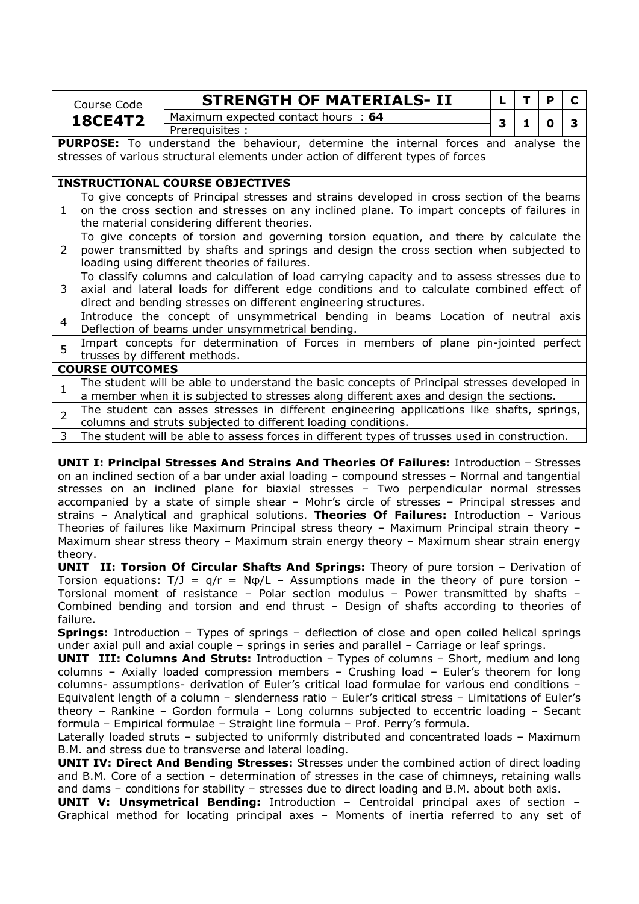| Course Code | STRENGTH OF MATERIALS- II | L | T | P | C |
|---|---|---|---|---|---|
| **18CE4T2** | Maximum expected contact hours : **64** | 3 | 1 | 0 | 3 |
| | Prerequisites : | | | | |

**PURPOSE:** To understand the behaviour, determine the internal forces and analyse the stresses of various structural elements under action of different types of forces

| INSTRUCTIONAL COURSE OBJECTIVES | |
|---|---|
| 1 | To give concepts of Principal stresses and strains developed in cross section of the beams on the cross section and stresses on any inclined plane. To impart concepts of failures in the material considering different theories. |
| 2 | To give concepts of torsion and governing torsion equation, and there by calculate the power transmitted by shafts and springs and design the cross section when subjected to loading using different theories of failures. |
| 3 | To classify columns and calculation of load carrying capacity and to assess stresses due to axial and lateral loads for different edge conditions and to calculate combined effect of direct and bending stresses on different engineering structures. |
| 4 | Introduce the concept of unsymmetrical bending in beams Location of neutral axis Deflection of beams under unsymmetrical bending. |
| 5 | Impart concepts for determination of Forces in members of plane pin-jointed perfect trusses by different methods. |

| COURSE OUTCOMES | |
|---|---|
| 1 | The student will be able to understand the basic concepts of Principal stresses developed in a member when it is subjected to stresses along different axes and design the sections. |
| 2 | The student can asses stresses in different engineering applications like shafts, springs, columns and struts subjected to different loading conditions. |
| 3 | The student will be able to assess forces in different types of trusses used in construction. |

**UNIT I: Principal Stresses And Strains And Theories Of Failures:** Introduction – Stresses on an inclined section of a bar under axial loading – compound stresses – Normal and tangential stresses on an inclined plane for biaxial stresses – Two perpendicular normal stresses accompanied by a state of simple shear – Mohr's circle of stresses – Principal stresses and strains – Analytical and graphical solutions. **Theories Of Failures:** Introduction – Various Theories of failures like Maximum Principal stress theory – Maximum Principal strain theory – Maximum shear stress theory – Maximum strain energy theory – Maximum shear strain energy theory.

**UNIT II: Torsion Of Circular Shafts And Springs:** Theory of pure torsion – Derivation of Torsion equations: $T/J = q/r = N\varphi/L$ – Assumptions made in the theory of pure torsion – Torsional moment of resistance – Polar section modulus – Power transmitted by shafts – Combined bending and torsion and end thrust – Design of shafts according to theories of failure.

**Springs:** Introduction – Types of springs – deflection of close and open coiled helical springs under axial pull and axial couple – springs in series and parallel – Carriage or leaf springs.

**UNIT III: Columns And Struts:** Introduction – Types of columns – Short, medium and long columns – Axially loaded compression members – Crushing load – Euler's theorem for long columns- assumptions- derivation of Euler's critical load formulae for various end conditions – Equivalent length of a column – slenderness ratio – Euler's critical stress – Limitations of Euler's theory – Rankine – Gordon formula – Long columns subjected to eccentric loading – Secant formula – Empirical formulae – Straight line formula – Prof. Perry's formula.

Laterally loaded struts – subjected to uniformly distributed and concentrated loads – Maximum B.M. and stress due to transverse and lateral loading.

**UNIT IV: Direct And Bending Stresses:** Stresses under the combined action of direct loading and B.M. Core of a section – determination of stresses in the case of chimneys, retaining walls and dams – conditions for stability – stresses due to direct loading and B.M. about both axis.

**UNIT V: Unsymetrical Bending:** Introduction – Centroidal principal axes of section – Graphical method for locating principal axes – Moments of inertia referred to any set of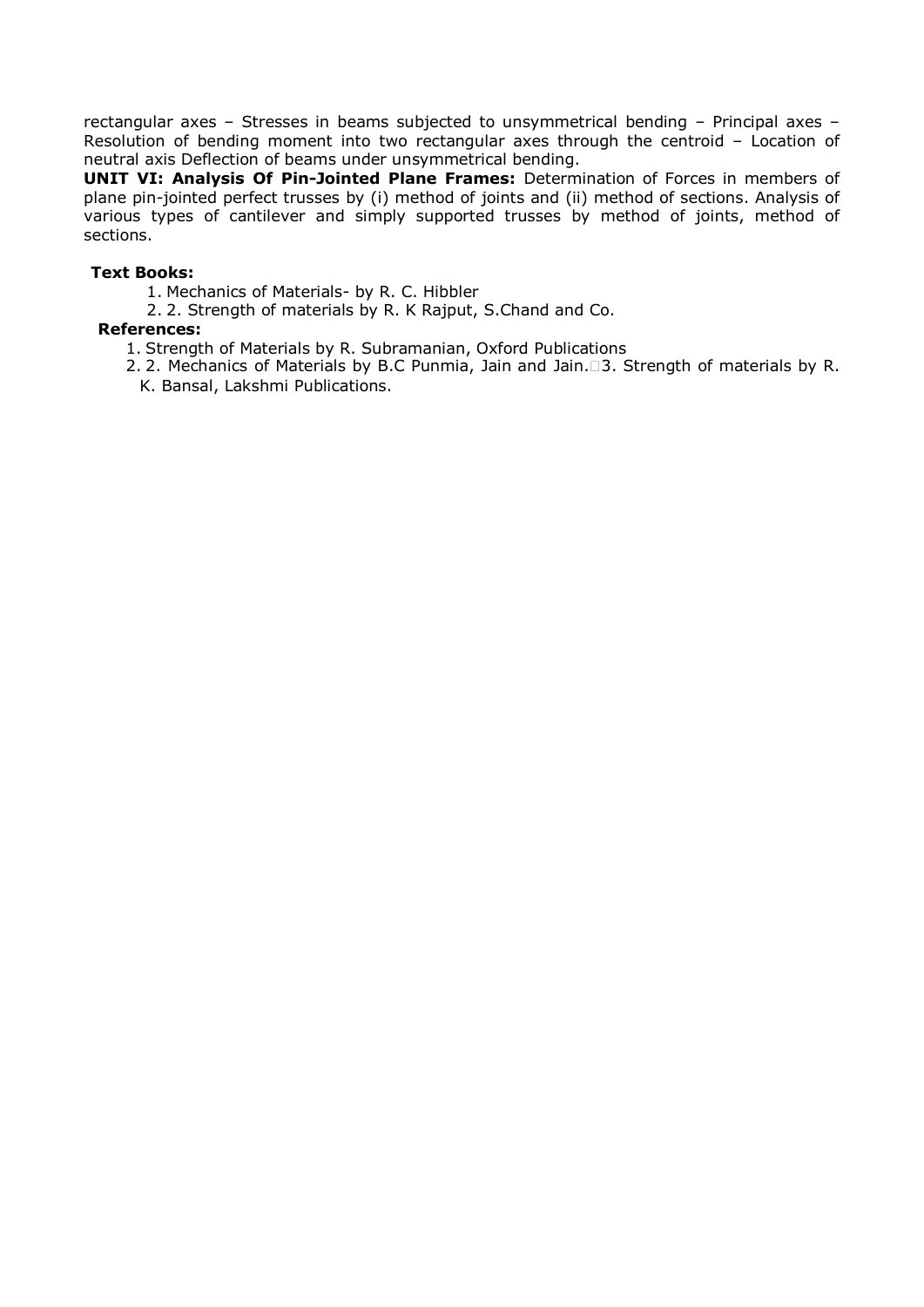rectangular axes – Stresses in beams subjected to unsymmetrical bending – Principal axes – Resolution of bending moment into two rectangular axes through the centroid – Location of neutral axis Deflection of beams under unsymmetrical bending.

**UNIT VI: Analysis Of Pin-Jointed Plane Frames:** Determination of Forces in members of plane pin-jointed perfect trusses by (i) method of joints and (ii) method of sections. Analysis of various types of cantilever and simply supported trusses by method of joints, method of sections.

**Text Books:**

1. Mechanics of Materials- by R. C. Hibbler
2. 2. Strength of materials by R. K Rajput, S.Chand and Co.

**References:**

1. Strength of Materials by R. Subramanian, Oxford Publications
2. 2. Mechanics of Materials by B.C Punmia, Jain and Jain. 3. Strength of materials by R. K. Bansal, Lakshmi Publications.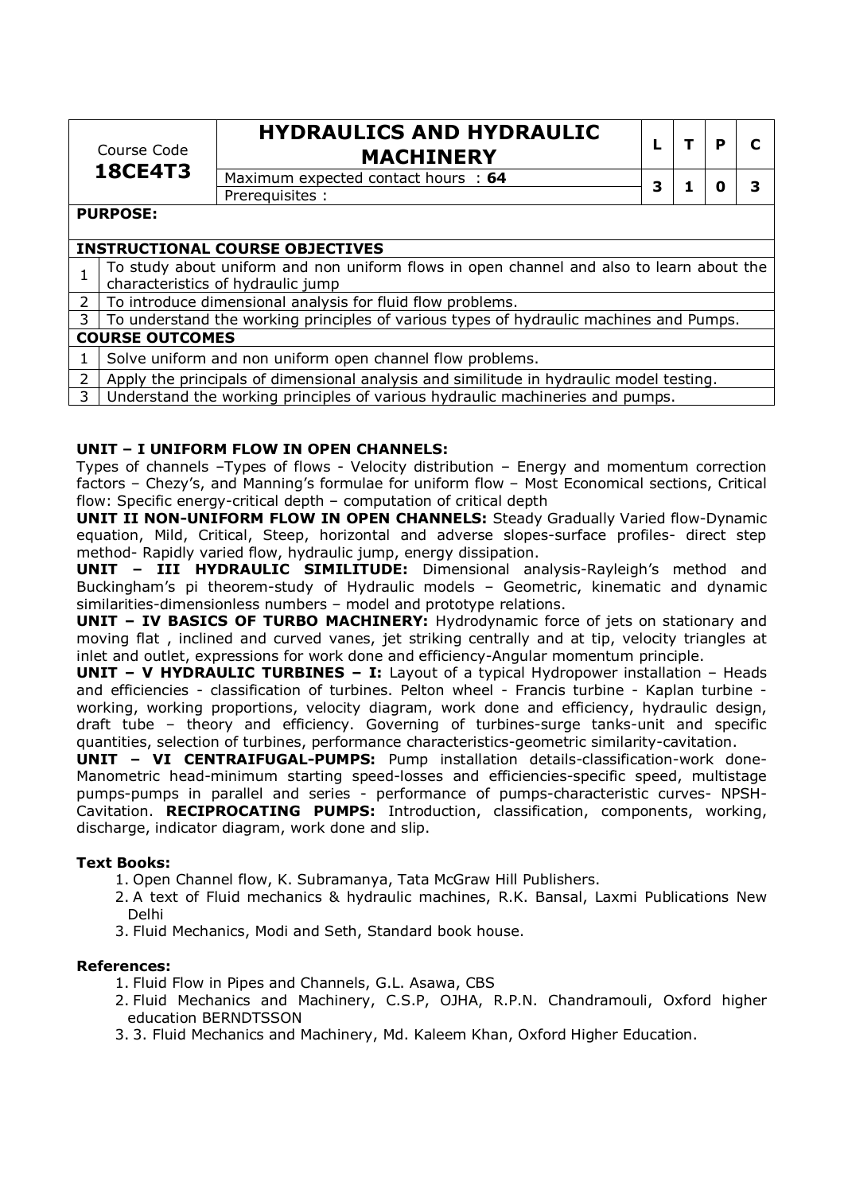| Course Code **18CE4T3** | **HYDRAULICS AND HYDRAULIC MACHINERY** | L | T | P | C |
|---|---|---|---|---|---|
| | Maximum expected contact hours : **64** | 3 | 1 | 0 | 3 |
| | Prerequisites : | | | | |

**PURPOSE:**

**INSTRUCTIONAL COURSE OBJECTIVES**

| | |
|---|---|
| 1 | To study about uniform and non uniform flows in open channel and also to learn about the characteristics of hydraulic jump |
| 2 | To introduce dimensional analysis for fluid flow problems. |
| 3 | To understand the working principles of various types of hydraulic machines and Pumps. |

**COURSE OUTCOMES**

| | |
|---|---|
| 1 | Solve uniform and non uniform open channel flow problems. |
| 2 | Apply the principals of dimensional analysis and similitude in hydraulic model testing. |
| 3 | Understand the working principles of various hydraulic machineries and pumps. |

**UNIT – I UNIFORM FLOW IN OPEN CHANNELS:**
Types of channels –Types of flows - Velocity distribution – Energy and momentum correction factors – Chezy's, and Manning's formulae for uniform flow – Most Economical sections, Critical flow: Specific energy-critical depth – computation of critical depth

**UNIT II NON-UNIFORM FLOW IN OPEN CHANNELS:** Steady Gradually Varied flow-Dynamic equation, Mild, Critical, Steep, horizontal and adverse slopes-surface profiles- direct step method- Rapidly varied flow, hydraulic jump, energy dissipation.

**UNIT – III HYDRAULIC SIMILITUDE:** Dimensional analysis-Rayleigh's method and Buckingham's pi theorem-study of Hydraulic models – Geometric, kinematic and dynamic similarities-dimensionless numbers – model and prototype relations.

**UNIT – IV BASICS OF TURBO MACHINERY:** Hydrodynamic force of jets on stationary and moving flat , inclined and curved vanes, jet striking centrally and at tip, velocity triangles at inlet and outlet, expressions for work done and efficiency-Angular momentum principle.

**UNIT – V HYDRAULIC TURBINES – I:** Layout of a typical Hydropower installation – Heads and efficiencies - classification of turbines. Pelton wheel - Francis turbine - Kaplan turbine - working, working proportions, velocity diagram, work done and efficiency, hydraulic design, draft tube – theory and efficiency. Governing of turbines-surge tanks-unit and specific quantities, selection of turbines, performance characteristics-geometric similarity-cavitation.

**UNIT – VI CENTRAIFUGAL-PUMPS:** Pump installation details-classification-work done-Manometric head-minimum starting speed-losses and efficiencies-specific speed, multistage pumps-pumps in parallel and series - performance of pumps-characteristic curves- NPSH-Cavitation. **RECIPROCATING PUMPS:** Introduction, classification, components, working, discharge, indicator diagram, work done and slip.

**Text Books:**

1. Open Channel flow, K. Subramanya, Tata McGraw Hill Publishers.
2. A text of Fluid mechanics & hydraulic machines, R.K. Bansal, Laxmi Publications New Delhi
3. Fluid Mechanics, Modi and Seth, Standard book house.

**References:**

1. Fluid Flow in Pipes and Channels, G.L. Asawa, CBS
2. Fluid Mechanics and Machinery, C.S.P, OJHA, R.P.N. Chandramouli, Oxford higher education BERNDTSSON
3. 3. Fluid Mechanics and Machinery, Md. Kaleem Khan, Oxford Higher Education.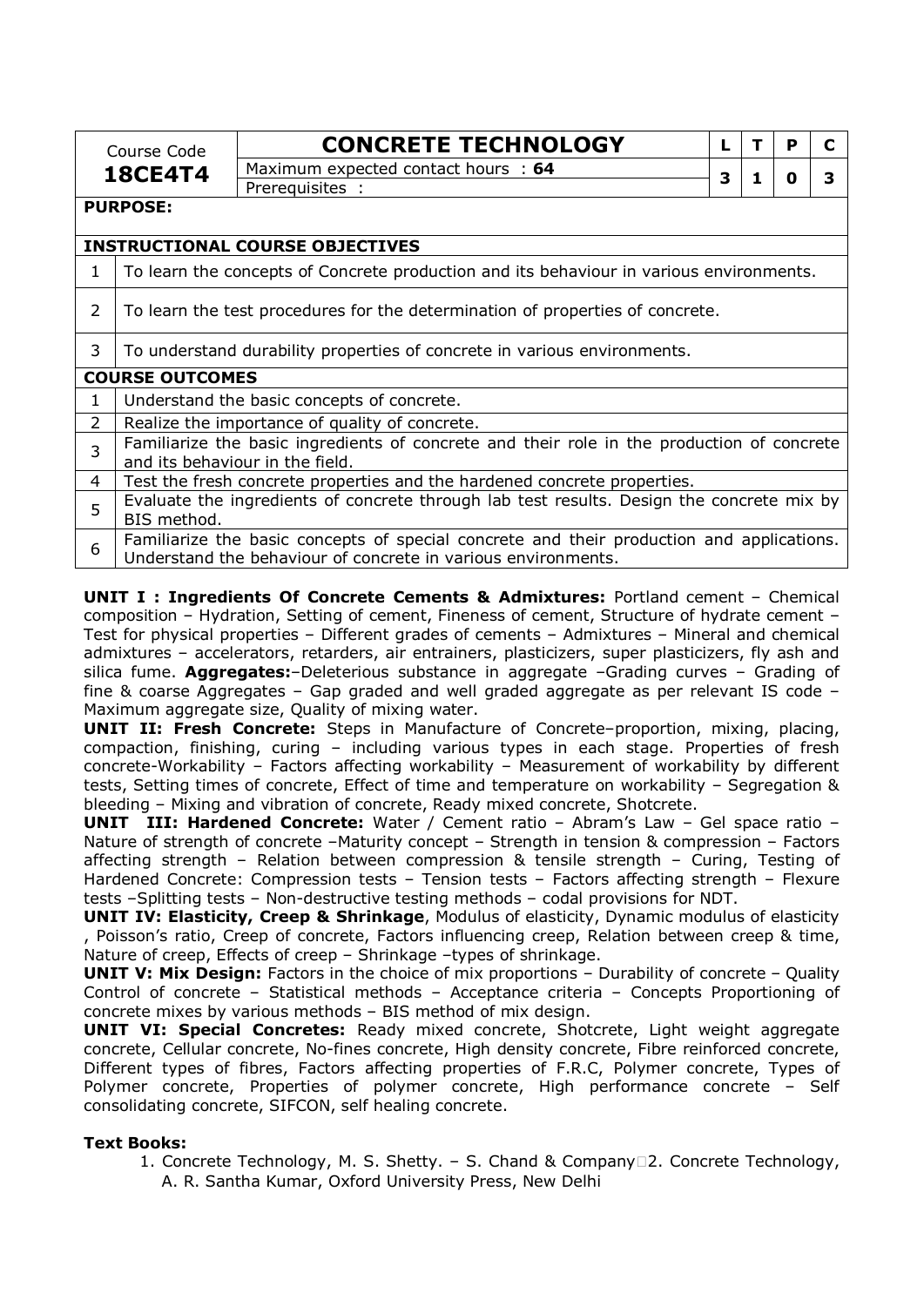| Course Code | CONCRETE TECHNOLOGY | L | T | P | C |
|---|---|---|---|---|---|
| **18CE4T4** | Maximum expected contact hours : **64** | 3 | 1 | 0 | 3 |
| | Prerequisites : | | | | |

**PURPOSE:**

**INSTRUCTIONAL COURSE OBJECTIVES**

| | |
|---|---|
| 1 | To learn the concepts of Concrete production and its behaviour in various environments. |
| 2 | To learn the test procedures for the determination of properties of concrete. |
| 3 | To understand durability properties of concrete in various environments. |

**COURSE OUTCOMES**

| | |
|---|---|
| 1 | Understand the basic concepts of concrete. |
| 2 | Realize the importance of quality of concrete. |
| 3 | Familiarize the basic ingredients of concrete and their role in the production of concrete and its behaviour in the field. |
| 4 | Test the fresh concrete properties and the hardened concrete properties. |
| 5 | Evaluate the ingredients of concrete through lab test results. Design the concrete mix by BIS method. |
| 6 | Familiarize the basic concepts of special concrete and their production and applications. Understand the behaviour of concrete in various environments. |

**UNIT I : Ingredients Of Concrete Cements & Admixtures:** Portland cement – Chemical composition – Hydration, Setting of cement, Fineness of cement, Structure of hydrate cement – Test for physical properties – Different grades of cements – Admixtures – Mineral and chemical admixtures – accelerators, retarders, air entrainers, plasticizers, super plasticizers, fly ash and silica fume. **Aggregates:**–Deleterious substance in aggregate –Grading curves – Grading of fine & coarse Aggregates – Gap graded and well graded aggregate as per relevant IS code – Maximum aggregate size, Quality of mixing water.

**UNIT II: Fresh Concrete:** Steps in Manufacture of Concrete–proportion, mixing, placing, compaction, finishing, curing – including various types in each stage. Properties of fresh concrete-Workability – Factors affecting workability – Measurement of workability by different tests, Setting times of concrete, Effect of time and temperature on workability – Segregation & bleeding – Mixing and vibration of concrete, Ready mixed concrete, Shotcrete.

**UNIT III: Hardened Concrete:** Water / Cement ratio – Abram's Law – Gel space ratio – Nature of strength of concrete –Maturity concept – Strength in tension & compression – Factors affecting strength – Relation between compression & tensile strength – Curing, Testing of Hardened Concrete: Compression tests – Tension tests – Factors affecting strength – Flexure tests –Splitting tests – Non-destructive testing methods – codal provisions for NDT.

**UNIT IV: Elasticity, Creep & Shrinkage**, Modulus of elasticity, Dynamic modulus of elasticity , Poisson's ratio, Creep of concrete, Factors influencing creep, Relation between creep & time, Nature of creep, Effects of creep – Shrinkage –types of shrinkage.

**UNIT V: Mix Design:** Factors in the choice of mix proportions – Durability of concrete – Quality Control of concrete – Statistical methods – Acceptance criteria – Concepts Proportioning of concrete mixes by various methods – BIS method of mix design.

**UNIT VI: Special Concretes:** Ready mixed concrete, Shotcrete, Light weight aggregate concrete, Cellular concrete, No-fines concrete, High density concrete, Fibre reinforced concrete, Different types of fibres, Factors affecting properties of F.R.C, Polymer concrete, Types of Polymer concrete, Properties of polymer concrete, High performance concrete – Self consolidating concrete, SIFCON, self healing concrete.

**Text Books:**

1. Concrete Technology, M. S. Shetty. – S. Chand & Company 2. Concrete Technology, A. R. Santha Kumar, Oxford University Press, New Delhi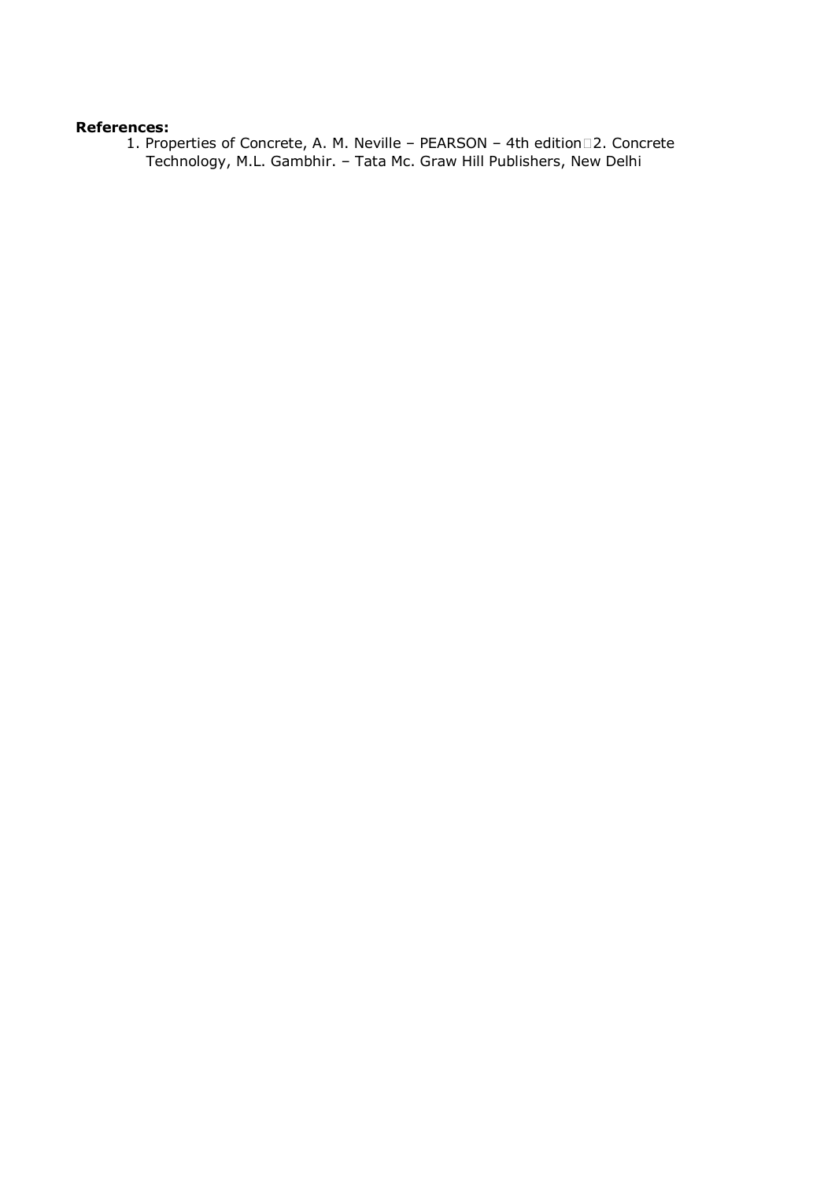**References:**

1. Properties of Concrete, A. M. Neville – PEARSON – 4th edition
2. Concrete Technology, M.L. Gambhir. – Tata Mc. Graw Hill Publishers, New Delhi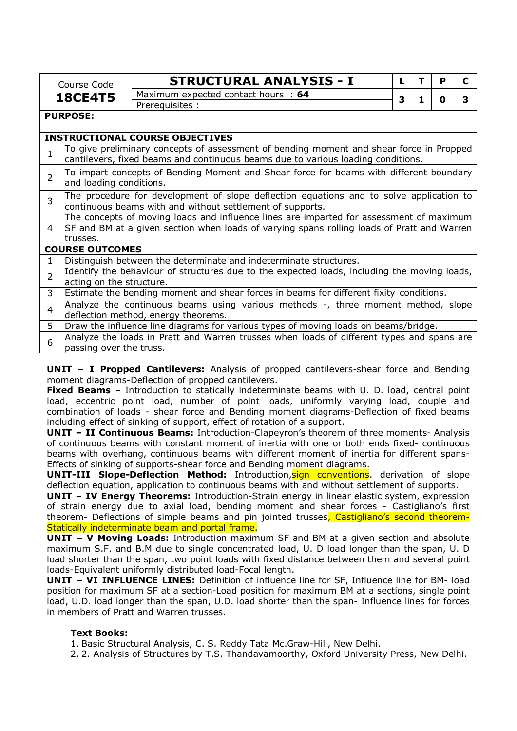| Course Code **18CE4T5** | **STRUCTURAL ANALYSIS - I** | L | T | P | C |
|---|---|---|---|---|---|
| | Maximum expected contact hours : **64** | 3 | 1 | 0 | 3 |
| | Prerequisites : | | | | |

**PURPOSE:**

| **INSTRUCTIONAL COURSE OBJECTIVES** | |
|---|---|
| 1 | To give preliminary concepts of assessment of bending moment and shear force in Propped cantilevers, fixed beams and continuous beams due to various loading conditions. |
| 2 | To impart concepts of Bending Moment and Shear force for beams with different boundary and loading conditions. |
| 3 | The procedure for development of slope deflection equations and to solve application to continuous beams with and without settlement of supports. |
| 4 | The concepts of moving loads and influence lines are imparted for assessment of maximum SF and BM at a given section when loads of varying spans rolling loads of Pratt and Warren trusses. |

| **COURSE OUTCOMES** | |
|---|---|
| 1 | Distinguish between the determinate and indeterminate structures. |
| 2 | Identify the behaviour of structures due to the expected loads, including the moving loads, acting on the structure. |
| 3 | Estimate the bending moment and shear forces in beams for different fixity conditions. |
| 4 | Analyze the continuous beams using various methods -, three moment method, slope deflection method, energy theorems. |
| 5 | Draw the influence line diagrams for various types of moving loads on beams/bridge. |
| 6 | Analyze the loads in Pratt and Warren trusses when loads of different types and spans are passing over the truss. |

**UNIT – I Propped Cantilevers:** Analysis of propped cantilevers-shear force and Bending moment diagrams-Deflection of propped cantilevers.

**Fixed Beams** – Introduction to statically indeterminate beams with U. D. load, central point load, eccentric point load, number of point loads, uniformly varying load, couple and combination of loads - shear force and Bending moment diagrams-Deflection of fixed beams including effect of sinking of support, effect of rotation of a support.

**UNIT – II Continuous Beams:** Introduction-Clapeyron's theorem of three moments- Analysis of continuous beams with constant moment of inertia with one or both ends fixed- continuous beams with overhang, continuous beams with different moment of inertia for different spans-Effects of sinking of supports-shear force and Bending moment diagrams.

**UNIT-III Slope-Deflection Method:** Introduction, sign conventions. derivation of slope deflection equation, application to continuous beams with and without settlement of supports.

**UNIT – IV Energy Theorems:** Introduction-Strain energy in linear elastic system, expression of strain energy due to axial load, bending moment and shear forces - Castigliano's first theorem- Deflections of simple beams and pin jointed trusses, Castigliano's second theorem-Statically indeterminate beam and portal frame.

**UNIT – V Moving Loads:** Introduction maximum SF and BM at a given section and absolute maximum S.F. and B.M due to single concentrated load, U. D load longer than the span, U. D load shorter than the span, two point loads with fixed distance between them and several point loads-Equivalent uniformly distributed load-Focal length.

**UNIT – VI INFLUENCE LINES:** Definition of influence line for SF, Influence line for BM- load position for maximum SF at a section-Load position for maximum BM at a sections, single point load, U.D. load longer than the span, U.D. load shorter than the span- Influence lines for forces in members of Pratt and Warren trusses.

**Text Books:**

1. Basic Structural Analysis, C. S. Reddy Tata Mc.Graw-Hill, New Delhi.
2. 2. Analysis of Structures by T.S. Thandavamoorthy, Oxford University Press, New Delhi.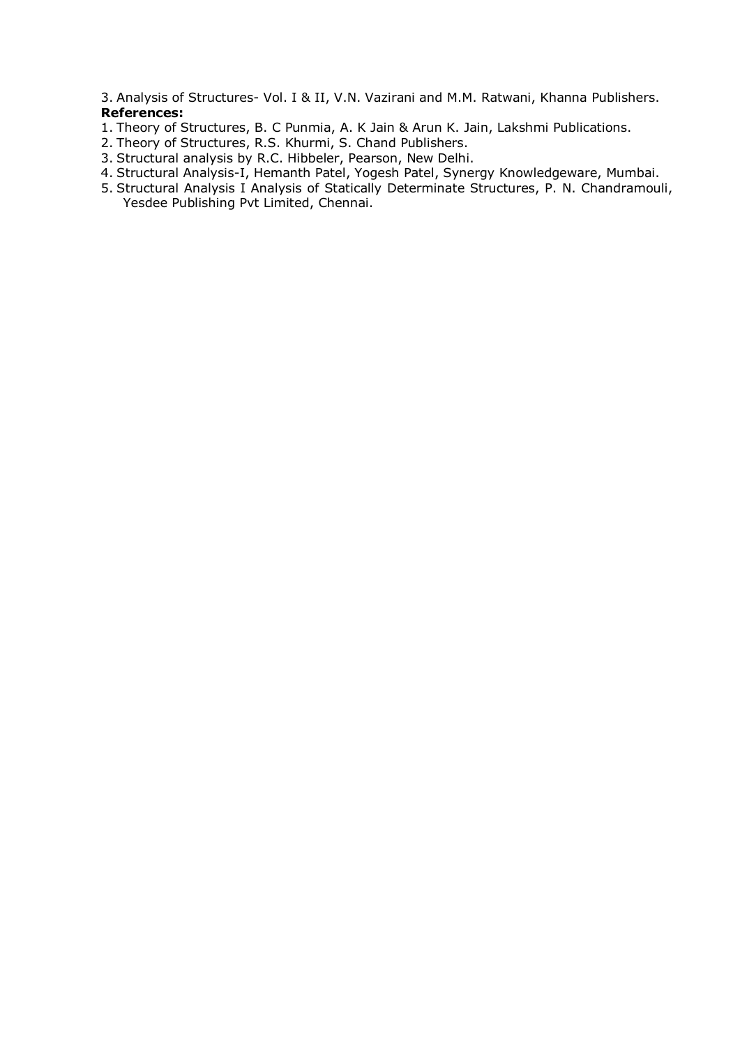3. Analysis of Structures- Vol. I & II, V.N. Vazirani and M.M. Ratwani, Khanna Publishers.

**References:**

1. Theory of Structures, B. C Punmia, A. K Jain & Arun K. Jain, Lakshmi Publications.
2. Theory of Structures, R.S. Khurmi, S. Chand Publishers.
3. Structural analysis by R.C. Hibbeler, Pearson, New Delhi.
4. Structural Analysis-I, Hemanth Patel, Yogesh Patel, Synergy Knowledgeware, Mumbai.
5. Structural Analysis I Analysis of Statically Determinate Structures, P. N. Chandramouli, Yesdee Publishing Pvt Limited, Chennai.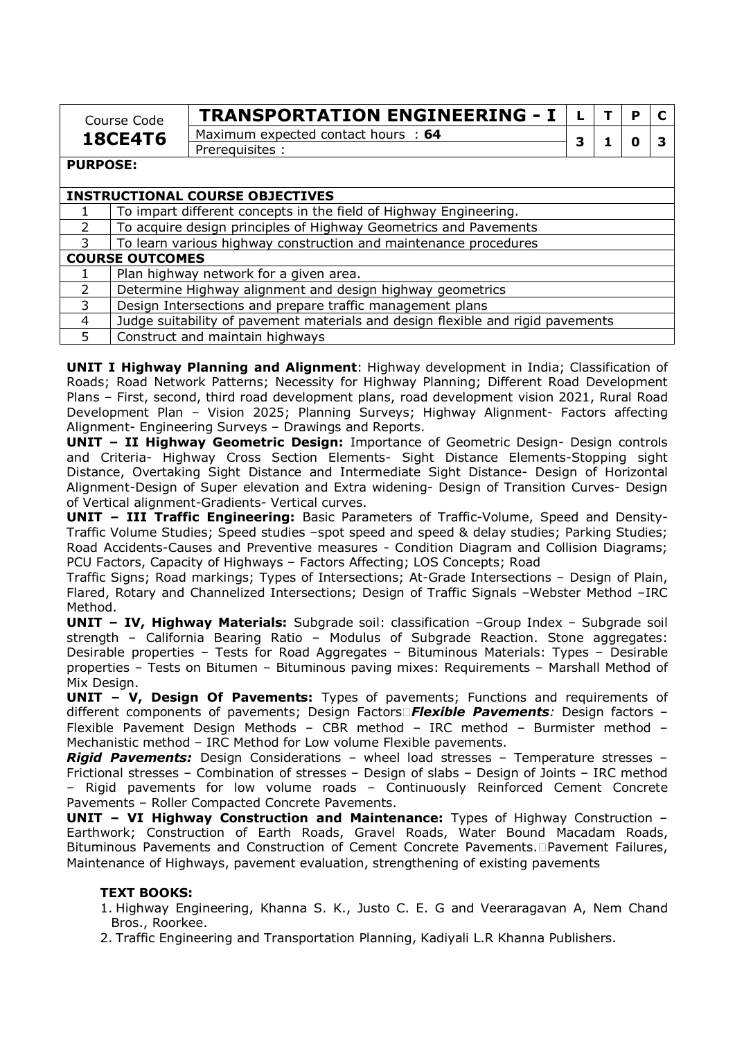| Course Code | TRANSPORTATION ENGINEERING - I | L | T | P | C |
|---|---|---|---|---|---|
| **18CE4T6** | Maximum expected contact hours : **64** | 3 | 1 | 0 | 3 |
| | Prerequisites : | | | | |

**PURPOSE:**

| **INSTRUCTIONAL COURSE OBJECTIVES** | |
|---|---|
| 1 | To impart different concepts in the field of Highway Engineering. |
| 2 | To acquire design principles of Highway Geometrics and Pavements |
| 3 | To learn various highway construction and maintenance procedures |

| **COURSE OUTCOMES** | |
|---|---|
| 1 | Plan highway network for a given area. |
| 2 | Determine Highway alignment and design highway geometrics |
| 3 | Design Intersections and prepare traffic management plans |
| 4 | Judge suitability of pavement materials and design flexible and rigid pavements |
| 5 | Construct and maintain highways |

**UNIT I Highway Planning and Alignment**: Highway development in India; Classification of Roads; Road Network Patterns; Necessity for Highway Planning; Different Road Development Plans – First, second, third road development plans, road development vision 2021, Rural Road Development Plan – Vision 2025; Planning Surveys; Highway Alignment- Factors affecting Alignment- Engineering Surveys – Drawings and Reports.

**UNIT – II Highway Geometric Design:** Importance of Geometric Design- Design controls and Criteria- Highway Cross Section Elements- Sight Distance Elements-Stopping sight Distance, Overtaking Sight Distance and Intermediate Sight Distance- Design of Horizontal Alignment-Design of Super elevation and Extra widening- Design of Transition Curves- Design of Vertical alignment-Gradients- Vertical curves.

**UNIT – III Traffic Engineering:** Basic Parameters of Traffic-Volume, Speed and Density- Traffic Volume Studies; Speed studies –spot speed and speed & delay studies; Parking Studies; Road Accidents-Causes and Preventive measures - Condition Diagram and Collision Diagrams; PCU Factors, Capacity of Highways – Factors Affecting; LOS Concepts; Road Traffic Signs; Road markings; Types of Intersections; At-Grade Intersections – Design of Plain, Flared, Rotary and Channelized Intersections; Design of Traffic Signals –Webster Method –IRC Method.

**UNIT – IV, Highway Materials:** Subgrade soil: classification –Group Index – Subgrade soil strength – California Bearing Ratio – Modulus of Subgrade Reaction. Stone aggregates: Desirable properties – Tests for Road Aggregates – Bituminous Materials: Types – Desirable properties – Tests on Bitumen – Bituminous paving mixes: Requirements – Marshall Method of Mix Design.

**UNIT – V, Design Of Pavements:** Types of pavements; Functions and requirements of different components of pavements; Design Factors ***Flexible Pavements****:* Design factors – Flexible Pavement Design Methods – CBR method – IRC method – Burmister method – Mechanistic method – IRC Method for Low volume Flexible pavements.

***Rigid Pavements:*** Design Considerations – wheel load stresses – Temperature stresses – Frictional stresses – Combination of stresses – Design of slabs – Design of Joints – IRC method – Rigid pavements for low volume roads – Continuously Reinforced Cement Concrete Pavements – Roller Compacted Concrete Pavements.

**UNIT – VI Highway Construction and Maintenance:** Types of Highway Construction – Earthwork; Construction of Earth Roads, Gravel Roads, Water Bound Macadam Roads, Bituminous Pavements and Construction of Cement Concrete Pavements. Pavement Failures, Maintenance of Highways, pavement evaluation, strengthening of existing pavements

**TEXT BOOKS:**

1. Highway Engineering, Khanna S. K., Justo C. E. G and Veeraragavan A, Nem Chand Bros., Roorkee.
2. Traffic Engineering and Transportation Planning, Kadiyali L.R Khanna Publishers.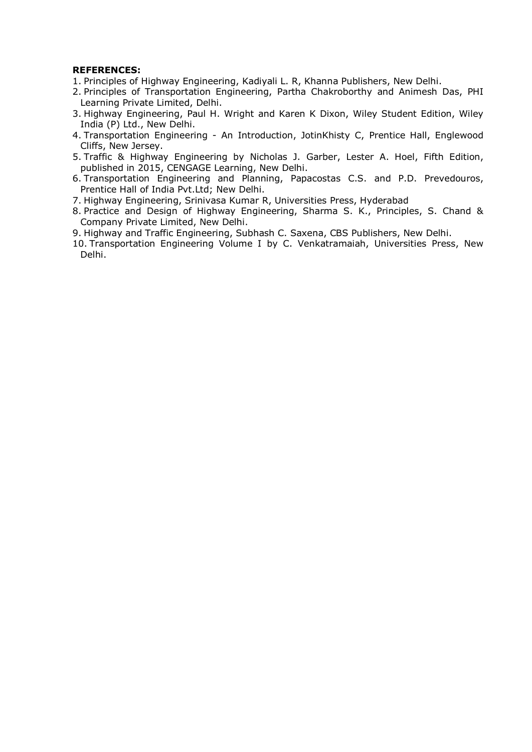**REFERENCES:**

1. Principles of Highway Engineering, Kadiyali L. R, Khanna Publishers, New Delhi.
2. Principles of Transportation Engineering, Partha Chakroborthy and Animesh Das, PHI Learning Private Limited, Delhi.
3. Highway Engineering, Paul H. Wright and Karen K Dixon, Wiley Student Edition, Wiley India (P) Ltd., New Delhi.
4. Transportation Engineering - An Introduction, JotinKhisty C, Prentice Hall, Englewood Cliffs, New Jersey.
5. Traffic & Highway Engineering by Nicholas J. Garber, Lester A. Hoel, Fifth Edition, published in 2015, CENGAGE Learning, New Delhi.
6. Transportation Engineering and Planning, Papacostas C.S. and P.D. Prevedouros, Prentice Hall of India Pvt.Ltd; New Delhi.
7. Highway Engineering, Srinivasa Kumar R, Universities Press, Hyderabad
8. Practice and Design of Highway Engineering, Sharma S. K., Principles, S. Chand & Company Private Limited, New Delhi.
9. Highway and Traffic Engineering, Subhash C. Saxena, CBS Publishers, New Delhi.
10. Transportation Engineering Volume I by C. Venkatramaiah, Universities Press, New Delhi.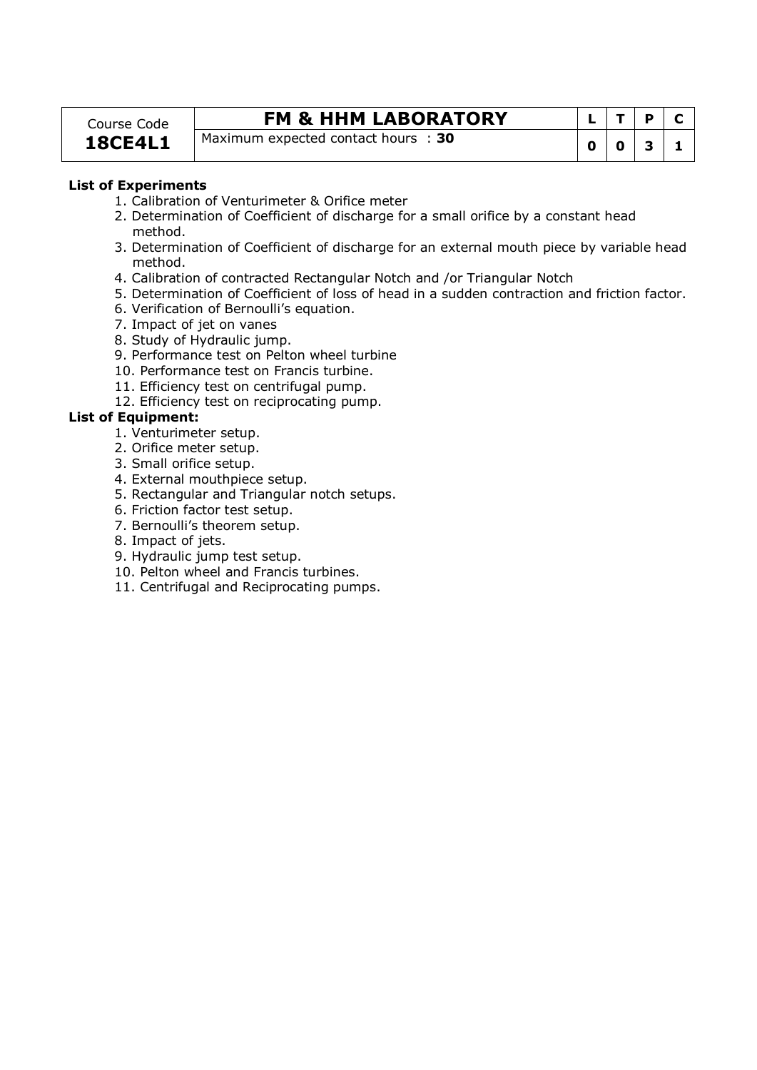| Course Code | FM & HHM LABORATORY | L | T | P | C |
|---|---|---|---|---|---|
| **18CE4L1** | Maximum expected contact hours : **30** | **0** | **0** | **3** | **1** |

**List of Experiments**

1. Calibration of Venturimeter & Orifice meter
2. Determination of Coefficient of discharge for a small orifice by a constant head method.
3. Determination of Coefficient of discharge for an external mouth piece by variable head method.
4. Calibration of contracted Rectangular Notch and /or Triangular Notch
5. Determination of Coefficient of loss of head in a sudden contraction and friction factor.
6. Verification of Bernoulli's equation.
7. Impact of jet on vanes
8. Study of Hydraulic jump.
9. Performance test on Pelton wheel turbine
10. Performance test on Francis turbine.
11. Efficiency test on centrifugal pump.
12. Efficiency test on reciprocating pump.

**List of Equipment:**

1. Venturimeter setup.
2. Orifice meter setup.
3. Small orifice setup.
4. External mouthpiece setup.
5. Rectangular and Triangular notch setups.
6. Friction factor test setup.
7. Bernoulli's theorem setup.
8. Impact of jets.
9. Hydraulic jump test setup.
10. Pelton wheel and Francis turbines.
11. Centrifugal and Reciprocating pumps.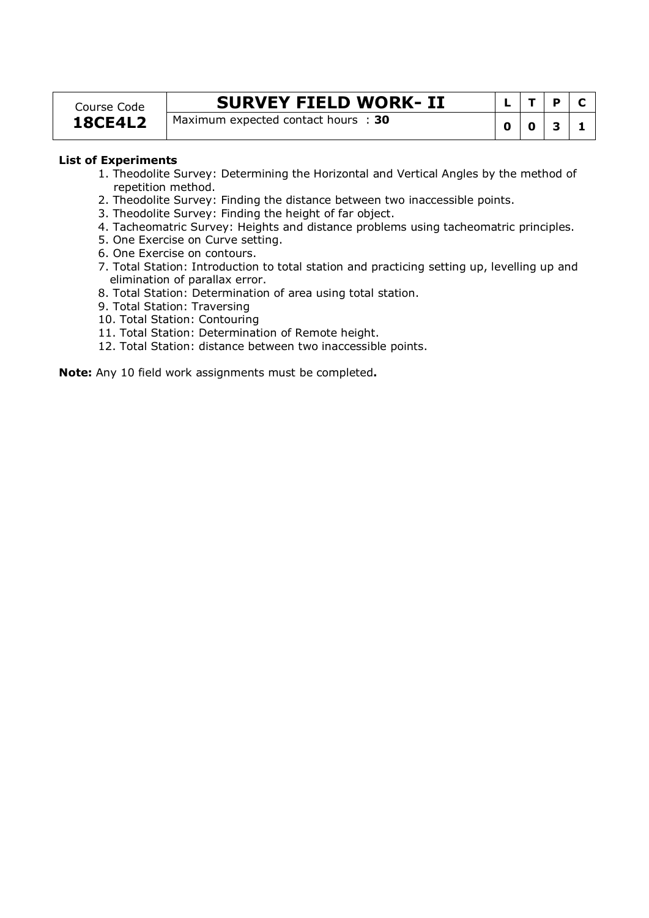| Course Code | SURVEY FIELD WORK- II | L | T | P | C |
|---|---|---|---|---|---|
| **18CE4L2** | Maximum expected contact hours : **30** | **0** | **0** | **3** | **1** |

**List of Experiments**

1. Theodolite Survey: Determining the Horizontal and Vertical Angles by the method of repetition method.
2. Theodolite Survey: Finding the distance between two inaccessible points.
3. Theodolite Survey: Finding the height of far object.
4. Tacheomatric Survey: Heights and distance problems using tacheomatric principles.
5. One Exercise on Curve setting.
6. One Exercise on contours.
7. Total Station: Introduction to total station and practicing setting up, levelling up and elimination of parallax error.
8. Total Station: Determination of area using total station.
9. Total Station: Traversing
10. Total Station: Contouring
11. Total Station: Determination of Remote height.
12. Total Station: distance between two inaccessible points.

**Note:** Any 10 field work assignments must be completed**.**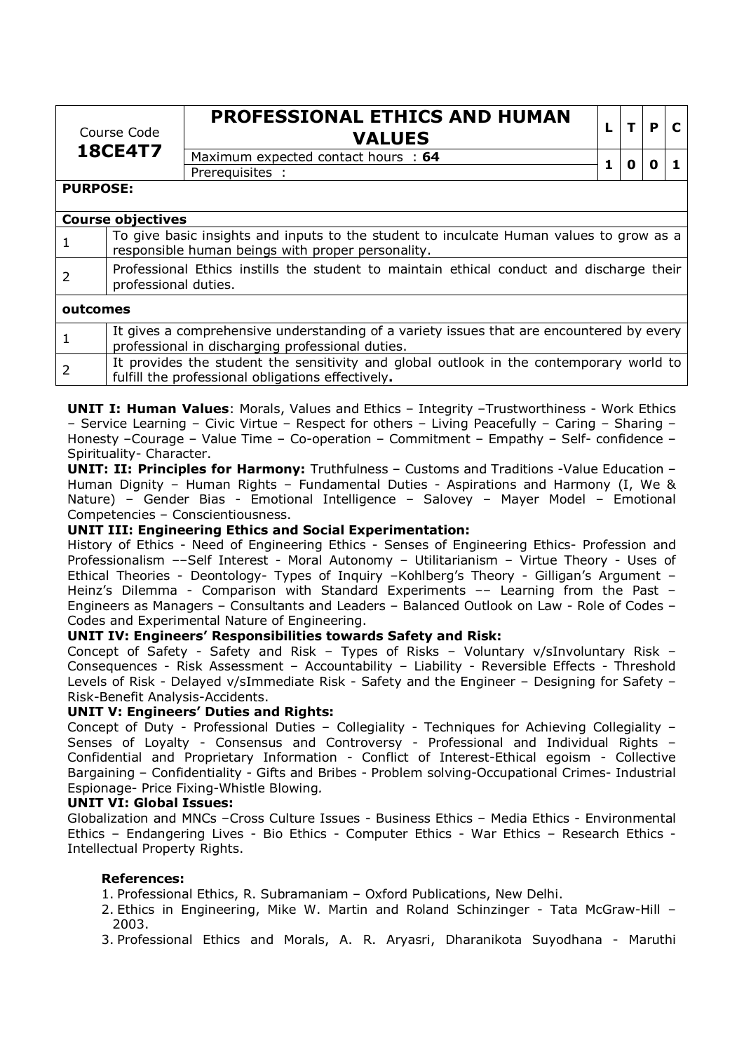| Course Code **18CE4T7** | **PROFESSIONAL ETHICS AND HUMAN VALUES** | L | T | P | C |
|---|---|---|---|---|---|
| | Maximum expected contact hours : **64** | 1 | 0 | 0 | 1 |
| | Prerequisites : | | | | |

**PURPOSE:**

**Course objectives**

| | |
|---|---|
| 1 | To give basic insights and inputs to the student to inculcate Human values to grow as a responsible human beings with proper personality. |
| 2 | Professional Ethics instills the student to maintain ethical conduct and discharge their professional duties. |

**outcomes**

| | |
|---|---|
| 1 | It gives a comprehensive understanding of a variety issues that are encountered by every professional in discharging professional duties. |
| 2 | It provides the student the sensitivity and global outlook in the contemporary world to fulfill the professional obligations effectively**.** |

**UNIT I: Human Values**: Morals, Values and Ethics – Integrity –Trustworthiness - Work Ethics – Service Learning – Civic Virtue – Respect for others – Living Peacefully – Caring – Sharing – Honesty –Courage – Value Time – Co-operation – Commitment – Empathy – Self- confidence – Spirituality- Character.

**UNIT: II: Principles for Harmony:** Truthfulness – Customs and Traditions -Value Education – Human Dignity – Human Rights – Fundamental Duties - Aspirations and Harmony (I, We & Nature) – Gender Bias - Emotional Intelligence – Salovey – Mayer Model – Emotional Competencies – Conscientiousness.

**UNIT III: Engineering Ethics and Social Experimentation:**

History of Ethics - Need of Engineering Ethics - Senses of Engineering Ethics- Profession and Professionalism ––Self Interest - Moral Autonomy – Utilitarianism – Virtue Theory - Uses of Ethical Theories - Deontology- Types of Inquiry –Kohlberg's Theory - Gilligan's Argument – Heinz's Dilemma - Comparison with Standard Experiments –– Learning from the Past – Engineers as Managers – Consultants and Leaders – Balanced Outlook on Law - Role of Codes – Codes and Experimental Nature of Engineering.

**UNIT IV: Engineers' Responsibilities towards Safety and Risk:**

Concept of Safety - Safety and Risk – Types of Risks – Voluntary v/sInvoluntary Risk – Consequences - Risk Assessment – Accountability – Liability - Reversible Effects - Threshold Levels of Risk - Delayed v/sImmediate Risk - Safety and the Engineer – Designing for Safety – Risk-Benefit Analysis-Accidents.

**UNIT V: Engineers' Duties and Rights:**

Concept of Duty - Professional Duties – Collegiality - Techniques for Achieving Collegiality – Senses of Loyalty - Consensus and Controversy - Professional and Individual Rights – Confidential and Proprietary Information - Conflict of Interest-Ethical egoism - Collective Bargaining – Confidentiality - Gifts and Bribes - Problem solving-Occupational Crimes- Industrial Espionage- Price Fixing-Whistle Blowing.

**UNIT VI: Global Issues:**

Globalization and MNCs –Cross Culture Issues - Business Ethics – Media Ethics - Environmental Ethics – Endangering Lives - Bio Ethics - Computer Ethics - War Ethics – Research Ethics - Intellectual Property Rights.

**References:**

1. Professional Ethics, R. Subramaniam – Oxford Publications, New Delhi.
2. Ethics in Engineering, Mike W. Martin and Roland Schinzinger - Tata McGraw-Hill – 2003.
3. Professional Ethics and Morals, A. R. Aryasri, Dharanikota Suyodhana - Maruthi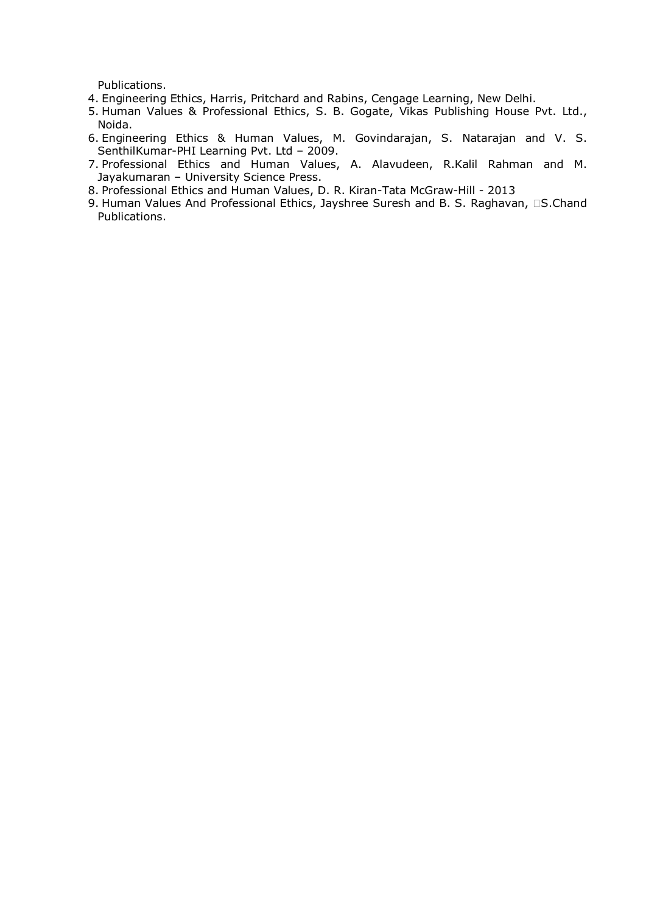Publications.

4. Engineering Ethics, Harris, Pritchard and Rabins, Cengage Learning, New Delhi.
5. Human Values & Professional Ethics, S. B. Gogate, Vikas Publishing House Pvt. Ltd., Noida.
6. Engineering Ethics & Human Values, M. Govindarajan, S. Natarajan and V. S. SenthilKumar-PHI Learning Pvt. Ltd – 2009.
7. Professional Ethics and Human Values, A. Alavudeen, R.Kalil Rahman and M. Jayakumaran – University Science Press.
8. Professional Ethics and Human Values, D. R. Kiran-Tata McGraw-Hill - 2013
9. Human Values And Professional Ethics, Jayshree Suresh and B. S. Raghavan, S.Chand Publications.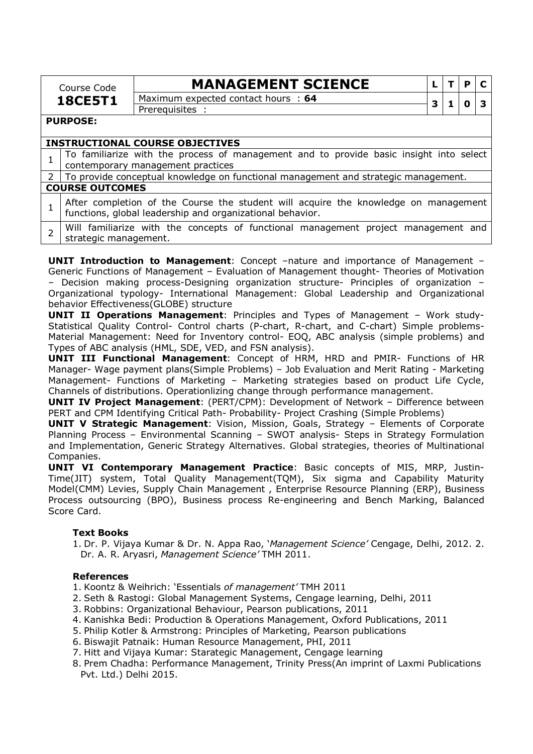| Course Code **18CE5T1** | **MANAGEMENT SCIENCE** | L | T | P | C |
|---|---|---|---|---|---|
| | Maximum expected contact hours : **64** | 3 | 1 | 0 | 3 |
| | Prerequisites : | | | | |

**PURPOSE:**

| | **INSTRUCTIONAL COURSE OBJECTIVES** |
|---|---|
| 1 | To familiarize with the process of management and to provide basic insight into select contemporary management practices |
| 2 | To provide conceptual knowledge on functional management and strategic management. |
| | **COURSE OUTCOMES** |
| 1 | After completion of the Course the student will acquire the knowledge on management functions, global leadership and organizational behavior. |
| 2 | Will familiarize with the concepts of functional management project management and strategic management. |

**UNIT Introduction to Management**: Concept –nature and importance of Management – Generic Functions of Management – Evaluation of Management thought- Theories of Motivation – Decision making process-Designing organization structure- Principles of organization – Organizational typology- International Management: Global Leadership and Organizational behavior Effectiveness(GLOBE) structure

**UNIT II Operations Management**: Principles and Types of Management – Work study- Statistical Quality Control- Control charts (P-chart, R-chart, and C-chart) Simple problems- Material Management: Need for Inventory control- EOQ, ABC analysis (simple problems) and Types of ABC analysis (HML, SDE, VED, and FSN analysis).

**UNIT III Functional Management**: Concept of HRM, HRD and PMIR- Functions of HR Manager- Wage payment plans(Simple Problems) – Job Evaluation and Merit Rating - Marketing Management- Functions of Marketing – Marketing strategies based on product Life Cycle, Channels of distributions. Operationlizing change through performance management.

**UNIT IV Project Management**: (PERT/CPM): Development of Network – Difference between PERT and CPM Identifying Critical Path- Probability- Project Crashing (Simple Problems)

**UNIT V Strategic Management**: Vision, Mission, Goals, Strategy – Elements of Corporate Planning Process – Environmental Scanning – SWOT analysis- Steps in Strategy Formulation and Implementation, Generic Strategy Alternatives. Global strategies, theories of Multinational Companies.

**UNIT VI Contemporary Management Practice**: Basic concepts of MIS, MRP, Justin-Time(JIT) system, Total Quality Management(TQM), Six sigma and Capability Maturity Model(CMM) Levies, Supply Chain Management , Enterprise Resource Planning (ERP), Business Process outsourcing (BPO), Business process Re-engineering and Bench Marking, Balanced Score Card.

**Text Books**

1. Dr. P. Vijaya Kumar & Dr. N. Appa Rao, '*Management Science'* Cengage, Delhi, 2012. 2. Dr. A. R. Aryasri, *Management Science'* TMH 2011.

**References**

1. Koontz & Weihrich: 'Essentials *of management'* TMH 2011
2. Seth & Rastogi: Global Management Systems, Cengage learning, Delhi, 2011
3. Robbins: Organizational Behaviour, Pearson publications, 2011
4. Kanishka Bedi: Production & Operations Management, Oxford Publications, 2011
5. Philip Kotler & Armstrong: Principles of Marketing, Pearson publications
6. Biswajit Patnaik: Human Resource Management, PHI, 2011
7. Hitt and Vijaya Kumar: Starategic Management, Cengage learning
8. Prem Chadha: Performance Management, Trinity Press(An imprint of Laxmi Publications Pvt. Ltd.) Delhi 2015.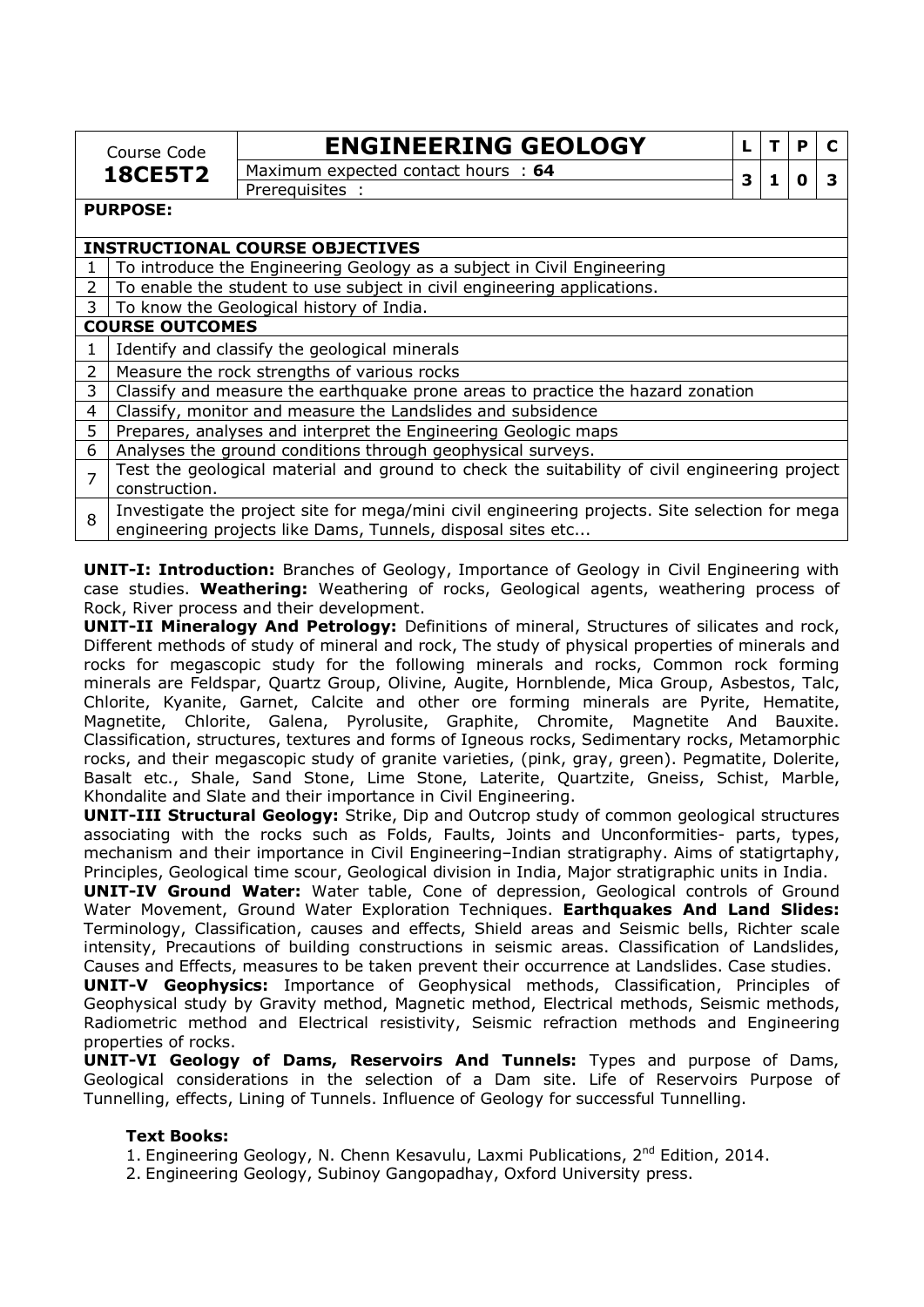| Course Code | ENGINEERING GEOLOGY | L | T | P | C |
|---|---|---|---|---|---|
| **18CE5T2** | Maximum expected contact hours : **64** | 3 | 1 | 0 | 3 |
| | Prerequisites : | | | | |

**PURPOSE:**

**INSTRUCTIONAL COURSE OBJECTIVES**

| | |
|---|---|
| 1 | To introduce the Engineering Geology as a subject in Civil Engineering |
| 2 | To enable the student to use subject in civil engineering applications. |
| 3 | To know the Geological history of India. |

**COURSE OUTCOMES**

| | |
|---|---|
| 1 | Identify and classify the geological minerals |
| 2 | Measure the rock strengths of various rocks |
| 3 | Classify and measure the earthquake prone areas to practice the hazard zonation |
| 4 | Classify, monitor and measure the Landslides and subsidence |
| 5 | Prepares, analyses and interpret the Engineering Geologic maps |
| 6 | Analyses the ground conditions through geophysical surveys. |
| 7 | Test the geological material and ground to check the suitability of civil engineering project construction. |
| 8 | Investigate the project site for mega/mini civil engineering projects. Site selection for mega engineering projects like Dams, Tunnels, disposal sites etc... |

**UNIT-I: Introduction:** Branches of Geology, Importance of Geology in Civil Engineering with case studies. **Weathering:** Weathering of rocks, Geological agents, weathering process of Rock, River process and their development.

**UNIT-II Mineralogy And Petrology:** Definitions of mineral, Structures of silicates and rock, Different methods of study of mineral and rock, The study of physical properties of minerals and rocks for megascopic study for the following minerals and rocks, Common rock forming minerals are Feldspar, Quartz Group, Olivine, Augite, Hornblende, Mica Group, Asbestos, Talc, Chlorite, Kyanite, Garnet, Calcite and other ore forming minerals are Pyrite, Hematite, Magnetite, Chlorite, Galena, Pyrolusite, Graphite, Chromite, Magnetite And Bauxite. Classification, structures, textures and forms of Igneous rocks, Sedimentary rocks, Metamorphic rocks, and their megascopic study of granite varieties, (pink, gray, green). Pegmatite, Dolerite, Basalt etc., Shale, Sand Stone, Lime Stone, Laterite, Quartzite, Gneiss, Schist, Marble, Khondalite and Slate and their importance in Civil Engineering.

**UNIT-III Structural Geology:** Strike, Dip and Outcrop study of common geological structures associating with the rocks such as Folds, Faults, Joints and Unconformities- parts, types, mechanism and their importance in Civil Engineering–Indian stratigraphy. Aims of statigrtaphy, Principles, Geological time scour, Geological division in India, Major stratigraphic units in India.

**UNIT-IV Ground Water:** Water table, Cone of depression, Geological controls of Ground Water Movement, Ground Water Exploration Techniques. **Earthquakes And Land Slides:** Terminology, Classification, causes and effects, Shield areas and Seismic bells, Richter scale intensity, Precautions of building constructions in seismic areas. Classification of Landslides, Causes and Effects, measures to be taken prevent their occurrence at Landslides. Case studies.

**UNIT-V Geophysics:** Importance of Geophysical methods, Classification, Principles of Geophysical study by Gravity method, Magnetic method, Electrical methods, Seismic methods, Radiometric method and Electrical resistivity, Seismic refraction methods and Engineering properties of rocks.

**UNIT-VI Geology of Dams, Reservoirs And Tunnels:** Types and purpose of Dams, Geological considerations in the selection of a Dam site. Life of Reservoirs Purpose of Tunnelling, effects, Lining of Tunnels. Influence of Geology for successful Tunnelling.

**Text Books:**

1. Engineering Geology, N. Chenn Kesavulu, Laxmi Publications, 2nd Edition, 2014.
2. Engineering Geology, Subinoy Gangopadhay, Oxford University press.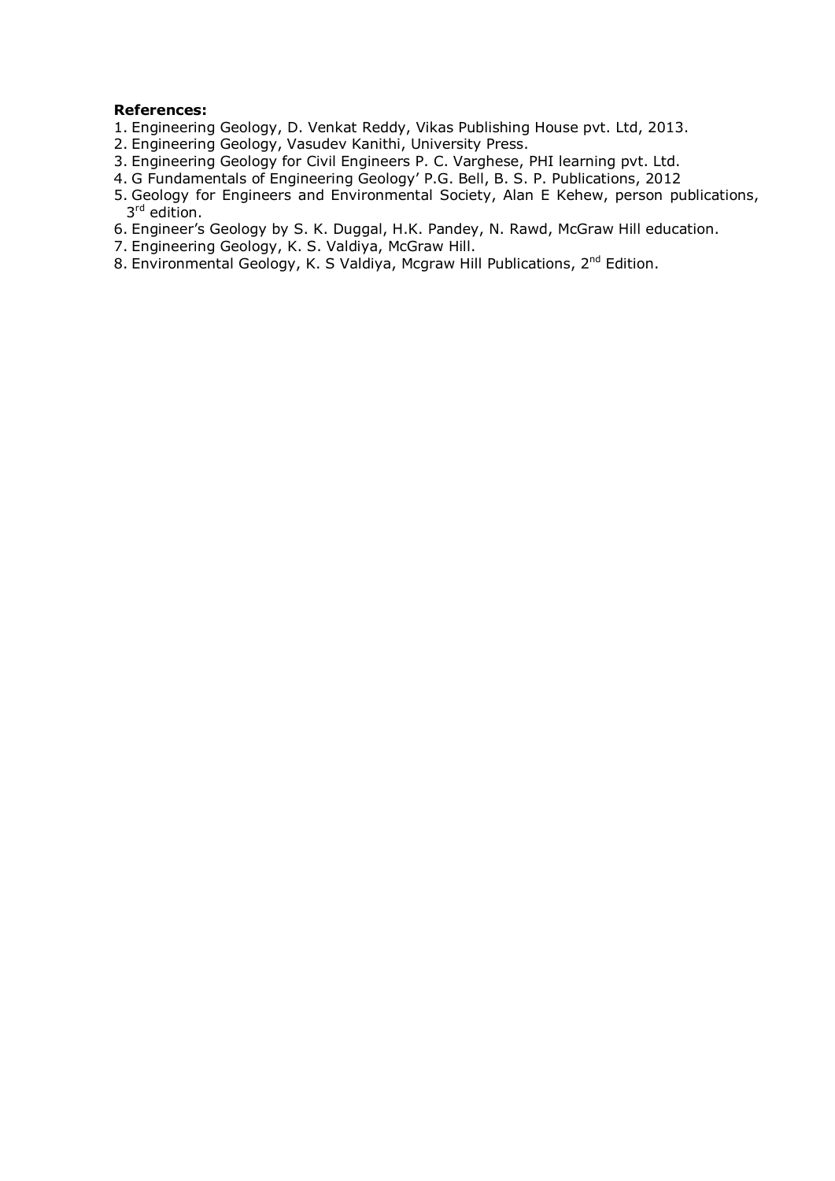**References:**

1. Engineering Geology, D. Venkat Reddy, Vikas Publishing House pvt. Ltd, 2013.
2. Engineering Geology, Vasudev Kanithi, University Press.
3. Engineering Geology for Civil Engineers P. C. Varghese, PHI learning pvt. Ltd.
4. G Fundamentals of Engineering Geology' P.G. Bell, B. S. P. Publications, 2012
5. Geology for Engineers and Environmental Society, Alan E Kehew, person publications, 3rd edition.
6. Engineer's Geology by S. K. Duggal, H.K. Pandey, N. Rawd, McGraw Hill education.
7. Engineering Geology, K. S. Valdiya, McGraw Hill.
8. Environmental Geology, K. S Valdiya, Mcgraw Hill Publications, 2nd Edition.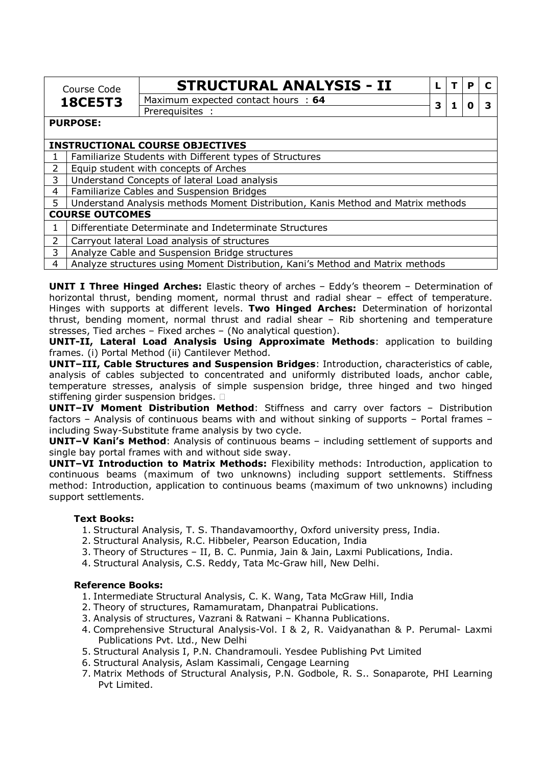| Course Code | STRUCTURAL ANALYSIS - II | L | T | P | C |
|---|---|---|---|---|---|
| **18CE5T3** | Maximum expected contact hours : **64** | 3 | 1 | 0 | 3 |
| | Prerequisites : | | | | |

**PURPOSE:**

| **INSTRUCTIONAL COURSE OBJECTIVES** | |
|---|---|
| 1 | Familiarize Students with Different types of Structures |
| 2 | Equip student with concepts of Arches |
| 3 | Understand Concepts of lateral Load analysis |
| 4 | Familiarize Cables and Suspension Bridges |
| 5 | Understand Analysis methods Moment Distribution, Kanis Method and Matrix methods |

| **COURSE OUTCOMES** | |
|---|---|
| 1 | Differentiate Determinate and Indeterminate Structures |
| 2 | Carryout lateral Load analysis of structures |
| 3 | Analyze Cable and Suspension Bridge structures |
| 4 | Analyze structures using Moment Distribution, Kani's Method and Matrix methods |

**UNIT I Three Hinged Arches:** Elastic theory of arches – Eddy's theorem – Determination of horizontal thrust, bending moment, normal thrust and radial shear – effect of temperature. Hinges with supports at different levels. **Two Hinged Arches:** Determination of horizontal thrust, bending moment, normal thrust and radial shear – Rib shortening and temperature stresses, Tied arches – Fixed arches – (No analytical question).

**UNIT-II, Lateral Load Analysis Using Approximate Methods**: application to building frames. (i) Portal Method (ii) Cantilever Method.

**UNIT–III, Cable Structures and Suspension Bridges**: Introduction, characteristics of cable, analysis of cables subjected to concentrated and uniformly distributed loads, anchor cable, temperature stresses, analysis of simple suspension bridge, three hinged and two hinged stiffening girder suspension bridges.

**UNIT–IV Moment Distribution Method**: Stiffness and carry over factors – Distribution factors – Analysis of continuous beams with and without sinking of supports – Portal frames – including Sway-Substitute frame analysis by two cycle.

**UNIT–V Kani's Method**: Analysis of continuous beams – including settlement of supports and single bay portal frames with and without side sway.

**UNIT–VI Introduction to Matrix Methods:** Flexibility methods: Introduction, application to continuous beams (maximum of two unknowns) including support settlements. Stiffness method: Introduction, application to continuous beams (maximum of two unknowns) including support settlements.

**Text Books:**

1. Structural Analysis, T. S. Thandavamoorthy, Oxford university press, India.
2. Structural Analysis, R.C. Hibbeler, Pearson Education, India
3. Theory of Structures – II, B. C. Punmia, Jain & Jain, Laxmi Publications, India.
4. Structural Analysis, C.S. Reddy, Tata Mc-Graw hill, New Delhi.

**Reference Books:**

1. Intermediate Structural Analysis, C. K. Wang, Tata McGraw Hill, India
2. Theory of structures, Ramamuratam, Dhanpatrai Publications.
3. Analysis of structures, Vazrani & Ratwani – Khanna Publications.
4. Comprehensive Structural Analysis-Vol. I & 2, R. Vaidyanathan & P. Perumal- Laxmi Publications Pvt. Ltd., New Delhi
5. Structural Analysis I, P.N. Chandramouli. Yesdee Publishing Pvt Limited
6. Structural Analysis, Aslam Kassimali, Cengage Learning
7. Matrix Methods of Structural Analysis, P.N. Godbole, R. S.. Sonaparote, PHI Learning Pvt Limited.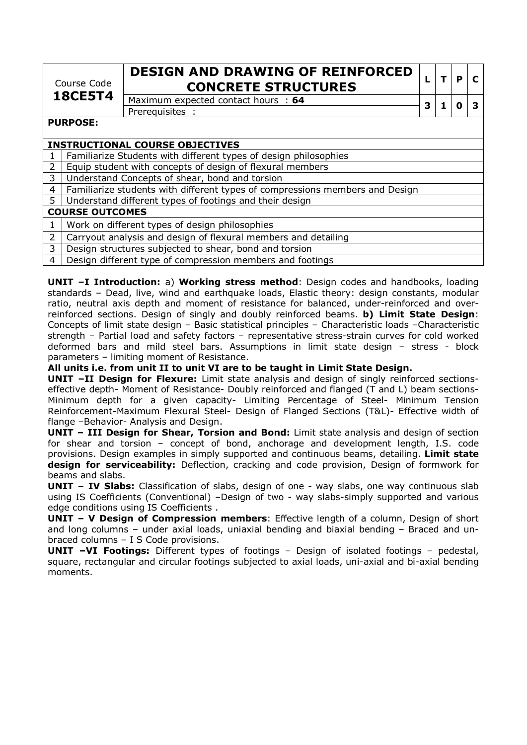| Course Code **18CE5T4** | **DESIGN AND DRAWING OF REINFORCED CONCRETE STRUCTURES** | L | T | P | C |
|---|---|---|---|---|---|
| | Maximum expected contact hours : **64** | 3 | 1 | 0 | 3 |
| | Prerequisites : | | | | |

**PURPOSE:**

| **INSTRUCTIONAL COURSE OBJECTIVES** | |
|---|---|
| 1 | Familiarize Students with different types of design philosophies |
| 2 | Equip student with concepts of design of flexural members |
| 3 | Understand Concepts of shear, bond and torsion |
| 4 | Familiarize students with different types of compressions members and Design |
| 5 | Understand different types of footings and their design |
| **COURSE OUTCOMES** | |
| 1 | Work on different types of design philosophies |
| 2 | Carryout analysis and design of flexural members and detailing |
| 3 | Design structures subjected to shear, bond and torsion |
| 4 | Design different type of compression members and footings |

**UNIT –I Introduction:** a) **Working stress method**: Design codes and handbooks, loading standards – Dead, live, wind and earthquake loads, Elastic theory: design constants, modular ratio, neutral axis depth and moment of resistance for balanced, under-reinforced and over-reinforced sections. Design of singly and doubly reinforced beams. **b) Limit State Design**: Concepts of limit state design – Basic statistical principles – Characteristic loads –Characteristic strength – Partial load and safety factors – representative stress-strain curves for cold worked deformed bars and mild steel bars. Assumptions in limit state design – stress - block parameters – limiting moment of Resistance.

**All units i.e. from unit II to unit VI are to be taught in Limit State Design.**

**UNIT –II Design for Flexure:** Limit state analysis and design of singly reinforced sections-effective depth- Moment of Resistance- Doubly reinforced and flanged (T and L) beam sections- Minimum depth for a given capacity- Limiting Percentage of Steel- Minimum Tension Reinforcement-Maximum Flexural Steel- Design of Flanged Sections (T&L)- Effective width of flange –Behavior- Analysis and Design.

**UNIT – III Design for Shear, Torsion and Bond:** Limit state analysis and design of section for shear and torsion – concept of bond, anchorage and development length, I.S. code provisions. Design examples in simply supported and continuous beams, detailing. **Limit state design for serviceability:** Deflection, cracking and code provision, Design of formwork for beams and slabs.

**UNIT – IV Slabs:** Classification of slabs, design of one - way slabs, one way continuous slab using IS Coefficients (Conventional) –Design of two - way slabs-simply supported and various edge conditions using IS Coefficients .

**UNIT – V Design of Compression members**: Effective length of a column, Design of short and long columns – under axial loads, uniaxial bending and biaxial bending – Braced and un-braced columns – I S Code provisions.

**UNIT –VI Footings:** Different types of footings – Design of isolated footings – pedestal, square, rectangular and circular footings subjected to axial loads, uni-axial and bi-axial bending moments.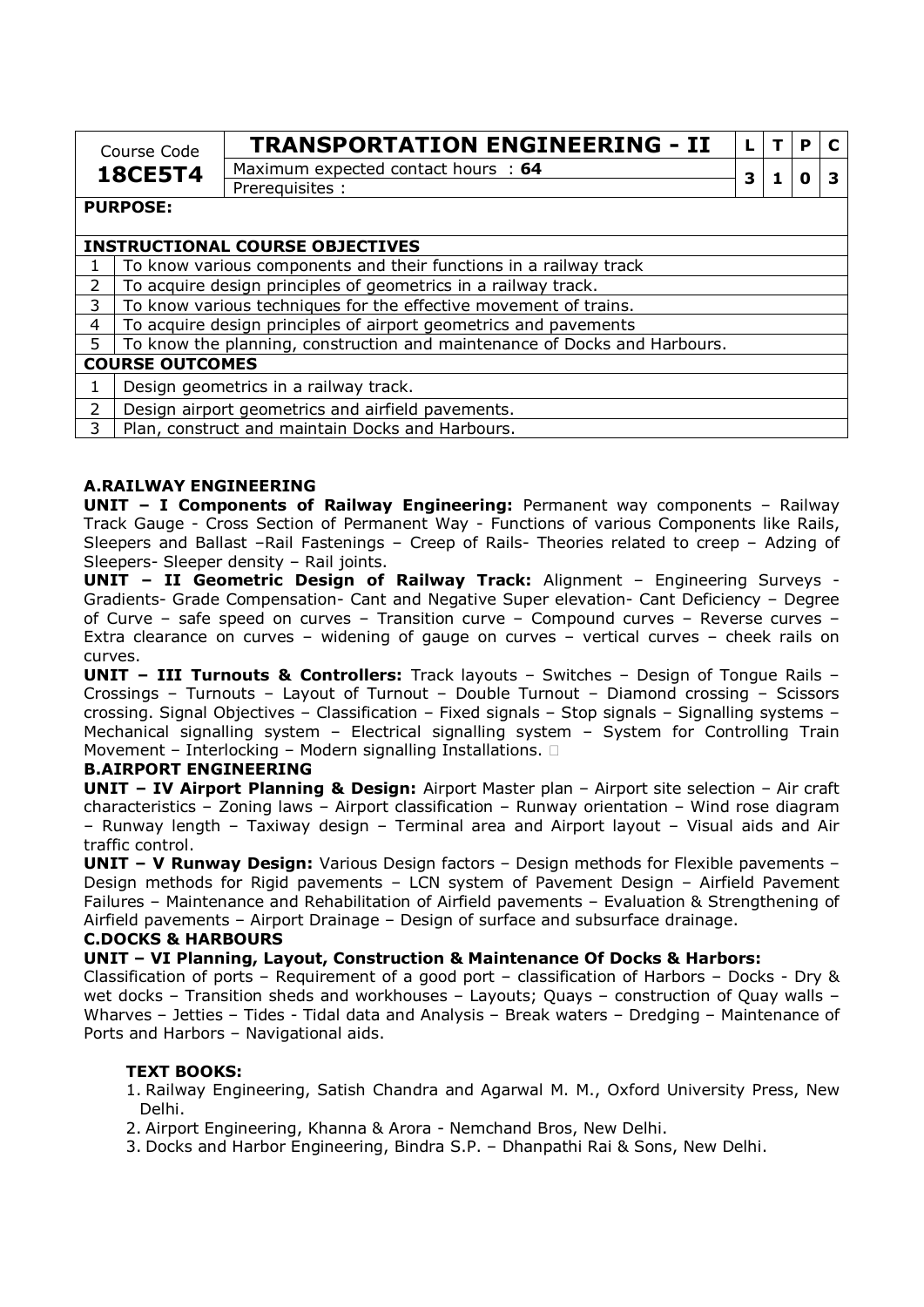| Course Code | TRANSPORTATION ENGINEERING - II | L | T | P | C |
|---|---|---|---|---|---|
| **18CE5T4** | Maximum expected contact hours : **64** | 3 | 1 | 0 | 3 |
| | Prerequisites : | | | | |

**PURPOSE:**

| **INSTRUCTIONAL COURSE OBJECTIVES** | |
|---|---|
| 1 | To know various components and their functions in a railway track |
| 2 | To acquire design principles of geometrics in a railway track. |
| 3 | To know various techniques for the effective movement of trains. |
| 4 | To acquire design principles of airport geometrics and pavements |
| 5 | To know the planning, construction and maintenance of Docks and Harbours. |

| **COURSE OUTCOMES** | |
|---|---|
| 1 | Design geometrics in a railway track. |
| 2 | Design airport geometrics and airfield pavements. |
| 3 | Plan, construct and maintain Docks and Harbours. |

**A.RAILWAY ENGINEERING**

**UNIT – I Components of Railway Engineering:** Permanent way components – Railway Track Gauge - Cross Section of Permanent Way - Functions of various Components like Rails, Sleepers and Ballast –Rail Fastenings – Creep of Rails- Theories related to creep – Adzing of Sleepers- Sleeper density – Rail joints.

**UNIT – II Geometric Design of Railway Track:** Alignment – Engineering Surveys - Gradients- Grade Compensation- Cant and Negative Super elevation- Cant Deficiency – Degree of Curve – safe speed on curves – Transition curve – Compound curves – Reverse curves – Extra clearance on curves – widening of gauge on curves – vertical curves – cheek rails on curves.

**UNIT – III Turnouts & Controllers:** Track layouts – Switches – Design of Tongue Rails – Crossings – Turnouts – Layout of Turnout – Double Turnout – Diamond crossing – Scissors crossing. Signal Objectives – Classification – Fixed signals – Stop signals – Signalling systems – Mechanical signalling system – Electrical signalling system – System for Controlling Train Movement – Interlocking – Modern signalling Installations.

**B.AIRPORT ENGINEERING**

**UNIT – IV Airport Planning & Design:** Airport Master plan – Airport site selection – Air craft characteristics – Zoning laws – Airport classification – Runway orientation – Wind rose diagram – Runway length – Taxiway design – Terminal area and Airport layout – Visual aids and Air traffic control.

**UNIT – V Runway Design:** Various Design factors – Design methods for Flexible pavements – Design methods for Rigid pavements – LCN system of Pavement Design – Airfield Pavement Failures – Maintenance and Rehabilitation of Airfield pavements – Evaluation & Strengthening of Airfield pavements – Airport Drainage – Design of surface and subsurface drainage.

**C.DOCKS & HARBOURS**

**UNIT – VI Planning, Layout, Construction & Maintenance Of Docks & Harbors:**

Classification of ports – Requirement of a good port – classification of Harbors – Docks - Dry & wet docks – Transition sheds and workhouses – Layouts; Quays – construction of Quay walls – Wharves – Jetties – Tides - Tidal data and Analysis – Break waters – Dredging – Maintenance of Ports and Harbors – Navigational aids.

**TEXT BOOKS:**

1. Railway Engineering, Satish Chandra and Agarwal M. M., Oxford University Press, New Delhi.
2. Airport Engineering, Khanna & Arora - Nemchand Bros, New Delhi.
3. Docks and Harbor Engineering, Bindra S.P. – Dhanpathi Rai & Sons, New Delhi.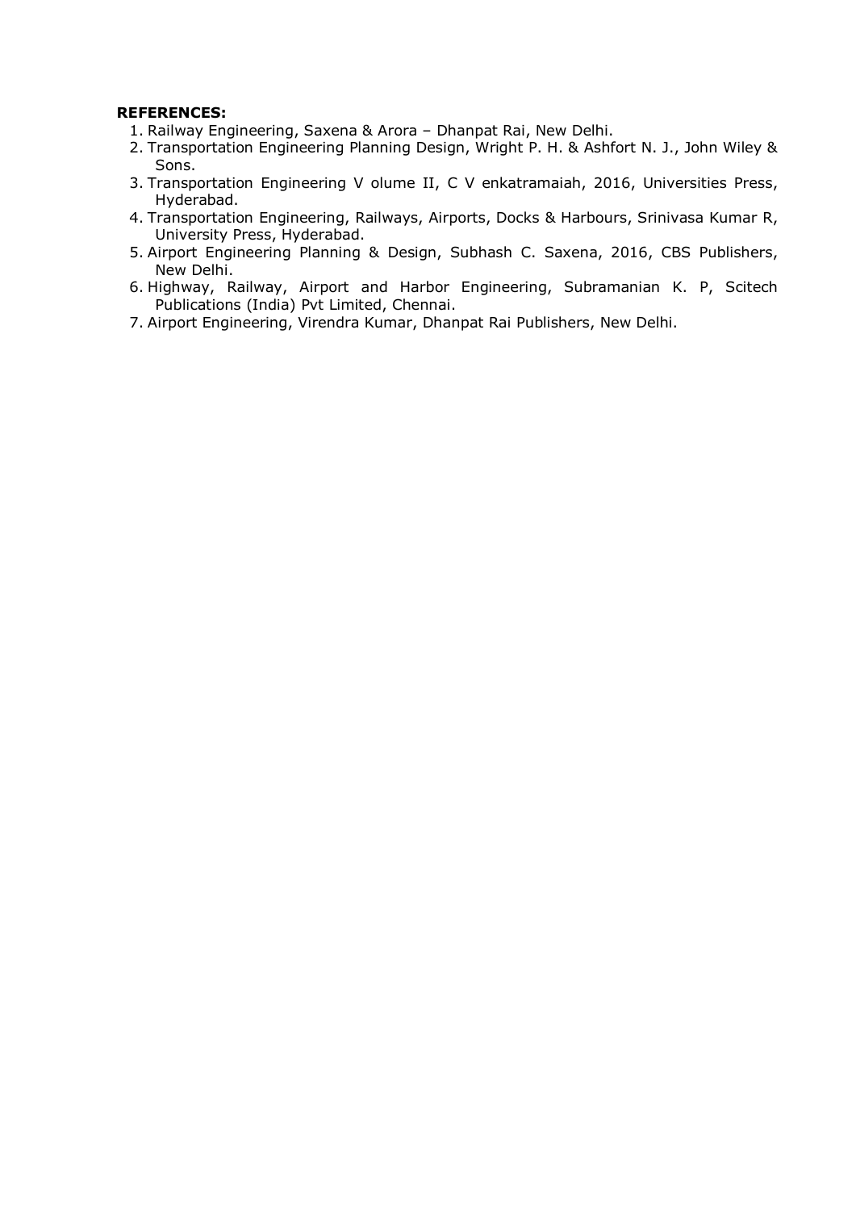**REFERENCES:**

1. Railway Engineering, Saxena & Arora – Dhanpat Rai, New Delhi.
2. Transportation Engineering Planning Design, Wright P. H. & Ashfort N. J., John Wiley & Sons.
3. Transportation Engineering V olume II, C V enkatramaiah, 2016, Universities Press, Hyderabad.
4. Transportation Engineering, Railways, Airports, Docks & Harbours, Srinivasa Kumar R, University Press, Hyderabad.
5. Airport Engineering Planning & Design, Subhash C. Saxena, 2016, CBS Publishers, New Delhi.
6. Highway, Railway, Airport and Harbor Engineering, Subramanian K. P, Scitech Publications (India) Pvt Limited, Chennai.
7. Airport Engineering, Virendra Kumar, Dhanpat Rai Publishers, New Delhi.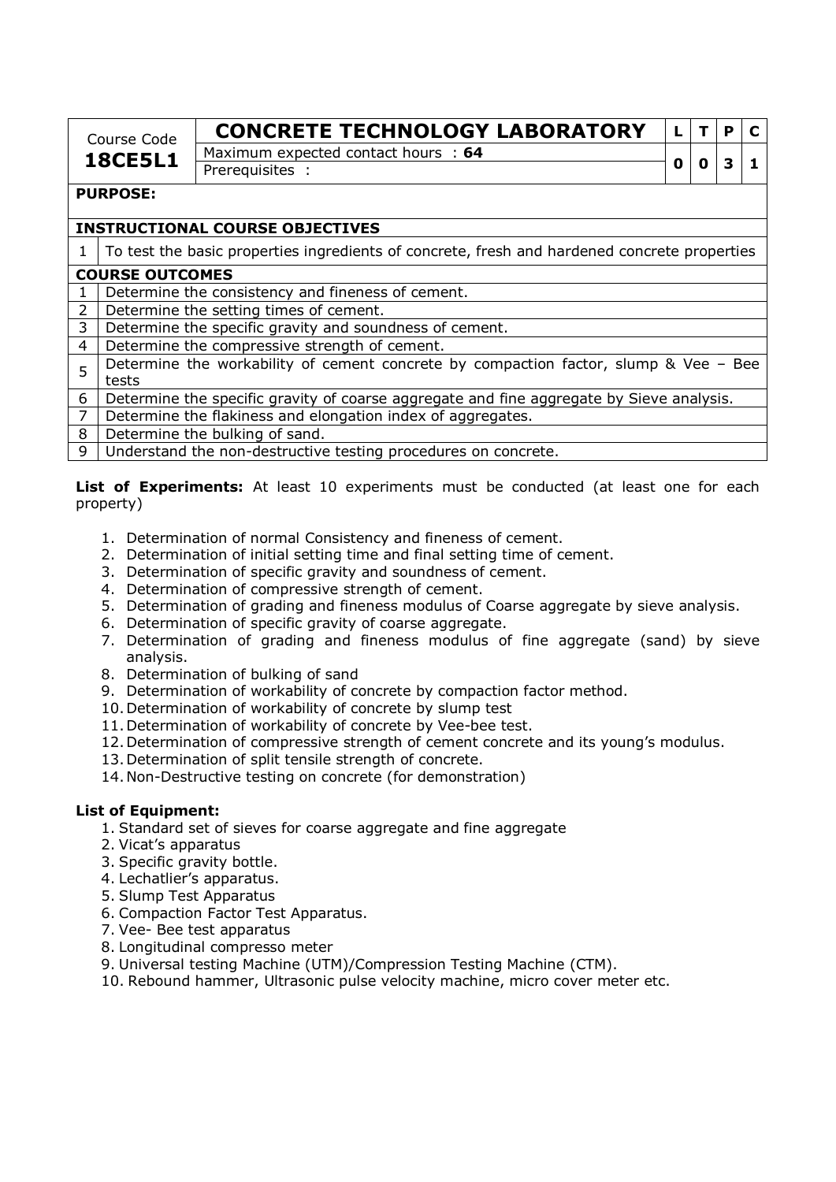| Course Code | CONCRETE TECHNOLOGY LABORATORY | L | T | P | C |
|---|---|---|---|---|---|
| **18CE5L1** | Maximum expected contact hours : **64** | 0 | 0 | 3 | 1 |
| | Prerequisites : | | | | |

**PURPOSE:**

**INSTRUCTIONAL COURSE OBJECTIVES**

| | |
|---|---|
| 1 | To test the basic properties ingredients of concrete, fresh and hardened concrete properties |

**COURSE OUTCOMES**

| | |
|---|---|
| 1 | Determine the consistency and fineness of cement. |
| 2 | Determine the setting times of cement. |
| 3 | Determine the specific gravity and soundness of cement. |
| 4 | Determine the compressive strength of cement. |
| 5 | Determine the workability of cement concrete by compaction factor, slump & Vee – Bee tests |
| 6 | Determine the specific gravity of coarse aggregate and fine aggregate by Sieve analysis. |
| 7 | Determine the flakiness and elongation index of aggregates. |
| 8 | Determine the bulking of sand. |
| 9 | Understand the non-destructive testing procedures on concrete. |

**List of Experiments:** At least 10 experiments must be conducted (at least one for each property)

1. Determination of normal Consistency and fineness of cement.
2. Determination of initial setting time and final setting time of cement.
3. Determination of specific gravity and soundness of cement.
4. Determination of compressive strength of cement.
5. Determination of grading and fineness modulus of Coarse aggregate by sieve analysis.
6. Determination of specific gravity of coarse aggregate.
7. Determination of grading and fineness modulus of fine aggregate (sand) by sieve analysis.
8. Determination of bulking of sand
9. Determination of workability of concrete by compaction factor method.
10. Determination of workability of concrete by slump test
11. Determination of workability of concrete by Vee-bee test.
12. Determination of compressive strength of cement concrete and its young's modulus.
13. Determination of split tensile strength of concrete.
14. Non-Destructive testing on concrete (for demonstration)

**List of Equipment:**

1. Standard set of sieves for coarse aggregate and fine aggregate
2. Vicat's apparatus
3. Specific gravity bottle.
4. Lechatlier's apparatus.
5. Slump Test Apparatus
6. Compaction Factor Test Apparatus.
7. Vee- Bee test apparatus
8. Longitudinal compresso meter
9. Universal testing Machine (UTM)/Compression Testing Machine (CTM).
10. Rebound hammer, Ultrasonic pulse velocity machine, micro cover meter etc.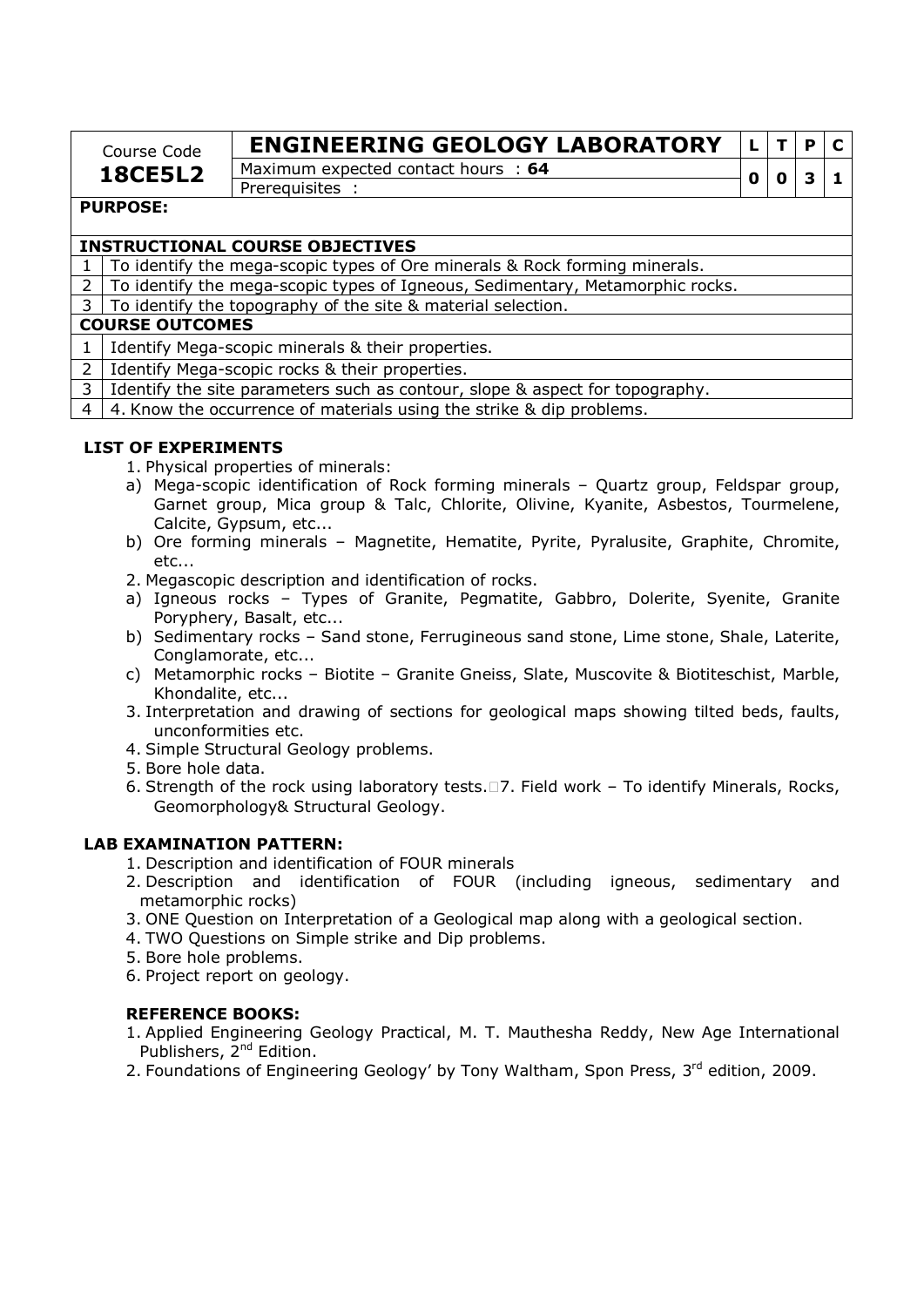| Course Code **18CE5L2** | **ENGINEERING GEOLOGY LABORATORY** | L | T | P | C |
|---|---|---|---|---|---|
| | Maximum expected contact hours : **64** | 0 | 0 | 3 | 1 |
| | Prerequisites : | | | | |

**PURPOSE:**

**INSTRUCTIONAL COURSE OBJECTIVES**

| | |
|---|---|
| 1 | To identify the mega-scopic types of Ore minerals & Rock forming minerals. |
| 2 | To identify the mega-scopic types of Igneous, Sedimentary, Metamorphic rocks. |
| 3 | To identify the topography of the site & material selection. |

**COURSE OUTCOMES**

| | |
|---|---|
| 1 | Identify Mega-scopic minerals & their properties. |
| 2 | Identify Mega-scopic rocks & their properties. |
| 3 | Identify the site parameters such as contour, slope & aspect for topography. |
| 4 | 4. Know the occurrence of materials using the strike & dip problems. |

**LIST OF EXPERIMENTS**

1. Physical properties of minerals:
   a) Mega-scopic identification of Rock forming minerals – Quartz group, Feldspar group, Garnet group, Mica group & Talc, Chlorite, Olivine, Kyanite, Asbestos, Tourmelene, Calcite, Gypsum, etc...
   b) Ore forming minerals – Magnetite, Hematite, Pyrite, Pyralusite, Graphite, Chromite, etc...
2. Megascopic description and identification of rocks.
   a) Igneous rocks – Types of Granite, Pegmatite, Gabbro, Dolerite, Syenite, Granite Poryphery, Basalt, etc...
   b) Sedimentary rocks – Sand stone, Ferrugineous sand stone, Lime stone, Shale, Laterite, Conglamorate, etc...
   c) Metamorphic rocks – Biotite – Granite Gneiss, Slate, Muscovite & Biotiteschist, Marble, Khondalite, etc...
3. Interpretation and drawing of sections for geological maps showing tilted beds, faults, unconformities etc.
4. Simple Structural Geology problems.
5. Bore hole data.
6. Strength of the rock using laboratory tests. 7. Field work – To identify Minerals, Rocks, Geomorphology& Structural Geology.

**LAB EXAMINATION PATTERN:**

1. Description and identification of FOUR minerals
2. Description and identification of FOUR (including igneous, sedimentary and metamorphic rocks)
3. ONE Question on Interpretation of a Geological map along with a geological section.
4. TWO Questions on Simple strike and Dip problems.
5. Bore hole problems.
6. Project report on geology.

**REFERENCE BOOKS:**

1. Applied Engineering Geology Practical, M. T. Mauthesha Reddy, New Age International Publishers, 2nd Edition.
2. Foundations of Engineering Geology' by Tony Waltham, Spon Press, 3rd edition, 2009.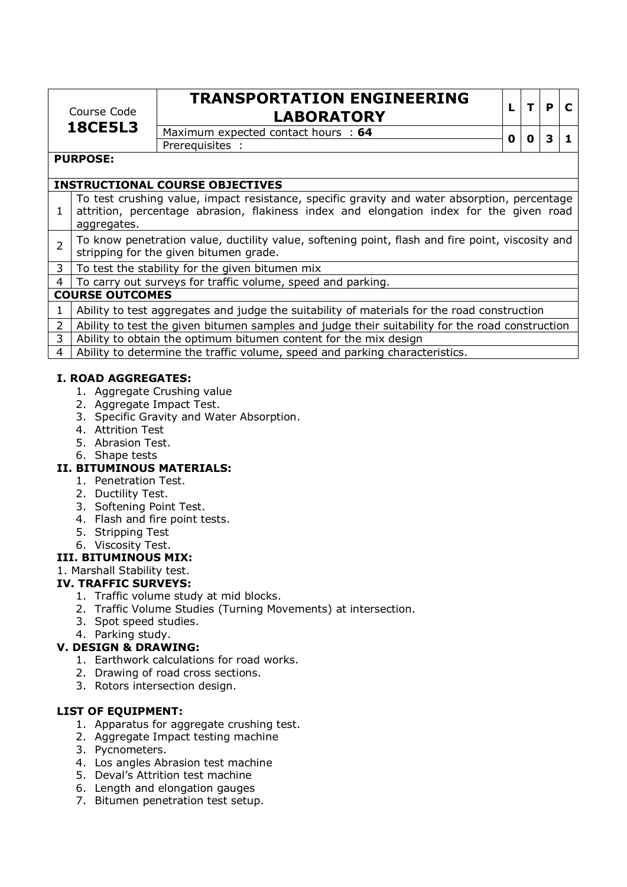| Course Code **18CE5L3** | **TRANSPORTATION ENGINEERING LABORATORY** | L | T | P | C |
|---|---|---|---|---|---|
| | Maximum expected contact hours : **64** | 0 | 0 | 3 | 1 |
| | Prerequisites : | | | | |
| **PURPOSE:** | | | | | |
| **INSTRUCTIONAL COURSE OBJECTIVES** | | | | | |
| 1 | To test crushing value, impact resistance, specific gravity and water absorption, percentage attrition, percentage abrasion, flakiness index and elongation index for the given road aggregates. | | | | |
| 2 | To know penetration value, ductility value, softening point, flash and fire point, viscosity and stripping for the given bitumen grade. | | | | |
| 3 | To test the stability for the given bitumen mix | | | | |
| 4 | To carry out surveys for traffic volume, speed and parking. | | | | |
| **COURSE OUTCOMES** | | | | | |
| 1 | Ability to test aggregates and judge the suitability of materials for the road construction | | | | |
| 2 | Ability to test the given bitumen samples and judge their suitability for the road construction | | | | |
| 3 | Ability to obtain the optimum bitumen content for the mix design | | | | |
| 4 | Ability to determine the traffic volume, speed and parking characteristics. | | | | |

### I. ROAD AGGREGATES:

1. Aggregate Crushing value
2. Aggregate Impact Test.
3. Specific Gravity and Water Absorption.
4. Attrition Test
5. Abrasion Test.
6. Shape tests

### II. BITUMINOUS MATERIALS:

1. Penetration Test.
2. Ductility Test.
3. Softening Point Test.
4. Flash and fire point tests.
5. Stripping Test
6. Viscosity Test.

### III. BITUMINOUS MIX:

1. Marshall Stability test.

### IV. TRAFFIC SURVEYS:

1. Traffic volume study at mid blocks.
2. Traffic Volume Studies (Turning Movements) at intersection.
3. Spot speed studies.
4. Parking study.

### V. DESIGN & DRAWING:

1. Earthwork calculations for road works.
2. Drawing of road cross sections.
3. Rotors intersection design.

### LIST OF EQUIPMENT:

1. Apparatus for aggregate crushing test.
2. Aggregate Impact testing machine
3. Pycnometers.
4. Los angles Abrasion test machine
5. Deval's Attrition test machine
6. Length and elongation gauges
7. Bitumen penetration test setup.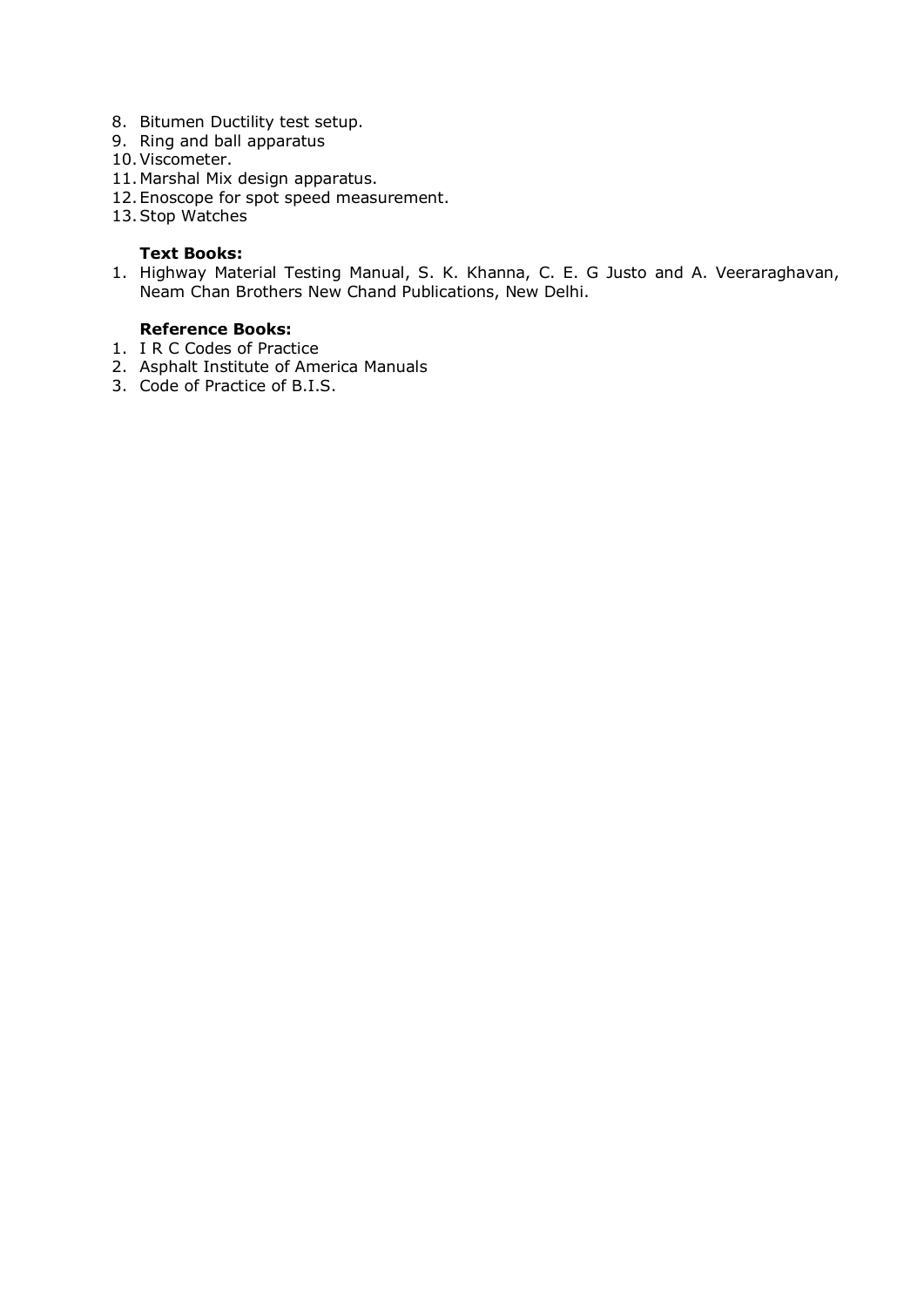8. Bitumen Ductility test setup.
9. Ring and ball apparatus
10. Viscometer.
11. Marshal Mix design apparatus.
12. Enoscope for spot speed measurement.
13. Stop Watches

**Text Books:**

1. Highway Material Testing Manual, S. K. Khanna, C. E. G Justo and A. Veeraraghavan, Neam Chan Brothers New Chand Publications, New Delhi.

**Reference Books:**

1. I R C Codes of Practice
2. Asphalt Institute of America Manuals
3. Code of Practice of B.I.S.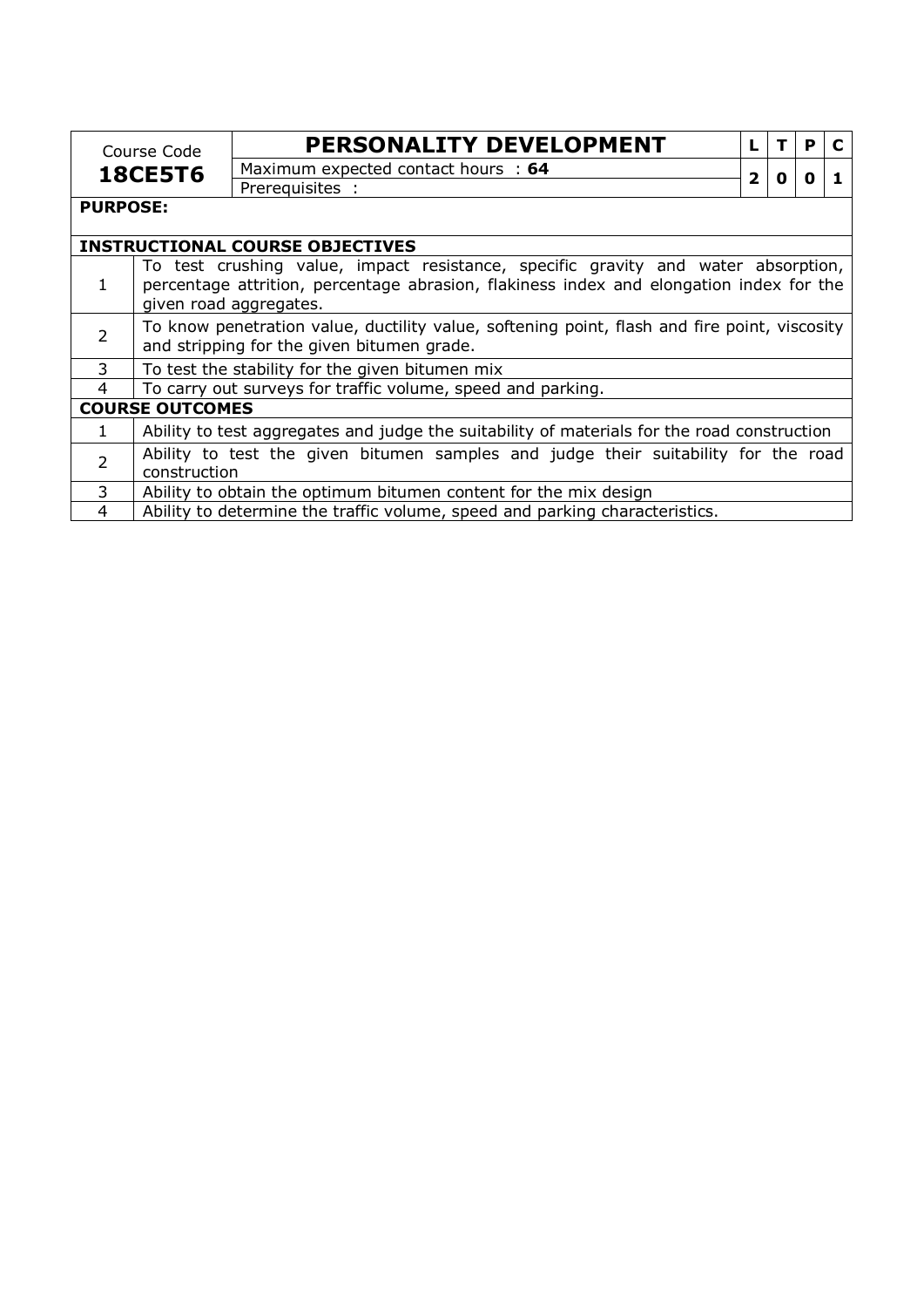| Course Code | PERSONALITY DEVELOPMENT | L | T | P | C |
|---|---|---|---|---|---|
| **18CE5T6** | Maximum expected contact hours : **64** | **2** | **0** | **0** | **1** |
| | Prerequisites : | | | | |

**PURPOSE:**

| **INSTRUCTIONAL COURSE OBJECTIVES** | |
|---|---|
| 1 | To test crushing value, impact resistance, specific gravity and water absorption, percentage attrition, percentage abrasion, flakiness index and elongation index for the given road aggregates. |
| 2 | To know penetration value, ductility value, softening point, flash and fire point, viscosity and stripping for the given bitumen grade. |
| 3 | To test the stability for the given bitumen mix |
| 4 | To carry out surveys for traffic volume, speed and parking. |

| **COURSE OUTCOMES** | |
|---|---|
| 1 | Ability to test aggregates and judge the suitability of materials for the road construction |
| 2 | Ability to test the given bitumen samples and judge their suitability for the road construction |
| 3 | Ability to obtain the optimum bitumen content for the mix design |
| 4 | Ability to determine the traffic volume, speed and parking characteristics. |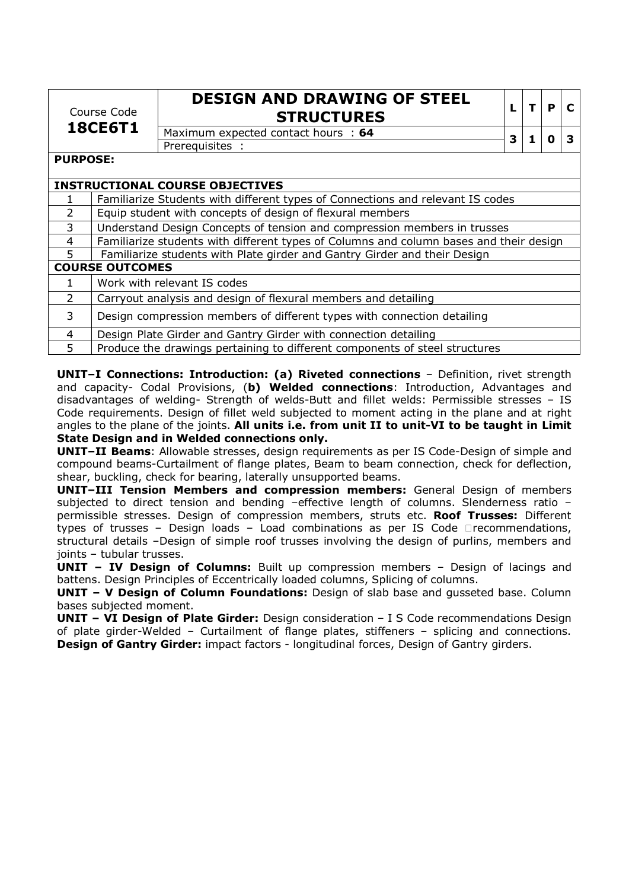| Course Code **18CE6T1** | **DESIGN AND DRAWING OF STEEL STRUCTURES** | L | T | P | C |
|---|---|---|---|---|---|
| | Maximum expected contact hours : **64** | 3 | 1 | 0 | 3 |
| | Prerequisites : | | | | |

**PURPOSE:**

| **INSTRUCTIONAL COURSE OBJECTIVES** | |
|---|---|
| 1 | Familiarize Students with different types of Connections and relevant IS codes |
| 2 | Equip student with concepts of design of flexural members |
| 3 | Understand Design Concepts of tension and compression members in trusses |
| 4 | Familiarize students with different types of Columns and column bases and their design |
| 5 | Familiarize students with Plate girder and Gantry Girder and their Design |
| **COURSE OUTCOMES** | |
| 1 | Work with relevant IS codes |
| 2 | Carryout analysis and design of flexural members and detailing |
| 3 | Design compression members of different types with connection detailing |
| 4 | Design Plate Girder and Gantry Girder with connection detailing |
| 5 | Produce the drawings pertaining to different components of steel structures |

**UNIT–I Connections: Introduction: (a) Riveted connections** – Definition, rivet strength and capacity- Codal Provisions, (**b) Welded connections**: Introduction, Advantages and disadvantages of welding- Strength of welds-Butt and fillet welds: Permissible stresses – IS Code requirements. Design of fillet weld subjected to moment acting in the plane and at right angles to the plane of the joints. **All units i.e. from unit II to unit-VI to be taught in Limit State Design and in Welded connections only.**

**UNIT–II Beams**: Allowable stresses, design requirements as per IS Code-Design of simple and compound beams-Curtailment of flange plates, Beam to beam connection, check for deflection, shear, buckling, check for bearing, laterally unsupported beams.

**UNIT–III Tension Members and compression members:** General Design of members subjected to direct tension and bending –effective length of columns. Slenderness ratio – permissible stresses. Design of compression members, struts etc. **Roof Trusses:** Different types of trusses – Design loads – Load combinations as per IS Code recommendations, structural details –Design of simple roof trusses involving the design of purlins, members and joints – tubular trusses.

**UNIT – IV Design of Columns:** Built up compression members – Design of lacings and battens. Design Principles of Eccentrically loaded columns, Splicing of columns.

**UNIT – V Design of Column Foundations:** Design of slab base and gusseted base. Column bases subjected moment.

**UNIT – VI Design of Plate Girder:** Design consideration – I S Code recommendations Design of plate girder-Welded – Curtailment of flange plates, stiffeners – splicing and connections. **Design of Gantry Girder:** impact factors - longitudinal forces, Design of Gantry girders.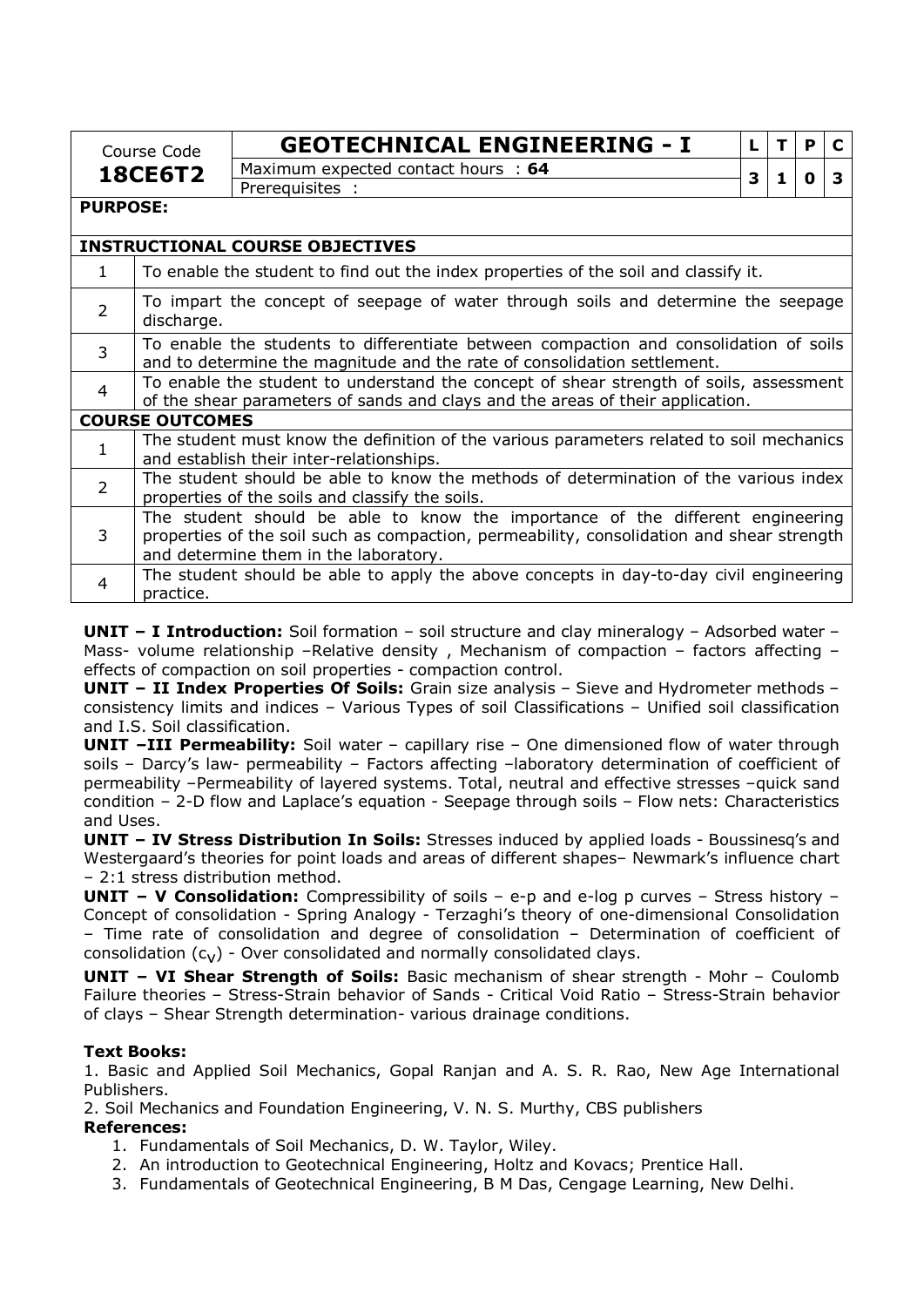| Course Code **18CE6T2** | **GEOTECHNICAL ENGINEERING - I** | L | T | P | C |
|---|---|---|---|---|---|
| | Maximum expected contact hours : **64** | 3 | 1 | 0 | 3 |
| | Prerequisites : | | | | |

**PURPOSE:**

| **INSTRUCTIONAL COURSE OBJECTIVES** | |
|---|---|
| 1 | To enable the student to find out the index properties of the soil and classify it. |
| 2 | To impart the concept of seepage of water through soils and determine the seepage discharge. |
| 3 | To enable the students to differentiate between compaction and consolidation of soils and to determine the magnitude and the rate of consolidation settlement. |
| 4 | To enable the student to understand the concept of shear strength of soils, assessment of the shear parameters of sands and clays and the areas of their application. |

| **COURSE OUTCOMES** | |
|---|---|
| 1 | The student must know the definition of the various parameters related to soil mechanics and establish their inter-relationships. |
| 2 | The student should be able to know the methods of determination of the various index properties of the soils and classify the soils. |
| 3 | The student should be able to know the importance of the different engineering properties of the soil such as compaction, permeability, consolidation and shear strength and determine them in the laboratory. |
| 4 | The student should be able to apply the above concepts in day-to-day civil engineering practice. |

**UNIT – I Introduction:** Soil formation – soil structure and clay mineralogy – Adsorbed water – Mass- volume relationship –Relative density , Mechanism of compaction – factors affecting – effects of compaction on soil properties - compaction control.

**UNIT – II Index Properties Of Soils:** Grain size analysis – Sieve and Hydrometer methods – consistency limits and indices – Various Types of soil Classifications – Unified soil classification and I.S. Soil classification.

**UNIT –III Permeability:** Soil water – capillary rise – One dimensioned flow of water through soils – Darcy's law- permeability – Factors affecting –laboratory determination of coefficient of permeability –Permeability of layered systems. Total, neutral and effective stresses –quick sand condition – 2-D flow and Laplace's equation - Seepage through soils – Flow nets: Characteristics and Uses.

**UNIT – IV Stress Distribution In Soils:** Stresses induced by applied loads - Boussinesq's and Westergaard's theories for point loads and areas of different shapes– Newmark's influence chart – 2:1 stress distribution method.

**UNIT – V Consolidation:** Compressibility of soils – e-p and e-log p curves – Stress history – Concept of consolidation - Spring Analogy - Terzaghi's theory of one-dimensional Consolidation – Time rate of consolidation and degree of consolidation – Determination of coefficient of consolidation ($c_v$) - Over consolidated and normally consolidated clays.

**UNIT – VI Shear Strength of Soils:** Basic mechanism of shear strength - Mohr – Coulomb Failure theories – Stress-Strain behavior of Sands - Critical Void Ratio – Stress-Strain behavior of clays – Shear Strength determination- various drainage conditions.

**Text Books:**

1. Basic and Applied Soil Mechanics, Gopal Ranjan and A. S. R. Rao, New Age International Publishers.
2. Soil Mechanics and Foundation Engineering, V. N. S. Murthy, CBS publishers

**References:**

1. Fundamentals of Soil Mechanics, D. W. Taylor, Wiley.
2. An introduction to Geotechnical Engineering, Holtz and Kovacs; Prentice Hall.
3. Fundamentals of Geotechnical Engineering, B M Das, Cengage Learning, New Delhi.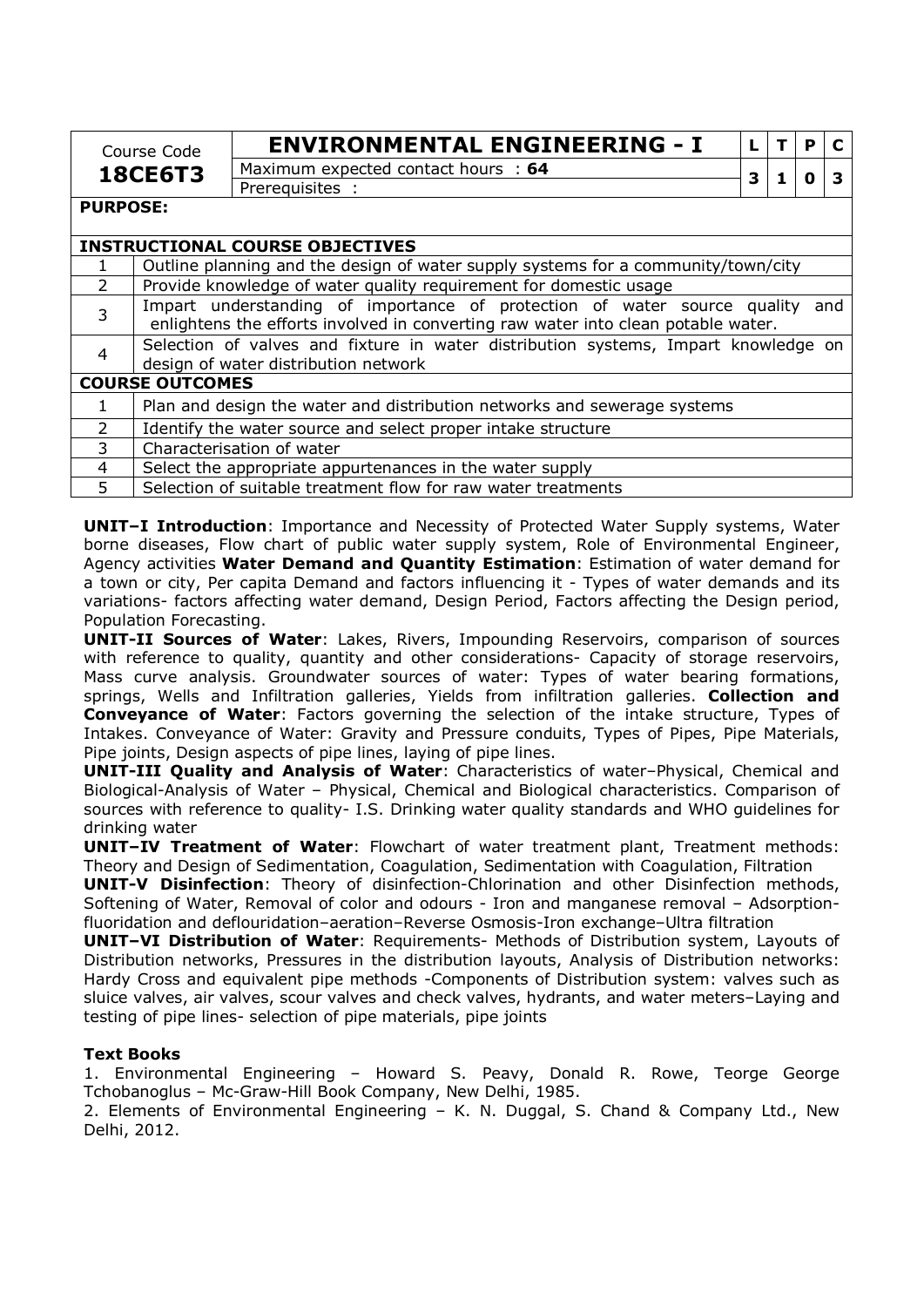| Course Code | ENVIRONMENTAL ENGINEERING - I | L | T | P | C |
|---|---|---|---|---|---|
| **18CE6T3** | Maximum expected contact hours : **64** | 3 | 1 | 0 | 3 |
| | Prerequisites : | | | | |

**PURPOSE:**

**INSTRUCTIONAL COURSE OBJECTIVES**

| | |
|---|---|
| 1 | Outline planning and the design of water supply systems for a community/town/city |
| 2 | Provide knowledge of water quality requirement for domestic usage |
| 3 | Impart understanding of importance of protection of water source quality and enlightens the efforts involved in converting raw water into clean potable water. |
| 4 | Selection of valves and fixture in water distribution systems, Impart knowledge on design of water distribution network |

**COURSE OUTCOMES**

| | |
|---|---|
| 1 | Plan and design the water and distribution networks and sewerage systems |
| 2 | Identify the water source and select proper intake structure |
| 3 | Characterisation of water |
| 4 | Select the appropriate appurtenances in the water supply |
| 5 | Selection of suitable treatment flow for raw water treatments |

**UNIT–I Introduction**: Importance and Necessity of Protected Water Supply systems, Water borne diseases, Flow chart of public water supply system, Role of Environmental Engineer, Agency activities **Water Demand and Quantity Estimation**: Estimation of water demand for a town or city, Per capita Demand and factors influencing it - Types of water demands and its variations- factors affecting water demand, Design Period, Factors affecting the Design period, Population Forecasting.

**UNIT-II Sources of Water**: Lakes, Rivers, Impounding Reservoirs, comparison of sources with reference to quality, quantity and other considerations- Capacity of storage reservoirs, Mass curve analysis. Groundwater sources of water: Types of water bearing formations, springs, Wells and Infiltration galleries, Yields from infiltration galleries. **Collection and Conveyance of Water**: Factors governing the selection of the intake structure, Types of Intakes. Conveyance of Water: Gravity and Pressure conduits, Types of Pipes, Pipe Materials, Pipe joints, Design aspects of pipe lines, laying of pipe lines.

**UNIT-III Quality and Analysis of Water**: Characteristics of water–Physical, Chemical and Biological-Analysis of Water – Physical, Chemical and Biological characteristics. Comparison of sources with reference to quality- I.S. Drinking water quality standards and WHO guidelines for drinking water

**UNIT–IV Treatment of Water**: Flowchart of water treatment plant, Treatment methods: Theory and Design of Sedimentation, Coagulation, Sedimentation with Coagulation, Filtration

**UNIT-V Disinfection**: Theory of disinfection-Chlorination and other Disinfection methods, Softening of Water, Removal of color and odours - Iron and manganese removal – Adsorption-fluoridation and deflouridation–aeration–Reverse Osmosis-Iron exchange–Ultra filtration

**UNIT–VI Distribution of Water**: Requirements- Methods of Distribution system, Layouts of Distribution networks, Pressures in the distribution layouts, Analysis of Distribution networks: Hardy Cross and equivalent pipe methods -Components of Distribution system: valves such as sluice valves, air valves, scour valves and check valves, hydrants, and water meters–Laying and testing of pipe lines- selection of pipe materials, pipe joints

**Text Books**

1. Environmental Engineering – Howard S. Peavy, Donald R. Rowe, Teorge George Tchobanoglus – Mc-Graw-Hill Book Company, New Delhi, 1985.
2. Elements of Environmental Engineering – K. N. Duggal, S. Chand & Company Ltd., New Delhi, 2012.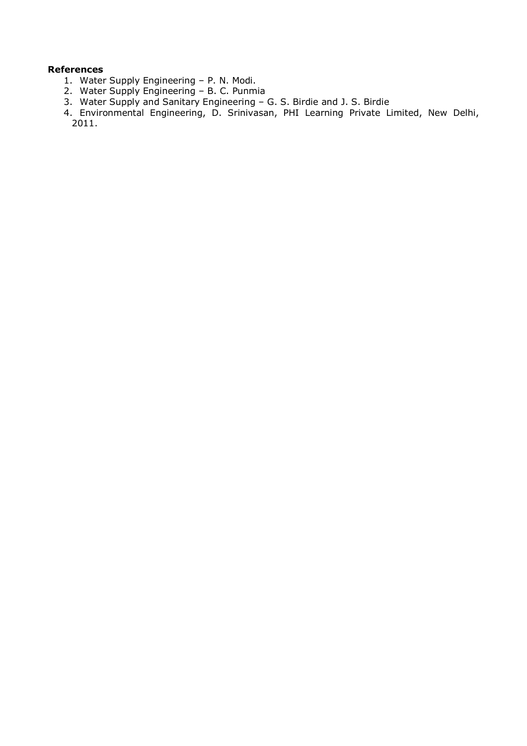**References**

1. Water Supply Engineering – P. N. Modi.
2. Water Supply Engineering – B. C. Punmia
3. Water Supply and Sanitary Engineering – G. S. Birdie and J. S. Birdie
4. Environmental Engineering, D. Srinivasan, PHI Learning Private Limited, New Delhi, 2011.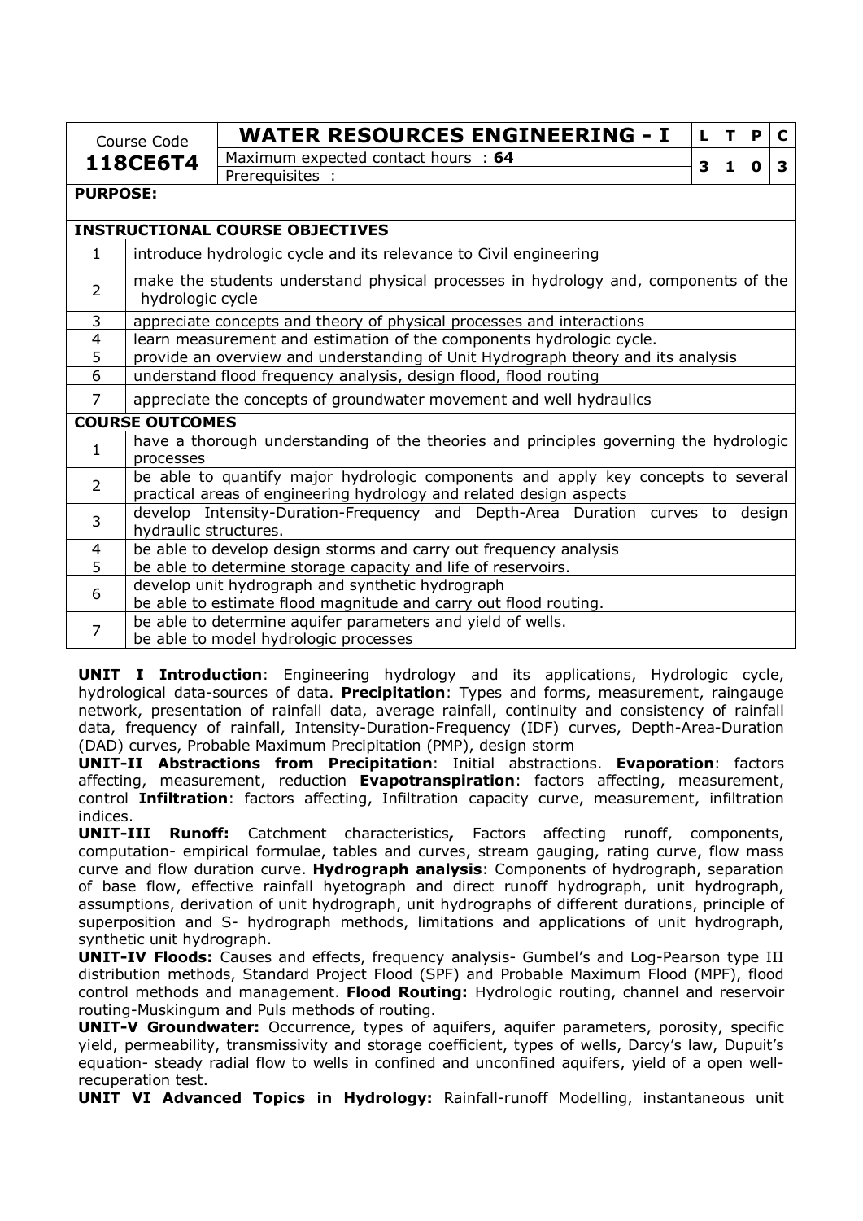| Course Code | WATER RESOURCES ENGINEERING - I | L | T | P | C |
|---|---|---|---|---|---|
| **118CE6T4** | Maximum expected contact hours : **64** | 3 | 1 | 0 | 3 |
| | Prerequisites : | | | | |

**PURPOSE:**

| **INSTRUCTIONAL COURSE OBJECTIVES** | |
|---|---|
| 1 | introduce hydrologic cycle and its relevance to Civil engineering |
| 2 | make the students understand physical processes in hydrology and, components of the hydrologic cycle |
| 3 | appreciate concepts and theory of physical processes and interactions |
| 4 | learn measurement and estimation of the components hydrologic cycle. |
| 5 | provide an overview and understanding of Unit Hydrograph theory and its analysis |
| 6 | understand flood frequency analysis, design flood, flood routing |
| 7 | appreciate the concepts of groundwater movement and well hydraulics |
| **COURSE OUTCOMES** | |
| 1 | have a thorough understanding of the theories and principles governing the hydrologic processes |
| 2 | be able to quantify major hydrologic components and apply key concepts to several practical areas of engineering hydrology and related design aspects |
| 3 | develop Intensity-Duration-Frequency and Depth-Area Duration curves to design hydraulic structures. |
| 4 | be able to develop design storms and carry out frequency analysis |
| 5 | be able to determine storage capacity and life of reservoirs. |
| 6 | develop unit hydrograph and synthetic hydrograph<br>be able to estimate flood magnitude and carry out flood routing. |
| 7 | be able to determine aquifer parameters and yield of wells.<br>be able to model hydrologic processes |

**UNIT I Introduction**: Engineering hydrology and its applications, Hydrologic cycle, hydrological data-sources of data. **Precipitation**: Types and forms, measurement, raingauge network, presentation of rainfall data, average rainfall, continuity and consistency of rainfall data, frequency of rainfall, Intensity-Duration-Frequency (IDF) curves, Depth-Area-Duration (DAD) curves, Probable Maximum Precipitation (PMP), design storm

**UNIT-II Abstractions from Precipitation**: Initial abstractions. **Evaporation**: factors affecting, measurement, reduction **Evapotranspiration**: factors affecting, measurement, control **Infiltration**: factors affecting, Infiltration capacity curve, measurement, infiltration indices.

**UNIT-III Runoff:** Catchment characteristics**,** Factors affecting runoff, components, computation- empirical formulae, tables and curves, stream gauging, rating curve, flow mass curve and flow duration curve. **Hydrograph analysis**: Components of hydrograph, separation of base flow, effective rainfall hyetograph and direct runoff hydrograph, unit hydrograph, assumptions, derivation of unit hydrograph, unit hydrographs of different durations, principle of superposition and S- hydrograph methods, limitations and applications of unit hydrograph, synthetic unit hydrograph.

**UNIT-IV Floods:** Causes and effects, frequency analysis- Gumbel's and Log-Pearson type III distribution methods, Standard Project Flood (SPF) and Probable Maximum Flood (MPF), flood control methods and management. **Flood Routing:** Hydrologic routing, channel and reservoir routing-Muskingum and Puls methods of routing.

**UNIT-V Groundwater:** Occurrence, types of aquifers, aquifer parameters, porosity, specific yield, permeability, transmissivity and storage coefficient, types of wells, Darcy's law, Dupuit's equation- steady radial flow to wells in confined and unconfined aquifers, yield of a open well-recuperation test.

**UNIT VI Advanced Topics in Hydrology:** Rainfall-runoff Modelling, instantaneous unit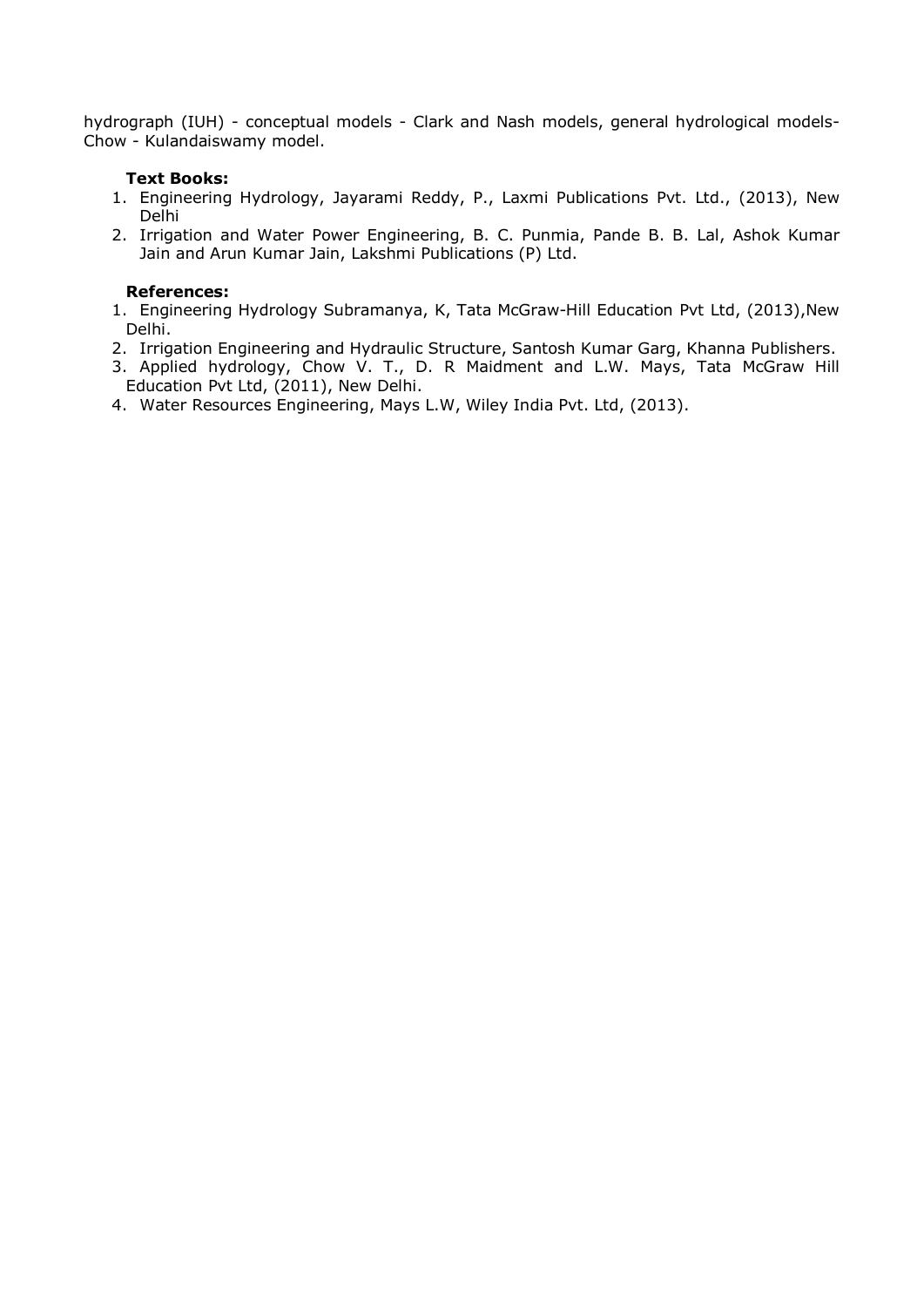hydrograph (IUH) - conceptual models - Clark and Nash models, general hydrological models- Chow - Kulandaiswamy model.

**Text Books:**

1. Engineering Hydrology, Jayarami Reddy, P., Laxmi Publications Pvt. Ltd., (2013), New Delhi
2. Irrigation and Water Power Engineering, B. C. Punmia, Pande B. B. Lal, Ashok Kumar Jain and Arun Kumar Jain, Lakshmi Publications (P) Ltd.

**References:**

1. Engineering Hydrology Subramanya, K, Tata McGraw-Hill Education Pvt Ltd, (2013),New Delhi.
2. Irrigation Engineering and Hydraulic Structure, Santosh Kumar Garg, Khanna Publishers.
3. Applied hydrology, Chow V. T., D. R Maidment and L.W. Mays, Tata McGraw Hill Education Pvt Ltd, (2011), New Delhi.
4. Water Resources Engineering, Mays L.W, Wiley India Pvt. Ltd, (2013).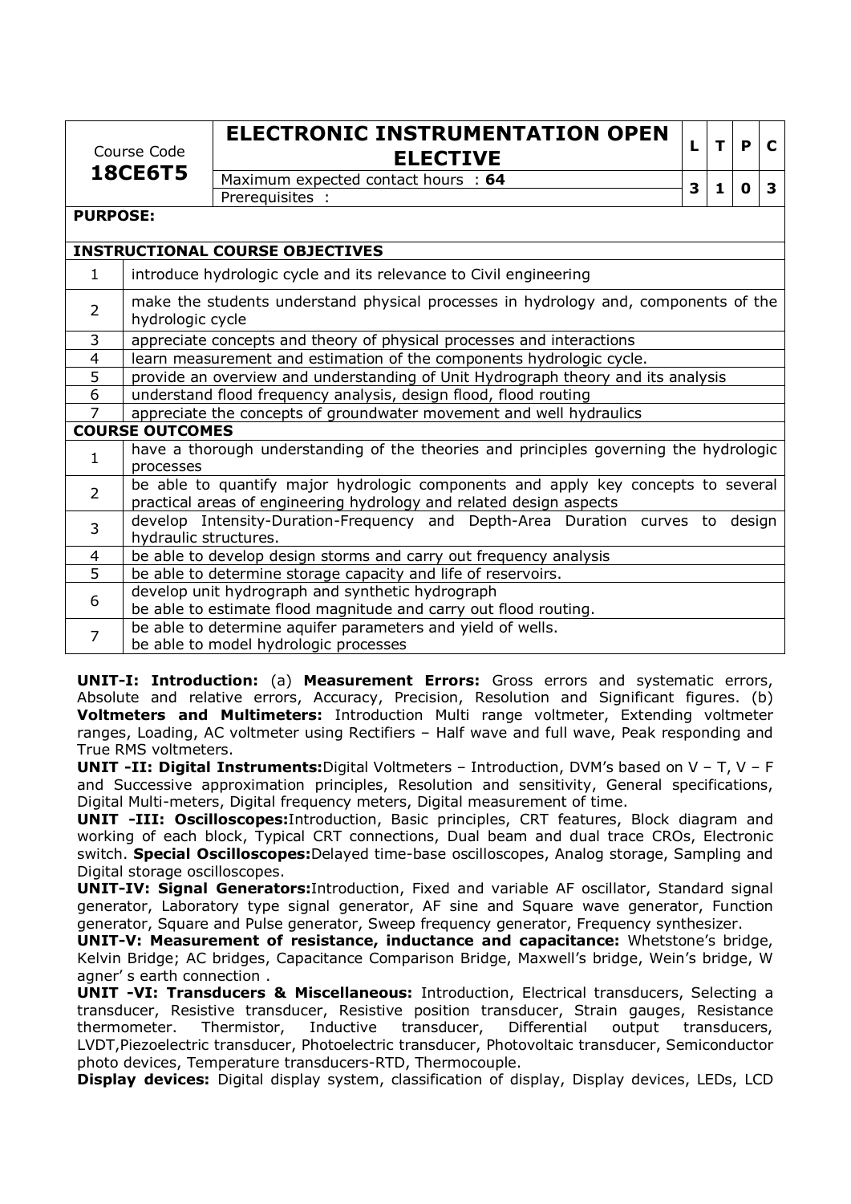| Course Code **18CE6T5** | **ELECTRONIC INSTRUMENTATION OPEN ELECTIVE** | L | T | P | C |
|---|---|---|---|---|---|
| | Maximum expected contact hours : **64** | 3 | 1 | 0 | 3 |
| | Prerequisites : | | | | |

**PURPOSE:**

**INSTRUCTIONAL COURSE OBJECTIVES**

| | |
|---|---|
| 1 | introduce hydrologic cycle and its relevance to Civil engineering |
| 2 | make the students understand physical processes in hydrology and, components of the hydrologic cycle |
| 3 | appreciate concepts and theory of physical processes and interactions |
| 4 | learn measurement and estimation of the components hydrologic cycle. |
| 5 | provide an overview and understanding of Unit Hydrograph theory and its analysis |
| 6 | understand flood frequency analysis, design flood, flood routing |
| 7 | appreciate the concepts of groundwater movement and well hydraulics |

**COURSE OUTCOMES**

| | |
|---|---|
| 1 | have a thorough understanding of the theories and principles governing the hydrologic processes |
| 2 | be able to quantify major hydrologic components and apply key concepts to several practical areas of engineering hydrology and related design aspects |
| 3 | develop Intensity-Duration-Frequency and Depth-Area Duration curves to design hydraulic structures. |
| 4 | be able to develop design storms and carry out frequency analysis |
| 5 | be able to determine storage capacity and life of reservoirs. |
| 6 | develop unit hydrograph and synthetic hydrograph<br>be able to estimate flood magnitude and carry out flood routing. |
| 7 | be able to determine aquifer parameters and yield of wells.<br>be able to model hydrologic processes |

**UNIT-I: Introduction:** (a) **Measurement Errors:** Gross errors and systematic errors, Absolute and relative errors, Accuracy, Precision, Resolution and Significant figures. (b) **Voltmeters and Multimeters:** Introduction Multi range voltmeter, Extending voltmeter ranges, Loading, AC voltmeter using Rectifiers – Half wave and full wave, Peak responding and True RMS voltmeters.

**UNIT -II: Digital Instruments:**Digital Voltmeters – Introduction, DVM's based on V – T, V – F and Successive approximation principles, Resolution and sensitivity, General specifications, Digital Multi-meters, Digital frequency meters, Digital measurement of time.

**UNIT -III: Oscilloscopes:**Introduction, Basic principles, CRT features, Block diagram and working of each block, Typical CRT connections, Dual beam and dual trace CROs, Electronic switch. **Special Oscilloscopes:**Delayed time-base oscilloscopes, Analog storage, Sampling and Digital storage oscilloscopes.

**UNIT-IV: Signal Generators:**Introduction, Fixed and variable AF oscillator, Standard signal generator, Laboratory type signal generator, AF sine and Square wave generator, Function generator, Square and Pulse generator, Sweep frequency generator, Frequency synthesizer.

**UNIT-V: Measurement of resistance, inductance and capacitance:** Whetstone's bridge, Kelvin Bridge; AC bridges, Capacitance Comparison Bridge, Maxwell's bridge, Wein's bridge, W agner' s earth connection .

**UNIT -VI: Transducers & Miscellaneous:** Introduction, Electrical transducers, Selecting a transducer, Resistive transducer, Resistive position transducer, Strain gauges, Resistance thermometer. Thermistor, Inductive transducer, Differential output transducers, LVDT,Piezoelectric transducer, Photoelectric transducer, Photovoltaic transducer, Semiconductor photo devices, Temperature transducers-RTD, Thermocouple.

**Display devices:** Digital display system, classification of display, Display devices, LEDs, LCD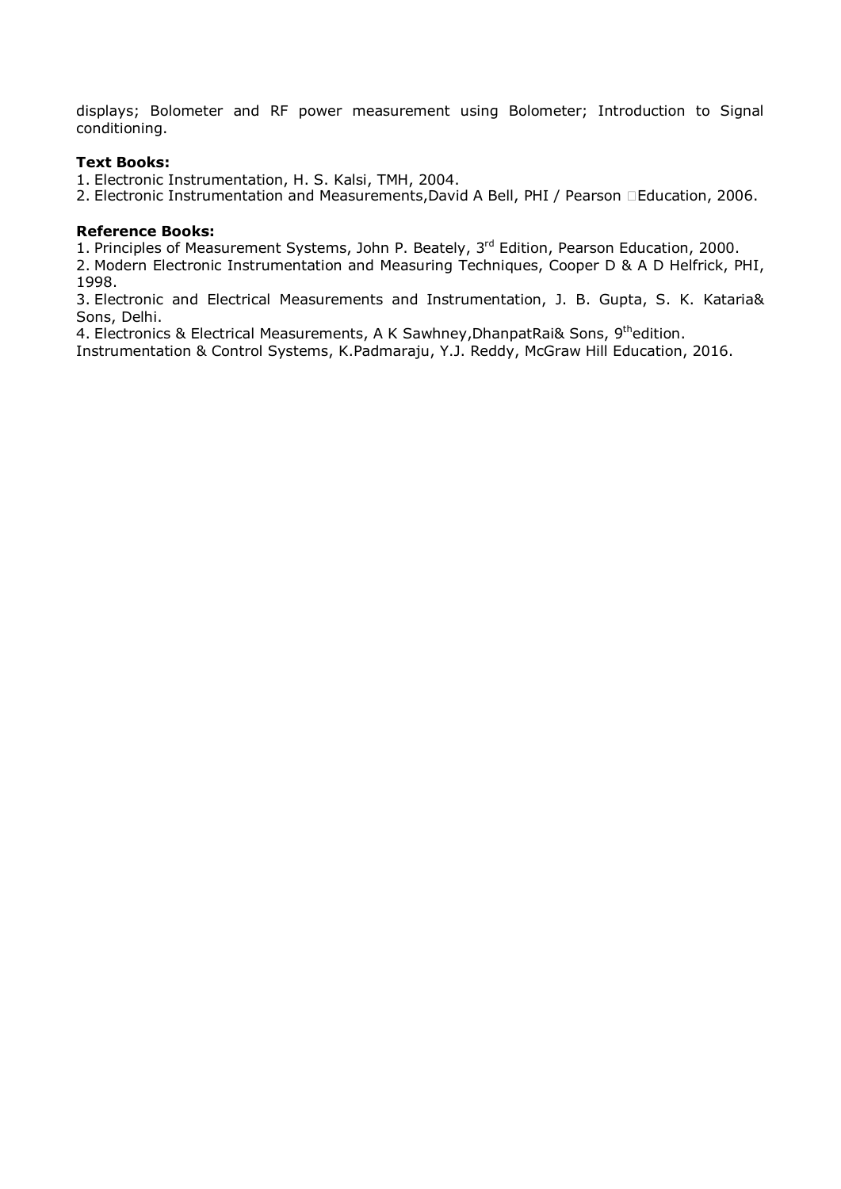displays; Bolometer and RF power measurement using Bolometer; Introduction to Signal conditioning.

**Text Books:**

1. Electronic Instrumentation, H. S. Kalsi, TMH, 2004.
2. Electronic Instrumentation and Measurements,David A Bell, PHI / Pearson Education, 2006.

**Reference Books:**

1. Principles of Measurement Systems, John P. Beately, 3rd Edition, Pearson Education, 2000.
2. Modern Electronic Instrumentation and Measuring Techniques, Cooper D & A D Helfrick, PHI, 1998.
3. Electronic and Electrical Measurements and Instrumentation, J. B. Gupta, S. K. Kataria& Sons, Delhi.
4. Electronics & Electrical Measurements, A K Sawhney,DhanpatRai& Sons, 9th edition.

Instrumentation & Control Systems, K.Padmaraju, Y.J. Reddy, McGraw Hill Education, 2016.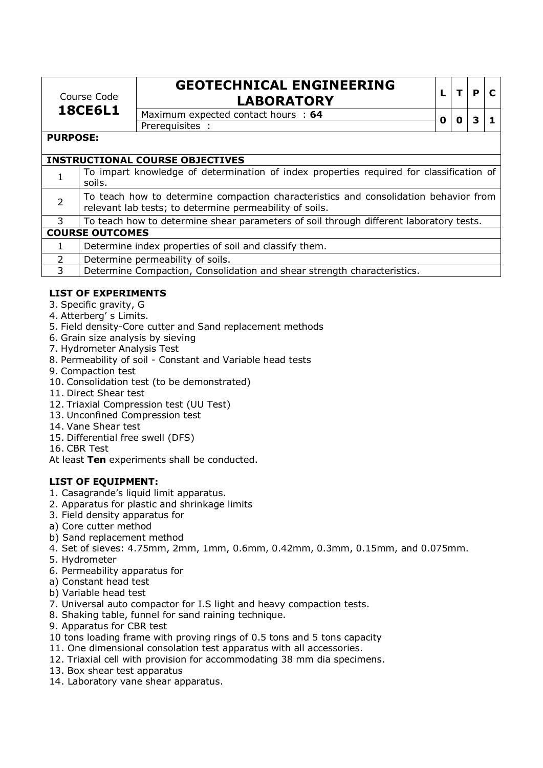| Course Code **18CE6L1** | **GEOTECHNICAL ENGINEERING LABORATORY** | L | T | P | C |
|---|---|---|---|---|---|
| | Maximum expected contact hours : **64** | 0 | 0 | 3 | 1 |
| | Prerequisites : | | | | |

**PURPOSE:**

| **INSTRUCTIONAL COURSE OBJECTIVES** | |
|---|---|
| 1 | To impart knowledge of determination of index properties required for classification of soils. |
| 2 | To teach how to determine compaction characteristics and consolidation behavior from relevant lab tests; to determine permeability of soils. |
| 3 | To teach how to determine shear parameters of soil through different laboratory tests. |
| **COURSE OUTCOMES** | |
| 1 | Determine index properties of soil and classify them. |
| 2 | Determine permeability of soils. |
| 3 | Determine Compaction, Consolidation and shear strength characteristics. |

**LIST OF EXPERIMENTS**

3. Specific gravity, G
4. Atterberg' s Limits.
5. Field density-Core cutter and Sand replacement methods
6. Grain size analysis by sieving
7. Hydrometer Analysis Test
8. Permeability of soil - Constant and Variable head tests
9. Compaction test
10. Consolidation test (to be demonstrated)
11. Direct Shear test
12. Triaxial Compression test (UU Test)
13. Unconfined Compression test
14. Vane Shear test
15. Differential free swell (DFS)
16. CBR Test

At least **Ten** experiments shall be conducted.

**LIST OF EQUIPMENT:**

1. Casagrande's liquid limit apparatus.
2. Apparatus for plastic and shrinkage limits
3. Field density apparatus for
   a) Core cutter method
   b) Sand replacement method
4. Set of sieves: 4.75mm, 2mm, 1mm, 0.6mm, 0.42mm, 0.3mm, 0.15mm, and 0.075mm.
5. Hydrometer
6. Permeability apparatus for
   a) Constant head test
   b) Variable head test
7. Universal auto compactor for I.S light and heavy compaction tests.
8. Shaking table, funnel for sand raining technique.
9. Apparatus for CBR test

10 tons loading frame with proving rings of 0.5 tons and 5 tons capacity

11. One dimensional consolation test apparatus with all accessories.
12. Triaxial cell with provision for accommodating 38 mm dia specimens.
13. Box shear test apparatus
14. Laboratory vane shear apparatus.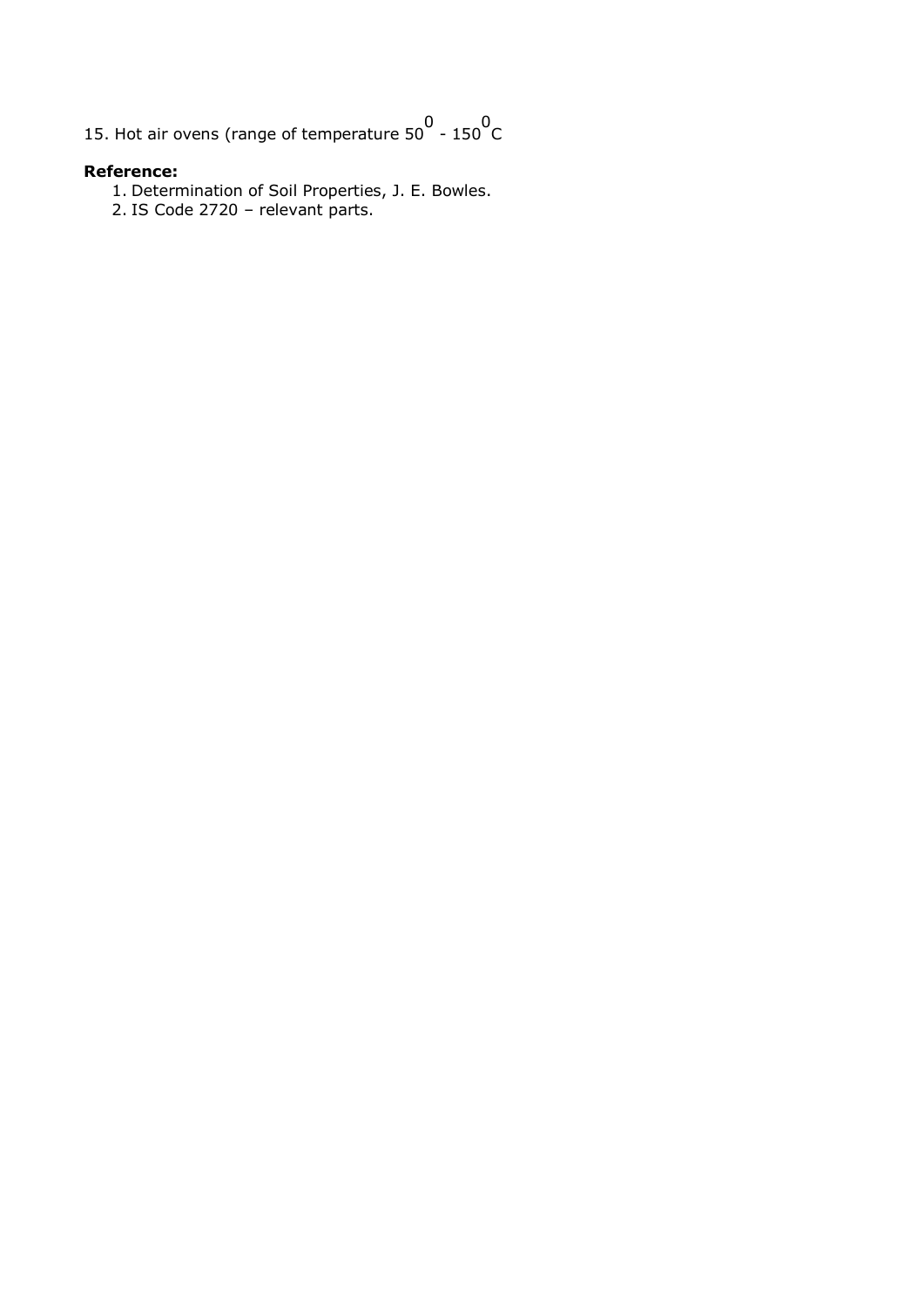15. Hot air ovens (range of temperature $50^0$ - $150^0$C

**Reference:**

1. Determination of Soil Properties, J. E. Bowles.
2. IS Code 2720 – relevant parts.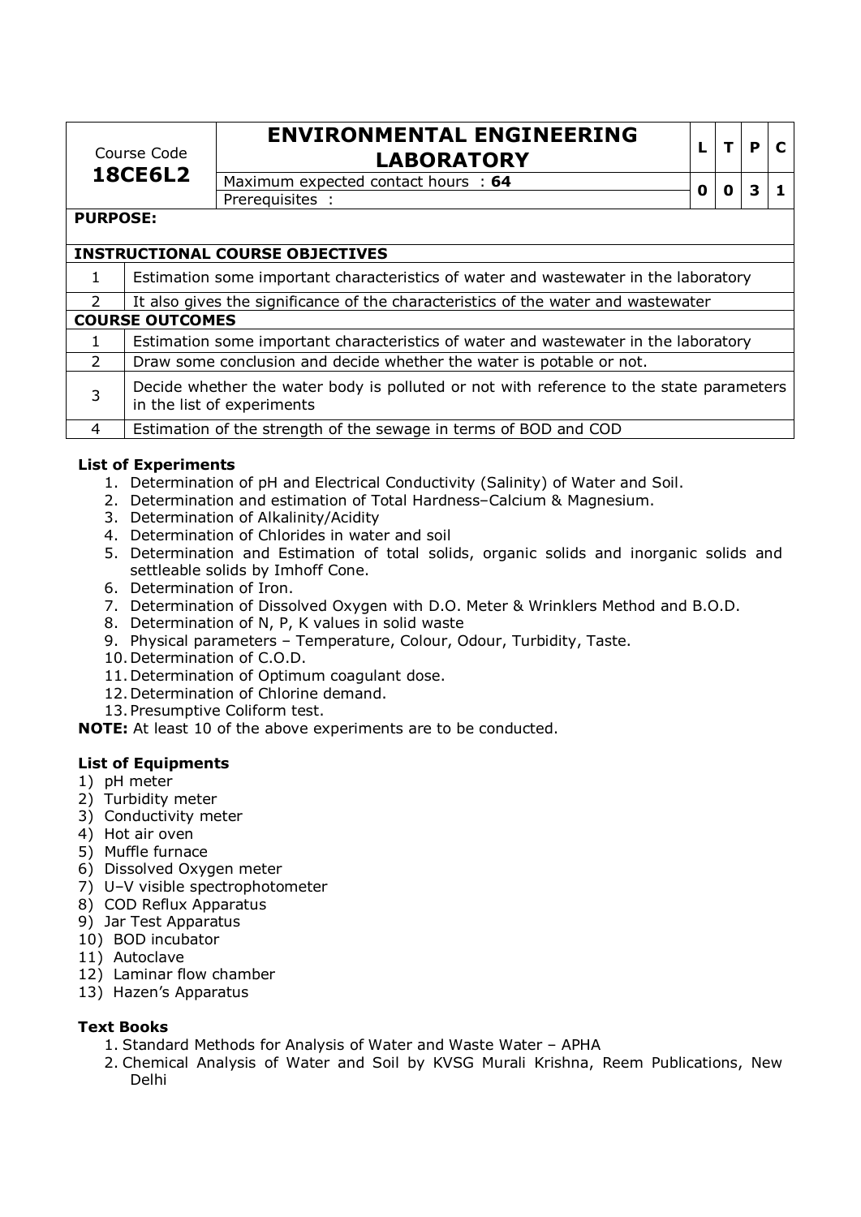| Course Code **18CE6L2** | **ENVIRONMENTAL ENGINEERING LABORATORY** | L | T | P | C |
|---|---|---|---|---|---|
| | Maximum expected contact hours : **64** | 0 | 0 | 3 | 1 |
| | Prerequisites : | | | | |

**PURPOSE:**

| **INSTRUCTIONAL COURSE OBJECTIVES** | |
|---|---|
| 1 | Estimation some important characteristics of water and wastewater in the laboratory |
| 2 | It also gives the significance of the characteristics of the water and wastewater |
| **COURSE OUTCOMES** | |
| 1 | Estimation some important characteristics of water and wastewater in the laboratory |
| 2 | Draw some conclusion and decide whether the water is potable or not. |
| 3 | Decide whether the water body is polluted or not with reference to the state parameters in the list of experiments |
| 4 | Estimation of the strength of the sewage in terms of BOD and COD |

**List of Experiments**

1. Determination of pH and Electrical Conductivity (Salinity) of Water and Soil.
2. Determination and estimation of Total Hardness–Calcium & Magnesium.
3. Determination of Alkalinity/Acidity
4. Determination of Chlorides in water and soil
5. Determination and Estimation of total solids, organic solids and inorganic solids and settleable solids by Imhoff Cone.
6. Determination of Iron.
7. Determination of Dissolved Oxygen with D.O. Meter & Wrinklers Method and B.O.D.
8. Determination of N, P, K values in solid waste
9. Physical parameters – Temperature, Colour, Odour, Turbidity, Taste.
10. Determination of C.O.D.
11. Determination of Optimum coagulant dose.
12. Determination of Chlorine demand.
13. Presumptive Coliform test.

**NOTE:** At least 10 of the above experiments are to be conducted.

**List of Equipments**

1) pH meter
2) Turbidity meter
3) Conductivity meter
4) Hot air oven
5) Muffle furnace
6) Dissolved Oxygen meter
7) U–V visible spectrophotometer
8) COD Reflux Apparatus
9) Jar Test Apparatus
10) BOD incubator
11) Autoclave
12) Laminar flow chamber
13) Hazen's Apparatus

**Text Books**

1. Standard Methods for Analysis of Water and Waste Water – APHA
2. Chemical Analysis of Water and Soil by KVSG Murali Krishna, Reem Publications, New Delhi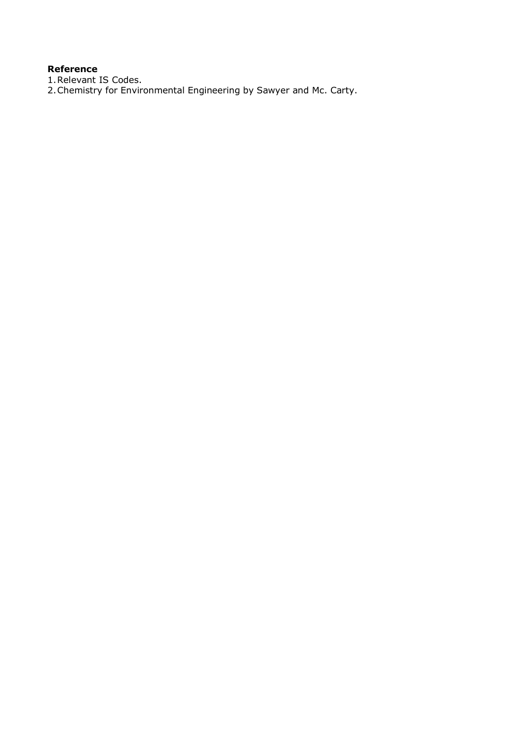**Reference**

1. Relevant IS Codes.
2. Chemistry for Environmental Engineering by Sawyer and Mc. Carty.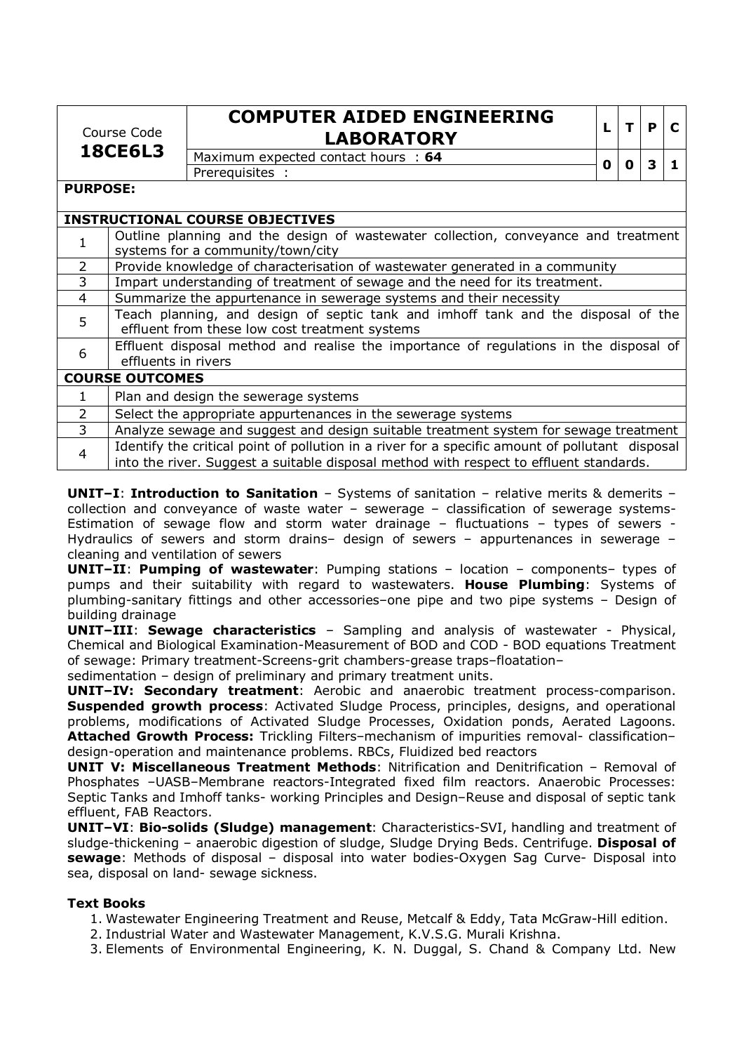| Course Code **18CE6L3** | **COMPUTER AIDED ENGINEERING LABORATORY** | L | T | P | C |
|---|---|---|---|---|---|
| | Maximum expected contact hours : **64** | 0 | 0 | 3 | 1 |
| | Prerequisites : | | | | |

**PURPOSE:**

| **INSTRUCTIONAL COURSE OBJECTIVES** | |
|---|---|
| 1 | Outline planning and the design of wastewater collection, conveyance and treatment systems for a community/town/city |
| 2 | Provide knowledge of characterisation of wastewater generated in a community |
| 3 | Impart understanding of treatment of sewage and the need for its treatment. |
| 4 | Summarize the appurtenance in sewerage systems and their necessity |
| 5 | Teach planning, and design of septic tank and imhoff tank and the disposal of the effluent from these low cost treatment systems |
| 6 | Effluent disposal method and realise the importance of regulations in the disposal of effluents in rivers |
| **COURSE OUTCOMES** | |
| 1 | Plan and design the sewerage systems |
| 2 | Select the appropriate appurtenances in the sewerage systems |
| 3 | Analyze sewage and suggest and design suitable treatment system for sewage treatment |
| 4 | Identify the critical point of pollution in a river for a specific amount of pollutant disposal into the river. Suggest a suitable disposal method with respect to effluent standards. |

**UNIT–I**: **Introduction to Sanitation** – Systems of sanitation – relative merits & demerits – collection and conveyance of waste water – sewerage – classification of sewerage systems- Estimation of sewage flow and storm water drainage – fluctuations – types of sewers - Hydraulics of sewers and storm drains– design of sewers – appurtenances in sewerage – cleaning and ventilation of sewers

**UNIT–II**: **Pumping of wastewater**: Pumping stations – location – components– types of pumps and their suitability with regard to wastewaters. **House Plumbing**: Systems of plumbing-sanitary fittings and other accessories–one pipe and two pipe systems – Design of building drainage

**UNIT–III**: **Sewage characteristics** – Sampling and analysis of wastewater - Physical, Chemical and Biological Examination-Measurement of BOD and COD - BOD equations Treatment of sewage: Primary treatment-Screens-grit chambers-grease traps–floatation–sedimentation – design of preliminary and primary treatment units.

**UNIT–IV: Secondary treatment**: Aerobic and anaerobic treatment process-comparison. **Suspended growth process**: Activated Sludge Process, principles, designs, and operational problems, modifications of Activated Sludge Processes, Oxidation ponds, Aerated Lagoons. **Attached Growth Process:** Trickling Filters–mechanism of impurities removal- classification–design-operation and maintenance problems. RBCs, Fluidized bed reactors

**UNIT V: Miscellaneous Treatment Methods**: Nitrification and Denitrification – Removal of Phosphates –UASB–Membrane reactors-Integrated fixed film reactors. Anaerobic Processes: Septic Tanks and Imhoff tanks- working Principles and Design–Reuse and disposal of septic tank effluent, FAB Reactors.

**UNIT–VI**: **Bio-solids (Sludge) management**: Characteristics-SVI, handling and treatment of sludge-thickening – anaerobic digestion of sludge, Sludge Drying Beds. Centrifuge. **Disposal of sewage**: Methods of disposal – disposal into water bodies-Oxygen Sag Curve- Disposal into sea, disposal on land- sewage sickness.

**Text Books**

1. Wastewater Engineering Treatment and Reuse, Metcalf & Eddy, Tata McGraw-Hill edition.
2. Industrial Water and Wastewater Management, K.V.S.G. Murali Krishna.
3. Elements of Environmental Engineering, K. N. Duggal, S. Chand & Company Ltd. New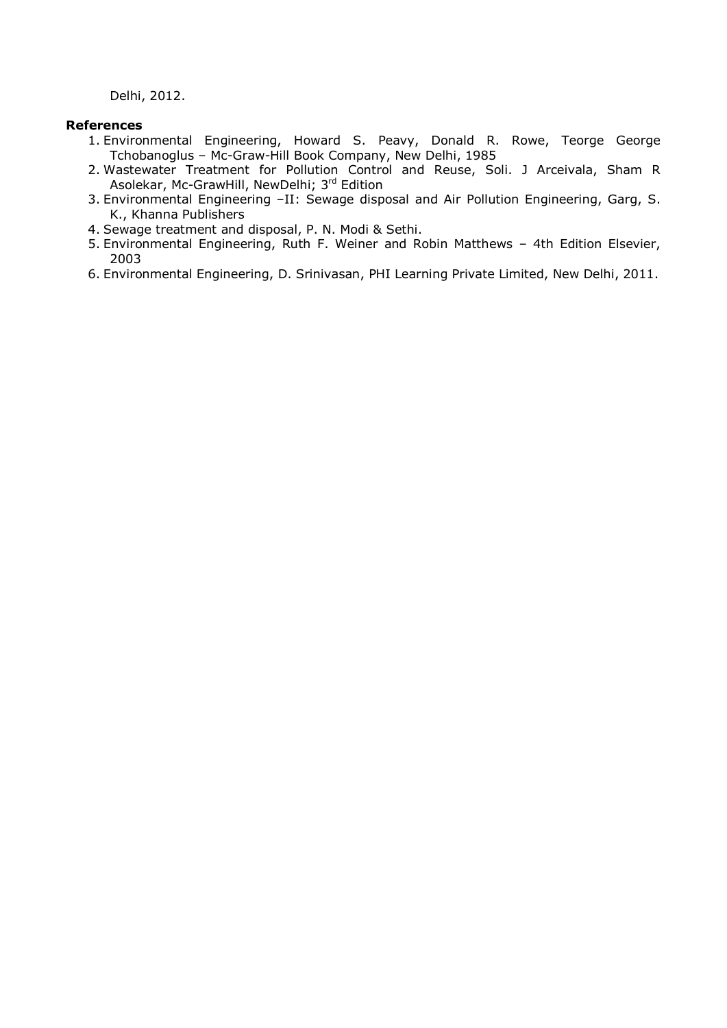Delhi, 2012.

**References**

1. Environmental Engineering, Howard S. Peavy, Donald R. Rowe, Teorge George Tchobanoglus – Mc-Graw-Hill Book Company, New Delhi, 1985
2. Wastewater Treatment for Pollution Control and Reuse, Soli. J Arceivala, Sham R Asolekar, Mc-GrawHill, NewDelhi; 3rd Edition
3. Environmental Engineering –II: Sewage disposal and Air Pollution Engineering, Garg, S. K., Khanna Publishers
4. Sewage treatment and disposal, P. N. Modi & Sethi.
5. Environmental Engineering, Ruth F. Weiner and Robin Matthews – 4th Edition Elsevier, 2003
6. Environmental Engineering, D. Srinivasan, PHI Learning Private Limited, New Delhi, 2011.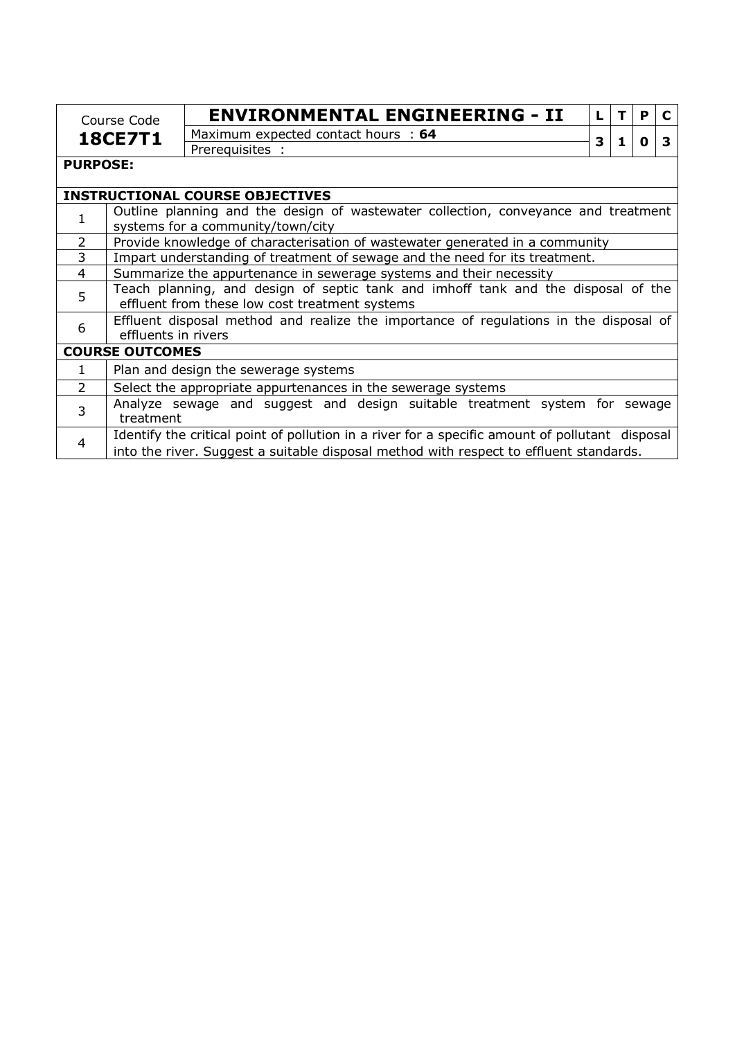| Course Code | ENVIRONMENTAL ENGINEERING - II | L | T | P | C |
|---|---|---|---|---|---|
| **18CE7T1** | Maximum expected contact hours : **64** | 3 | 1 | 0 | 3 |
| | Prerequisites : | | | | |

**PURPOSE:**

**INSTRUCTIONAL COURSE OBJECTIVES**

| | |
|---|---|
| 1 | Outline planning and the design of wastewater collection, conveyance and treatment systems for a community/town/city |
| 2 | Provide knowledge of characterisation of wastewater generated in a community |
| 3 | Impart understanding of treatment of sewage and the need for its treatment. |
| 4 | Summarize the appurtenance in sewerage systems and their necessity |
| 5 | Teach planning, and design of septic tank and imhoff tank and the disposal of the effluent from these low cost treatment systems |
| 6 | Effluent disposal method and realize the importance of regulations in the disposal of effluents in rivers |

**COURSE OUTCOMES**

| | |
|---|---|
| 1 | Plan and design the sewerage systems |
| 2 | Select the appropriate appurtenances in the sewerage systems |
| 3 | Analyze sewage and suggest and design suitable treatment system for sewage treatment |
| 4 | Identify the critical point of pollution in a river for a specific amount of pollutant disposal into the river. Suggest a suitable disposal method with respect to effluent standards. |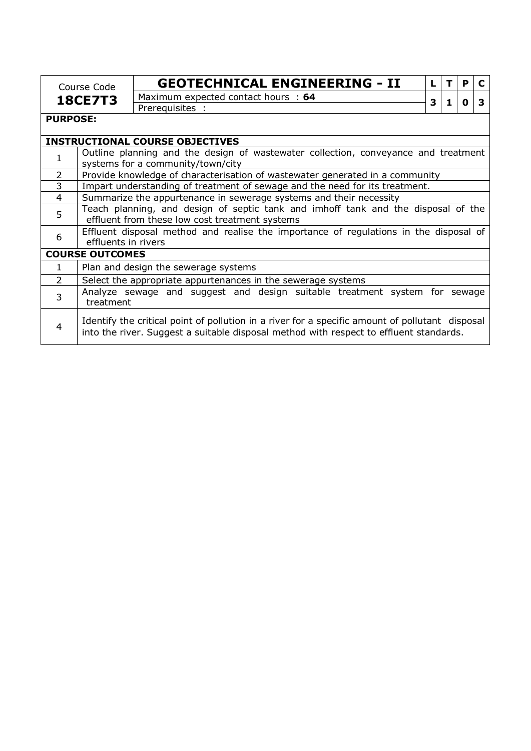| Course Code | GEOTECHNICAL ENGINEERING - II | L | T | P | C |
|---|---|---|---|---|---|
| **18CE7T3** | Maximum expected contact hours : **64** | 3 | 1 | 0 | 3 |
| | Prerequisites : | | | | |

**PURPOSE:**

| **INSTRUCTIONAL COURSE OBJECTIVES** | |
|---|---|
| 1 | Outline planning and the design of wastewater collection, conveyance and treatment systems for a community/town/city |
| 2 | Provide knowledge of characterisation of wastewater generated in a community |
| 3 | Impart understanding of treatment of sewage and the need for its treatment. |
| 4 | Summarize the appurtenance in sewerage systems and their necessity |
| 5 | Teach planning, and design of septic tank and imhoff tank and the disposal of the effluent from these low cost treatment systems |
| 6 | Effluent disposal method and realise the importance of regulations in the disposal of effluents in rivers |

| **COURSE OUTCOMES** | |
|---|---|
| 1 | Plan and design the sewerage systems |
| 2 | Select the appropriate appurtenances in the sewerage systems |
| 3 | Analyze sewage and suggest and design suitable treatment system for sewage treatment |
| 4 | Identify the critical point of pollution in a river for a specific amount of pollutant disposal into the river. Suggest a suitable disposal method with respect to effluent standards. |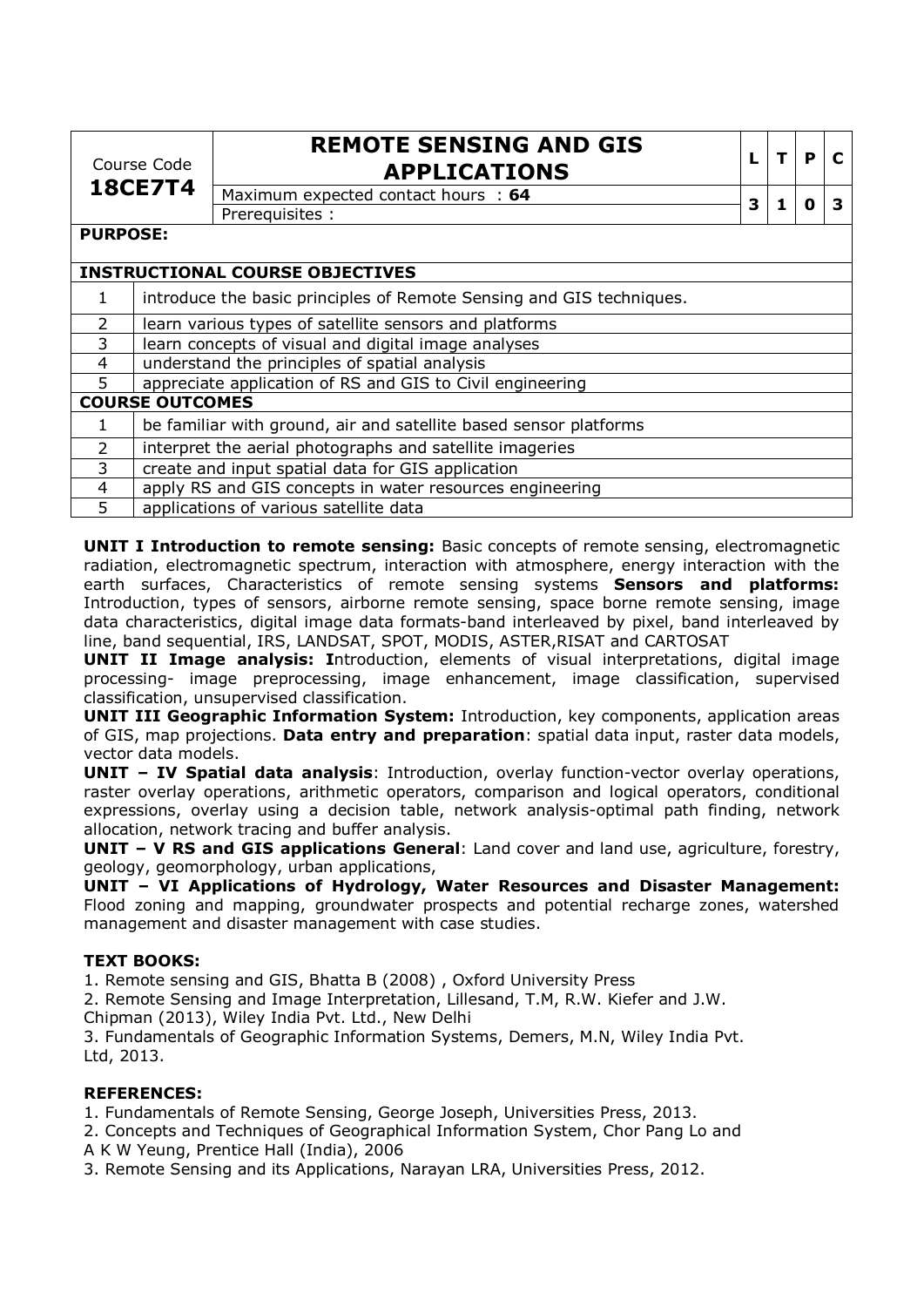| Course Code **18CE7T4** | **REMOTE SENSING AND GIS APPLICATIONS** | L | T | P | C |
|---|---|---|---|---|---|
| | Maximum expected contact hours : **64** | 3 | 1 | 0 | 3 |
| | Prerequisites : | | | | |

**PURPOSE:**

**INSTRUCTIONAL COURSE OBJECTIVES**

| | |
|---|---|
| 1 | introduce the basic principles of Remote Sensing and GIS techniques. |
| 2 | learn various types of satellite sensors and platforms |
| 3 | learn concepts of visual and digital image analyses |
| 4 | understand the principles of spatial analysis |
| 5 | appreciate application of RS and GIS to Civil engineering |

**COURSE OUTCOMES**

| | |
|---|---|
| 1 | be familiar with ground, air and satellite based sensor platforms |
| 2 | interpret the aerial photographs and satellite imageries |
| 3 | create and input spatial data for GIS application |
| 4 | apply RS and GIS concepts in water resources engineering |
| 5 | applications of various satellite data |

**UNIT I Introduction to remote sensing:** Basic concepts of remote sensing, electromagnetic radiation, electromagnetic spectrum, interaction with atmosphere, energy interaction with the earth surfaces, Characteristics of remote sensing systems **Sensors and platforms:** Introduction, types of sensors, airborne remote sensing, space borne remote sensing, image data characteristics, digital image data formats-band interleaved by pixel, band interleaved by line, band sequential, IRS, LANDSAT, SPOT, MODIS, ASTER,RISAT and CARTOSAT

**UNIT II Image analysis: I**ntroduction, elements of visual interpretations, digital image processing- image preprocessing, image enhancement, image classification, supervised classification, unsupervised classification.

**UNIT III Geographic Information System:** Introduction, key components, application areas of GIS, map projections. **Data entry and preparation**: spatial data input, raster data models, vector data models.

**UNIT – IV Spatial data analysis**: Introduction, overlay function-vector overlay operations, raster overlay operations, arithmetic operators, comparison and logical operators, conditional expressions, overlay using a decision table, network analysis-optimal path finding, network allocation, network tracing and buffer analysis.

**UNIT – V RS and GIS applications General**: Land cover and land use, agriculture, forestry, geology, geomorphology, urban applications,

**UNIT – VI Applications of Hydrology, Water Resources and Disaster Management:** Flood zoning and mapping, groundwater prospects and potential recharge zones, watershed management and disaster management with case studies.

**TEXT BOOKS:**

1. Remote sensing and GIS, Bhatta B (2008) , Oxford University Press
2. Remote Sensing and Image Interpretation, Lillesand, T.M, R.W. Kiefer and J.W. Chipman (2013), Wiley India Pvt. Ltd., New Delhi
3. Fundamentals of Geographic Information Systems, Demers, M.N, Wiley India Pvt. Ltd, 2013.

**REFERENCES:**

1. Fundamentals of Remote Sensing, George Joseph, Universities Press, 2013.
2. Concepts and Techniques of Geographical Information System, Chor Pang Lo and A K W Yeung, Prentice Hall (India), 2006
3. Remote Sensing and its Applications, Narayan LRA, Universities Press, 2012.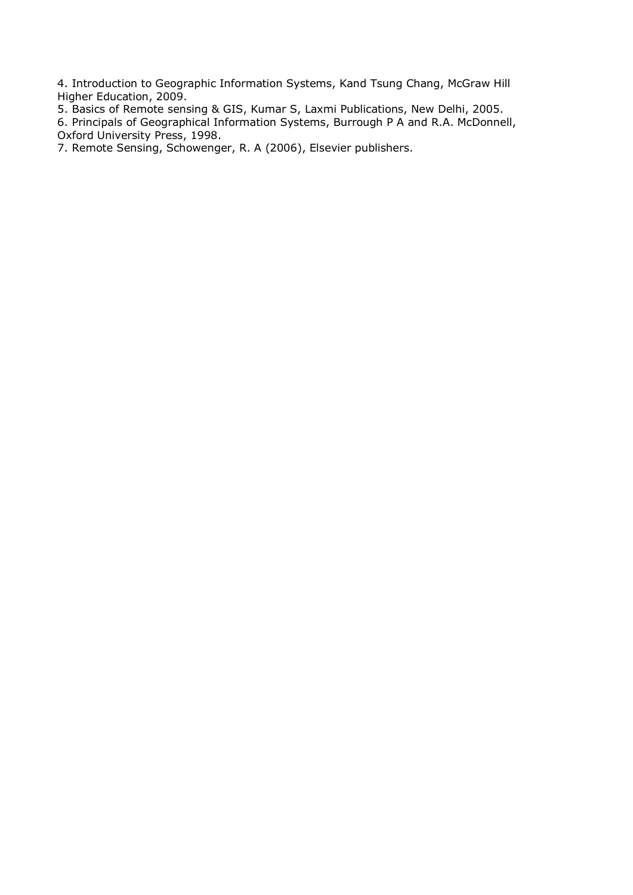4. Introduction to Geographic Information Systems, Kand Tsung Chang, McGraw Hill Higher Education, 2009.
5. Basics of Remote sensing & GIS, Kumar S, Laxmi Publications, New Delhi, 2005.
6. Principals of Geographical Information Systems, Burrough P A and R.A. McDonnell, Oxford University Press, 1998.
7. Remote Sensing, Schowenger, R. A (2006), Elsevier publishers.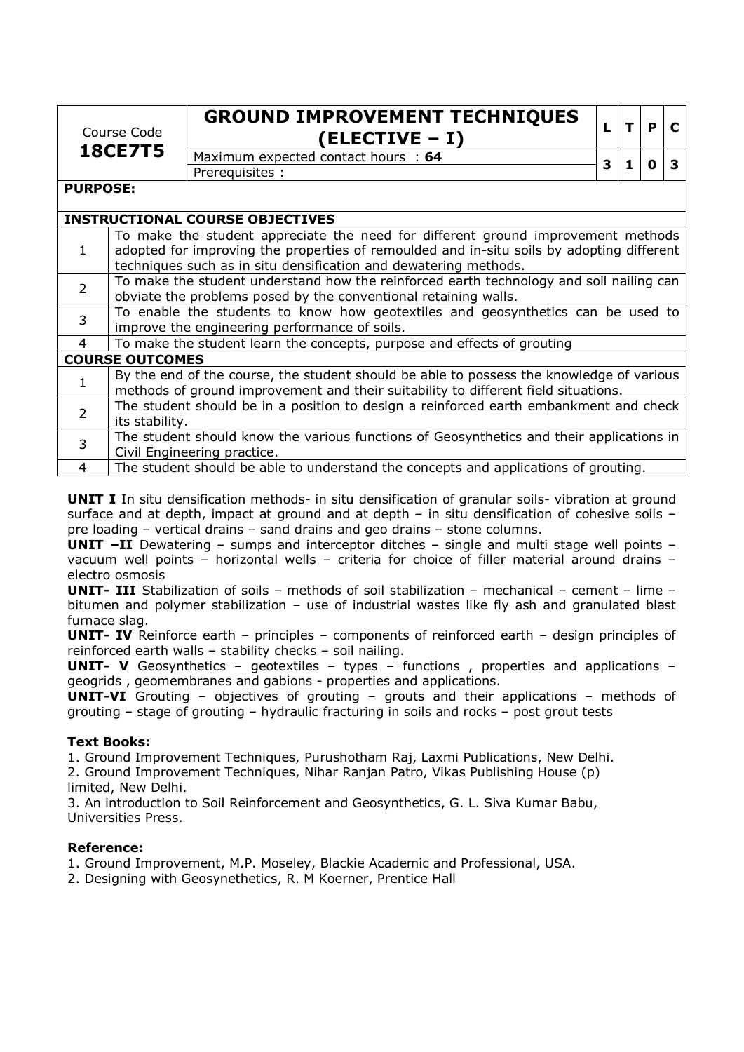| Course Code **18CE7T5** | **GROUND IMPROVEMENT TECHNIQUES (ELECTIVE – I)** | L | T | P | C |
|---|---|---|---|---|---|
| | Maximum expected contact hours : **64** | 3 | 1 | 0 | 3 |
| | Prerequisites : | | | | |

**PURPOSE:**

| **INSTRUCTIONAL COURSE OBJECTIVES** | |
|---|---|
| 1 | To make the student appreciate the need for different ground improvement methods adopted for improving the properties of remoulded and in-situ soils by adopting different techniques such as in situ densification and dewatering methods. |
| 2 | To make the student understand how the reinforced earth technology and soil nailing can obviate the problems posed by the conventional retaining walls. |
| 3 | To enable the students to know how geotextiles and geosynthetics can be used to improve the engineering performance of soils. |
| 4 | To make the student learn the concepts, purpose and effects of grouting |

| **COURSE OUTCOMES** | |
|---|---|
| 1 | By the end of the course, the student should be able to possess the knowledge of various methods of ground improvement and their suitability to different field situations. |
| 2 | The student should be in a position to design a reinforced earth embankment and check its stability. |
| 3 | The student should know the various functions of Geosynthetics and their applications in Civil Engineering practice. |
| 4 | The student should be able to understand the concepts and applications of grouting. |

**UNIT I** In situ densification methods- in situ densification of granular soils- vibration at ground surface and at depth, impact at ground and at depth – in situ densification of cohesive soils – pre loading – vertical drains – sand drains and geo drains – stone columns.

**UNIT –II** Dewatering – sumps and interceptor ditches – single and multi stage well points – vacuum well points – horizontal wells – criteria for choice of filler material around drains – electro osmosis

**UNIT- III** Stabilization of soils – methods of soil stabilization – mechanical – cement – lime – bitumen and polymer stabilization – use of industrial wastes like fly ash and granulated blast furnace slag.

**UNIT- IV** Reinforce earth – principles – components of reinforced earth – design principles of reinforced earth walls – stability checks – soil nailing.

**UNIT- V** Geosynthetics – geotextiles – types – functions , properties and applications – geogrids , geomembranes and gabions - properties and applications.

**UNIT-VI** Grouting – objectives of grouting – grouts and their applications – methods of grouting – stage of grouting – hydraulic fracturing in soils and rocks – post grout tests

**Text Books:**

1. Ground Improvement Techniques, Purushotham Raj, Laxmi Publications, New Delhi.
2. Ground Improvement Techniques, Nihar Ranjan Patro, Vikas Publishing House (p) limited, New Delhi.
3. An introduction to Soil Reinforcement and Geosynthetics, G. L. Siva Kumar Babu, Universities Press.

**Reference:**

1. Ground Improvement, M.P. Moseley, Blackie Academic and Professional, USA.
2. Designing with Geosynethetics, R. M Koerner, Prentice Hall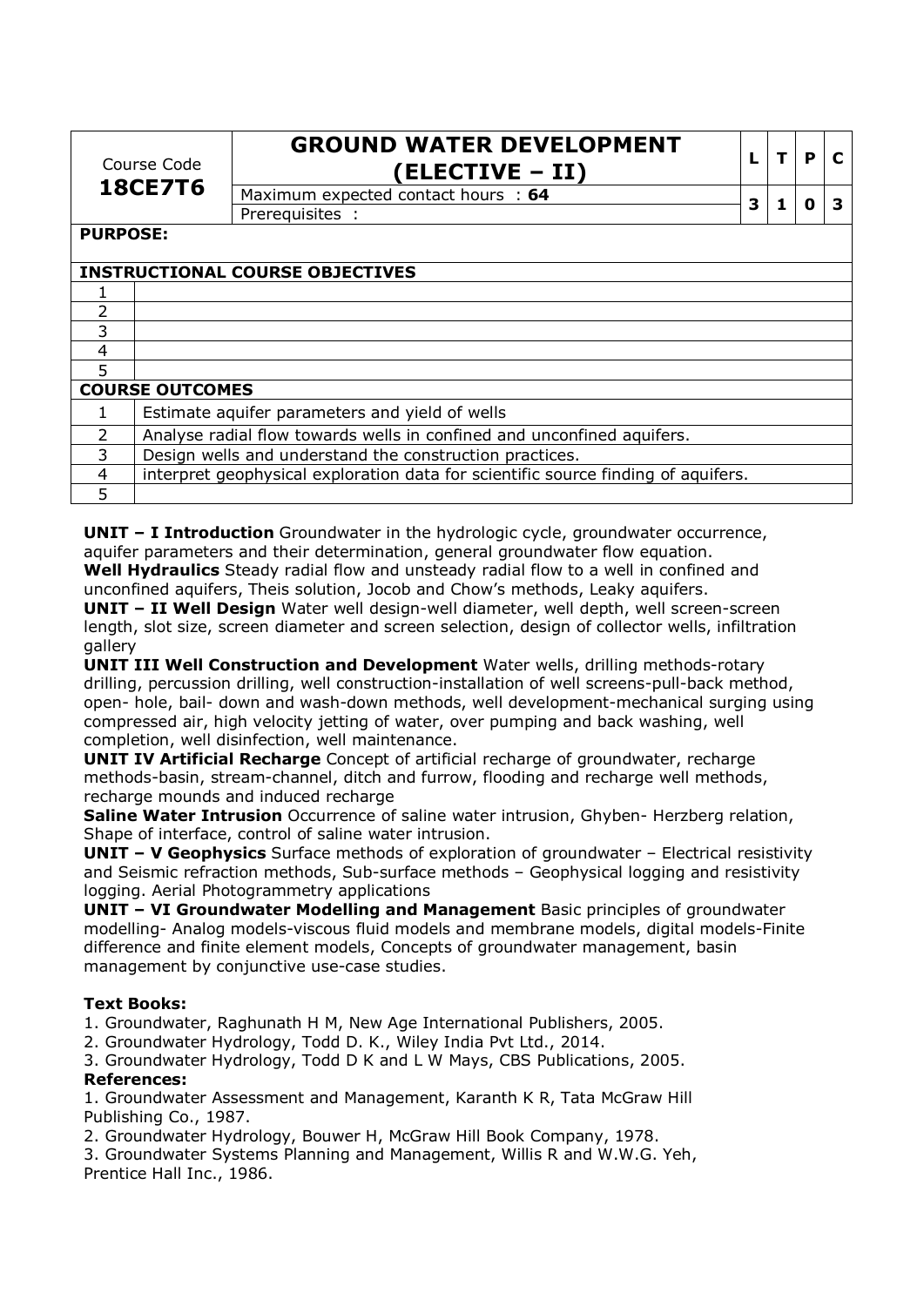| Course Code **18CE7T6** | **GROUND WATER DEVELOPMENT (ELECTIVE – II)** | L | T | P | C |
|---|---|---|---|---|---|
| | Maximum expected contact hours : **64** | 3 | 1 | 0 | 3 |
| | Prerequisites : | | | | |

**PURPOSE:**

**INSTRUCTIONAL COURSE OBJECTIVES**

| | |
|---|---|
| 1 | |
| 2 | |
| 3 | |
| 4 | |
| 5 | |

**COURSE OUTCOMES**

| | |
|---|---|
| 1 | Estimate aquifer parameters and yield of wells |
| 2 | Analyse radial flow towards wells in confined and unconfined aquifers. |
| 3 | Design wells and understand the construction practices. |
| 4 | interpret geophysical exploration data for scientific source finding of aquifers. |
| 5 | |

**UNIT – I Introduction** Groundwater in the hydrologic cycle, groundwater occurrence, aquifer parameters and their determination, general groundwater flow equation.
**Well Hydraulics** Steady radial flow and unsteady radial flow to a well in confined and unconfined aquifers, Theis solution, Jocob and Chow's methods, Leaky aquifers.
**UNIT – II Well Design** Water well design-well diameter, well depth, well screen-screen length, slot size, screen diameter and screen selection, design of collector wells, infiltration gallery
**UNIT III Well Construction and Development** Water wells, drilling methods-rotary drilling, percussion drilling, well construction-installation of well screens-pull-back method, open- hole, bail- down and wash-down methods, well development-mechanical surging using compressed air, high velocity jetting of water, over pumping and back washing, well completion, well disinfection, well maintenance.
**UNIT IV Artificial Recharge** Concept of artificial recharge of groundwater, recharge methods-basin, stream-channel, ditch and furrow, flooding and recharge well methods, recharge mounds and induced recharge
**Saline Water Intrusion** Occurrence of saline water intrusion, Ghyben- Herzberg relation, Shape of interface, control of saline water intrusion.
**UNIT – V Geophysics** Surface methods of exploration of groundwater – Electrical resistivity and Seismic refraction methods, Sub-surface methods – Geophysical logging and resistivity logging. Aerial Photogrammetry applications
**UNIT – VI Groundwater Modelling and Management** Basic principles of groundwater modelling- Analog models-viscous fluid models and membrane models, digital models-Finite difference and finite element models, Concepts of groundwater management, basin management by conjunctive use-case studies.

**Text Books:**
1. Groundwater, Raghunath H M, New Age International Publishers, 2005.
2. Groundwater Hydrology, Todd D. K., Wiley India Pvt Ltd., 2014.
3. Groundwater Hydrology, Todd D K and L W Mays, CBS Publications, 2005.

**References:**
1. Groundwater Assessment and Management, Karanth K R, Tata McGraw Hill Publishing Co., 1987.
2. Groundwater Hydrology, Bouwer H, McGraw Hill Book Company, 1978.
3. Groundwater Systems Planning and Management, Willis R and W.W.G. Yeh, Prentice Hall Inc., 1986.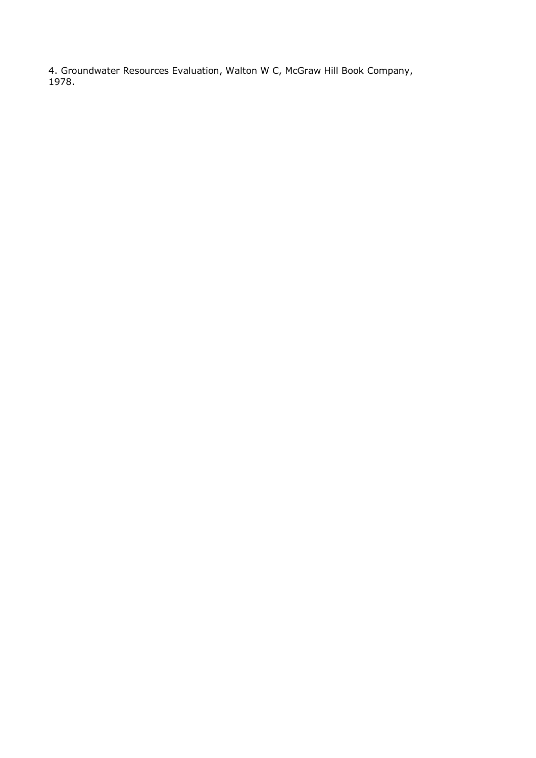4. Groundwater Resources Evaluation, Walton W C, McGraw Hill Book Company, 1978.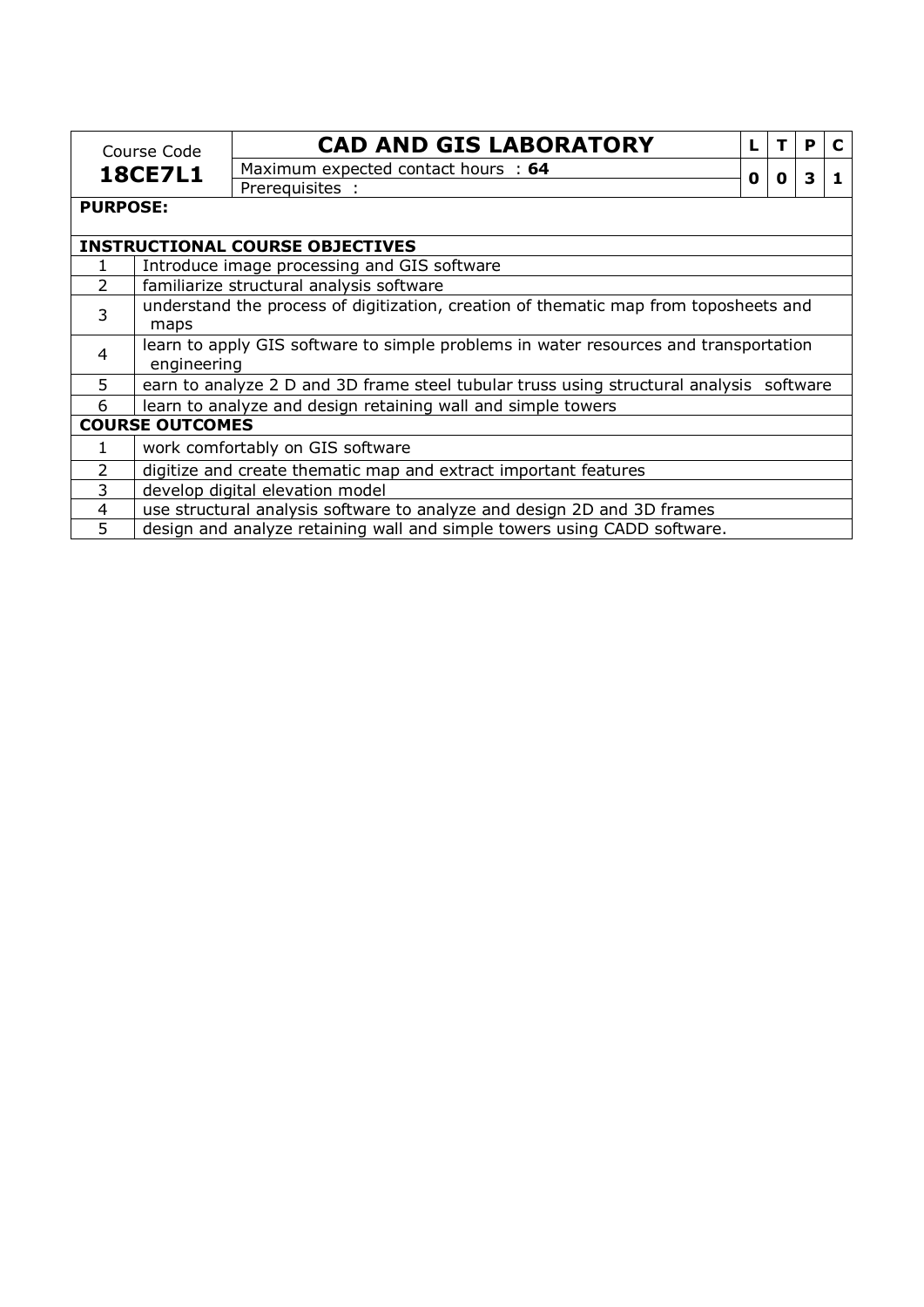| Course Code | CAD AND GIS LABORATORY | L | T | P | C |
|---|---|---|---|---|---|
| **18CE7L1** | Maximum expected contact hours : **64** | 0 | 0 | 3 | 1 |
| | Prerequisites : | | | | |

**PURPOSE:**

| **INSTRUCTIONAL COURSE OBJECTIVES** | |
|---|---|
| 1 | Introduce image processing and GIS software |
| 2 | familiarize structural analysis software |
| 3 | understand the process of digitization, creation of thematic map from toposheets and maps |
| 4 | learn to apply GIS software to simple problems in water resources and transportation engineering |
| 5 | earn to analyze 2 D and 3D frame steel tubular truss using structural analysis software |
| 6 | learn to analyze and design retaining wall and simple towers |

| **COURSE OUTCOMES** | |
|---|---|
| 1 | work comfortably on GIS software |
| 2 | digitize and create thematic map and extract important features |
| 3 | develop digital elevation model |
| 4 | use structural analysis software to analyze and design 2D and 3D frames |
| 5 | design and analyze retaining wall and simple towers using CADD software. |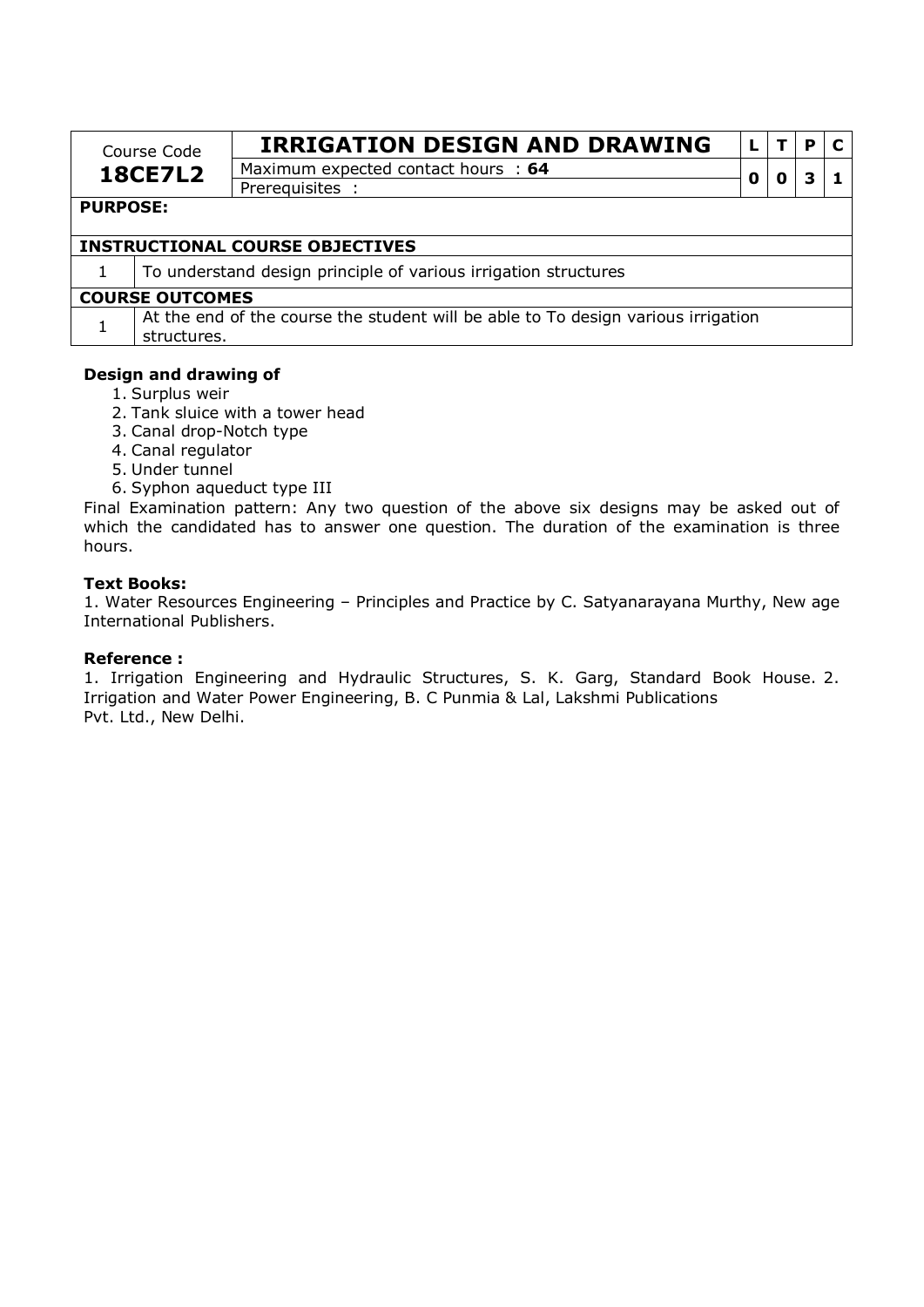| Course Code | IRRIGATION DESIGN AND DRAWING | L | T | P | C |
|---|---|---|---|---|---|
| **18CE7L2** | Maximum expected contact hours : **64** | 0 | 0 | 3 | 1 |
| | Prerequisites : | | | | |

**PURPOSE:**

**INSTRUCTIONAL COURSE OBJECTIVES**

| | |
|---|---|
| 1 | To understand design principle of various irrigation structures |

**COURSE OUTCOMES**

| | |
|---|---|
| 1 | At the end of the course the student will be able to To design various irrigation structures. |

**Design and drawing of**

1. Surplus weir
2. Tank sluice with a tower head
3. Canal drop-Notch type
4. Canal regulator
5. Under tunnel
6. Syphon aqueduct type III

Final Examination pattern: Any two question of the above six designs may be asked out of which the candidated has to answer one question. The duration of the examination is three hours.

**Text Books:**

1. Water Resources Engineering – Principles and Practice by C. Satyanarayana Murthy, New age International Publishers.

**Reference :**

1. Irrigation Engineering and Hydraulic Structures, S. K. Garg, Standard Book House. 2. Irrigation and Water Power Engineering, B. C Punmia & Lal, Lakshmi Publications Pvt. Ltd., New Delhi.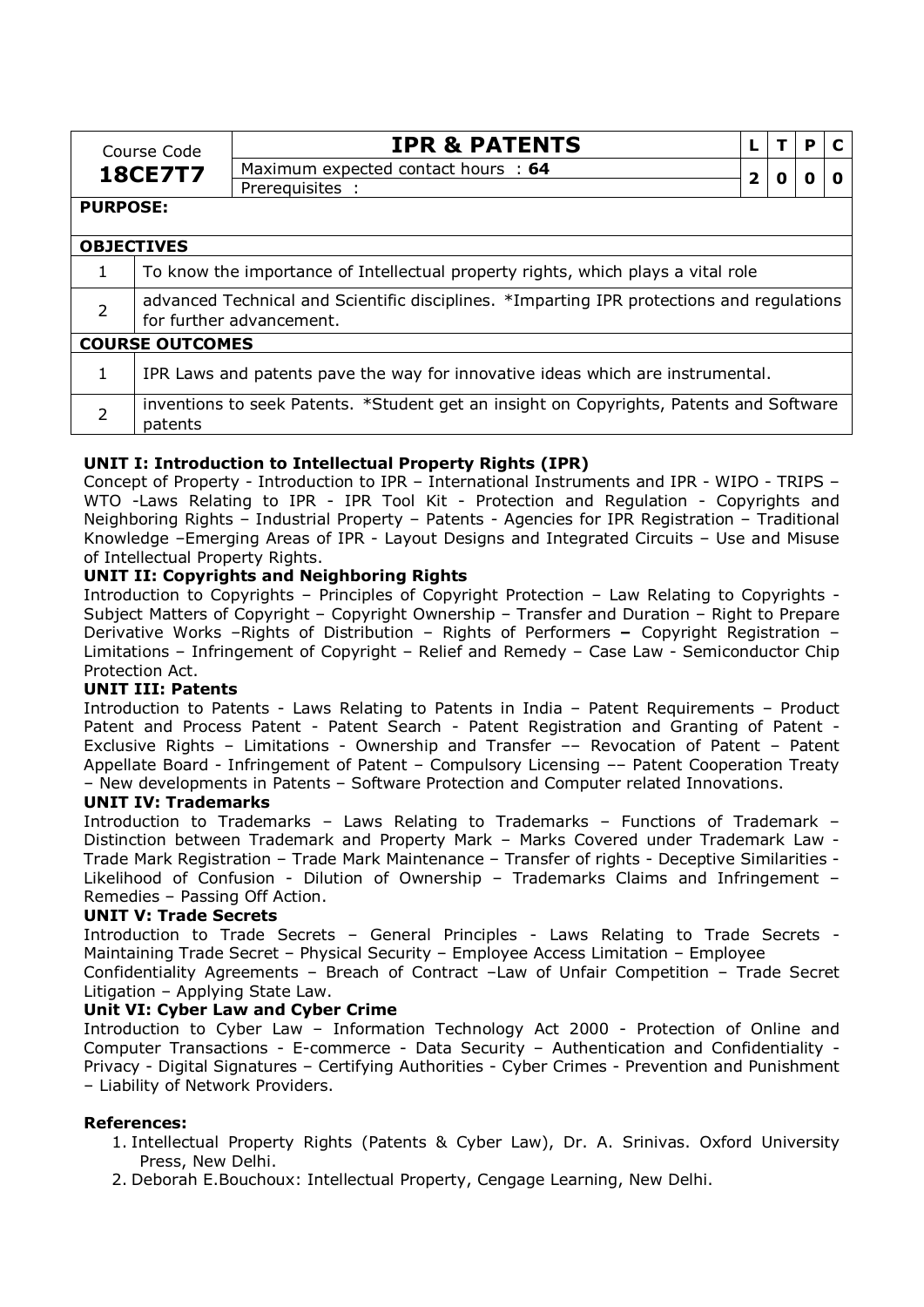| Course Code | IPR & PATENTS | L | T | P | C |
|---|---|---|---|---|---|
| **18CE7T7** | Maximum expected contact hours : **64** | 2 | 0 | 0 | 0 |
| | Prerequisites : | | | | |

**PURPOSE:**

| **OBJECTIVES** | |
|---|---|
| 1 | To know the importance of Intellectual property rights, which plays a vital role |
| 2 | advanced Technical and Scientific disciplines. *Imparting IPR protections and regulations for further advancement. |

| **COURSE OUTCOMES** | |
|---|---|
| 1 | IPR Laws and patents pave the way for innovative ideas which are instrumental. |
| 2 | inventions to seek Patents. *Student get an insight on Copyrights, Patents and Software patents |

**UNIT I: Introduction to Intellectual Property Rights (IPR)**

Concept of Property - Introduction to IPR – International Instruments and IPR - WIPO - TRIPS – WTO -Laws Relating to IPR - IPR Tool Kit - Protection and Regulation - Copyrights and Neighboring Rights – Industrial Property – Patents - Agencies for IPR Registration – Traditional Knowledge –Emerging Areas of IPR - Layout Designs and Integrated Circuits – Use and Misuse of Intellectual Property Rights.

**UNIT II: Copyrights and Neighboring Rights**

Introduction to Copyrights – Principles of Copyright Protection – Law Relating to Copyrights - Subject Matters of Copyright – Copyright Ownership – Transfer and Duration – Right to Prepare Derivative Works –Rights of Distribution – Rights of Performers **–** Copyright Registration – Limitations – Infringement of Copyright – Relief and Remedy – Case Law - Semiconductor Chip Protection Act.

**UNIT III: Patents**

Introduction to Patents - Laws Relating to Patents in India – Patent Requirements – Product Patent and Process Patent - Patent Search - Patent Registration and Granting of Patent - Exclusive Rights – Limitations - Ownership and Transfer –– Revocation of Patent – Patent Appellate Board - Infringement of Patent – Compulsory Licensing –– Patent Cooperation Treaty – New developments in Patents – Software Protection and Computer related Innovations.

**UNIT IV: Trademarks**

Introduction to Trademarks – Laws Relating to Trademarks – Functions of Trademark – Distinction between Trademark and Property Mark – Marks Covered under Trademark Law - Trade Mark Registration – Trade Mark Maintenance – Transfer of rights - Deceptive Similarities - Likelihood of Confusion - Dilution of Ownership – Trademarks Claims and Infringement – Remedies – Passing Off Action.

**UNIT V: Trade Secrets**

Introduction to Trade Secrets – General Principles - Laws Relating to Trade Secrets - Maintaining Trade Secret – Physical Security – Employee Access Limitation – Employee Confidentiality Agreements – Breach of Contract –Law of Unfair Competition – Trade Secret Litigation – Applying State Law.

**Unit VI: Cyber Law and Cyber Crime**

Introduction to Cyber Law – Information Technology Act 2000 - Protection of Online and Computer Transactions - E-commerce - Data Security – Authentication and Confidentiality - Privacy - Digital Signatures – Certifying Authorities - Cyber Crimes - Prevention and Punishment – Liability of Network Providers.

**References:**

1. Intellectual Property Rights (Patents & Cyber Law), Dr. A. Srinivas. Oxford University Press, New Delhi.
2. Deborah E.Bouchoux: Intellectual Property, Cengage Learning, New Delhi.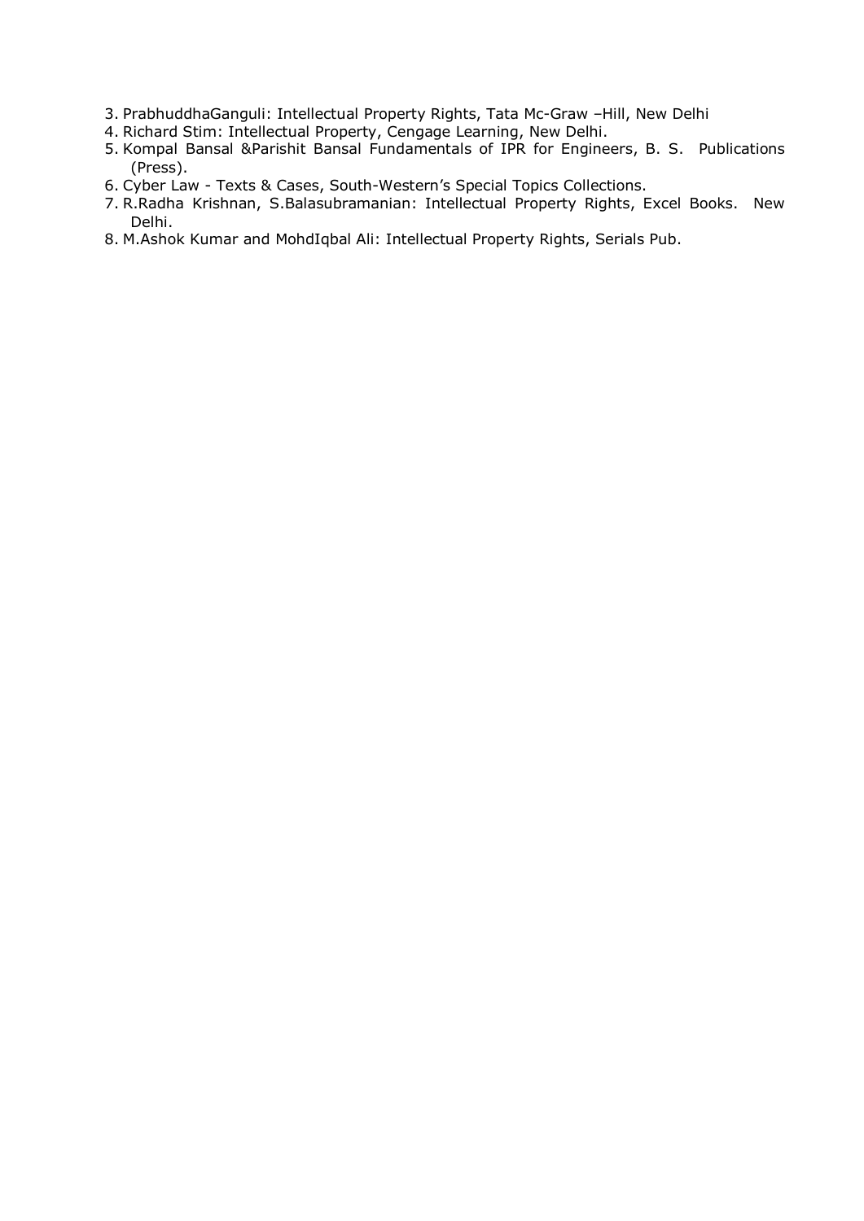3. PrabhuddhaGanguli: Intellectual Property Rights, Tata Mc-Graw –Hill, New Delhi
4. Richard Stim: Intellectual Property, Cengage Learning, New Delhi.
5. Kompal Bansal &Parishit Bansal Fundamentals of IPR for Engineers, B. S. Publications (Press).
6. Cyber Law - Texts & Cases, South-Western's Special Topics Collections.
7. R.Radha Krishnan, S.Balasubramanian: Intellectual Property Rights, Excel Books. New Delhi.
8. M.Ashok Kumar and MohdIqbal Ali: Intellectual Property Rights, Serials Pub.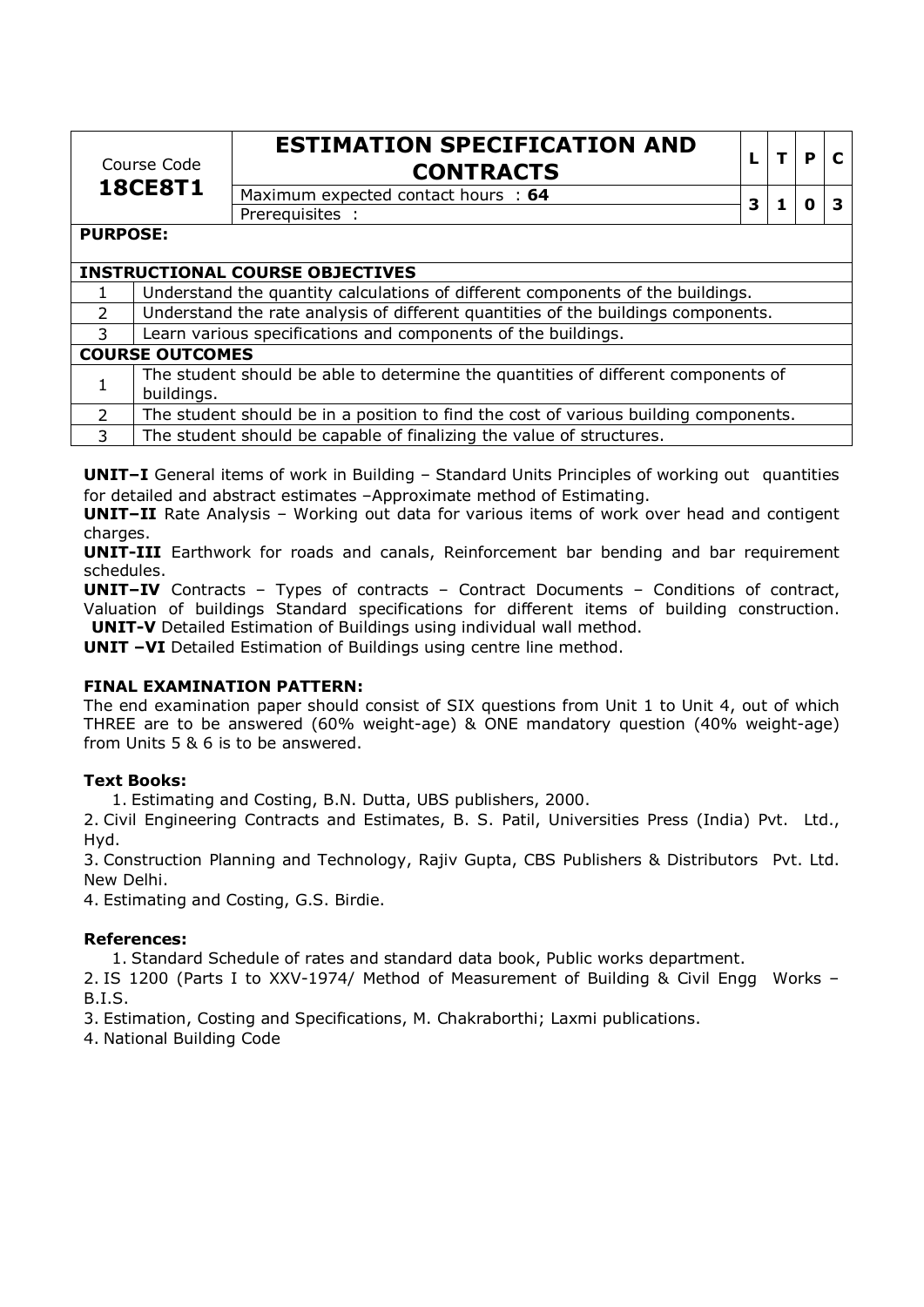| Course Code **18CE8T1** | **ESTIMATION SPECIFICATION AND CONTRACTS** | L | T | P | C |
|---|---|---|---|---|---|
| | Maximum expected contact hours : **64** | 3 | 1 | 0 | 3 |
| | Prerequisites : | | | | |

**PURPOSE:**

| **INSTRUCTIONAL COURSE OBJECTIVES** | |
|---|---|
| 1 | Understand the quantity calculations of different components of the buildings. |
| 2 | Understand the rate analysis of different quantities of the buildings components. |
| 3 | Learn various specifications and components of the buildings. |
| **COURSE OUTCOMES** | |
| 1 | The student should be able to determine the quantities of different components of buildings. |
| 2 | The student should be in a position to find the cost of various building components. |
| 3 | The student should be capable of finalizing the value of structures. |

**UNIT–I** General items of work in Building – Standard Units Principles of working out quantities for detailed and abstract estimates –Approximate method of Estimating.

**UNIT–II** Rate Analysis – Working out data for various items of work over head and contigent charges.

**UNIT-III** Earthwork for roads and canals, Reinforcement bar bending and bar requirement schedules.

**UNIT–IV** Contracts – Types of contracts – Contract Documents – Conditions of contract, Valuation of buildings Standard specifications for different items of building construction.

**UNIT-V** Detailed Estimation of Buildings using individual wall method.

**UNIT –VI** Detailed Estimation of Buildings using centre line method.

**FINAL EXAMINATION PATTERN:**

The end examination paper should consist of SIX questions from Unit 1 to Unit 4, out of which THREE are to be answered (60% weight-age) & ONE mandatory question (40% weight-age) from Units 5 & 6 is to be answered.

**Text Books:**

1. Estimating and Costing, B.N. Dutta, UBS publishers, 2000.
2. Civil Engineering Contracts and Estimates, B. S. Patil, Universities Press (India) Pvt. Ltd., Hyd.
3. Construction Planning and Technology, Rajiv Gupta, CBS Publishers & Distributors Pvt. Ltd. New Delhi.
4. Estimating and Costing, G.S. Birdie.

**References:**

1. Standard Schedule of rates and standard data book, Public works department.
2. IS 1200 (Parts I to XXV-1974/ Method of Measurement of Building & Civil Engg Works – B.I.S.
3. Estimation, Costing and Specifications, M. Chakraborthi; Laxmi publications.
4. National Building Code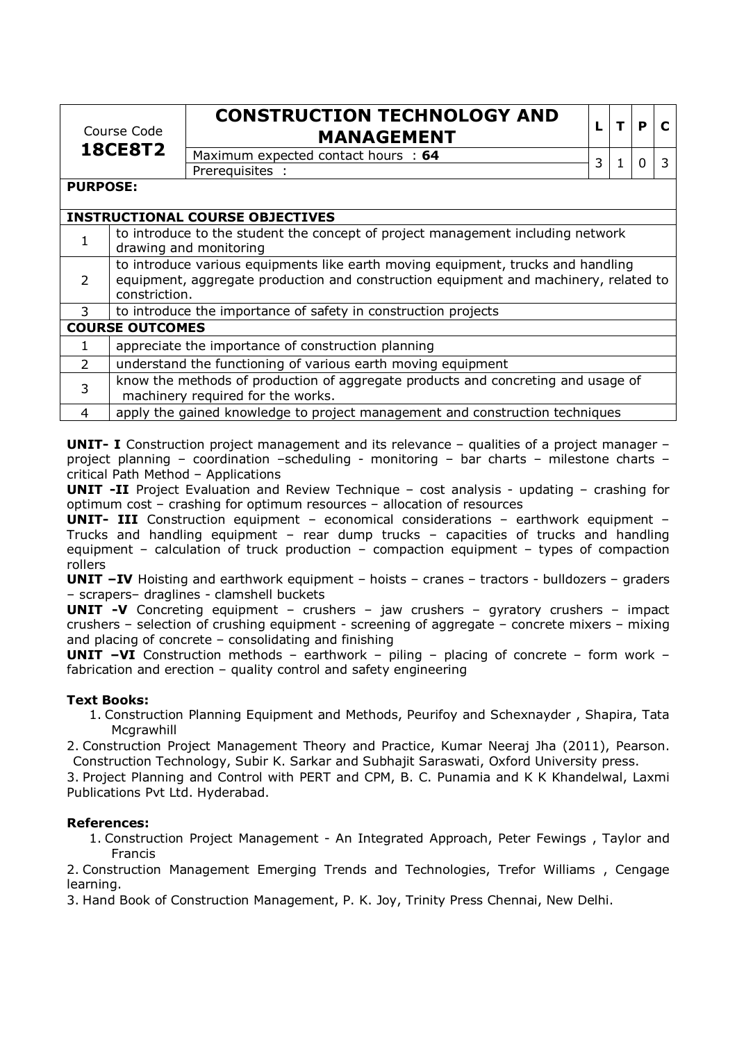| Course Code **18CE8T2** | **CONSTRUCTION TECHNOLOGY AND MANAGEMENT** | L | T | P | C |
|---|---|---|---|---|---|
| | Maximum expected contact hours : **64** | 3 | 1 | 0 | 3 |
| | Prerequisites : | | | | |

**PURPOSE:**

| **INSTRUCTIONAL COURSE OBJECTIVES** | |
|---|---|
| 1 | to introduce to the student the concept of project management including network drawing and monitoring |
| 2 | to introduce various equipments like earth moving equipment, trucks and handling equipment, aggregate production and construction equipment and machinery, related to constriction. |
| 3 | to introduce the importance of safety in construction projects |

| **COURSE OUTCOMES** | |
|---|---|
| 1 | appreciate the importance of construction planning |
| 2 | understand the functioning of various earth moving equipment |
| 3 | know the methods of production of aggregate products and concreting and usage of machinery required for the works. |
| 4 | apply the gained knowledge to project management and construction techniques |

**UNIT- I** Construction project management and its relevance – qualities of a project manager – project planning – coordination –scheduling - monitoring – bar charts – milestone charts – critical Path Method – Applications

**UNIT -II** Project Evaluation and Review Technique – cost analysis - updating – crashing for optimum cost – crashing for optimum resources – allocation of resources

**UNIT- III** Construction equipment – economical considerations – earthwork equipment – Trucks and handling equipment – rear dump trucks – capacities of trucks and handling equipment – calculation of truck production – compaction equipment – types of compaction rollers

**UNIT –IV** Hoisting and earthwork equipment – hoists – cranes – tractors - bulldozers – graders – scrapers– draglines - clamshell buckets

**UNIT -V** Concreting equipment – crushers – jaw crushers – gyratory crushers – impact crushers – selection of crushing equipment - screening of aggregate – concrete mixers – mixing and placing of concrete – consolidating and finishing

**UNIT –VI** Construction methods – earthwork – piling – placing of concrete – form work – fabrication and erection – quality control and safety engineering

**Text Books:**

1. Construction Planning Equipment and Methods, Peurifoy and Schexnayder , Shapira, Tata Mcgrawhill
2. Construction Project Management Theory and Practice, Kumar Neeraj Jha (2011), Pearson. Construction Technology, Subir K. Sarkar and Subhajit Saraswati, Oxford University press.
3. Project Planning and Control with PERT and CPM, B. C. Punamia and K K Khandelwal, Laxmi Publications Pvt Ltd. Hyderabad.

**References:**

1. Construction Project Management - An Integrated Approach, Peter Fewings , Taylor and Francis
2. Construction Management Emerging Trends and Technologies, Trefor Williams , Cengage learning.
3. Hand Book of Construction Management, P. K. Joy, Trinity Press Chennai, New Delhi.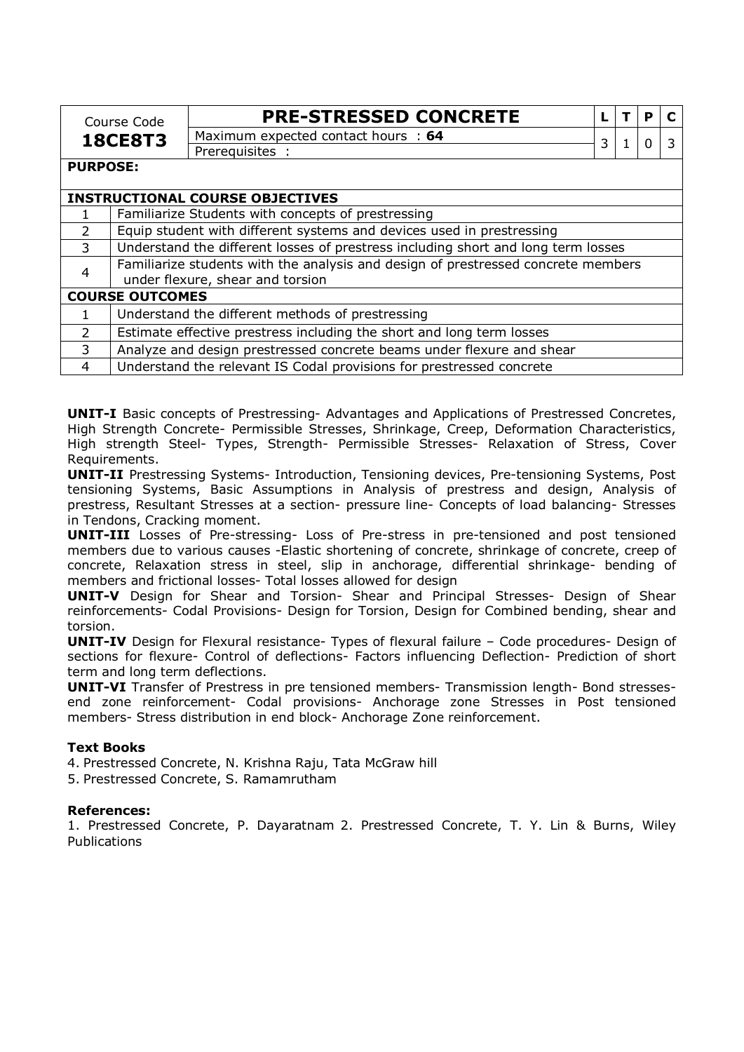| Course Code | PRE-STRESSED CONCRETE | L | T | P | C |
|---|---|---|---|---|---|
| **18CE8T3** | Maximum expected contact hours : **64** | 3 | 1 | 0 | 3 |
| | Prerequisites : | | | | |

**PURPOSE:**

| **INSTRUCTIONAL COURSE OBJECTIVES** | |
|---|---|
| 1 | Familiarize Students with concepts of prestressing |
| 2 | Equip student with different systems and devices used in prestressing |
| 3 | Understand the different losses of prestress including short and long term losses |
| 4 | Familiarize students with the analysis and design of prestressed concrete members under flexure, shear and torsion |

| **COURSE OUTCOMES** | |
|---|---|
| 1 | Understand the different methods of prestressing |
| 2 | Estimate effective prestress including the short and long term losses |
| 3 | Analyze and design prestressed concrete beams under flexure and shear |
| 4 | Understand the relevant IS Codal provisions for prestressed concrete |

**UNIT-I** Basic concepts of Prestressing- Advantages and Applications of Prestressed Concretes, High Strength Concrete- Permissible Stresses, Shrinkage, Creep, Deformation Characteristics, High strength Steel- Types, Strength- Permissible Stresses- Relaxation of Stress, Cover Requirements.

**UNIT-II** Prestressing Systems- Introduction, Tensioning devices, Pre-tensioning Systems, Post tensioning Systems, Basic Assumptions in Analysis of prestress and design, Analysis of prestress, Resultant Stresses at a section- pressure line- Concepts of load balancing- Stresses in Tendons, Cracking moment.

**UNIT-III** Losses of Pre-stressing- Loss of Pre-stress in pre-tensioned and post tensioned members due to various causes -Elastic shortening of concrete, shrinkage of concrete, creep of concrete, Relaxation stress in steel, slip in anchorage, differential shrinkage- bending of members and frictional losses- Total losses allowed for design

**UNIT-V** Design for Shear and Torsion- Shear and Principal Stresses- Design of Shear reinforcements- Codal Provisions- Design for Torsion, Design for Combined bending, shear and torsion.

**UNIT-IV** Design for Flexural resistance- Types of flexural failure – Code procedures- Design of sections for flexure- Control of deflections- Factors influencing Deflection- Prediction of short term and long term deflections.

**UNIT-VI** Transfer of Prestress in pre tensioned members- Transmission length- Bond stresses-end zone reinforcement- Codal provisions- Anchorage zone Stresses in Post tensioned members- Stress distribution in end block- Anchorage Zone reinforcement.

**Text Books**

4. Prestressed Concrete, N. Krishna Raju, Tata McGraw hill
5. Prestressed Concrete, S. Ramamrutham

**References:**

1. Prestressed Concrete, P. Dayaratnam 2. Prestressed Concrete, T. Y. Lin & Burns, Wiley Publications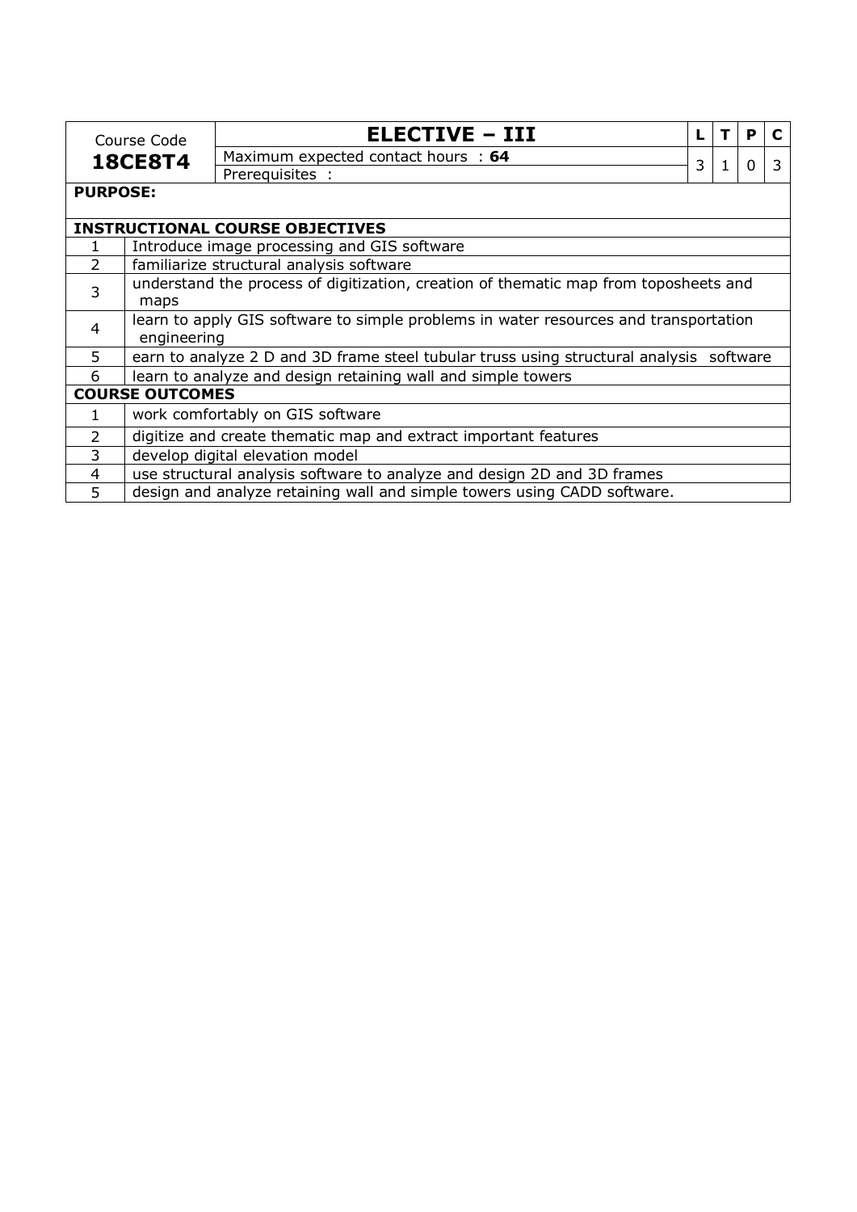| Course Code | ELECTIVE – III | L | T | P | C |
|---|---|---|---|---|---|
| **18CE8T4** | Maximum expected contact hours : **64** | 3 | 1 | 0 | 3 |
| | Prerequisites : | | | | |

**PURPOSE:**

**INSTRUCTIONAL COURSE OBJECTIVES**

| | |
|---|---|
| 1 | Introduce image processing and GIS software |
| 2 | familiarize structural analysis software |
| 3 | understand the process of digitization, creation of thematic map from toposheets and maps |
| 4 | learn to apply GIS software to simple problems in water resources and transportation engineering |
| 5 | earn to analyze 2 D and 3D frame steel tubular truss using structural analysis software |
| 6 | learn to analyze and design retaining wall and simple towers |

**COURSE OUTCOMES**

| | |
|---|---|
| 1 | work comfortably on GIS software |
| 2 | digitize and create thematic map and extract important features |
| 3 | develop digital elevation model |
| 4 | use structural analysis software to analyze and design 2D and 3D frames |
| 5 | design and analyze retaining wall and simple towers using CADD software. |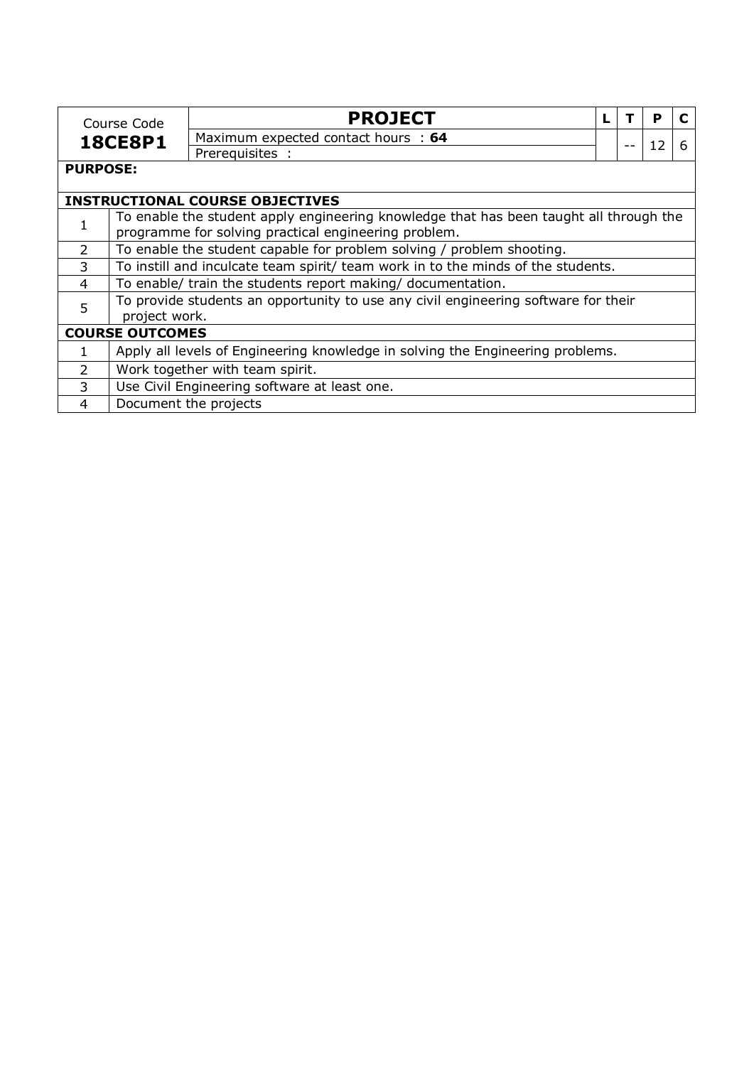| Course Code | PROJECT | L | T | P | C |
|---|---|---|---|---|---|
| **18CE8P1** | Maximum expected contact hours : **64** | | -- | 12 | 6 |
| | Prerequisites : | | | | |

**PURPOSE:**

**INSTRUCTIONAL COURSE OBJECTIVES**

| | |
|---|---|
| 1 | To enable the student apply engineering knowledge that has been taught all through the programme for solving practical engineering problem. |
| 2 | To enable the student capable for problem solving / problem shooting. |
| 3 | To instill and inculcate team spirit/ team work in to the minds of the students. |
| 4 | To enable/ train the students report making/ documentation. |
| 5 | To provide students an opportunity to use any civil engineering software for their project work. |

**COURSE OUTCOMES**

| | |
|---|---|
| 1 | Apply all levels of Engineering knowledge in solving the Engineering problems. |
| 2 | Work together with team spirit. |
| 3 | Use Civil Engineering software at least one. |
| 4 | Document the projects |